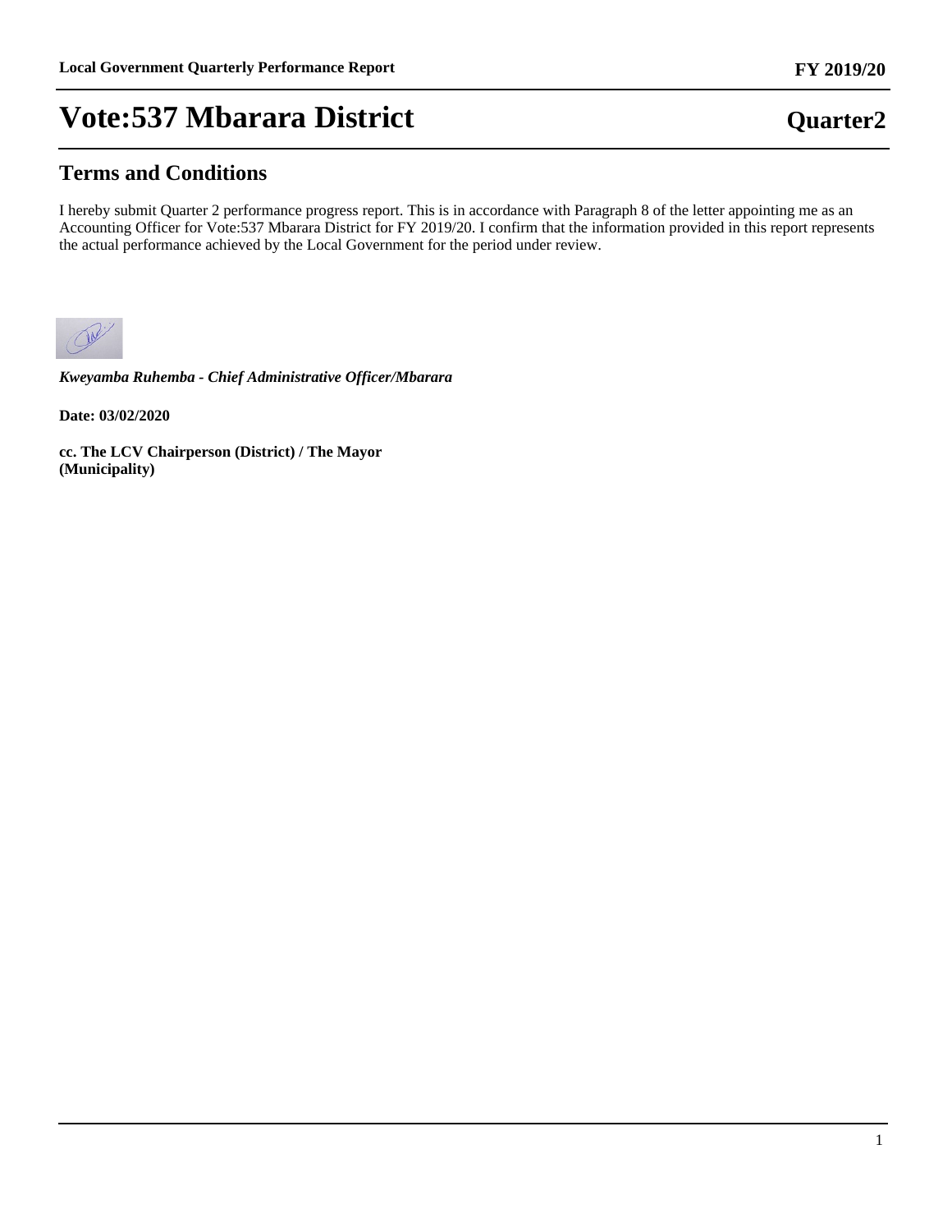# Vote:537 Mbarara District

**Quarter2**

## Terms and Conditions

I hereby submit Quarter 2 performance progress report. This is in accordance with Paragraph 8 of the letter appointing me as an Accounting Officer for Vote:537 Mbarara District for FY 2019/20. I confirm that the information provided in this report represents the actual performance achieved by the Local Government for the period under review.

***Kweyamba Ruhemba - Chief Administrative Officer/Mbarara***

**Date: 03/02/2020**

**cc. The LCV Chairperson (District) / The Mayor (Municipality)**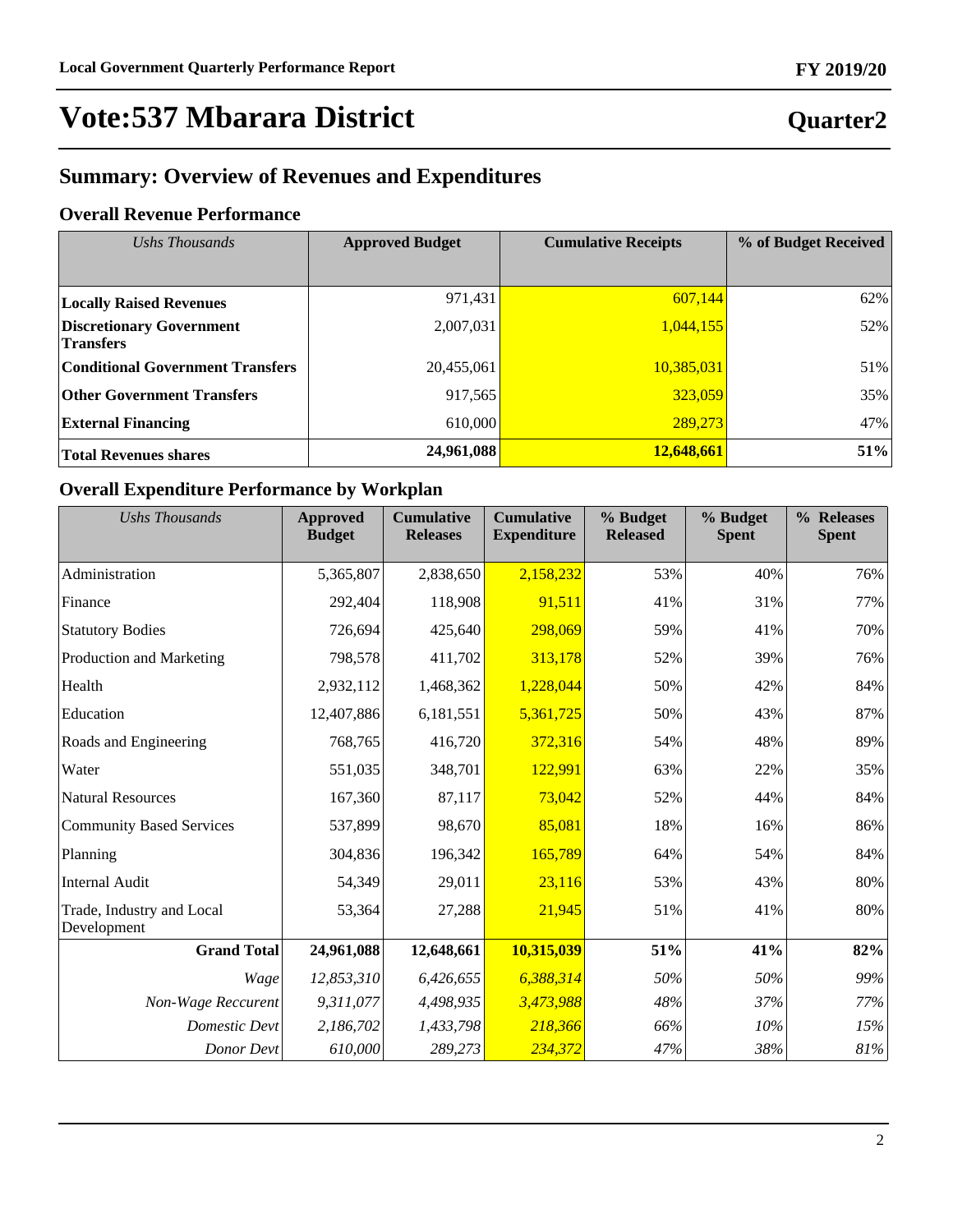# Vote:537 Mbarara District

## Quarter2

## Summary: Overview of Revenues and Expenditures

### Overall Revenue Performance

| *Ushs Thousands* | **Approved Budget** | **Cumulative Receipts** | **% of Budget Received** |
|---|---|---|---|
| **Locally Raised Revenues** | 971,431 | 607,144 | 62% |
| **Discretionary Government Transfers** | 2,007,031 | 1,044,155 | 52% |
| **Conditional Government Transfers** | 20,455,061 | 10,385,031 | 51% |
| **Other Government Transfers** | 917,565 | 323,059 | 35% |
| **External Financing** | 610,000 | 289,273 | 47% |
| **Total Revenues shares** | **24,961,088** | **12,648,661** | **51%** |

### Overall Expenditure Performance by Workplan

| *Ushs Thousands* | **Approved Budget** | **Cumulative Releases** | **Cumulative Expenditure** | **% Budget Released** | **% Budget Spent** | **% Releases Spent** |
|---|---|---|---|---|---|---|
| Administration | 5,365,807 | 2,838,650 | 2,158,232 | 53% | 40% | 76% |
| Finance | 292,404 | 118,908 | 91,511 | 41% | 31% | 77% |
| Statutory Bodies | 726,694 | 425,640 | 298,069 | 59% | 41% | 70% |
| Production and Marketing | 798,578 | 411,702 | 313,178 | 52% | 39% | 76% |
| Health | 2,932,112 | 1,468,362 | 1,228,044 | 50% | 42% | 84% |
| Education | 12,407,886 | 6,181,551 | 5,361,725 | 50% | 43% | 87% |
| Roads and Engineering | 768,765 | 416,720 | 372,316 | 54% | 48% | 89% |
| Water | 551,035 | 348,701 | 122,991 | 63% | 22% | 35% |
| Natural Resources | 167,360 | 87,117 | 73,042 | 52% | 44% | 84% |
| Community Based Services | 537,899 | 98,670 | 85,081 | 18% | 16% | 86% |
| Planning | 304,836 | 196,342 | 165,789 | 64% | 54% | 84% |
| Internal Audit | 54,349 | 29,011 | 23,116 | 53% | 43% | 80% |
| Trade, Industry and Local Development | 53,364 | 27,288 | 21,945 | 51% | 41% | 80% |
| **Grand Total** | **24,961,088** | **12,648,661** | **10,315,039** | **51%** | **41%** | **82%** |
| *Wage* | *12,853,310* | *6,426,655* | *6,388,314* | *50%* | *50%* | *99%* |
| *Non-Wage Reccurent* | *9,311,077* | *4,498,935* | *3,473,988* | *48%* | *37%* | *77%* |
| *Domestic Devt* | *2,186,702* | *1,433,798* | *218,366* | *66%* | *10%* | *15%* |
| *Donor Devt* | *610,000* | *289,273* | *234,372* | *47%* | *38%* | *81%* |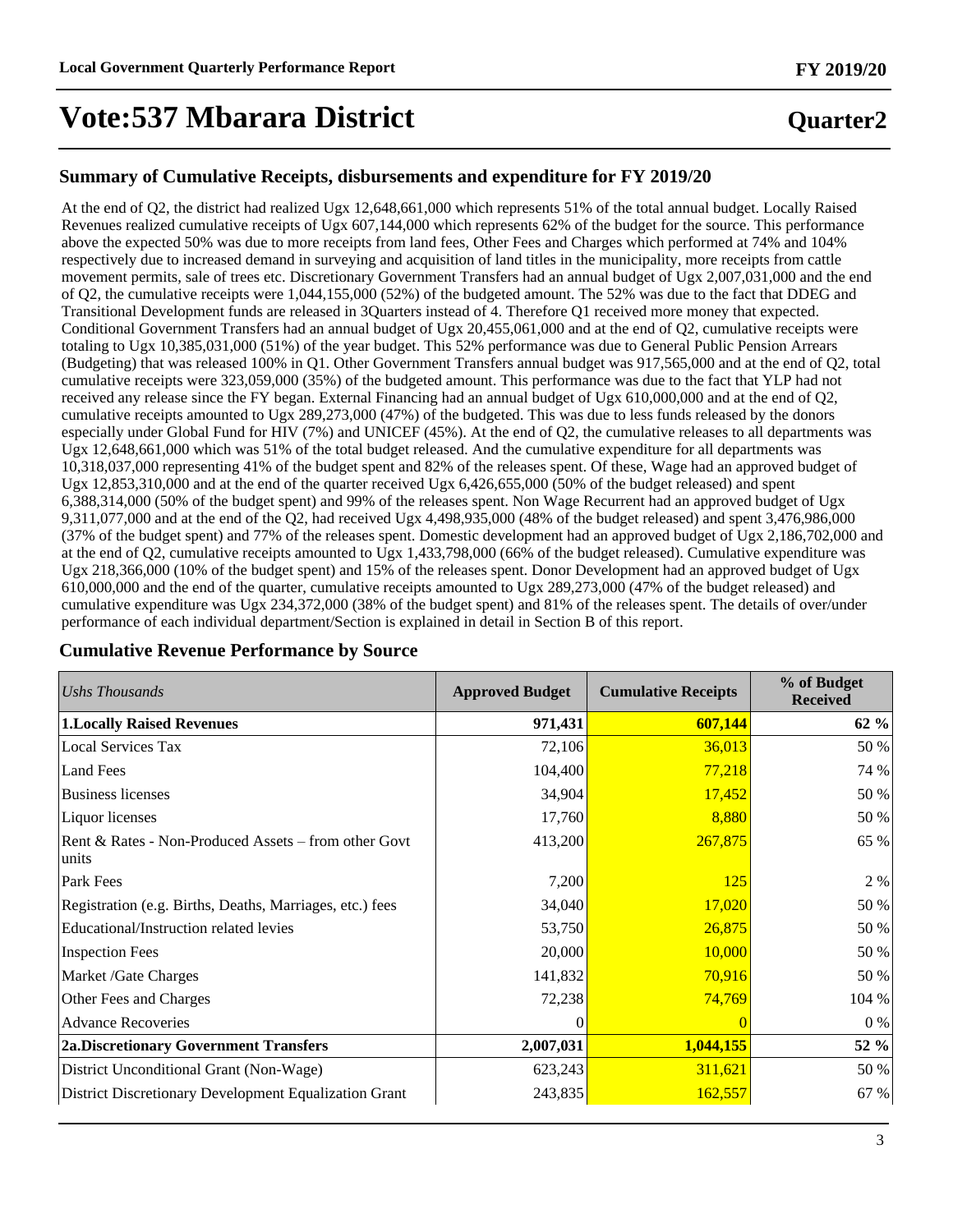# Vote:537 Mbarara District

## Quarter2

### Summary of Cumulative Receipts, disbursements and expenditure for FY 2019/20

At the end of Q2, the district had realized Ugx 12,648,661,000 which represents 51% of the total annual budget. Locally Raised Revenues realized cumulative receipts of Ugx 607,144,000 which represents 62% of the budget for the source. This performance above the expected 50% was due to more receipts from land fees, Other Fees and Charges which performed at 74% and 104% respectively due to increased demand in surveying and acquisition of land titles in the municipality, more receipts from cattle movement permits, sale of trees etc. Discretionary Government Transfers had an annual budget of Ugx 2,007,031,000 and the end of Q2, the cumulative receipts were 1,044,155,000 (52%) of the budgeted amount. The 52% was due to the fact that DDEG and Transitional Development funds are released in 3Quarters instead of 4. Therefore Q1 received more money that expected. Conditional Government Transfers had an annual budget of Ugx 20,455,061,000 and at the end of Q2, cumulative receipts were totaling to Ugx 10,385,031,000 (51%) of the year budget. This 52% performance was due to General Public Pension Arrears (Budgeting) that was released 100% in Q1. Other Government Transfers annual budget was 917,565,000 and at the end of Q2, total cumulative receipts were 323,059,000 (35%) of the budgeted amount. This performance was due to the fact that YLP had not received any release since the FY began. External Financing had an annual budget of Ugx 610,000,000 and at the end of Q2, cumulative receipts amounted to Ugx 289,273,000 (47%) of the budgeted. This was due to less funds released by the donors especially under Global Fund for HIV (7%) and UNICEF (45%). At the end of Q2, the cumulative releases to all departments was Ugx 12,648,661,000 which was 51% of the total budget released. And the cumulative expenditure for all departments was 10,318,037,000 representing 41% of the budget spent and 82% of the releases spent. Of these, Wage had an approved budget of Ugx 12,853,310,000 and at the end of the quarter received Ugx 6,426,655,000 (50% of the budget released) and spent 6,388,314,000 (50% of the budget spent) and 99% of the releases spent. Non Wage Recurrent had an approved budget of Ugx 9,311,077,000 and at the end of the Q2, had received Ugx 4,498,935,000 (48% of the budget released) and spent 3,476,986,000 (37% of the budget spent) and 77% of the releases spent. Domestic development had an approved budget of Ugx 2,186,702,000 and at the end of Q2, cumulative receipts amounted to Ugx 1,433,798,000 (66% of the budget released). Cumulative expenditure was Ugx 218,366,000 (10% of the budget spent) and 15% of the releases spent. Donor Development had an approved budget of Ugx 610,000,000 and the end of the quarter, cumulative receipts amounted to Ugx 289,273,000 (47% of the budget released) and cumulative expenditure was Ugx 234,372,000 (38% of the budget spent) and 81% of the releases spent. The details of over/under performance of each individual department/Section is explained in detail in Section B of this report.

### Cumulative Revenue Performance by Source

| *Ushs Thousands* | Approved Budget | Cumulative Receipts | % of Budget Received |
|---|---|---|---|
| **1.Locally Raised Revenues** | **971,431** | **607,144** | **62 %** |
| Local Services Tax | 72,106 | 36,013 | 50 % |
| Land Fees | 104,400 | 77,218 | 74 % |
| Business licenses | 34,904 | 17,452 | 50 % |
| Liquor licenses | 17,760 | 8,880 | 50 % |
| Rent & Rates - Non-Produced Assets – from other Govt units | 413,200 | 267,875 | 65 % |
| Park Fees | 7,200 | 125 | 2 % |
| Registration (e.g. Births, Deaths, Marriages, etc.) fees | 34,040 | 17,020 | 50 % |
| Educational/Instruction related levies | 53,750 | 26,875 | 50 % |
| Inspection Fees | 20,000 | 10,000 | 50 % |
| Market /Gate Charges | 141,832 | 70,916 | 50 % |
| Other Fees and Charges | 72,238 | 74,769 | 104 % |
| Advance Recoveries | 0 | 0 | 0 % |
| **2a.Discretionary Government Transfers** | **2,007,031** | **1,044,155** | **52 %** |
| District Unconditional Grant (Non-Wage) | 623,243 | 311,621 | 50 % |
| District Discretionary Development Equalization Grant | 243,835 | 162,557 | 67 % |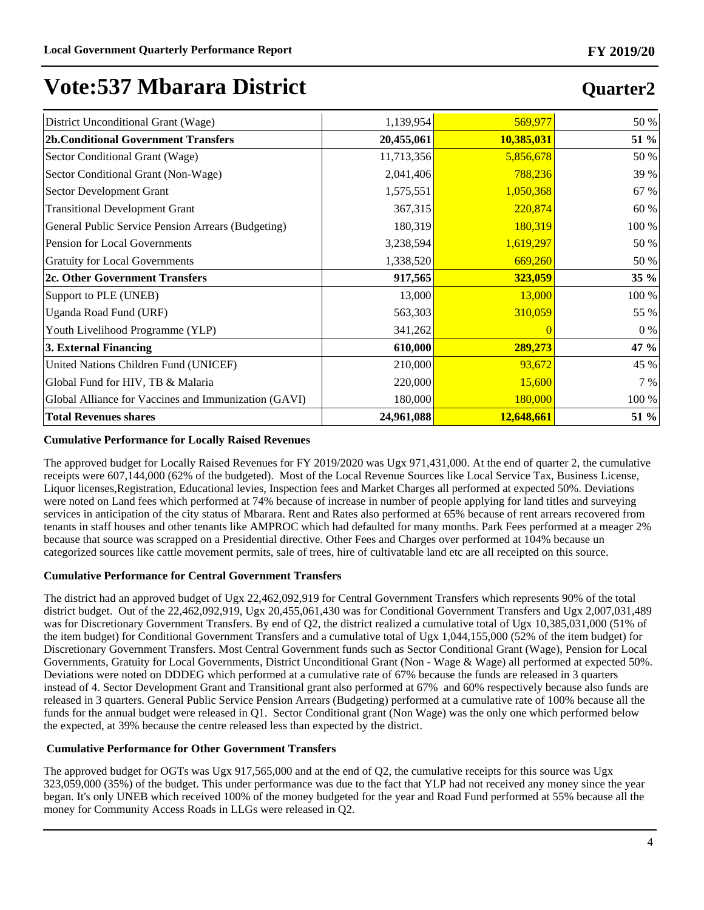# Vote:537 Mbarara District

## Quarter2

| | | | |
|---|---|---|---|
| District Unconditional Grant (Wage) | 1,139,954 | 569,977 | 50 % |
| **2b.Conditional Government Transfers** | **20,455,061** | **10,385,031** | **51 %** |
| Sector Conditional Grant (Wage) | 11,713,356 | 5,856,678 | 50 % |
| Sector Conditional Grant (Non-Wage) | 2,041,406 | 788,236 | 39 % |
| Sector Development Grant | 1,575,551 | 1,050,368 | 67 % |
| Transitional Development Grant | 367,315 | 220,874 | 60 % |
| General Public Service Pension Arrears (Budgeting) | 180,319 | 180,319 | 100 % |
| Pension for Local Governments | 3,238,594 | 1,619,297 | 50 % |
| Gratuity for Local Governments | 1,338,520 | 669,260 | 50 % |
| **2c. Other Government Transfers** | **917,565** | **323,059** | **35 %** |
| Support to PLE (UNEB) | 13,000 | 13,000 | 100 % |
| Uganda Road Fund (URF) | 563,303 | 310,059 | 55 % |
| Youth Livelihood Programme (YLP) | 341,262 | 0 | 0 % |
| **3. External Financing** | **610,000** | **289,273** | **47 %** |
| United Nations Children Fund (UNICEF) | 210,000 | 93,672 | 45 % |
| Global Fund for HIV, TB & Malaria | 220,000 | 15,600 | 7 % |
| Global Alliance for Vaccines and Immunization (GAVI) | 180,000 | 180,000 | 100 % |
| **Total Revenues shares** | **24,961,088** | **12,648,661** | **51 %** |

**Cumulative Performance for Locally Raised Revenues**

The approved budget for Locally Raised Revenues for FY 2019/2020 was Ugx 971,431,000. At the end of quarter 2, the cumulative receipts were 607,144,000 (62% of the budgeted). Most of the Local Revenue Sources like Local Service Tax, Business License, Liquor licenses,Registration, Educational levies, Inspection fees and Market Charges all performed at expected 50%. Deviations were noted on Land fees which performed at 74% because of increase in number of people applying for land titles and surveying services in anticipation of the city status of Mbarara. Rent and Rates also performed at 65% because of rent arrears recovered from tenants in staff houses and other tenants like AMPROC which had defaulted for many months. Park Fees performed at a meager 2% because that source was scrapped on a Presidential directive. Other Fees and Charges over performed at 104% because un categorized sources like cattle movement permits, sale of trees, hire of cultivatable land etc are all receipted on this source.

**Cumulative Performance for Central Government Transfers**

The district had an approved budget of Ugx 22,462,092,919 for Central Government Transfers which represents 90% of the total district budget. Out of the 22,462,092,919, Ugx 20,455,061,430 was for Conditional Government Transfers and Ugx 2,007,031,489 was for Discretionary Government Transfers. By end of Q2, the district realized a cumulative total of Ugx 10,385,031,000 (51% of the item budget) for Conditional Government Transfers and a cumulative total of Ugx 1,044,155,000 (52% of the item budget) for Discretionary Government Transfers. Most Central Government funds such as Sector Conditional Grant (Wage), Pension for Local Governments, Gratuity for Local Governments, District Unconditional Grant (Non - Wage & Wage) all performed at expected 50%. Deviations were noted on DDDEG which performed at a cumulative rate of 67% because the funds are released in 3 quarters instead of 4. Sector Development Grant and Transitional grant also performed at 67% and 60% respectively because also funds are released in 3 quarters. General Public Service Pension Arrears (Budgeting) performed at a cumulative rate of 100% because all the funds for the annual budget were released in Q1. Sector Conditional grant (Non Wage) was the only one which performed below the expected, at 39% because the centre released less than expected by the district.

**Cumulative Performance for Other Government Transfers**

The approved budget for OGTs was Ugx 917,565,000 and at the end of Q2, the cumulative receipts for this source was Ugx 323,059,000 (35%) of the budget. This under performance was due to the fact that YLP had not received any money since the year began. It's only UNEB which received 100% of the money budgeted for the year and Road Fund performed at 55% because all the money for Community Access Roads in LLGs were released in Q2.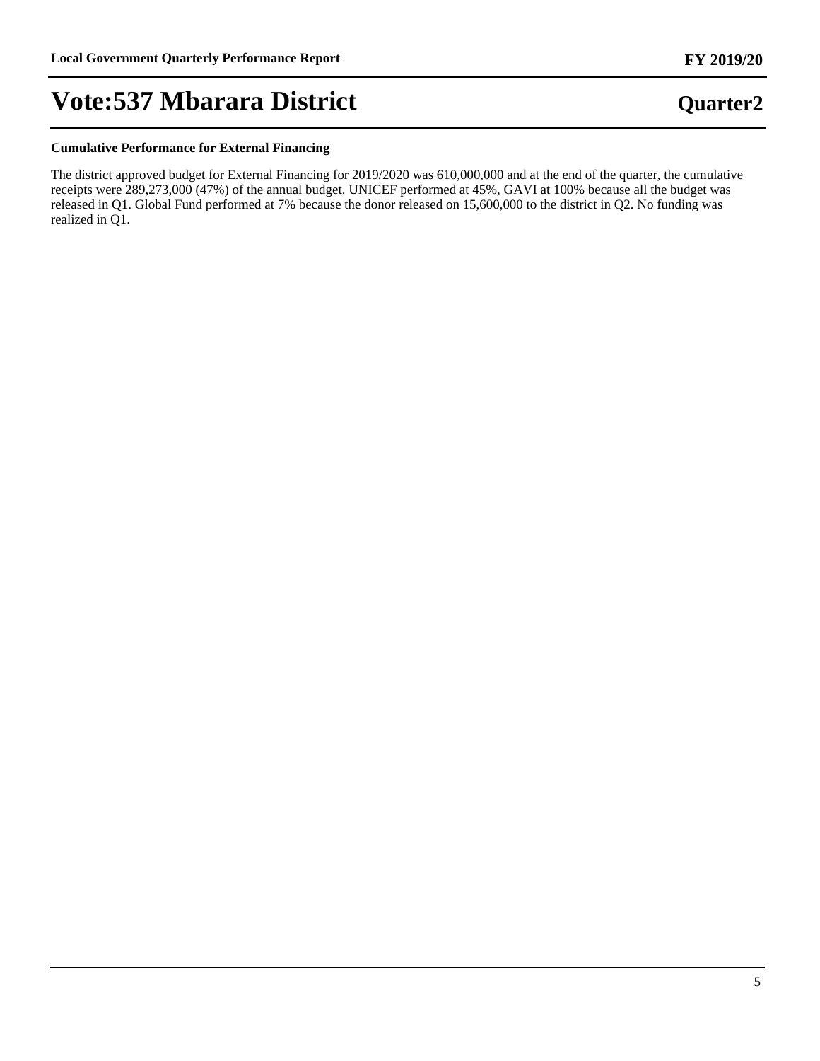**Cumulative Performance for External Financing**

The district approved budget for External Financing for 2019/2020 was 610,000,000 and at the end of the quarter, the cumulative receipts were 289,273,000 (47%) of the annual budget. UNICEF performed at 45%, GAVI at 100% because all the budget was released in Q1. Global Fund performed at 7% because the donor released on 15,600,000 to the district in Q2. No funding was realized in Q1.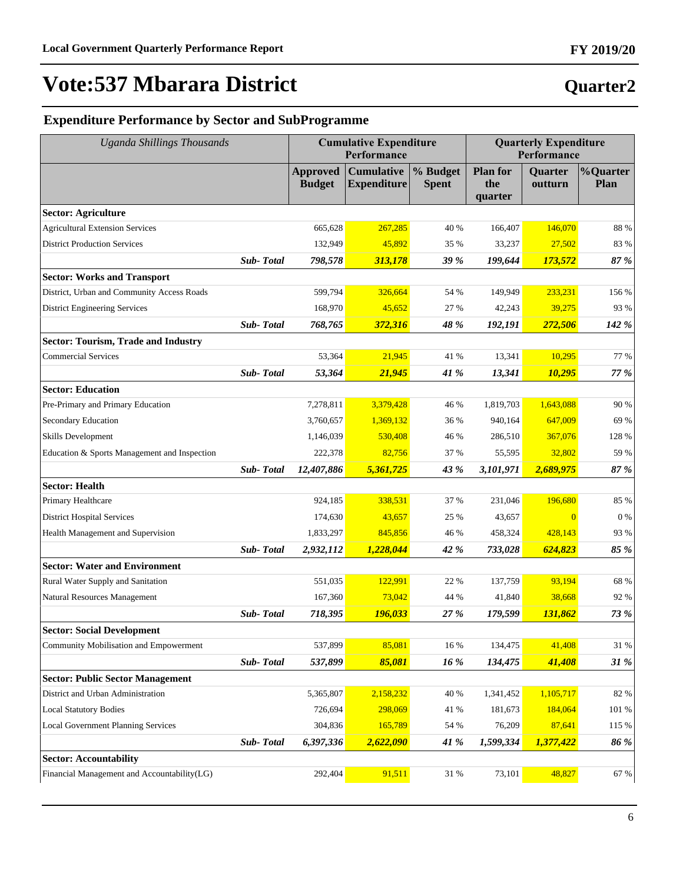# Vote:537 Mbarara District

## Quarter2

### Expenditure Performance by Sector and SubProgramme

| *Uganda Shillings Thousands* | | Cumulative Expenditure Performance | | | Quarterly Expenditure Performance | | |
|---|---|---|---|---|---|---|---|
| | | **Approved Budget** | **Cumulative Expenditure** | **% Budget Spent** | **Plan for the quarter** | **Quarter outturn** | **%Quarter Plan** |
| **Sector: Agriculture** | | | | | | | |
| Agricultural Extension Services | | 665,628 | 267,285 | 40 % | 166,407 | 146,070 | 88 % |
| District Production Services | | 132,949 | 45,892 | 35 % | 33,237 | 27,502 | 83 % |
| | ***Sub- Total*** | ***798,578*** | ***313,178*** | ***39 %*** | ***199,644*** | ***173,572*** | ***87 %*** |
| **Sector: Works and Transport** | | | | | | | |
| District, Urban and Community Access Roads | | 599,794 | 326,664 | 54 % | 149,949 | 233,231 | 156 % |
| District Engineering Services | | 168,970 | 45,652 | 27 % | 42,243 | 39,275 | 93 % |
| | ***Sub- Total*** | ***768,765*** | ***372,316*** | ***48 %*** | ***192,191*** | ***272,506*** | ***142 %*** |
| **Sector: Tourism, Trade and Industry** | | | | | | | |
| Commercial Services | | 53,364 | 21,945 | 41 % | 13,341 | 10,295 | 77 % |
| | ***Sub- Total*** | ***53,364*** | ***21,945*** | ***41 %*** | ***13,341*** | ***10,295*** | ***77 %*** |
| **Sector: Education** | | | | | | | |
| Pre-Primary and Primary Education | | 7,278,811 | 3,379,428 | 46 % | 1,819,703 | 1,643,088 | 90 % |
| Secondary Education | | 3,760,657 | 1,369,132 | 36 % | 940,164 | 647,009 | 69 % |
| Skills Development | | 1,146,039 | 530,408 | 46 % | 286,510 | 367,076 | 128 % |
| Education & Sports Management and Inspection | | 222,378 | 82,756 | 37 % | 55,595 | 32,802 | 59 % |
| | ***Sub- Total*** | ***12,407,886*** | ***5,361,725*** | ***43 %*** | ***3,101,971*** | ***2,689,975*** | ***87 %*** |
| **Sector: Health** | | | | | | | |
| Primary Healthcare | | 924,185 | 338,531 | 37 % | 231,046 | 196,680 | 85 % |
| District Hospital Services | | 174,630 | 43,657 | 25 % | 43,657 | 0 | 0 % |
| Health Management and Supervision | | 1,833,297 | 845,856 | 46 % | 458,324 | 428,143 | 93 % |
| | ***Sub- Total*** | ***2,932,112*** | ***1,228,044*** | ***42 %*** | ***733,028*** | ***624,823*** | ***85 %*** |
| **Sector: Water and Environment** | | | | | | | |
| Rural Water Supply and Sanitation | | 551,035 | 122,991 | 22 % | 137,759 | 93,194 | 68 % |
| Natural Resources Management | | 167,360 | 73,042 | 44 % | 41,840 | 38,668 | 92 % |
| | ***Sub- Total*** | ***718,395*** | ***196,033*** | ***27 %*** | ***179,599*** | ***131,862*** | ***73 %*** |
| **Sector: Social Development** | | | | | | | |
| Community Mobilisation and Empowerment | | 537,899 | 85,081 | 16 % | 134,475 | 41,408 | 31 % |
| | ***Sub- Total*** | ***537,899*** | ***85,081*** | ***16 %*** | ***134,475*** | ***41,408*** | ***31 %*** |
| **Sector: Public Sector Management** | | | | | | | |
| District and Urban Administration | | 5,365,807 | 2,158,232 | 40 % | 1,341,452 | 1,105,717 | 82 % |
| Local Statutory Bodies | | 726,694 | 298,069 | 41 % | 181,673 | 184,064 | 101 % |
| Local Government Planning Services | | 304,836 | 165,789 | 54 % | 76,209 | 87,641 | 115 % |
| | ***Sub- Total*** | ***6,397,336*** | ***2,622,090*** | ***41 %*** | ***1,599,334*** | ***1,377,422*** | ***86 %*** |
| **Sector: Accountability** | | | | | | | |
| Financial Management and Accountability(LG) | | 292,404 | 91,511 | 31 % | 73,101 | 48,827 | 67 % |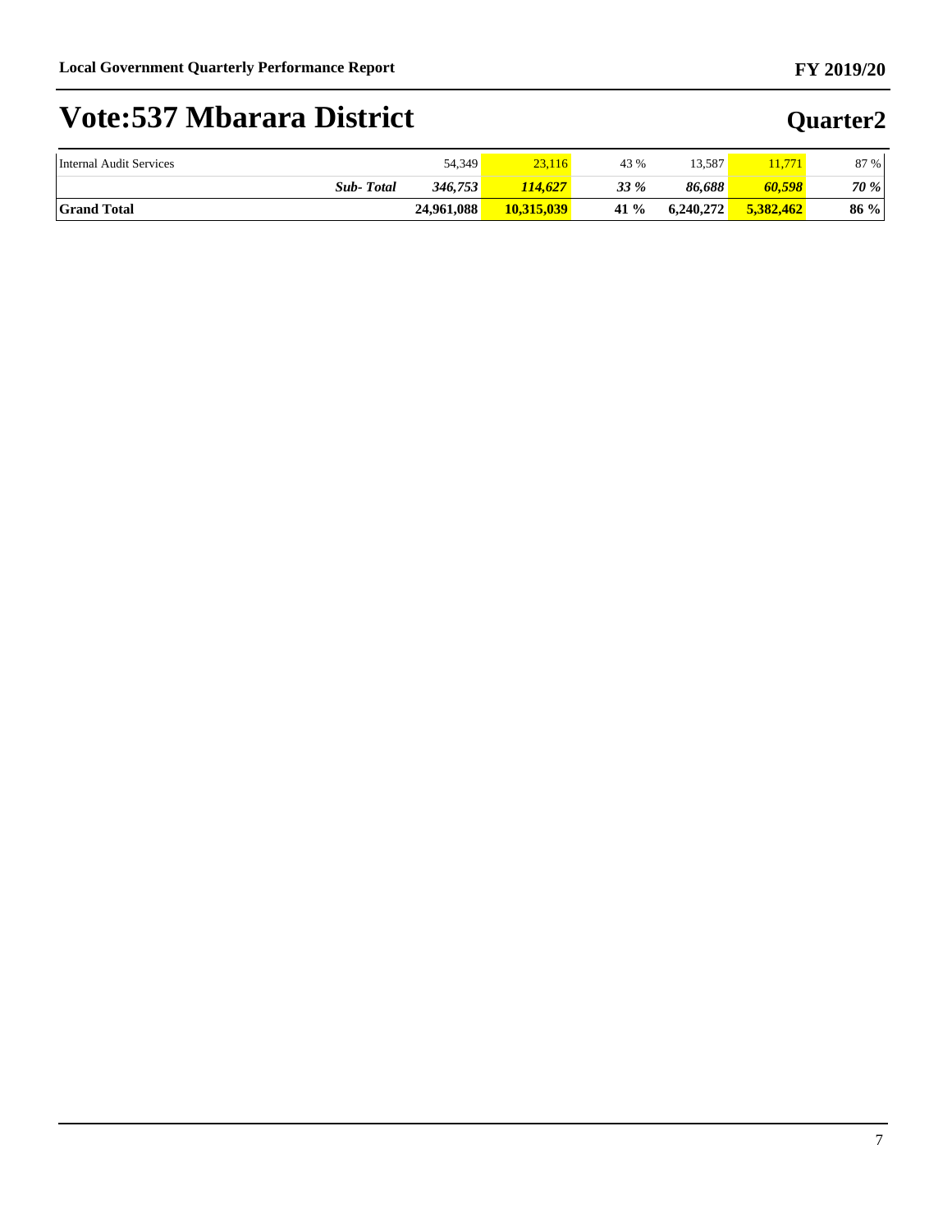# Vote:537 Mbarara District

## Quarter2

| | | | | | | | |
|---|---|---|---|---|---|---|---|
| Internal Audit Services | | 54,349 | 23,116 | 43 % | 13,587 | 11,771 | 87 % |
| | ***Sub- Total*** | ***346,753*** | ***114,627*** | ***33 %*** | ***86,688*** | ***60,598*** | ***70 %*** |
| **Grand Total** | | **24,961,088** | **10,315,039** | **41 %** | **6,240,272** | **5,382,462** | **86 %** |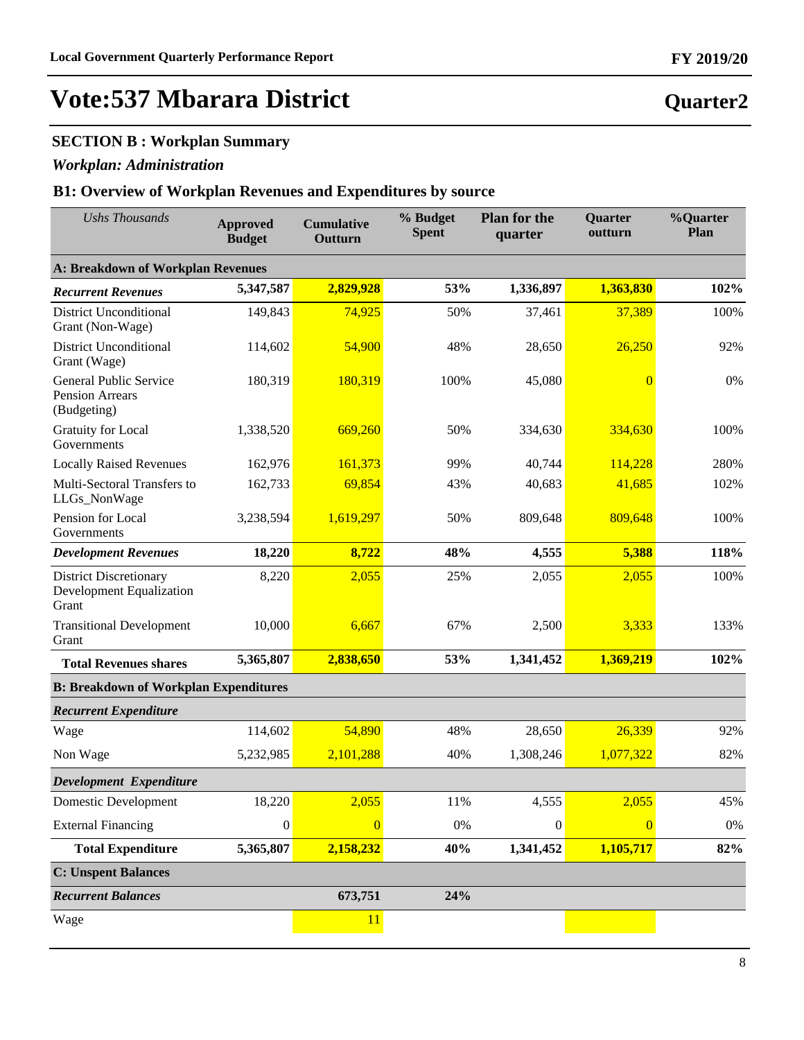# Vote:537 Mbarara District

**Quarter2**

## SECTION B : Workplan Summary

### *Workplan: Administration*

### B1: Overview of Workplan Revenues and Expenditures by source

| *Ushs Thousands* | Approved Budget | Cumulative Outturn | % Budget Spent | Plan for the quarter | Quarter outturn | %Quarter Plan |
|---|---|---|---|---|---|---|
| **A: Breakdown of Workplan Revenues** | | | | | | |
| ***Recurrent Revenues*** | **5,347,587** | **2,829,928** | **53%** | **1,336,897** | **1,363,830** | **102%** |
| District Unconditional Grant (Non-Wage) | 149,843 | 74,925 | 50% | 37,461 | 37,389 | 100% |
| District Unconditional Grant (Wage) | 114,602 | 54,900 | 48% | 28,650 | 26,250 | 92% |
| General Public Service Pension Arrears (Budgeting) | 180,319 | 180,319 | 100% | 45,080 | 0 | 0% |
| Gratuity for Local Governments | 1,338,520 | 669,260 | 50% | 334,630 | 334,630 | 100% |
| Locally Raised Revenues | 162,976 | 161,373 | 99% | 40,744 | 114,228 | 280% |
| Multi-Sectoral Transfers to LLGs_NonWage | 162,733 | 69,854 | 43% | 40,683 | 41,685 | 102% |
| Pension for Local Governments | 3,238,594 | 1,619,297 | 50% | 809,648 | 809,648 | 100% |
| ***Development Revenues*** | **18,220** | **8,722** | **48%** | **4,555** | **5,388** | **118%** |
| District Discretionary Development Equalization Grant | 8,220 | 2,055 | 25% | 2,055 | 2,055 | 100% |
| Transitional Development Grant | 10,000 | 6,667 | 67% | 2,500 | 3,333 | 133% |
| **Total Revenues shares** | **5,365,807** | **2,838,650** | **53%** | **1,341,452** | **1,369,219** | **102%** |
| **B: Breakdown of Workplan Expenditures** | | | | | | |
| ***Recurrent Expenditure*** | | | | | | |
| Wage | 114,602 | 54,890 | 48% | 28,650 | 26,339 | 92% |
| Non Wage | 5,232,985 | 2,101,288 | 40% | 1,308,246 | 1,077,322 | 82% |
| ***Development Expenditure*** | | | | | | |
| Domestic Development | 18,220 | 2,055 | 11% | 4,555 | 2,055 | 45% |
| External Financing | 0 | 0 | 0% | 0 | 0 | 0% |
| **Total Expenditure** | **5,365,807** | **2,158,232** | **40%** | **1,341,452** | **1,105,717** | **82%** |
| **C: Unspent Balances** | | | | | | |
| ***Recurrent Balances*** | | **673,751** | **24%** | | | |
| Wage | | 11 | | | | |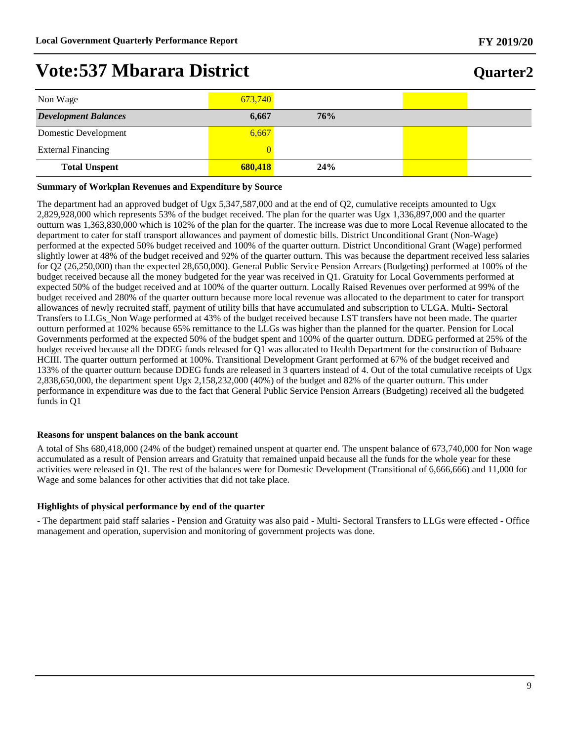# Vote:537 Mbarara District

## Quarter2

| | | | | |
|---|---|---|---|---|
| Non Wage | 673,740 | | | |
| ***Development Balances*** | **6,667** | **76%** | | |
| Domestic Development | 6,667 | | | |
| External Financing | 0 | | | |
| **Total Unspent** | **680,418** | **24%** | | |

**Summary of Workplan Revenues and Expenditure by Source**

The department had an approved budget of Ugx 5,347,587,000 and at the end of Q2, cumulative receipts amounted to Ugx 2,829,928,000 which represents 53% of the budget received. The plan for the quarter was Ugx 1,336,897,000 and the quarter outturn was 1,363,830,000 which is 102% of the plan for the quarter. The increase was due to more Local Revenue allocated to the department to cater for staff transport allowances and payment of domestic bills. District Unconditional Grant (Non-Wage) performed at the expected 50% budget received and 100% of the quarter outturn. District Unconditional Grant (Wage) performed slightly lower at 48% of the budget received and 92% of the quarter outturn. This was because the department received less salaries for Q2 (26,250,000) than the expected 28,650,000). General Public Service Pension Arrears (Budgeting) performed at 100% of the budget received because all the money budgeted for the year was received in Q1. Gratuity for Local Governments performed at expected 50% of the budget received and at 100% of the quarter outturn. Locally Raised Revenues over performed at 99% of the budget received and 280% of the quarter outturn because more local revenue was allocated to the department to cater for transport allowances of newly recruited staff, payment of utility bills that have accumulated and subscription to ULGA. Multi- Sectoral Transfers to LLGs_Non Wage performed at 43% of the budget received because LST transfers have not been made. The quarter outturn performed at 102% because 65% remittance to the LLGs was higher than the planned for the quarter. Pension for Local Governments performed at the expected 50% of the budget spent and 100% of the quarter outturn. DDEG performed at 25% of the budget received because all the DDEG funds released for Q1 was allocated to Health Department for the construction of Bubaare HCIII. The quarter outturn performed at 100%. Transitional Development Grant performed at 67% of the budget received and 133% of the quarter outturn because DDEG funds are released in 3 quarters instead of 4. Out of the total cumulative receipts of Ugx 2,838,650,000, the department spent Ugx 2,158,232,000 (40%) of the budget and 82% of the quarter outturn. This under performance in expenditure was due to the fact that General Public Service Pension Arrears (Budgeting) received all the budgeted funds in Q1

**Reasons for unspent balances on the bank account**

A total of Shs 680,418,000 (24% of the budget) remained unspent at quarter end. The unspent balance of 673,740,000 for Non wage accumulated as a result of Pension arrears and Gratuity that remained unpaid because all the funds for the whole year for these activities were released in Q1. The rest of the balances were for Domestic Development (Transitional of 6,666,666) and 11,000 for Wage and some balances for other activities that did not take place.

**Highlights of physical performance by end of the quarter**

- The department paid staff salaries - Pension and Gratuity was also paid - Multi- Sectoral Transfers to LLGs were effected - Office management and operation, supervision and monitoring of government projects was done.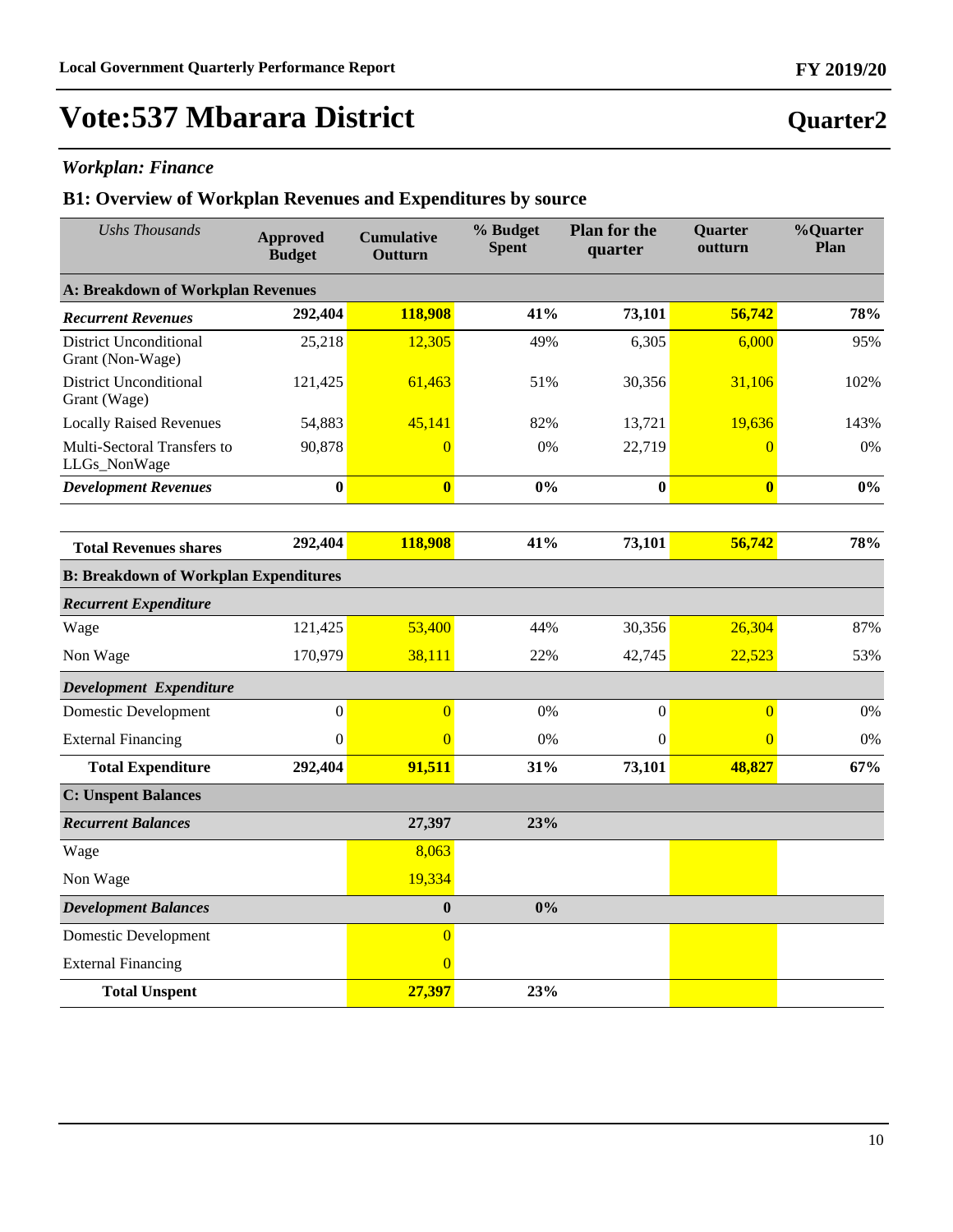# Vote:537 Mbarara District

## Quarter2

### *Workplan: Finance*

### B1: Overview of Workplan Revenues and Expenditures by source

| *Ushs Thousands* | Approved Budget | Cumulative Outturn | % Budget Spent | Plan for the quarter | Quarter outturn | %Quarter Plan |
|---|---|---|---|---|---|---|
| **A: Breakdown of Workplan Revenues** | | | | | | |
| ***Recurrent Revenues*** | **292,404** | **118,908** | **41%** | **73,101** | **56,742** | **78%** |
| District Unconditional Grant (Non-Wage) | 25,218 | 12,305 | 49% | 6,305 | 6,000 | 95% |
| District Unconditional Grant (Wage) | 121,425 | 61,463 | 51% | 30,356 | 31,106 | 102% |
| Locally Raised Revenues | 54,883 | 45,141 | 82% | 13,721 | 19,636 | 143% |
| Multi-Sectoral Transfers to LLGs_NonWage | 90,878 | 0 | 0% | 22,719 | 0 | 0% |
| ***Development Revenues*** | **0** | **0** | **0%** | **0** | **0** | **0%** |
| **Total Revenues shares** | **292,404** | **118,908** | **41%** | **73,101** | **56,742** | **78%** |
| **B: Breakdown of Workplan Expenditures** | | | | | | |
| ***Recurrent Expenditure*** | | | | | | |
| Wage | 121,425 | 53,400 | 44% | 30,356 | 26,304 | 87% |
| Non Wage | 170,979 | 38,111 | 22% | 42,745 | 22,523 | 53% |
| ***Development Expenditure*** | | | | | | |
| Domestic Development | 0 | 0 | 0% | 0 | 0 | 0% |
| External Financing | 0 | 0 | 0% | 0 | 0 | 0% |
| **Total Expenditure** | **292,404** | **91,511** | **31%** | **73,101** | **48,827** | **67%** |
| **C: Unspent Balances** | | | | | | |
| ***Recurrent Balances*** | | **27,397** | **23%** | | | |
| Wage | | 8,063 | | | | |
| Non Wage | | 19,334 | | | | |
| ***Development Balances*** | | **0** | **0%** | | | |
| Domestic Development | | 0 | | | | |
| External Financing | | 0 | | | | |
| **Total Unspent** | | **27,397** | **23%** | | | |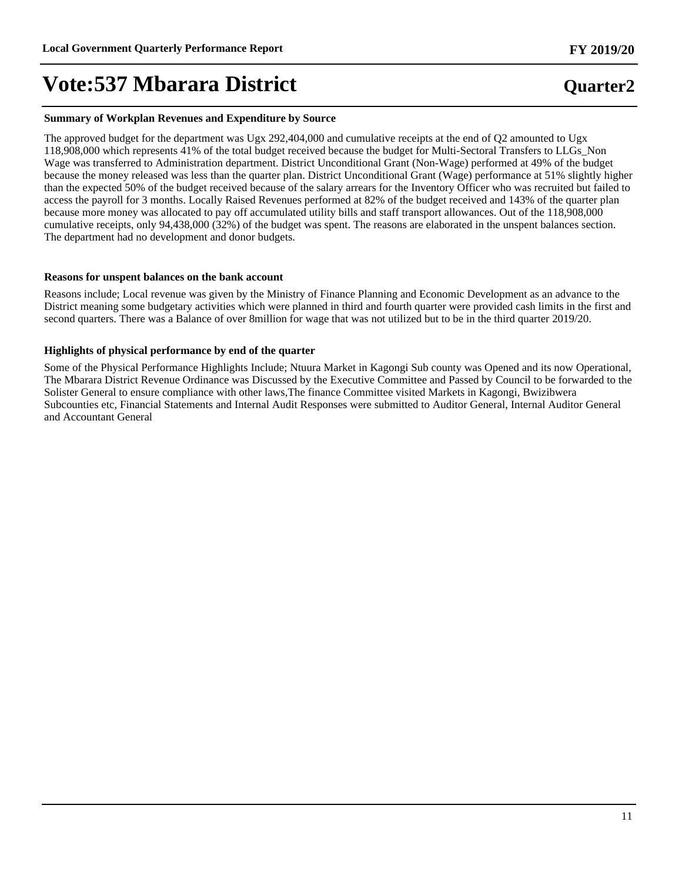**Summary of Workplan Revenues and Expenditure by Source**

The approved budget for the department was Ugx 292,404,000 and cumulative receipts at the end of Q2 amounted to Ugx 118,908,000 which represents 41% of the total budget received because the budget for Multi-Sectoral Transfers to LLGs_Non Wage was transferred to Administration department. District Unconditional Grant (Non-Wage) performed at 49% of the budget because the money released was less than the quarter plan. District Unconditional Grant (Wage) performance at 51% slightly higher than the expected 50% of the budget received because of the salary arrears for the Inventory Officer who was recruited but failed to access the payroll for 3 months. Locally Raised Revenues performed at 82% of the budget received and 143% of the quarter plan because more money was allocated to pay off accumulated utility bills and staff transport allowances. Out of the 118,908,000 cumulative receipts, only 94,438,000 (32%) of the budget was spent. The reasons are elaborated in the unspent balances section. The department had no development and donor budgets.

**Reasons for unspent balances on the bank account**

Reasons include; Local revenue was given by the Ministry of Finance Planning and Economic Development as an advance to the District meaning some budgetary activities which were planned in third and fourth quarter were provided cash limits in the first and second quarters. There was a Balance of over 8million for wage that was not utilized but to be in the third quarter 2019/20.

**Highlights of physical performance by end of the quarter**

Some of the Physical Performance Highlights Include; Ntuura Market in Kagongi Sub county was Opened and its now Operational, The Mbarara District Revenue Ordinance was Discussed by the Executive Committee and Passed by Council to be forwarded to the Solister General to ensure compliance with other laws,The finance Committee visited Markets in Kagongi, Bwizibwera Subcounties etc, Financial Statements and Internal Audit Responses were submitted to Auditor General, Internal Auditor General and Accountant General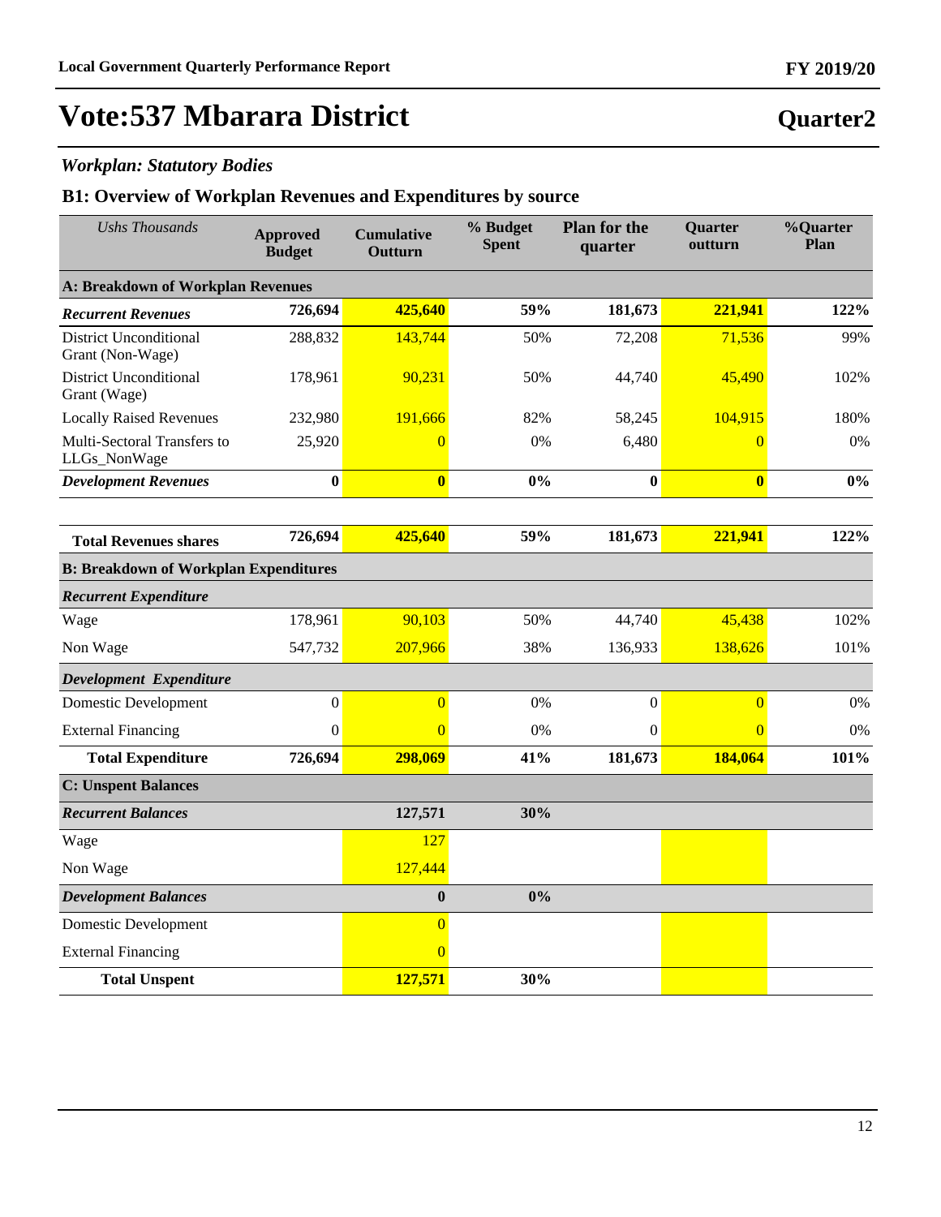# Vote:537 Mbarara District

## Quarter2

### *Workplan: Statutory Bodies*

### B1: Overview of Workplan Revenues and Expenditures by source

| *Ushs Thousands* | Approved Budget | Cumulative Outturn | % Budget Spent | Plan for the quarter | Quarter outturn | %Quarter Plan |
|---|---|---|---|---|---|---|
| **A: Breakdown of Workplan Revenues** | | | | | | |
| ***Recurrent Revenues*** | **726,694** | **425,640** | **59%** | **181,673** | **221,941** | **122%** |
| District Unconditional Grant (Non-Wage) | 288,832 | 143,744 | 50% | 72,208 | 71,536 | 99% |
| District Unconditional Grant (Wage) | 178,961 | 90,231 | 50% | 44,740 | 45,490 | 102% |
| Locally Raised Revenues | 232,980 | 191,666 | 82% | 58,245 | 104,915 | 180% |
| Multi-Sectoral Transfers to LLGs_NonWage | 25,920 | 0 | 0% | 6,480 | 0 | 0% |
| ***Development Revenues*** | **0** | **0** | **0%** | **0** | **0** | **0%** |
| **Total Revenues shares** | **726,694** | **425,640** | **59%** | **181,673** | **221,941** | **122%** |
| **B: Breakdown of Workplan Expenditures** | | | | | | |
| ***Recurrent Expenditure*** | | | | | | |
| Wage | 178,961 | 90,103 | 50% | 44,740 | 45,438 | 102% |
| Non Wage | 547,732 | 207,966 | 38% | 136,933 | 138,626 | 101% |
| ***Development Expenditure*** | | | | | | |
| Domestic Development | 0 | 0 | 0% | 0 | 0 | 0% |
| External Financing | 0 | 0 | 0% | 0 | 0 | 0% |
| **Total Expenditure** | **726,694** | **298,069** | **41%** | **181,673** | **184,064** | **101%** |
| **C: Unspent Balances** | | | | | | |
| ***Recurrent Balances*** | | **127,571** | **30%** | | | |
| Wage | | 127 | | | | |
| Non Wage | | 127,444 | | | | |
| ***Development Balances*** | | **0** | **0%** | | | |
| Domestic Development | | 0 | | | | |
| External Financing | | 0 | | | | |
| **Total Unspent** | | **127,571** | **30%** | | | |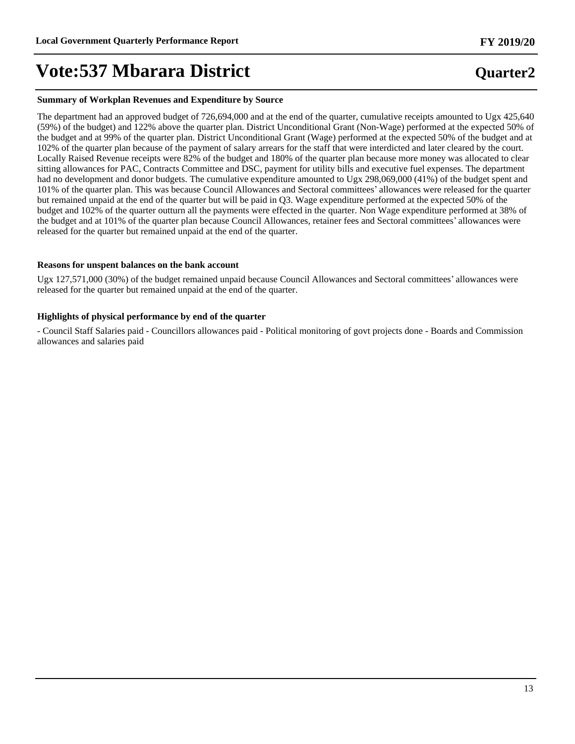# Vote:537 Mbarara District

**Quarter2**

### Summary of Workplan Revenues and Expenditure by Source

The department had an approved budget of 726,694,000 and at the end of the quarter, cumulative receipts amounted to Ugx 425,640 (59%) of the budget) and 122% above the quarter plan. District Unconditional Grant (Non-Wage) performed at the expected 50% of the budget and at 99% of the quarter plan. District Unconditional Grant (Wage) performed at the expected 50% of the budget and at 102% of the quarter plan because of the payment of salary arrears for the staff that were interdicted and later cleared by the court. Locally Raised Revenue receipts were 82% of the budget and 180% of the quarter plan because more money was allocated to clear sitting allowances for PAC, Contracts Committee and DSC, payment for utility bills and executive fuel expenses. The department had no development and donor budgets. The cumulative expenditure amounted to Ugx 298,069,000 (41%) of the budget spent and 101% of the quarter plan. This was because Council Allowances and Sectoral committees' allowances were released for the quarter but remained unpaid at the end of the quarter but will be paid in Q3. Wage expenditure performed at the expected 50% of the budget and 102% of the quarter outturn all the payments were effected in the quarter. Non Wage expenditure performed at 38% of the budget and at 101% of the quarter plan because Council Allowances, retainer fees and Sectoral committees' allowances were released for the quarter but remained unpaid at the end of the quarter.

### Reasons for unspent balances on the bank account

Ugx 127,571,000 (30%) of the budget remained unpaid because Council Allowances and Sectoral committees' allowances were released for the quarter but remained unpaid at the end of the quarter.

### Highlights of physical performance by end of the quarter

- Council Staff Salaries paid - Councillors allowances paid - Political monitoring of govt projects done - Boards and Commission allowances and salaries paid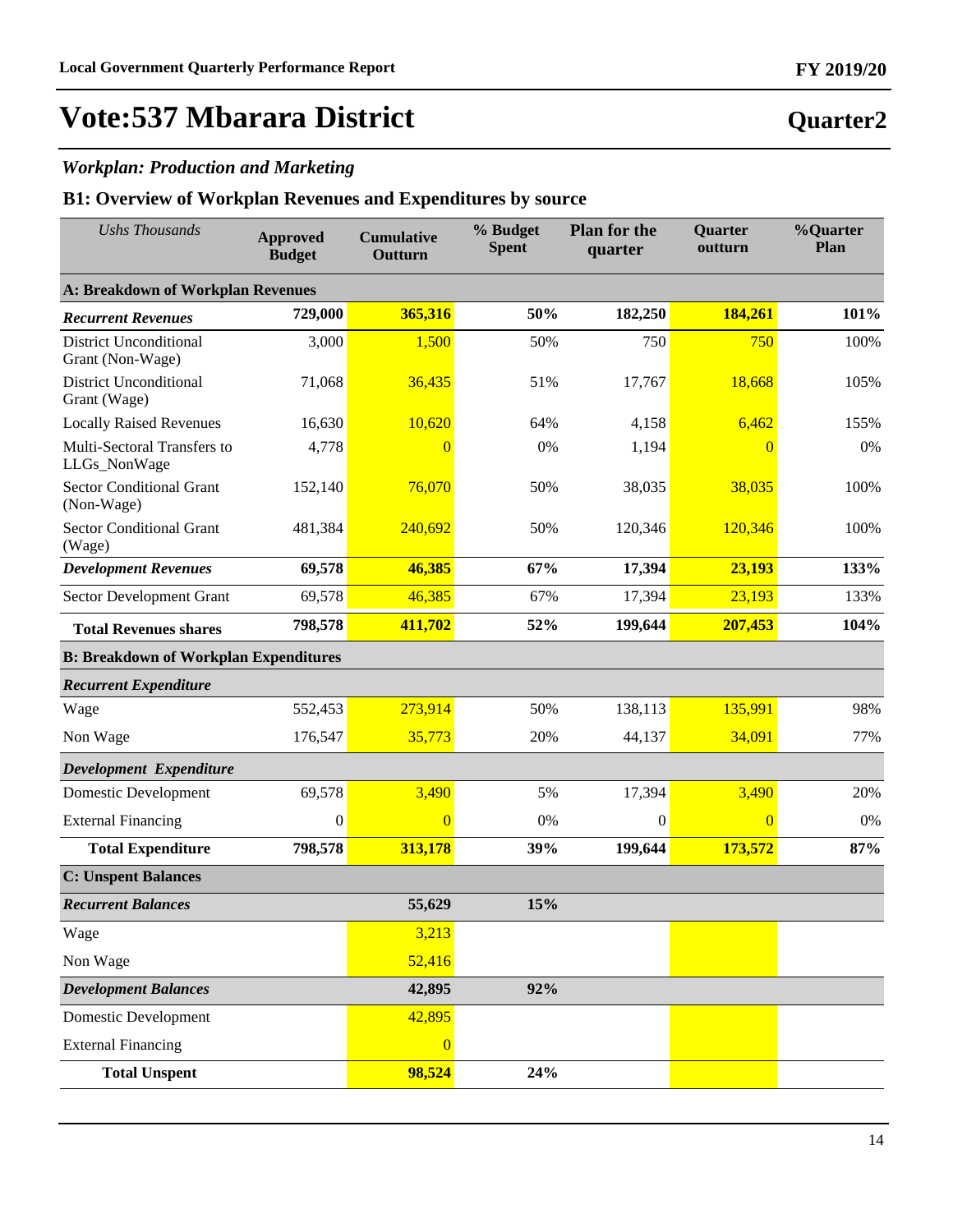# Vote:537 Mbarara District

## Quarter2

### *Workplan: Production and Marketing*

### B1: Overview of Workplan Revenues and Expenditures by source

| *Ushs Thousands* | Approved Budget | Cumulative Outturn | % Budget Spent | Plan for the quarter | Quarter outturn | %Quarter Plan |
|---|---|---|---|---|---|---|
| **A: Breakdown of Workplan Revenues** | | | | | | |
| ***Recurrent Revenues*** | **729,000** | **365,316** | **50%** | **182,250** | **184,261** | **101%** |
| District Unconditional Grant (Non-Wage) | 3,000 | 1,500 | 50% | 750 | 750 | 100% |
| District Unconditional Grant (Wage) | 71,068 | 36,435 | 51% | 17,767 | 18,668 | 105% |
| Locally Raised Revenues | 16,630 | 10,620 | 64% | 4,158 | 6,462 | 155% |
| Multi-Sectoral Transfers to LLGs_NonWage | 4,778 | 0 | 0% | 1,194 | 0 | 0% |
| Sector Conditional Grant (Non-Wage) | 152,140 | 76,070 | 50% | 38,035 | 38,035 | 100% |
| Sector Conditional Grant (Wage) | 481,384 | 240,692 | 50% | 120,346 | 120,346 | 100% |
| ***Development Revenues*** | **69,578** | **46,385** | **67%** | **17,394** | **23,193** | **133%** |
| Sector Development Grant | 69,578 | 46,385 | 67% | 17,394 | 23,193 | 133% |
| **Total Revenues shares** | **798,578** | **411,702** | **52%** | **199,644** | **207,453** | **104%** |
| **B: Breakdown of Workplan Expenditures** | | | | | | |
| ***Recurrent Expenditure*** | | | | | | |
| Wage | 552,453 | 273,914 | 50% | 138,113 | 135,991 | 98% |
| Non Wage | 176,547 | 35,773 | 20% | 44,137 | 34,091 | 77% |
| ***Development Expenditure*** | | | | | | |
| Domestic Development | 69,578 | 3,490 | 5% | 17,394 | 3,490 | 20% |
| External Financing | 0 | 0 | 0% | 0 | 0 | 0% |
| **Total Expenditure** | **798,578** | **313,178** | **39%** | **199,644** | **173,572** | **87%** |
| **C: Unspent Balances** | | | | | | |
| ***Recurrent Balances*** | | **55,629** | **15%** | | | |
| Wage | | 3,213 | | | | |
| Non Wage | | 52,416 | | | | |
| ***Development Balances*** | | **42,895** | **92%** | | | |
| Domestic Development | | 42,895 | | | | |
| External Financing | | 0 | | | | |
| **Total Unspent** | | **98,524** | **24%** | | | |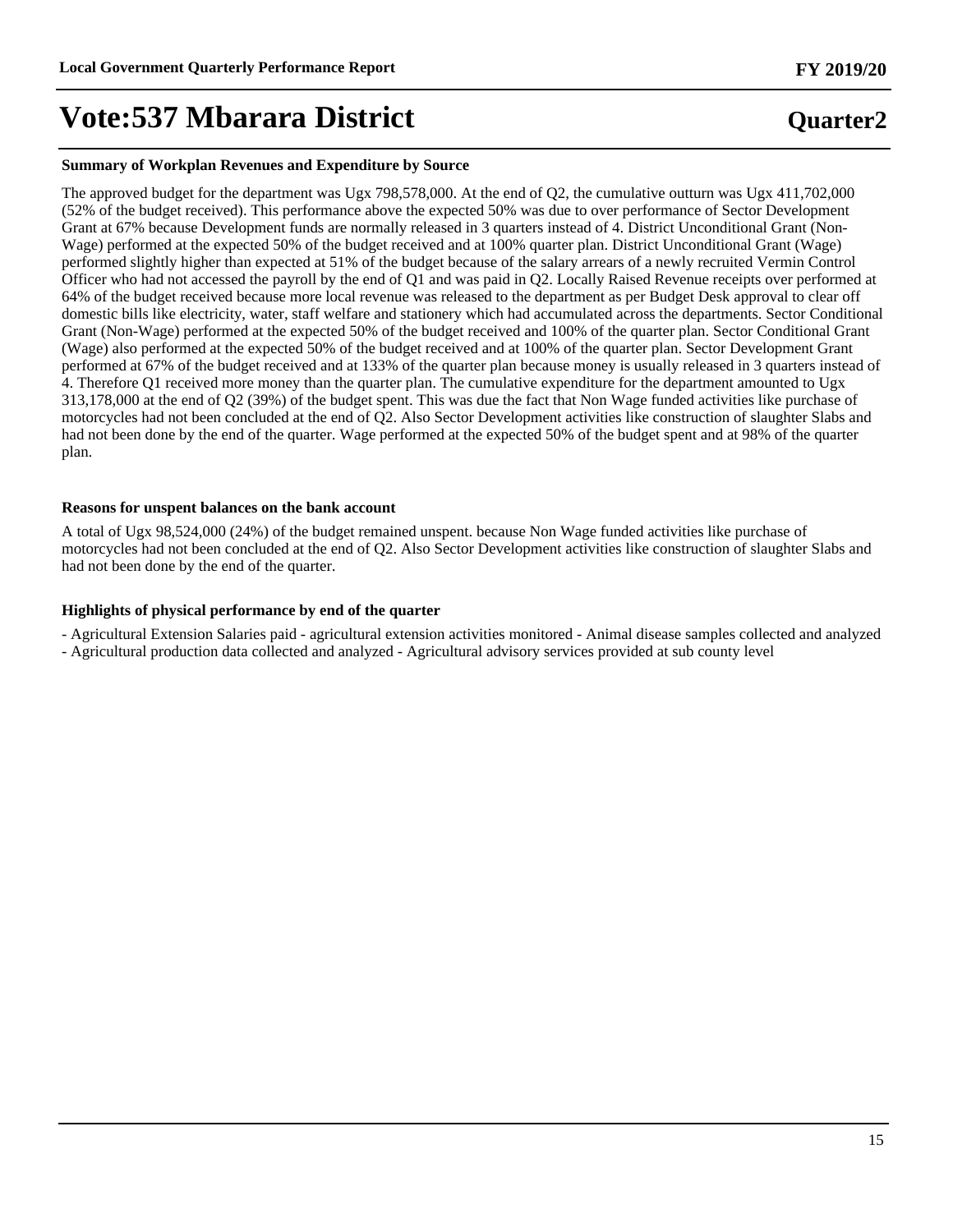**Summary of Workplan Revenues and Expenditure by Source**

The approved budget for the department was Ugx 798,578,000. At the end of Q2, the cumulative outturn was Ugx 411,702,000 (52% of the budget received). This performance above the expected 50% was due to over performance of Sector Development Grant at 67% because Development funds are normally released in 3 quarters instead of 4. District Unconditional Grant (Non-Wage) performed at the expected 50% of the budget received and at 100% quarter plan. District Unconditional Grant (Wage) performed slightly higher than expected at 51% of the budget because of the salary arrears of a newly recruited Vermin Control Officer who had not accessed the payroll by the end of Q1 and was paid in Q2. Locally Raised Revenue receipts over performed at 64% of the budget received because more local revenue was released to the department as per Budget Desk approval to clear off domestic bills like electricity, water, staff welfare and stationery which had accumulated across the departments. Sector Conditional Grant (Non-Wage) performed at the expected 50% of the budget received and 100% of the quarter plan. Sector Conditional Grant (Wage) also performed at the expected 50% of the budget received and at 100% of the quarter plan. Sector Development Grant performed at 67% of the budget received and at 133% of the quarter plan because money is usually released in 3 quarters instead of 4. Therefore Q1 received more money than the quarter plan. The cumulative expenditure for the department amounted to Ugx 313,178,000 at the end of Q2 (39%) of the budget spent. This was due the fact that Non Wage funded activities like purchase of motorcycles had not been concluded at the end of Q2. Also Sector Development activities like construction of slaughter Slabs and had not been done by the end of the quarter. Wage performed at the expected 50% of the budget spent and at 98% of the quarter plan.

**Reasons for unspent balances on the bank account**

A total of Ugx 98,524,000 (24%) of the budget remained unspent. because Non Wage funded activities like purchase of motorcycles had not been concluded at the end of Q2. Also Sector Development activities like construction of slaughter Slabs and had not been done by the end of the quarter.

**Highlights of physical performance by end of the quarter**

- Agricultural Extension Salaries paid - agricultural extension activities monitored - Animal disease samples collected and analyzed
- Agricultural production data collected and analyzed - Agricultural advisory services provided at sub county level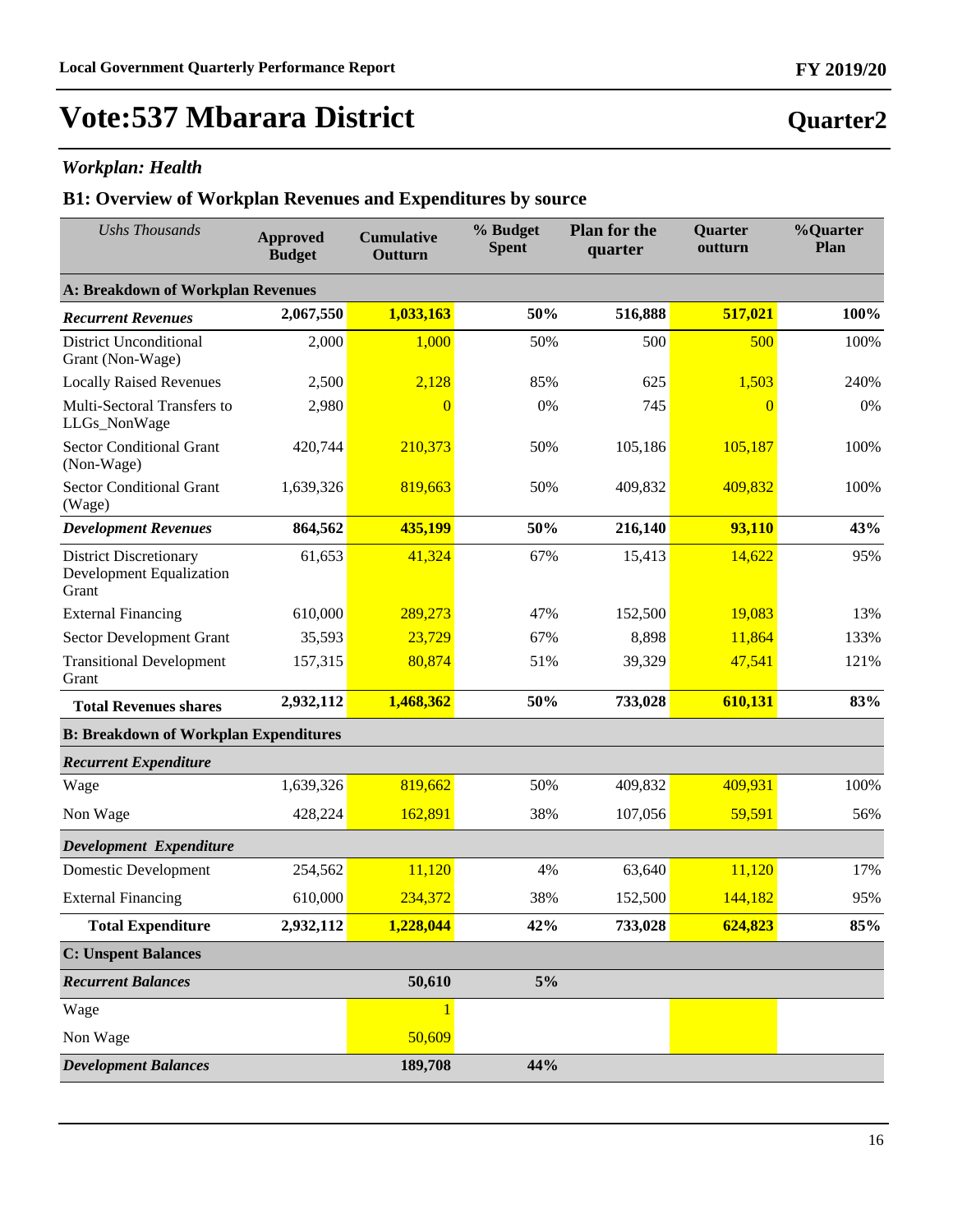# Vote:537 Mbarara District

## Quarter2

### *Workplan: Health*

### B1: Overview of Workplan Revenues and Expenditures by source

| *Ushs Thousands* | Approved Budget | Cumulative Outturn | % Budget Spent | Plan for the quarter | Quarter outturn | %Quarter Plan |
|---|---|---|---|---|---|---|
| **A: Breakdown of Workplan Revenues** | | | | | | |
| ***Recurrent Revenues*** | **2,067,550** | **1,033,163** | **50%** | **516,888** | **517,021** | **100%** |
| District Unconditional Grant (Non-Wage) | 2,000 | 1,000 | 50% | 500 | 500 | 100% |
| Locally Raised Revenues | 2,500 | 2,128 | 85% | 625 | 1,503 | 240% |
| Multi-Sectoral Transfers to LLGs_NonWage | 2,980 | 0 | 0% | 745 | 0 | 0% |
| Sector Conditional Grant (Non-Wage) | 420,744 | 210,373 | 50% | 105,186 | 105,187 | 100% |
| Sector Conditional Grant (Wage) | 1,639,326 | 819,663 | 50% | 409,832 | 409,832 | 100% |
| ***Development Revenues*** | **864,562** | **435,199** | **50%** | **216,140** | **93,110** | **43%** |
| District Discretionary Development Equalization Grant | 61,653 | 41,324 | 67% | 15,413 | 14,622 | 95% |
| External Financing | 610,000 | 289,273 | 47% | 152,500 | 19,083 | 13% |
| Sector Development Grant | 35,593 | 23,729 | 67% | 8,898 | 11,864 | 133% |
| Transitional Development Grant | 157,315 | 80,874 | 51% | 39,329 | 47,541 | 121% |
| **Total Revenues shares** | **2,932,112** | **1,468,362** | **50%** | **733,028** | **610,131** | **83%** |
| **B: Breakdown of Workplan Expenditures** | | | | | | |
| ***Recurrent Expenditure*** | | | | | | |
| Wage | 1,639,326 | 819,662 | 50% | 409,832 | 409,931 | 100% |
| Non Wage | 428,224 | 162,891 | 38% | 107,056 | 59,591 | 56% |
| ***Development Expenditure*** | | | | | | |
| Domestic Development | 254,562 | 11,120 | 4% | 63,640 | 11,120 | 17% |
| External Financing | 610,000 | 234,372 | 38% | 152,500 | 144,182 | 95% |
| **Total Expenditure** | **2,932,112** | **1,228,044** | **42%** | **733,028** | **624,823** | **85%** |
| **C: Unspent Balances** | | | | | | |
| ***Recurrent Balances*** | | **50,610** | **5%** | | | |
| Wage | | 1 | | | | |
| Non Wage | | 50,609 | | | | |
| ***Development Balances*** | | **189,708** | **44%** | | | |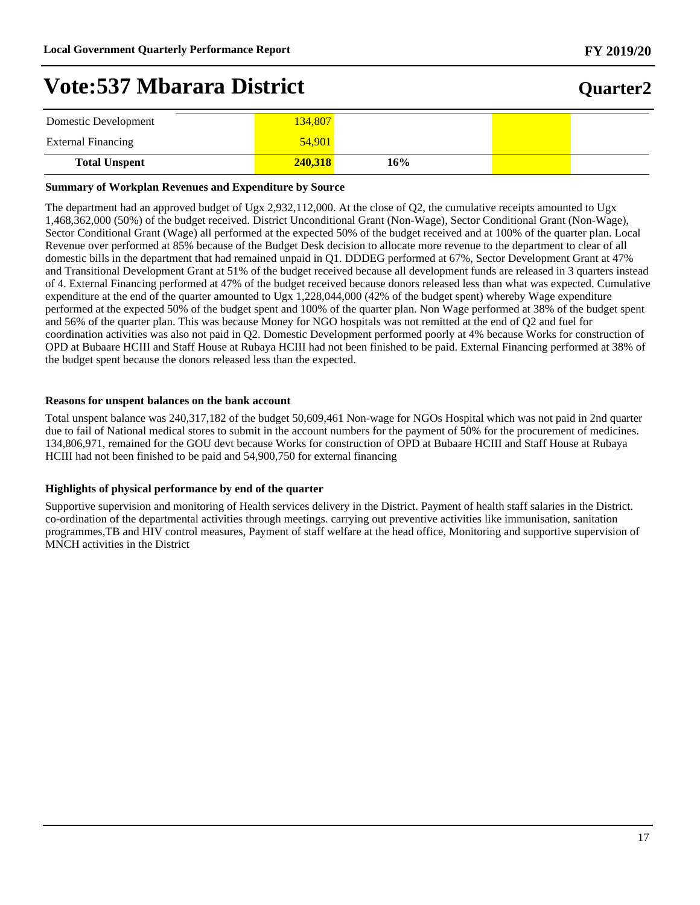# Vote:537 Mbarara District

| | | | | |
|---|---|---|---|---|
| Domestic Development | 134,807 | | | |
| External Financing | 54,901 | | | |
| **Total Unspent** | **240,318** | **16%** | | |

**Summary of Workplan Revenues and Expenditure by Source**

The department had an approved budget of Ugx 2,932,112,000. At the close of Q2, the cumulative receipts amounted to Ugx 1,468,362,000 (50%) of the budget received. District Unconditional Grant (Non-Wage), Sector Conditional Grant (Non-Wage), Sector Conditional Grant (Wage) all performed at the expected 50% of the budget received and at 100% of the quarter plan. Local Revenue over performed at 85% because of the Budget Desk decision to allocate more revenue to the department to clear of all domestic bills in the department that had remained unpaid in Q1. DDDEG performed at 67%, Sector Development Grant at 47% and Transitional Development Grant at 51% of the budget received because all development funds are released in 3 quarters instead of 4. External Financing performed at 47% of the budget received because donors released less than what was expected. Cumulative expenditure at the end of the quarter amounted to Ugx 1,228,044,000 (42% of the budget spent) whereby Wage expenditure performed at the expected 50% of the budget spent and 100% of the quarter plan. Non Wage performed at 38% of the budget spent and 56% of the quarter plan. This was because Money for NGO hospitals was not remitted at the end of Q2 and fuel for coordination activities was also not paid in Q2. Domestic Development performed poorly at 4% because Works for construction of OPD at Bubaare HCIII and Staff House at Rubaya HCIII had not been finished to be paid. External Financing performed at 38% of the budget spent because the donors released less than the expected.

**Reasons for unspent balances on the bank account**

Total unspent balance was 240,317,182 of the budget 50,609,461 Non-wage for NGOs Hospital which was not paid in 2nd quarter due to fail of National medical stores to submit in the account numbers for the payment of 50% for the procurement of medicines. 134,806,971, remained for the GOU devt because Works for construction of OPD at Bubaare HCIII and Staff House at Rubaya HCIII had not been finished to be paid and 54,900,750 for external financing

**Highlights of physical performance by end of the quarter**

Supportive supervision and monitoring of Health services delivery in the District. Payment of health staff salaries in the District. co-ordination of the departmental activities through meetings. carrying out preventive activities like immunisation, sanitation programmes,TB and HIV control measures, Payment of staff welfare at the head office, Monitoring and supportive supervision of MNCH activities in the District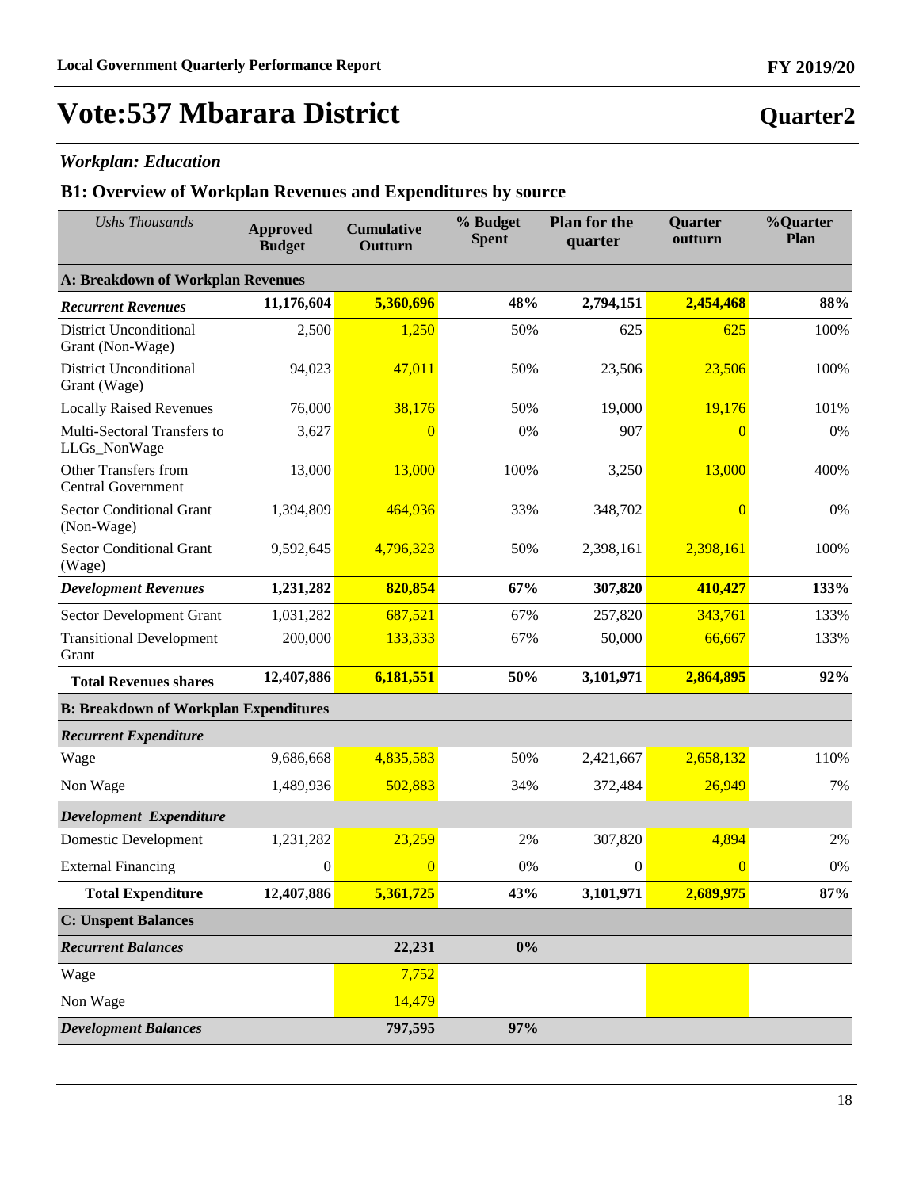# Vote:537 Mbarara District

## Quarter2

### *Workplan: Education*

### B1: Overview of Workplan Revenues and Expenditures by source

| *Ushs Thousands* | Approved Budget | Cumulative Outturn | % Budget Spent | Plan for the quarter | Quarter outturn | %Quarter Plan |
|---|---|---|---|---|---|---|
| **A: Breakdown of Workplan Revenues** | | | | | | |
| ***Recurrent Revenues*** | **11,176,604** | **5,360,696** | **48%** | **2,794,151** | **2,454,468** | **88%** |
| District Unconditional Grant (Non-Wage) | 2,500 | 1,250 | 50% | 625 | 625 | 100% |
| District Unconditional Grant (Wage) | 94,023 | 47,011 | 50% | 23,506 | 23,506 | 100% |
| Locally Raised Revenues | 76,000 | 38,176 | 50% | 19,000 | 19,176 | 101% |
| Multi-Sectoral Transfers to LLGs_NonWage | 3,627 | 0 | 0% | 907 | 0 | 0% |
| Other Transfers from Central Government | 13,000 | 13,000 | 100% | 3,250 | 13,000 | 400% |
| Sector Conditional Grant (Non-Wage) | 1,394,809 | 464,936 | 33% | 348,702 | 0 | 0% |
| Sector Conditional Grant (Wage) | 9,592,645 | 4,796,323 | 50% | 2,398,161 | 2,398,161 | 100% |
| ***Development Revenues*** | **1,231,282** | **820,854** | **67%** | **307,820** | **410,427** | **133%** |
| Sector Development Grant | 1,031,282 | 687,521 | 67% | 257,820 | 343,761 | 133% |
| Transitional Development Grant | 200,000 | 133,333 | 67% | 50,000 | 66,667 | 133% |
| **Total Revenues shares** | **12,407,886** | **6,181,551** | **50%** | **3,101,971** | **2,864,895** | **92%** |
| **B: Breakdown of Workplan Expenditures** | | | | | | |
| ***Recurrent Expenditure*** | | | | | | |
| Wage | 9,686,668 | 4,835,583 | 50% | 2,421,667 | 2,658,132 | 110% |
| Non Wage | 1,489,936 | 502,883 | 34% | 372,484 | 26,949 | 7% |
| ***Development Expenditure*** | | | | | | |
| Domestic Development | 1,231,282 | 23,259 | 2% | 307,820 | 4,894 | 2% |
| External Financing | 0 | 0 | 0% | 0 | 0 | 0% |
| **Total Expenditure** | **12,407,886** | **5,361,725** | **43%** | **3,101,971** | **2,689,975** | **87%** |
| **C: Unspent Balances** | | | | | | |
| ***Recurrent Balances*** | | **22,231** | **0%** | | | |
| Wage | | 7,752 | | | | |
| Non Wage | | 14,479 | | | | |
| ***Development Balances*** | | **797,595** | **97%** | | | |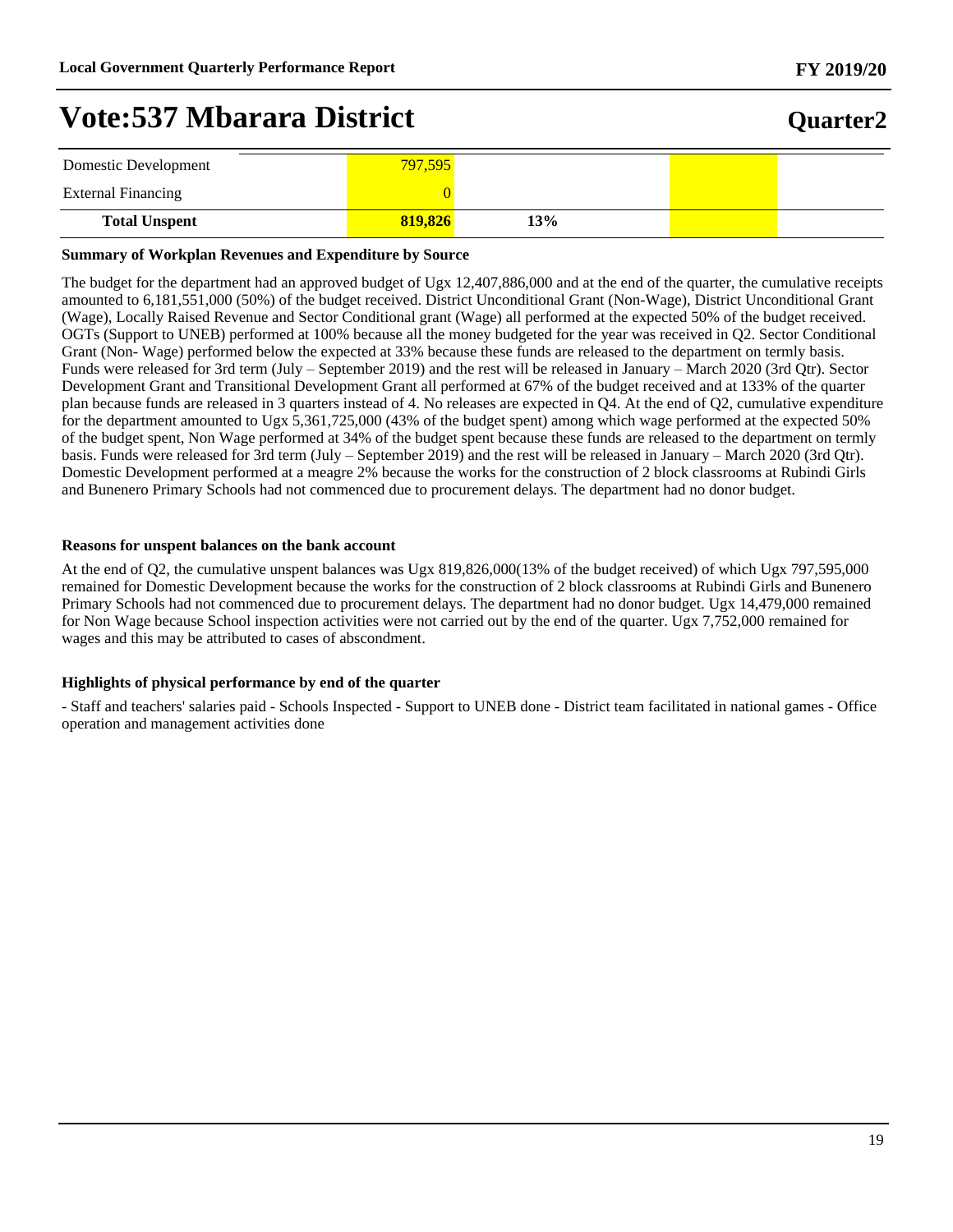# Vote:537 Mbarara District

| | | | | |
|---|---|---|---|---|
| Domestic Development | 797,595 | | | |
| External Financing | 0 | | | |
| **Total Unspent** | **819,826** | **13%** | | |

**Summary of Workplan Revenues and Expenditure by Source**

The budget for the department had an approved budget of Ugx 12,407,886,000 and at the end of the quarter, the cumulative receipts amounted to 6,181,551,000 (50%) of the budget received. District Unconditional Grant (Non-Wage), District Unconditional Grant (Wage), Locally Raised Revenue and Sector Conditional grant (Wage) all performed at the expected 50% of the budget received. OGTs (Support to UNEB) performed at 100% because all the money budgeted for the year was received in Q2. Sector Conditional Grant (Non- Wage) performed below the expected at 33% because these funds are released to the department on termly basis. Funds were released for 3rd term (July – September 2019) and the rest will be released in January – March 2020 (3rd Qtr). Sector Development Grant and Transitional Development Grant all performed at 67% of the budget received and at 133% of the quarter plan because funds are released in 3 quarters instead of 4. No releases are expected in Q4. At the end of Q2, cumulative expenditure for the department amounted to Ugx 5,361,725,000 (43% of the budget spent) among which wage performed at the expected 50% of the budget spent, Non Wage performed at 34% of the budget spent because these funds are released to the department on termly basis. Funds were released for 3rd term (July – September 2019) and the rest will be released in January – March 2020 (3rd Qtr). Domestic Development performed at a meagre 2% because the works for the construction of 2 block classrooms at Rubindi Girls and Bunenero Primary Schools had not commenced due to procurement delays. The department had no donor budget.

**Reasons for unspent balances on the bank account**

At the end of Q2, the cumulative unspent balances was Ugx 819,826,000(13% of the budget received) of which Ugx 797,595,000 remained for Domestic Development because the works for the construction of 2 block classrooms at Rubindi Girls and Bunenero Primary Schools had not commenced due to procurement delays. The department had no donor budget. Ugx 14,479,000 remained for Non Wage because School inspection activities were not carried out by the end of the quarter. Ugx 7,752,000 remained for wages and this may be attributed to cases of abscondment.

**Highlights of physical performance by end of the quarter**

- Staff and teachers' salaries paid - Schools Inspected - Support to UNEB done - District team facilitated in national games - Office operation and management activities done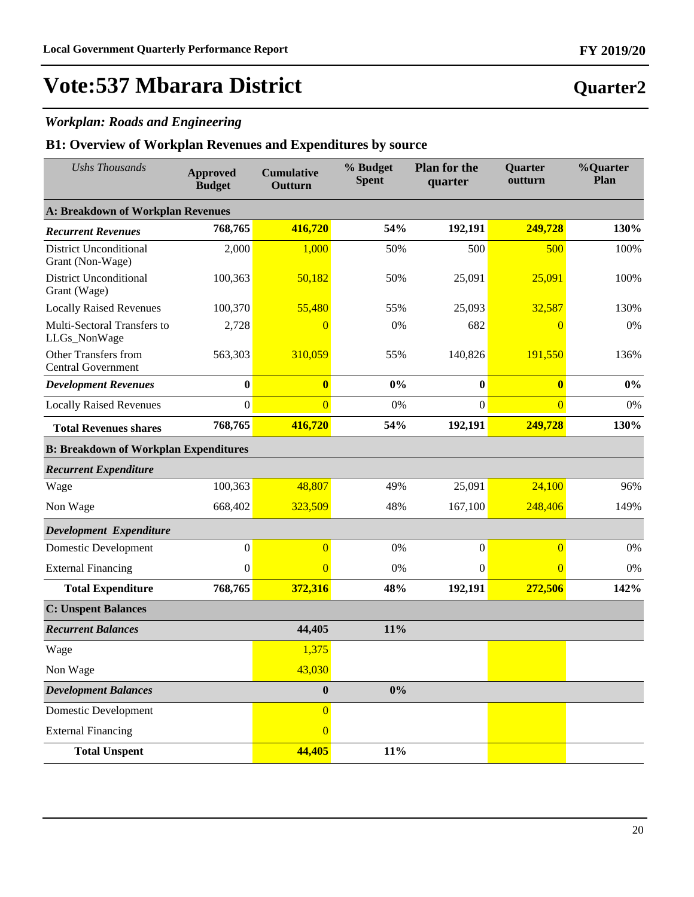# Vote:537 Mbarara District

## Quarter2

### *Workplan: Roads and Engineering*

### B1: Overview of Workplan Revenues and Expenditures by source

| *Ushs Thousands* | Approved Budget | Cumulative Outturn | % Budget Spent | Plan for the quarter | Quarter outturn | %Quarter Plan |
|---|---|---|---|---|---|---|
| **A: Breakdown of Workplan Revenues** | | | | | | |
| ***Recurrent Revenues*** | **768,765** | **416,720** | **54%** | **192,191** | **249,728** | **130%** |
| District Unconditional Grant (Non-Wage) | 2,000 | 1,000 | 50% | 500 | 500 | 100% |
| District Unconditional Grant (Wage) | 100,363 | 50,182 | 50% | 25,091 | 25,091 | 100% |
| Locally Raised Revenues | 100,370 | 55,480 | 55% | 25,093 | 32,587 | 130% |
| Multi-Sectoral Transfers to LLGs_NonWage | 2,728 | 0 | 0% | 682 | 0 | 0% |
| Other Transfers from Central Government | 563,303 | 310,059 | 55% | 140,826 | 191,550 | 136% |
| ***Development Revenues*** | **0** | **0** | **0%** | **0** | **0** | **0%** |
| Locally Raised Revenues | 0 | 0 | 0% | 0 | 0 | 0% |
| **Total Revenues shares** | **768,765** | **416,720** | **54%** | **192,191** | **249,728** | **130%** |
| **B: Breakdown of Workplan Expenditures** | | | | | | |
| ***Recurrent Expenditure*** | | | | | | |
| Wage | 100,363 | 48,807 | 49% | 25,091 | 24,100 | 96% |
| Non Wage | 668,402 | 323,509 | 48% | 167,100 | 248,406 | 149% |
| ***Development Expenditure*** | | | | | | |
| Domestic Development | 0 | 0 | 0% | 0 | 0 | 0% |
| External Financing | 0 | 0 | 0% | 0 | 0 | 0% |
| **Total Expenditure** | **768,765** | **372,316** | **48%** | **192,191** | **272,506** | **142%** |
| **C: Unspent Balances** | | | | | | |
| ***Recurrent Balances*** | | **44,405** | **11%** | | | |
| Wage | | 1,375 | | | | |
| Non Wage | | 43,030 | | | | |
| ***Development Balances*** | | **0** | **0%** | | | |
| Domestic Development | | 0 | | | | |
| External Financing | | 0 | | | | |
| **Total Unspent** | | **44,405** | **11%** | | | |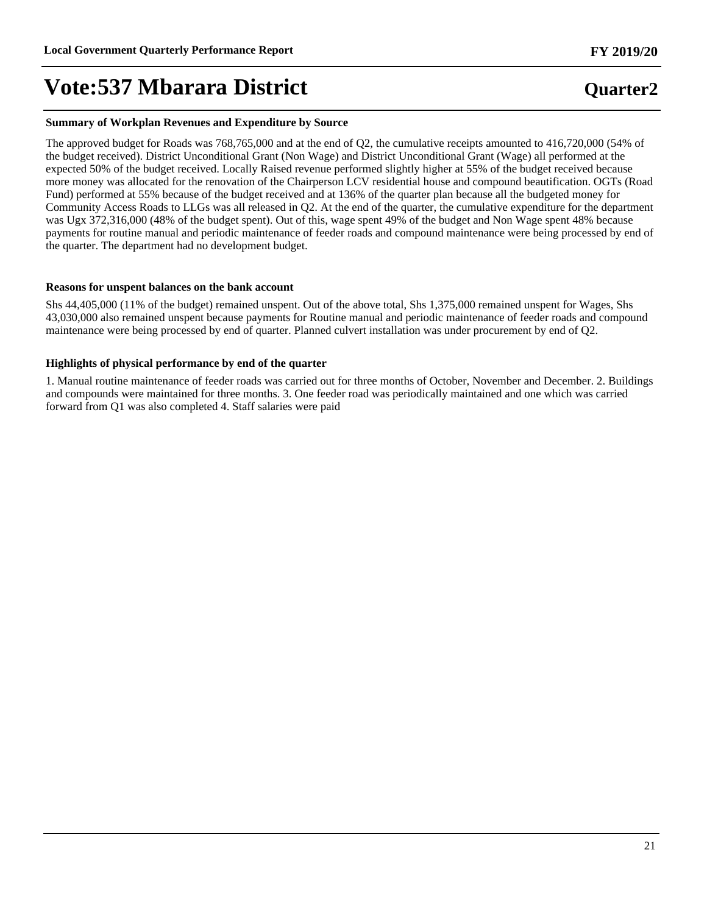# Vote:537 Mbarara District

**Quarter2**

### Summary of Workplan Revenues and Expenditure by Source

The approved budget for Roads was 768,765,000 and at the end of Q2, the cumulative receipts amounted to 416,720,000 (54% of the budget received). District Unconditional Grant (Non Wage) and District Unconditional Grant (Wage) all performed at the expected 50% of the budget received. Locally Raised revenue performed slightly higher at 55% of the budget received because more money was allocated for the renovation of the Chairperson LCV residential house and compound beautification. OGTs (Road Fund) performed at 55% because of the budget received and at 136% of the quarter plan because all the budgeted money for Community Access Roads to LLGs was all released in Q2. At the end of the quarter, the cumulative expenditure for the department was Ugx 372,316,000 (48% of the budget spent). Out of this, wage spent 49% of the budget and Non Wage spent 48% because payments for routine manual and periodic maintenance of feeder roads and compound maintenance were being processed by end of the quarter. The department had no development budget.

### Reasons for unspent balances on the bank account

Shs 44,405,000 (11% of the budget) remained unspent. Out of the above total, Shs 1,375,000 remained unspent for Wages, Shs 43,030,000 also remained unspent because payments for Routine manual and periodic maintenance of feeder roads and compound maintenance were being processed by end of quarter. Planned culvert installation was under procurement by end of Q2.

### Highlights of physical performance by end of the quarter

1. Manual routine maintenance of feeder roads was carried out for three months of October, November and December. 2. Buildings and compounds were maintained for three months. 3. One feeder road was periodically maintained and one which was carried forward from Q1 was also completed 4. Staff salaries were paid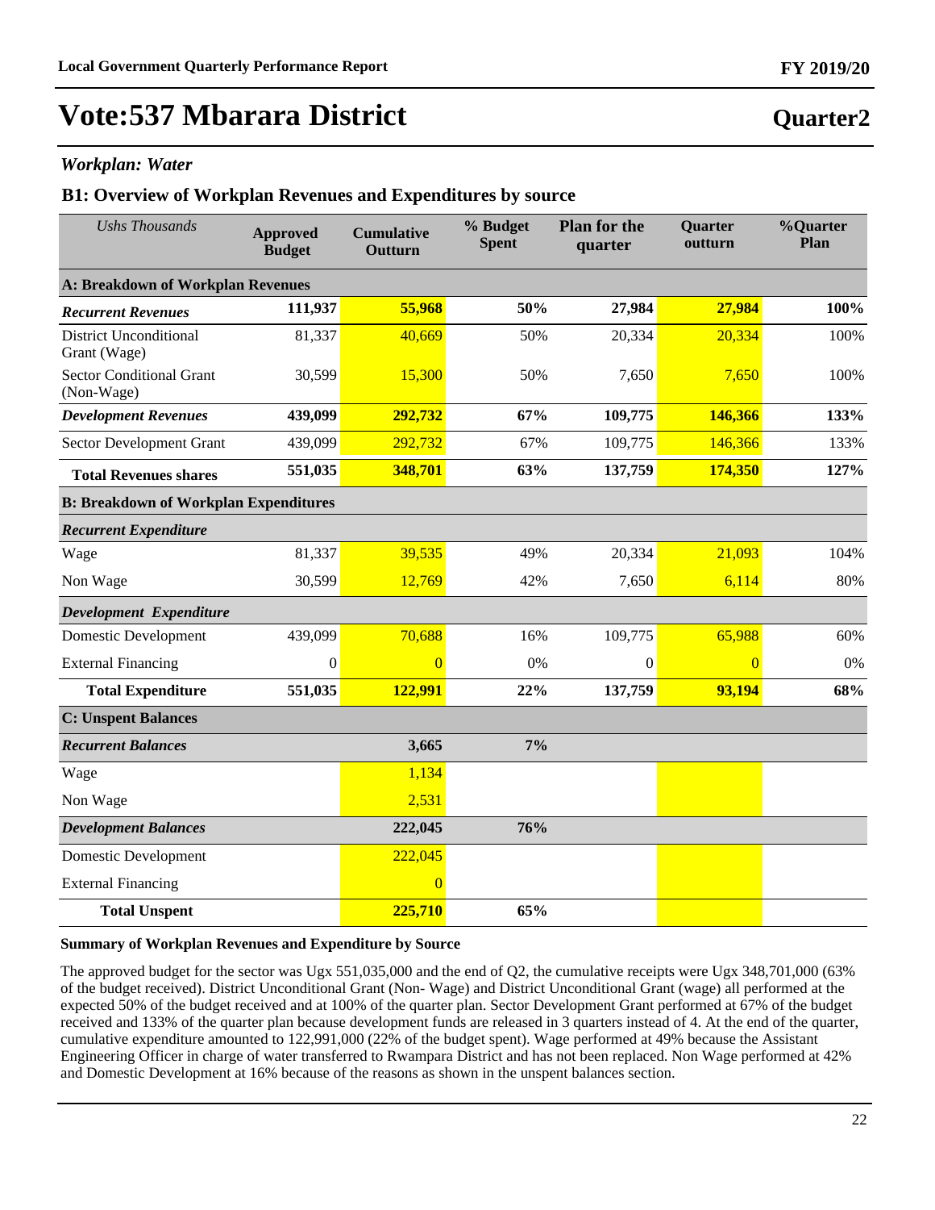# Vote:537 Mbarara District

**Quarter2**

### *Workplan: Water*

### B1: Overview of Workplan Revenues and Expenditures by source

| *Ushs Thousands* | Approved Budget | Cumulative Outturn | % Budget Spent | Plan for the quarter | Quarter outturn | %Quarter Plan |
|---|---|---|---|---|---|---|
| **A: Breakdown of Workplan Revenues** | | | | | | |
| ***Recurrent Revenues*** | **111,937** | **55,968** | **50%** | **27,984** | **27,984** | **100%** |
| District Unconditional Grant (Wage) | 81,337 | 40,669 | 50% | 20,334 | 20,334 | 100% |
| Sector Conditional Grant (Non-Wage) | 30,599 | 15,300 | 50% | 7,650 | 7,650 | 100% |
| ***Development Revenues*** | **439,099** | **292,732** | **67%** | **109,775** | **146,366** | **133%** |
| Sector Development Grant | 439,099 | 292,732 | 67% | 109,775 | 146,366 | 133% |
| **Total Revenues shares** | **551,035** | **348,701** | **63%** | **137,759** | **174,350** | **127%** |
| **B: Breakdown of Workplan Expenditures** | | | | | | |
| ***Recurrent Expenditure*** | | | | | | |
| Wage | 81,337 | 39,535 | 49% | 20,334 | 21,093 | 104% |
| Non Wage | 30,599 | 12,769 | 42% | 7,650 | 6,114 | 80% |
| ***Development Expenditure*** | | | | | | |
| Domestic Development | 439,099 | 70,688 | 16% | 109,775 | 65,988 | 60% |
| External Financing | 0 | 0 | 0% | 0 | 0 | 0% |
| **Total Expenditure** | **551,035** | **122,991** | **22%** | **137,759** | **93,194** | **68%** |
| **C: Unspent Balances** | | | | | | |
| ***Recurrent Balances*** | | **3,665** | **7%** | | | |
| Wage | | 1,134 | | | | |
| Non Wage | | 2,531 | | | | |
| ***Development Balances*** | | **222,045** | **76%** | | | |
| Domestic Development | | 222,045 | | | | |
| External Financing | | 0 | | | | |
| **Total Unspent** | | **225,710** | **65%** | | | |

**Summary of Workplan Revenues and Expenditure by Source**

The approved budget for the sector was Ugx 551,035,000 and the end of Q2, the cumulative receipts were Ugx 348,701,000 (63% of the budget received). District Unconditional Grant (Non- Wage) and District Unconditional Grant (wage) all performed at the expected 50% of the budget received and at 100% of the quarter plan. Sector Development Grant performed at 67% of the budget received and 133% of the quarter plan because development funds are released in 3 quarters instead of 4. At the end of the quarter, cumulative expenditure amounted to 122,991,000 (22% of the budget spent). Wage performed at 49% because the Assistant Engineering Officer in charge of water transferred to Rwampara District and has not been replaced. Non Wage performed at 42% and Domestic Development at 16% because of the reasons as shown in the unspent balances section.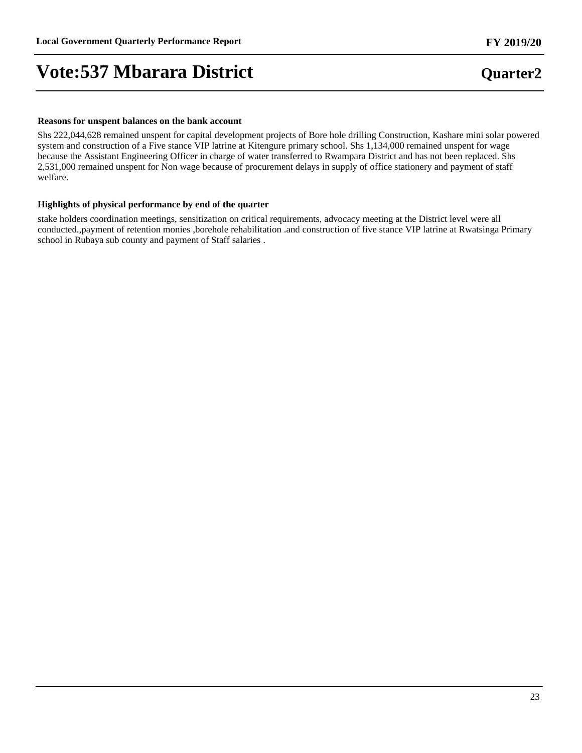**Reasons for unspent balances on the bank account**

Shs 222,044,628 remained unspent for capital development projects of Bore hole drilling Construction, Kashare mini solar powered system and construction of a Five stance VIP latrine at Kitengure primary school. Shs 1,134,000 remained unspent for wage because the Assistant Engineering Officer in charge of water transferred to Rwampara District and has not been replaced. Shs 2,531,000 remained unspent for Non wage because of procurement delays in supply of office stationery and payment of staff welfare.

**Highlights of physical performance by end of the quarter**

stake holders coordination meetings, sensitization on critical requirements, advocacy meeting at the District level were all conducted.,payment of retention monies ,borehole rehabilitation .and construction of five stance VIP latrine at Rwatsinga Primary school in Rubaya sub county and payment of Staff salaries .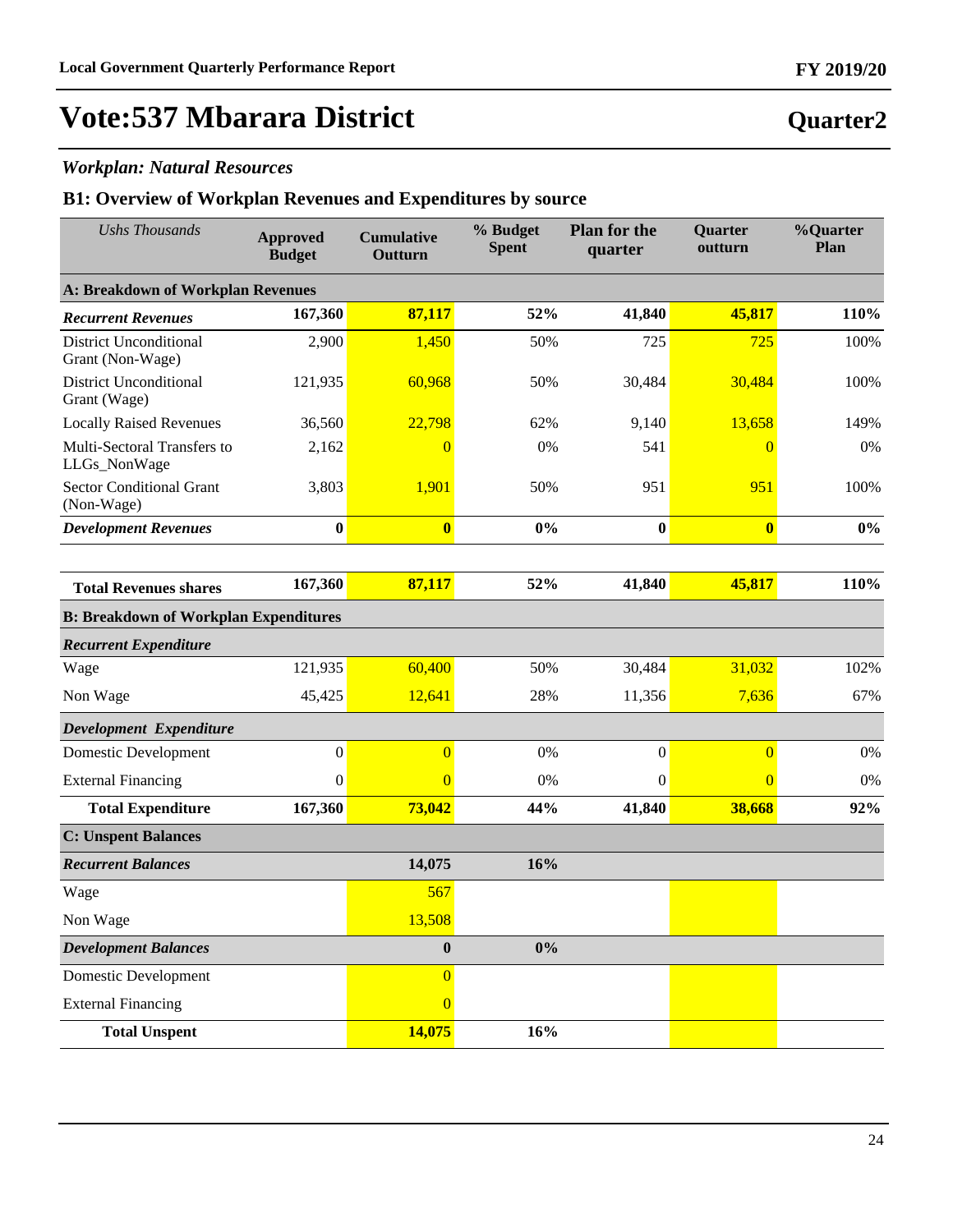# Vote:537 Mbarara District

**Quarter2**

### *Workplan: Natural Resources*

## B1: Overview of Workplan Revenues and Expenditures by source

| *Ushs Thousands* | Approved Budget | Cumulative Outturn | % Budget Spent | Plan for the quarter | Quarter outturn | %Quarter Plan |
|---|---|---|---|---|---|---|
| **A: Breakdown of Workplan Revenues** | | | | | | |
| ***Recurrent Revenues*** | **167,360** | **87,117** | **52%** | **41,840** | **45,817** | **110%** |
| District Unconditional Grant (Non-Wage) | 2,900 | 1,450 | 50% | 725 | 725 | 100% |
| District Unconditional Grant (Wage) | 121,935 | 60,968 | 50% | 30,484 | 30,484 | 100% |
| Locally Raised Revenues | 36,560 | 22,798 | 62% | 9,140 | 13,658 | 149% |
| Multi-Sectoral Transfers to LLGs_NonWage | 2,162 | 0 | 0% | 541 | 0 | 0% |
| Sector Conditional Grant (Non-Wage) | 3,803 | 1,901 | 50% | 951 | 951 | 100% |
| ***Development Revenues*** | **0** | **0** | **0%** | **0** | **0** | **0%** |
| **Total Revenues shares** | **167,360** | **87,117** | **52%** | **41,840** | **45,817** | **110%** |
| **B: Breakdown of Workplan Expenditures** | | | | | | |
| ***Recurrent Expenditure*** | | | | | | |
| Wage | 121,935 | 60,400 | 50% | 30,484 | 31,032 | 102% |
| Non Wage | 45,425 | 12,641 | 28% | 11,356 | 7,636 | 67% |
| ***Development Expenditure*** | | | | | | |
| Domestic Development | 0 | 0 | 0% | 0 | 0 | 0% |
| External Financing | 0 | 0 | 0% | 0 | 0 | 0% |
| **Total Expenditure** | **167,360** | **73,042** | **44%** | **41,840** | **38,668** | **92%** |
| **C: Unspent Balances** | | | | | | |
| ***Recurrent Balances*** | | **14,075** | **16%** | | | |
| Wage | | 567 | | | | |
| Non Wage | | 13,508 | | | | |
| ***Development Balances*** | | **0** | **0%** | | | |
| Domestic Development | | 0 | | | | |
| External Financing | | 0 | | | | |
| **Total Unspent** | | **14,075** | **16%** | | | |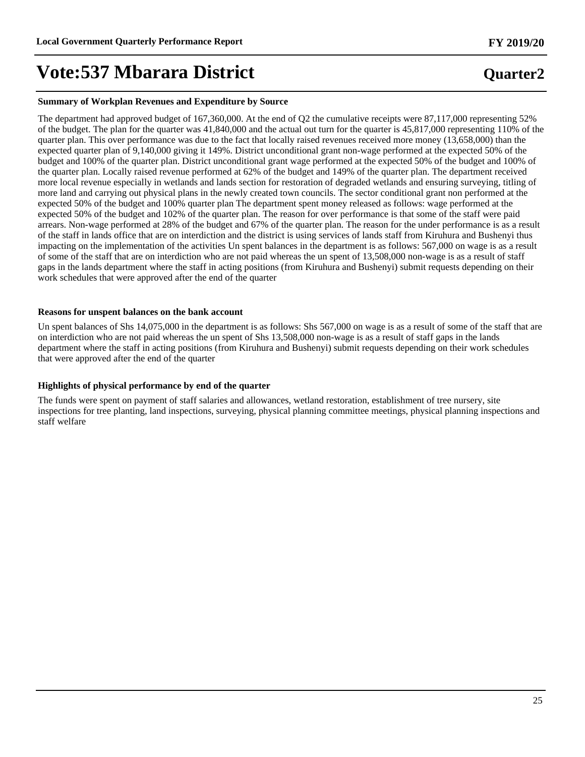**Summary of Workplan Revenues and Expenditure by Source**

The department had approved budget of 167,360,000. At the end of Q2 the cumulative receipts were 87,117,000 representing 52% of the budget. The plan for the quarter was 41,840,000 and the actual out turn for the quarter is 45,817,000 representing 110% of the quarter plan. This over performance was due to the fact that locally raised revenues received more money (13,658,000) than the expected quarter plan of 9,140,000 giving it 149%. District unconditional grant non-wage performed at the expected 50% of the budget and 100% of the quarter plan. District unconditional grant wage performed at the expected 50% of the budget and 100% of the quarter plan. Locally raised revenue performed at 62% of the budget and 149% of the quarter plan. The department received more local revenue especially in wetlands and lands section for restoration of degraded wetlands and ensuring surveying, titling of more land and carrying out physical plans in the newly created town councils. The sector conditional grant non performed at the expected 50% of the budget and 100% quarter plan The department spent money released as follows: wage performed at the expected 50% of the budget and 102% of the quarter plan. The reason for over performance is that some of the staff were paid arrears. Non-wage performed at 28% of the budget and 67% of the quarter plan. The reason for the under performance is as a result of the staff in lands office that are on interdiction and the district is using services of lands staff from Kiruhura and Bushenyi thus impacting on the implementation of the activities Un spent balances in the department is as follows: 567,000 on wage is as a result of some of the staff that are on interdiction who are not paid whereas the un spent of 13,508,000 non-wage is as a result of staff gaps in the lands department where the staff in acting positions (from Kiruhura and Bushenyi) submit requests depending on their work schedules that were approved after the end of the quarter

**Reasons for unspent balances on the bank account**

Un spent balances of Shs 14,075,000 in the department is as follows: Shs 567,000 on wage is as a result of some of the staff that are on interdiction who are not paid whereas the un spent of Shs 13,508,000 non-wage is as a result of staff gaps in the lands department where the staff in acting positions (from Kiruhura and Bushenyi) submit requests depending on their work schedules that were approved after the end of the quarter

**Highlights of physical performance by end of the quarter**

The funds were spent on payment of staff salaries and allowances, wetland restoration, establishment of tree nursery, site inspections for tree planting, land inspections, surveying, physical planning committee meetings, physical planning inspections and staff welfare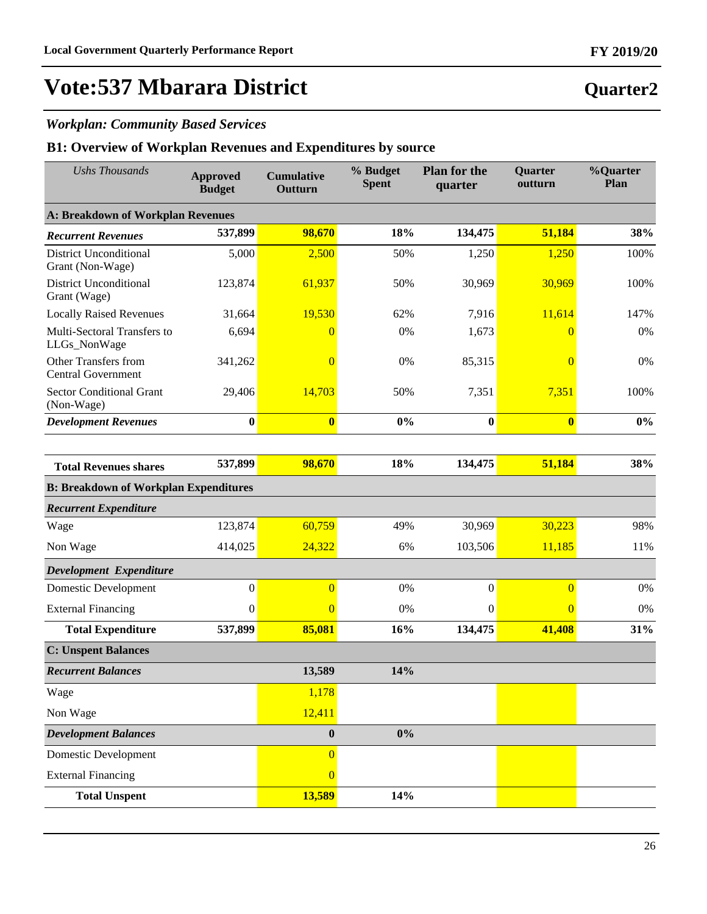# Vote:537 Mbarara District

## Quarter2

### *Workplan: Community Based Services*

### B1: Overview of Workplan Revenues and Expenditures by source

| *Ushs Thousands* | Approved Budget | Cumulative Outturn | % Budget Spent | Plan for the quarter | Quarter outturn | %Quarter Plan |
|---|---|---|---|---|---|---|
| **A: Breakdown of Workplan Revenues** | | | | | | |
| ***Recurrent Revenues*** | **537,899** | **98,670** | **18%** | **134,475** | **51,184** | **38%** |
| District Unconditional Grant (Non-Wage) | 5,000 | 2,500 | 50% | 1,250 | 1,250 | 100% |
| District Unconditional Grant (Wage) | 123,874 | 61,937 | 50% | 30,969 | 30,969 | 100% |
| Locally Raised Revenues | 31,664 | 19,530 | 62% | 7,916 | 11,614 | 147% |
| Multi-Sectoral Transfers to LLGs_NonWage | 6,694 | 0 | 0% | 1,673 | 0 | 0% |
| Other Transfers from Central Government | 341,262 | 0 | 0% | 85,315 | 0 | 0% |
| Sector Conditional Grant (Non-Wage) | 29,406 | 14,703 | 50% | 7,351 | 7,351 | 100% |
| ***Development Revenues*** | **0** | **0** | **0%** | **0** | **0** | **0%** |
| **Total Revenues shares** | **537,899** | **98,670** | **18%** | **134,475** | **51,184** | **38%** |
| **B: Breakdown of Workplan Expenditures** | | | | | | |
| ***Recurrent Expenditure*** | | | | | | |
| Wage | 123,874 | 60,759 | 49% | 30,969 | 30,223 | 98% |
| Non Wage | 414,025 | 24,322 | 6% | 103,506 | 11,185 | 11% |
| ***Development Expenditure*** | | | | | | |
| Domestic Development | 0 | 0 | 0% | 0 | 0 | 0% |
| External Financing | 0 | 0 | 0% | 0 | 0 | 0% |
| **Total Expenditure** | **537,899** | **85,081** | **16%** | **134,475** | **41,408** | **31%** |
| **C: Unspent Balances** | | | | | | |
| ***Recurrent Balances*** | | **13,589** | **14%** | | | |
| Wage | | 1,178 | | | | |
| Non Wage | | 12,411 | | | | |
| ***Development Balances*** | | **0** | **0%** | | | |
| Domestic Development | | 0 | | | | |
| External Financing | | 0 | | | | |
| **Total Unspent** | | **13,589** | **14%** | | | |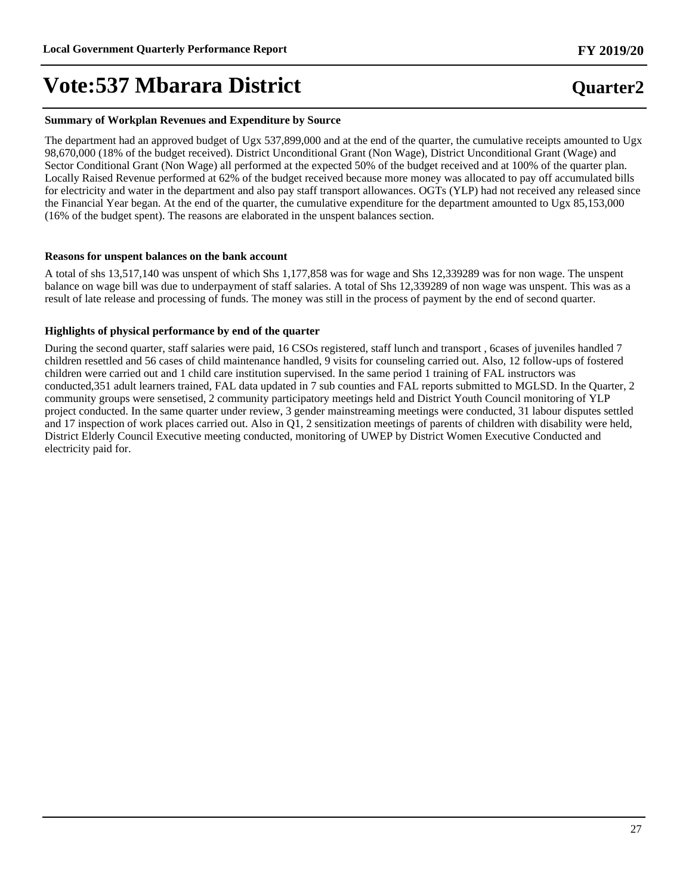# Vote:537 Mbarara District

**Quarter2**

**Summary of Workplan Revenues and Expenditure by Source**

The department had an approved budget of Ugx 537,899,000 and at the end of the quarter, the cumulative receipts amounted to Ugx 98,670,000 (18% of the budget received). District Unconditional Grant (Non Wage), District Unconditional Grant (Wage) and Sector Conditional Grant (Non Wage) all performed at the expected 50% of the budget received and at 100% of the quarter plan. Locally Raised Revenue performed at 62% of the budget received because more money was allocated to pay off accumulated bills for electricity and water in the department and also pay staff transport allowances. OGTs (YLP) had not received any released since the Financial Year began. At the end of the quarter, the cumulative expenditure for the department amounted to Ugx 85,153,000 (16% of the budget spent). The reasons are elaborated in the unspent balances section.

**Reasons for unspent balances on the bank account**

A total of shs 13,517,140 was unspent of which Shs 1,177,858 was for wage and Shs 12,339289 was for non wage. The unspent balance on wage bill was due to underpayment of staff salaries. A total of Shs 12,339289 of non wage was unspent. This was as a result of late release and processing of funds. The money was still in the process of payment by the end of second quarter.

**Highlights of physical performance by end of the quarter**

During the second quarter, staff salaries were paid, 16 CSOs registered, staff lunch and transport , 6cases of juveniles handled 7 children resettled and 56 cases of child maintenance handled, 9 visits for counseling carried out. Also, 12 follow-ups of fostered children were carried out and 1 child care institution supervised. In the same period 1 training of FAL instructors was conducted,351 adult learners trained, FAL data updated in 7 sub counties and FAL reports submitted to MGLSD. In the Quarter, 2 community groups were sensetised, 2 community participatory meetings held and District Youth Council monitoring of YLP project conducted. In the same quarter under review, 3 gender mainstreaming meetings were conducted, 31 labour disputes settled and 17 inspection of work places carried out. Also in Q1, 2 sensitization meetings of parents of children with disability were held, District Elderly Council Executive meeting conducted, monitoring of UWEP by District Women Executive Conducted and electricity paid for.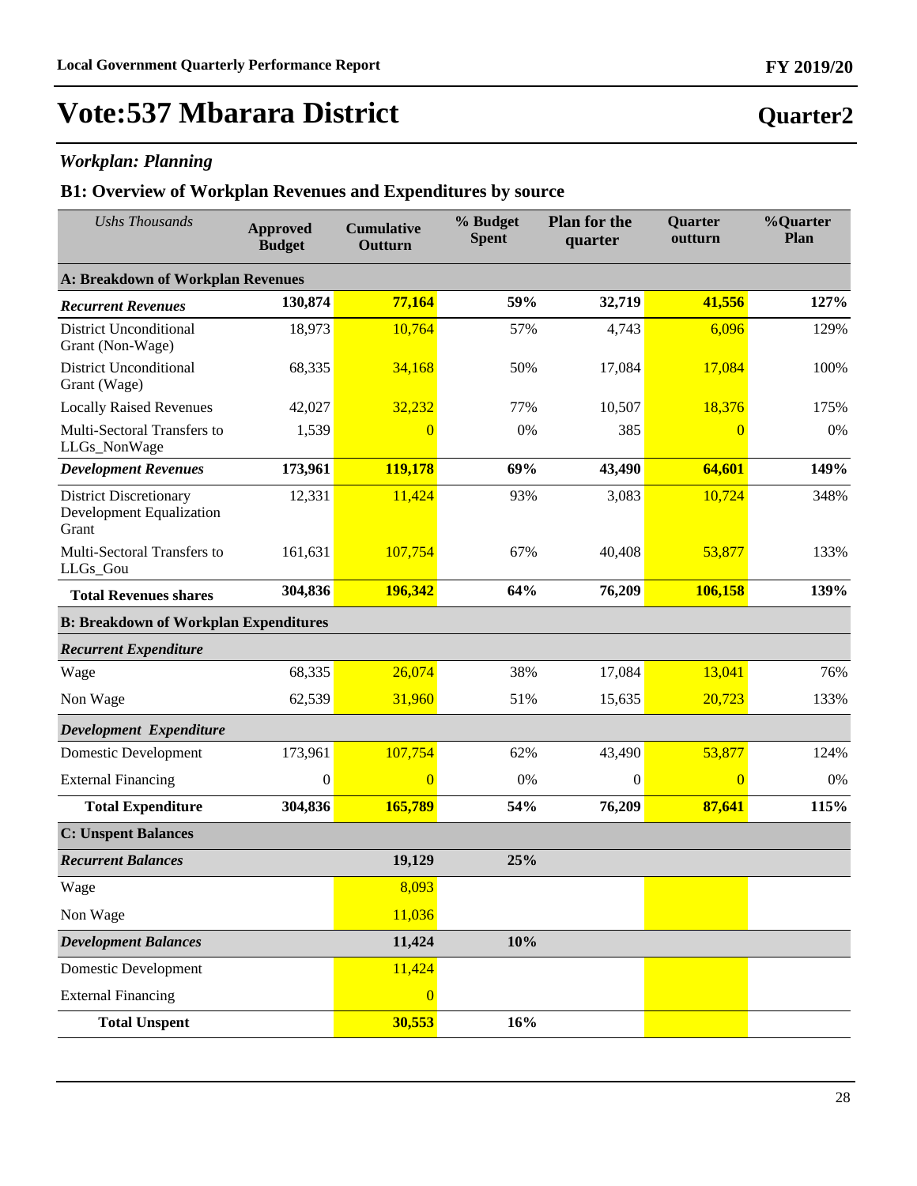# Vote:537 Mbarara District

## Quarter2

### *Workplan: Planning*

### B1: Overview of Workplan Revenues and Expenditures by source

| *Ushs Thousands* | Approved Budget | Cumulative Outturn | % Budget Spent | Plan for the quarter | Quarter outturn | %Quarter Plan |
|---|---|---|---|---|---|---|
| **A: Breakdown of Workplan Revenues** | | | | | | |
| ***Recurrent Revenues*** | **130,874** | **77,164** | **59%** | **32,719** | **41,556** | **127%** |
| District Unconditional Grant (Non-Wage) | 18,973 | 10,764 | 57% | 4,743 | 6,096 | 129% |
| District Unconditional Grant (Wage) | 68,335 | 34,168 | 50% | 17,084 | 17,084 | 100% |
| Locally Raised Revenues | 42,027 | 32,232 | 77% | 10,507 | 18,376 | 175% |
| Multi-Sectoral Transfers to LLGs_NonWage | 1,539 | 0 | 0% | 385 | 0 | 0% |
| ***Development Revenues*** | **173,961** | **119,178** | **69%** | **43,490** | **64,601** | **149%** |
| District Discretionary Development Equalization Grant | 12,331 | 11,424 | 93% | 3,083 | 10,724 | 348% |
| Multi-Sectoral Transfers to LLGs_Gou | 161,631 | 107,754 | 67% | 40,408 | 53,877 | 133% |
| **Total Revenues shares** | **304,836** | **196,342** | **64%** | **76,209** | **106,158** | **139%** |
| **B: Breakdown of Workplan Expenditures** | | | | | | |
| ***Recurrent Expenditure*** | | | | | | |
| Wage | 68,335 | 26,074 | 38% | 17,084 | 13,041 | 76% |
| Non Wage | 62,539 | 31,960 | 51% | 15,635 | 20,723 | 133% |
| ***Development Expenditure*** | | | | | | |
| Domestic Development | 173,961 | 107,754 | 62% | 43,490 | 53,877 | 124% |
| External Financing | 0 | 0 | 0% | 0 | 0 | 0% |
| **Total Expenditure** | **304,836** | **165,789** | **54%** | **76,209** | **87,641** | **115%** |
| **C: Unspent Balances** | | | | | | |
| ***Recurrent Balances*** | | **19,129** | **25%** | | | |
| Wage | | 8,093 | | | | |
| Non Wage | | 11,036 | | | | |
| ***Development Balances*** | | **11,424** | **10%** | | | |
| Domestic Development | | 11,424 | | | | |
| External Financing | | 0 | | | | |
| **Total Unspent** | | **30,553** | **16%** | | | |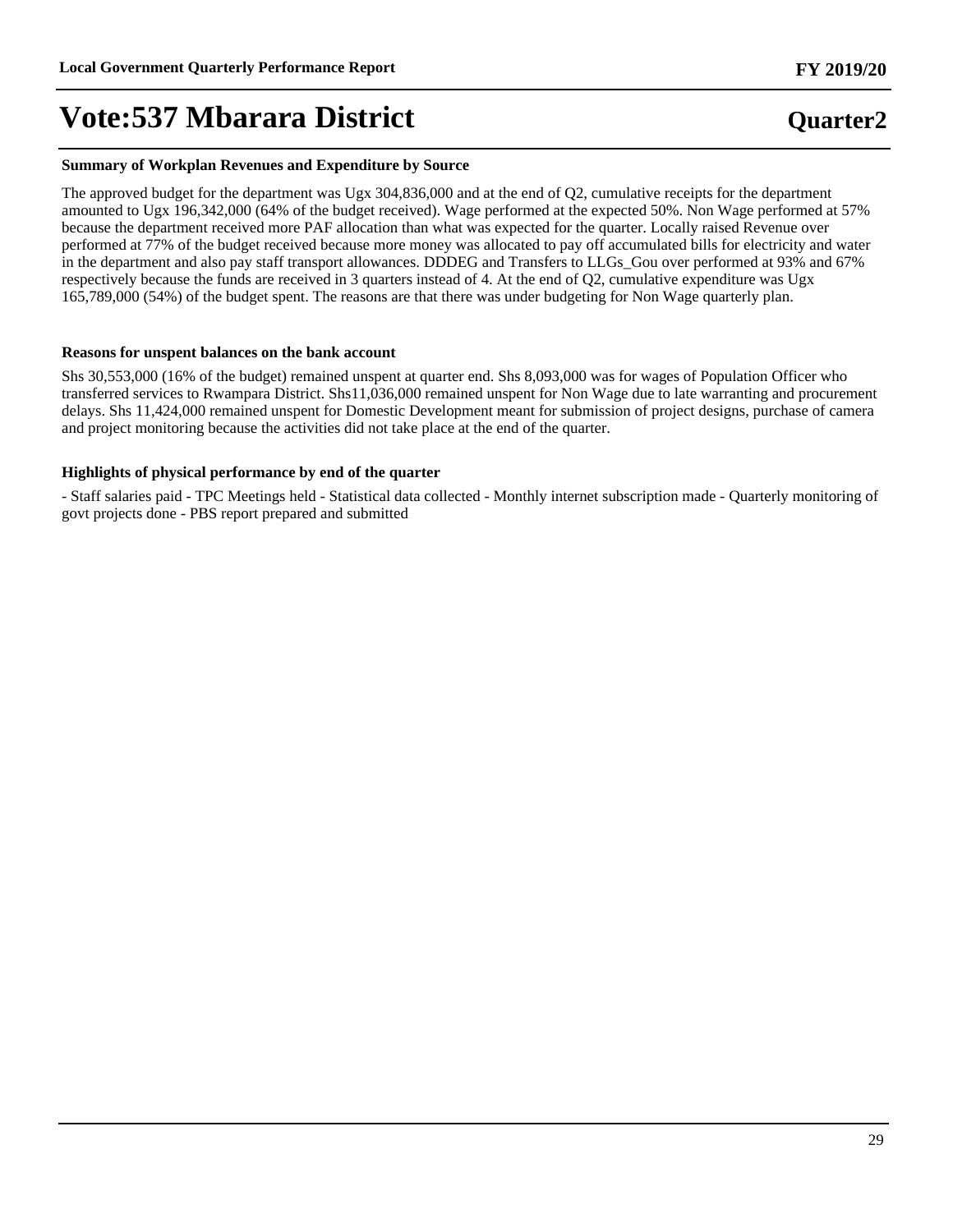# Vote:537 Mbarara District

**Quarter2**

### Summary of Workplan Revenues and Expenditure by Source

The approved budget for the department was Ugx 304,836,000 and at the end of Q2, cumulative receipts for the department amounted to Ugx 196,342,000 (64% of the budget received). Wage performed at the expected 50%. Non Wage performed at 57% because the department received more PAF allocation than what was expected for the quarter. Locally raised Revenue over performed at 77% of the budget received because more money was allocated to pay off accumulated bills for electricity and water in the department and also pay staff transport allowances. DDDEG and Transfers to LLGs_Gou over performed at 93% and 67% respectively because the funds are received in 3 quarters instead of 4. At the end of Q2, cumulative expenditure was Ugx 165,789,000 (54%) of the budget spent. The reasons are that there was under budgeting for Non Wage quarterly plan.

### Reasons for unspent balances on the bank account

Shs 30,553,000 (16% of the budget) remained unspent at quarter end. Shs 8,093,000 was for wages of Population Officer who transferred services to Rwampara District. Shs11,036,000 remained unspent for Non Wage due to late warranting and procurement delays. Shs 11,424,000 remained unspent for Domestic Development meant for submission of project designs, purchase of camera and project monitoring because the activities did not take place at the end of the quarter.

### Highlights of physical performance by end of the quarter

- Staff salaries paid - TPC Meetings held - Statistical data collected - Monthly internet subscription made - Quarterly monitoring of govt projects done - PBS report prepared and submitted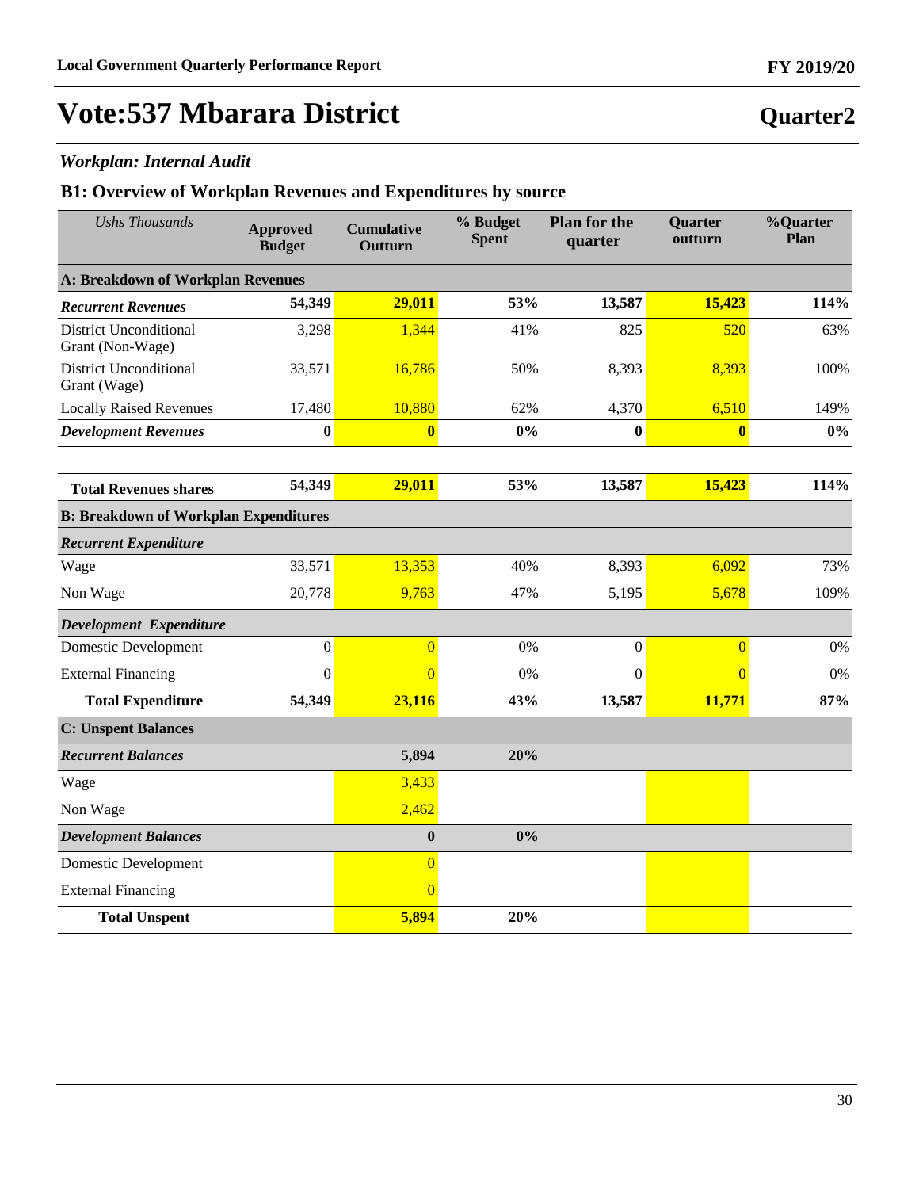# Vote:537 Mbarara District

## Quarter2

### *Workplan: Internal Audit*

### B1: Overview of Workplan Revenues and Expenditures by source

| *Ushs Thousands* | Approved Budget | Cumulative Outturn | % Budget Spent | Plan for the quarter | Quarter outturn | %Quarter Plan |
|---|---|---|---|---|---|---|
| **A: Breakdown of Workplan Revenues** | | | | | | |
| ***Recurrent Revenues*** | **54,349** | **29,011** | **53%** | **13,587** | **15,423** | **114%** |
| District Unconditional Grant (Non-Wage) | 3,298 | 1,344 | 41% | 825 | 520 | 63% |
| District Unconditional Grant (Wage) | 33,571 | 16,786 | 50% | 8,393 | 8,393 | 100% |
| Locally Raised Revenues | 17,480 | 10,880 | 62% | 4,370 | 6,510 | 149% |
| ***Development Revenues*** | **0** | **0** | **0%** | **0** | **0** | **0%** |
| **Total Revenues shares** | **54,349** | **29,011** | **53%** | **13,587** | **15,423** | **114%** |
| **B: Breakdown of Workplan Expenditures** | | | | | | |
| ***Recurrent Expenditure*** | | | | | | |
| Wage | 33,571 | 13,353 | 40% | 8,393 | 6,092 | 73% |
| Non Wage | 20,778 | 9,763 | 47% | 5,195 | 5,678 | 109% |
| ***Development Expenditure*** | | | | | | |
| Domestic Development | 0 | 0 | 0% | 0 | 0 | 0% |
| External Financing | 0 | 0 | 0% | 0 | 0 | 0% |
| **Total Expenditure** | **54,349** | **23,116** | **43%** | **13,587** | **11,771** | **87%** |
| **C: Unspent Balances** | | | | | | |
| ***Recurrent Balances*** | | **5,894** | **20%** | | | |
| Wage | | 3,433 | | | | |
| Non Wage | | 2,462 | | | | |
| ***Development Balances*** | | **0** | **0%** | | | |
| Domestic Development | | 0 | | | | |
| External Financing | | 0 | | | | |
| **Total Unspent** | | **5,894** | **20%** | | | |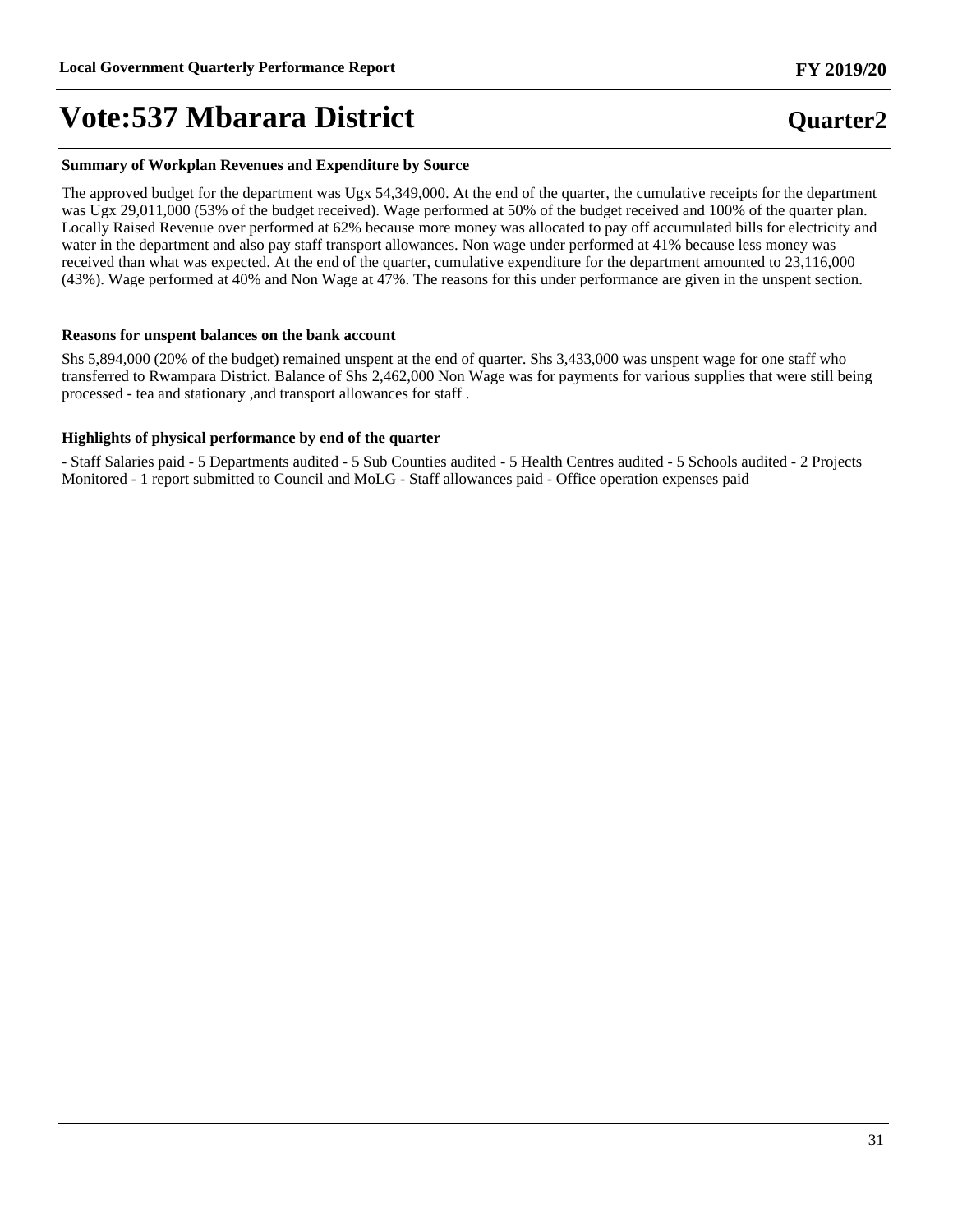# Vote:537 Mbarara District

**Quarter2**

#### Summary of Workplan Revenues and Expenditure by Source

The approved budget for the department was Ugx 54,349,000. At the end of the quarter, the cumulative receipts for the department was Ugx 29,011,000 (53% of the budget received). Wage performed at 50% of the budget received and 100% of the quarter plan. Locally Raised Revenue over performed at 62% because more money was allocated to pay off accumulated bills for electricity and water in the department and also pay staff transport allowances. Non wage under performed at 41% because less money was received than what was expected. At the end of the quarter, cumulative expenditure for the department amounted to 23,116,000 (43%). Wage performed at 40% and Non Wage at 47%. The reasons for this under performance are given in the unspent section.

#### Reasons for unspent balances on the bank account

Shs 5,894,000 (20% of the budget) remained unspent at the end of quarter. Shs 3,433,000 was unspent wage for one staff who transferred to Rwampara District. Balance of Shs 2,462,000 Non Wage was for payments for various supplies that were still being processed - tea and stationary ,and transport allowances for staff .

#### Highlights of physical performance by end of the quarter

- Staff Salaries paid - 5 Departments audited - 5 Sub Counties audited - 5 Health Centres audited - 5 Schools audited - 2 Projects Monitored - 1 report submitted to Council and MoLG - Staff allowances paid - Office operation expenses paid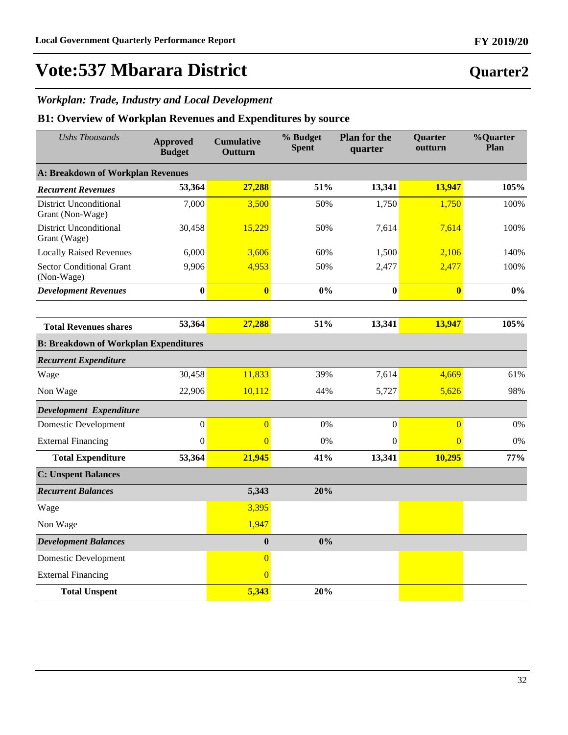# Vote:537 Mbarara District

## Quarter2

### *Workplan: Trade, Industry and Local Development*

### B1: Overview of Workplan Revenues and Expenditures by source

| *Ushs Thousands* | Approved Budget | Cumulative Outturn | % Budget Spent | Plan for the quarter | Quarter outturn | %Quarter Plan |
|---|---|---|---|---|---|---|
| **A: Breakdown of Workplan Revenues** | | | | | | |
| ***Recurrent Revenues*** | **53,364** | **27,288** | **51%** | **13,341** | **13,947** | **105%** |
| District Unconditional Grant (Non-Wage) | 7,000 | 3,500 | 50% | 1,750 | 1,750 | 100% |
| District Unconditional Grant (Wage) | 30,458 | 15,229 | 50% | 7,614 | 7,614 | 100% |
| Locally Raised Revenues | 6,000 | 3,606 | 60% | 1,500 | 2,106 | 140% |
| Sector Conditional Grant (Non-Wage) | 9,906 | 4,953 | 50% | 2,477 | 2,477 | 100% |
| ***Development Revenues*** | **0** | **0** | **0%** | **0** | **0** | **0%** |
| **Total Revenues shares** | **53,364** | **27,288** | **51%** | **13,341** | **13,947** | **105%** |
| **B: Breakdown of Workplan Expenditures** | | | | | | |
| ***Recurrent Expenditure*** | | | | | | |
| Wage | 30,458 | 11,833 | 39% | 7,614 | 4,669 | 61% |
| Non Wage | 22,906 | 10,112 | 44% | 5,727 | 5,626 | 98% |
| ***Development Expenditure*** | | | | | | |
| Domestic Development | 0 | 0 | 0% | 0 | 0 | 0% |
| External Financing | 0 | 0 | 0% | 0 | 0 | 0% |
| **Total Expenditure** | **53,364** | **21,945** | **41%** | **13,341** | **10,295** | **77%** |
| **C: Unspent Balances** | | | | | | |
| ***Recurrent Balances*** | | **5,343** | **20%** | | | |
| Wage | | 3,395 | | | | |
| Non Wage | | 1,947 | | | | |
| ***Development Balances*** | | **0** | **0%** | | | |
| Domestic Development | | 0 | | | | |
| External Financing | | 0 | | | | |
| **Total Unspent** | | **5,343** | **20%** | | | |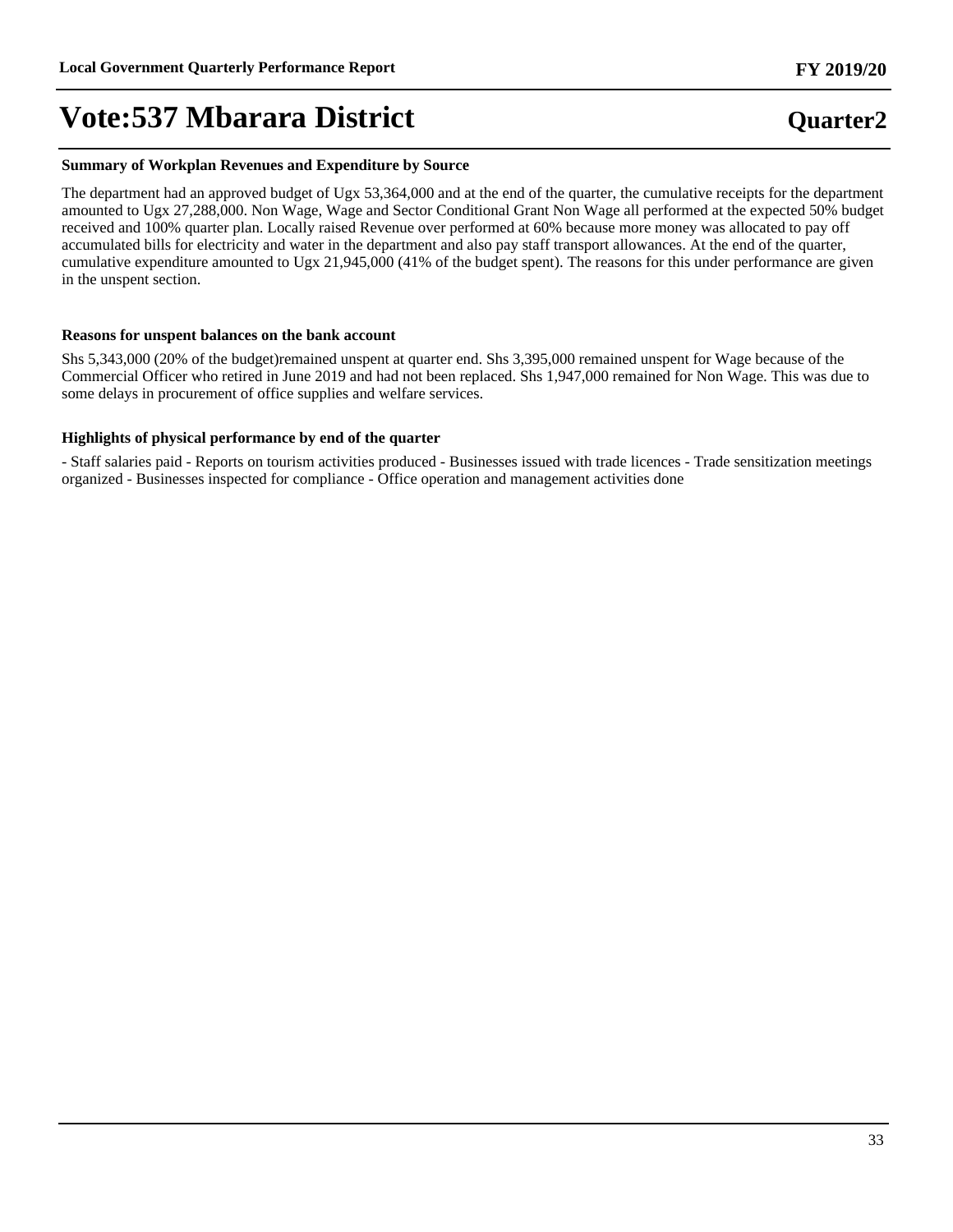**Summary of Workplan Revenues and Expenditure by Source**

The department had an approved budget of Ugx 53,364,000 and at the end of the quarter, the cumulative receipts for the department amounted to Ugx 27,288,000. Non Wage, Wage and Sector Conditional Grant Non Wage all performed at the expected 50% budget received and 100% quarter plan. Locally raised Revenue over performed at 60% because more money was allocated to pay off accumulated bills for electricity and water in the department and also pay staff transport allowances. At the end of the quarter, cumulative expenditure amounted to Ugx 21,945,000 (41% of the budget spent). The reasons for this under performance are given in the unspent section.

**Reasons for unspent balances on the bank account**

Shs 5,343,000 (20% of the budget)remained unspent at quarter end. Shs 3,395,000 remained unspent for Wage because of the Commercial Officer who retired in June 2019 and had not been replaced. Shs 1,947,000 remained for Non Wage. This was due to some delays in procurement of office supplies and welfare services.

**Highlights of physical performance by end of the quarter**

- Staff salaries paid - Reports on tourism activities produced - Businesses issued with trade licences - Trade sensitization meetings organized - Businesses inspected for compliance - Office operation and management activities done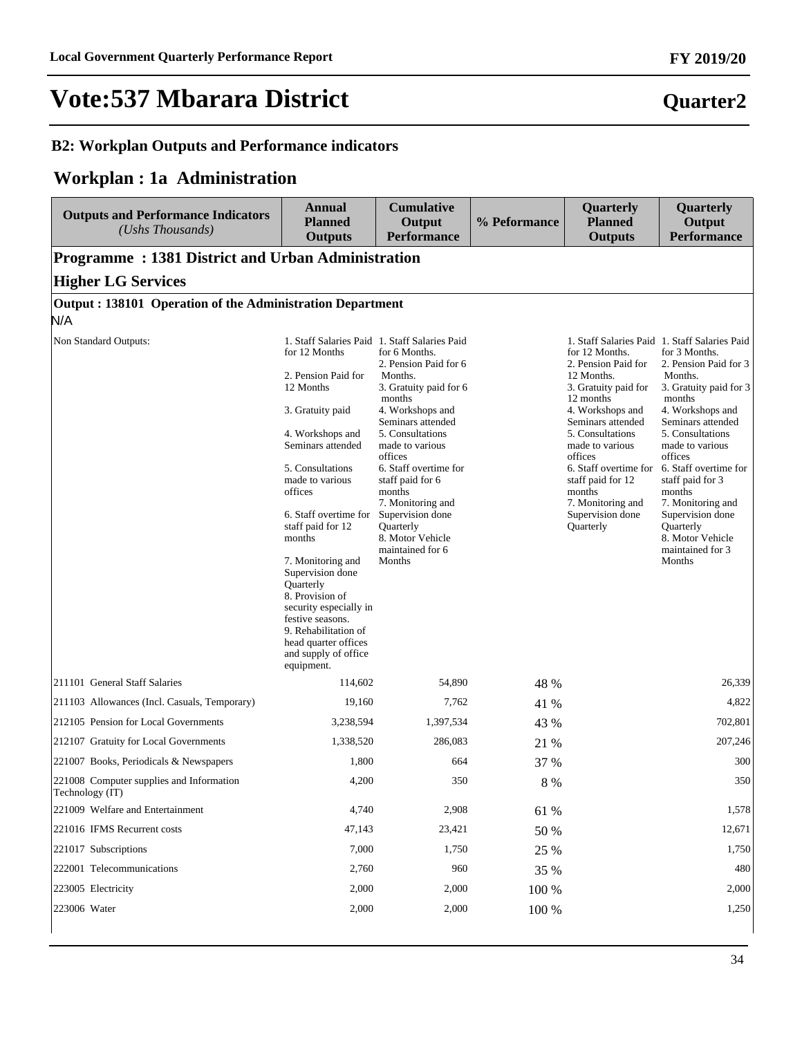# Vote:537 Mbarara District

**Quarter2**

## B2: Workplan Outputs and Performance indicators

## Workplan : 1a Administration

| Outputs and Performance Indicators *(Ushs Thousands)* | Annual Planned Outputs | Cumulative Output Performance | % Peformance | Quarterly Planned Outputs | Quarterly Output Performance |
|---|---|---|---|---|---|
| **Programme : 1381 District and Urban Administration** | | | | | |
| **Higher LG Services** | | | | | |
| **Output : 138101 Operation of the Administration Department** | | | | | |
| N/A | | | | | |
| Non Standard Outputs: | 1. Staff Salaries Paid for 12 Months<br><br>2. Pension Paid for 12 Months<br><br>3. Gratuity paid<br><br>4. Workshops and Seminars attended<br><br>5. Consultations made to various offices<br><br>6. Staff overtime for staff paid for 12 months<br><br>7. Monitoring and Supervision done Quarterly<br>8. Provision of security especially in festive seasons.<br>9. Rehabilitation of head quarter offices and supply of office equipment. | 1. Staff Salaries Paid for 6 Months.<br>2. Pension Paid for 6 Months.<br>3. Gratuity paid for 6 months<br>4. Workshops and Seminars attended<br>5. Consultations made to various offices<br>6. Staff overtime for staff paid for 6 months<br>7. Monitoring and Supervision done Quarterly<br>8. Motor Vehicle maintained for 6 Months | | 1. Staff Salaries Paid for 12 Months.<br>2. Pension Paid for 12 Months.<br>3. Gratuity paid for 12 months<br>4. Workshops and Seminars attended<br>5. Consultations made to various offices<br>6. Staff overtime for staff paid for 12 months<br>7. Monitoring and Supervision done Quarterly | 1. Staff Salaries Paid for 3 Months.<br>2. Pension Paid for 3 Months.<br>3. Gratuity paid for 3 months<br>4. Workshops and Seminars attended<br>5. Consultations made to various offices<br>6. Staff overtime for staff paid for 3 months<br>7. Monitoring and Supervision done Quarterly<br>8. Motor Vehicle maintained for 3 Months |
| 211101 General Staff Salaries | 114,602 | 54,890 | 48 % | | 26,339 |
| 211103 Allowances (Incl. Casuals, Temporary) | 19,160 | 7,762 | 41 % | | 4,822 |
| 212105 Pension for Local Governments | 3,238,594 | 1,397,534 | 43 % | | 702,801 |
| 212107 Gratuity for Local Governments | 1,338,520 | 286,083 | 21 % | | 207,246 |
| 221007 Books, Periodicals & Newspapers | 1,800 | 664 | 37 % | | 300 |
| 221008 Computer supplies and Information Technology (IT) | 4,200 | 350 | 8 % | | 350 |
| 221009 Welfare and Entertainment | 4,740 | 2,908 | 61 % | | 1,578 |
| 221016 IFMS Recurrent costs | 47,143 | 23,421 | 50 % | | 12,671 |
| 221017 Subscriptions | 7,000 | 1,750 | 25 % | | 1,750 |
| 222001 Telecommunications | 2,760 | 960 | 35 % | | 480 |
| 223005 Electricity | 2,000 | 2,000 | 100 % | | 2,000 |
| 223006 Water | 2,000 | 2,000 | 100 % | | 1,250 |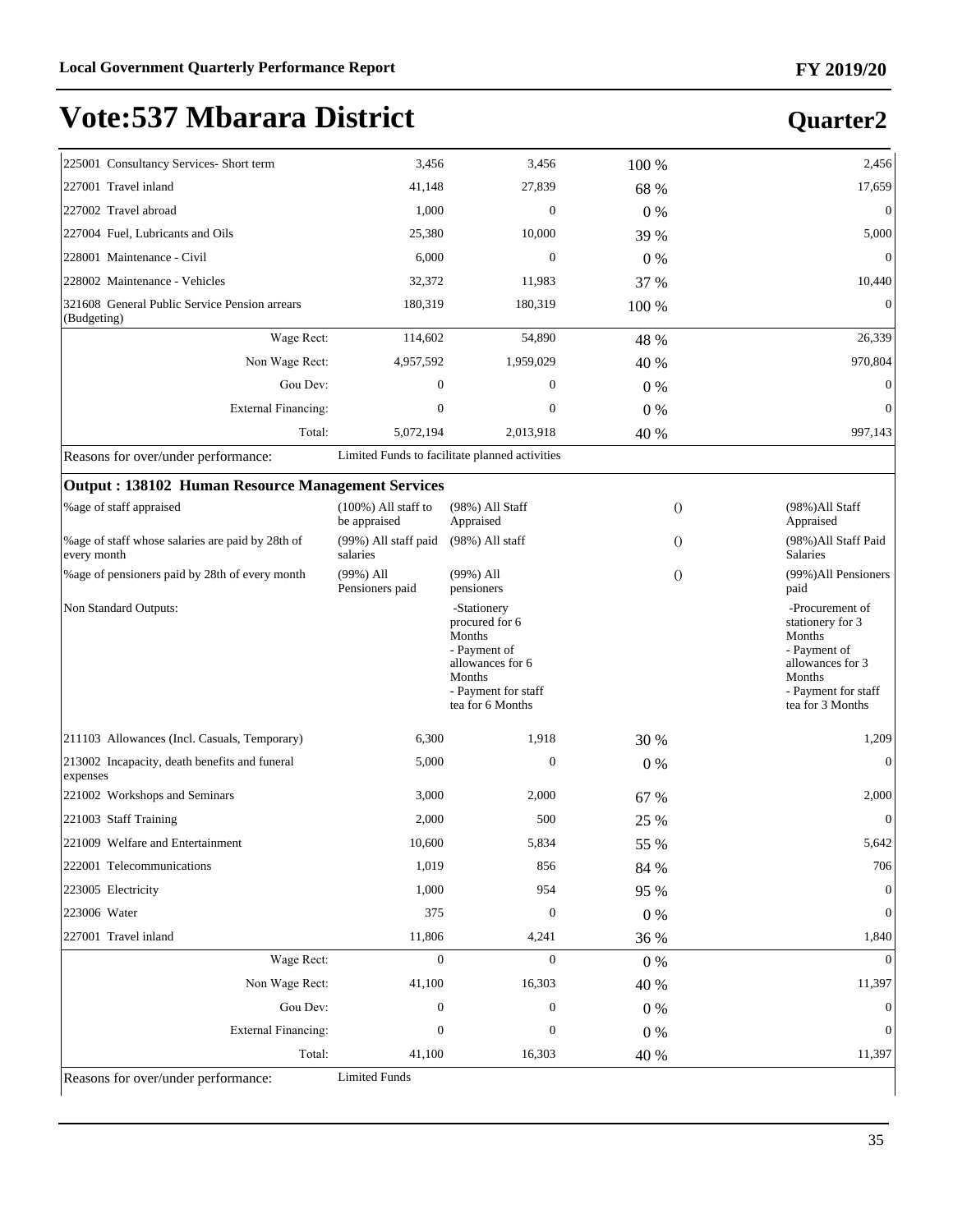# Vote:537 Mbarara District

## Quarter2

| | | | | |
|---|---|---|---|---|
| 225001 Consultancy Services- Short term | 3,456 | 3,456 | 100 % | 2,456 |
| 227001 Travel inland | 41,148 | 27,839 | 68 % | 17,659 |
| 227002 Travel abroad | 1,000 | 0 | 0 % | 0 |
| 227004 Fuel, Lubricants and Oils | 25,380 | 10,000 | 39 % | 5,000 |
| 228001 Maintenance - Civil | 6,000 | 0 | 0 % | 0 |
| 228002 Maintenance - Vehicles | 32,372 | 11,983 | 37 % | 10,440 |
| 321608 General Public Service Pension arrears (Budgeting) | 180,319 | 180,319 | 100 % | 0 |
| Wage Rect: | 114,602 | 54,890 | 48 % | 26,339 |
| Non Wage Rect: | 4,957,592 | 1,959,029 | 40 % | 970,804 |
| Gou Dev: | 0 | 0 | 0 % | 0 |
| External Financing: | 0 | 0 | 0 % | 0 |
| Total: | 5,072,194 | 2,013,918 | 40 % | 997,143 |

Reasons for over/under performance: Limited Funds to facilitate planned activities

### Output : 138102 Human Resource Management Services

| | | | | |
|---|---|---|---|---|
| %age of staff appraised | (100%) All staff to be appraised | (98%) All Staff Appraised | () | (98%)All Staff Appraised |
| %age of staff whose salaries are paid by 28th of every month | (99%) All staff paid salaries | (98%) All staff | () | (98%)All Staff Paid Salaries |
| %age of pensioners paid by 28th of every month | (99%) All Pensioners paid | (99%) All pensioners | () | (99%)All Pensioners paid |
| Non Standard Outputs: | | -Stationery procured for 6 Months<br>- Payment of allowances for 6 Months<br>- Payment for staff tea for 6 Months | | -Procurement of stationery for 3 Months<br>- Payment of allowances for 3 Months<br>- Payment for staff tea for 3 Months |
| 211103 Allowances (Incl. Casuals, Temporary) | 6,300 | 1,918 | 30 % | 1,209 |
| 213002 Incapacity, death benefits and funeral expenses | 5,000 | 0 | 0 % | 0 |
| 221002 Workshops and Seminars | 3,000 | 2,000 | 67 % | 2,000 |
| 221003 Staff Training | 2,000 | 500 | 25 % | 0 |
| 221009 Welfare and Entertainment | 10,600 | 5,834 | 55 % | 5,642 |
| 222001 Telecommunications | 1,019 | 856 | 84 % | 706 |
| 223005 Electricity | 1,000 | 954 | 95 % | 0 |
| 223006 Water | 375 | 0 | 0 % | 0 |
| 227001 Travel inland | 11,806 | 4,241 | 36 % | 1,840 |
| Wage Rect: | 0 | 0 | 0 % | 0 |
| Non Wage Rect: | 41,100 | 16,303 | 40 % | 11,397 |
| Gou Dev: | 0 | 0 | 0 % | 0 |
| External Financing: | 0 | 0 | 0 % | 0 |
| Total: | 41,100 | 16,303 | 40 % | 11,397 |

Reasons for over/under performance: Limited Funds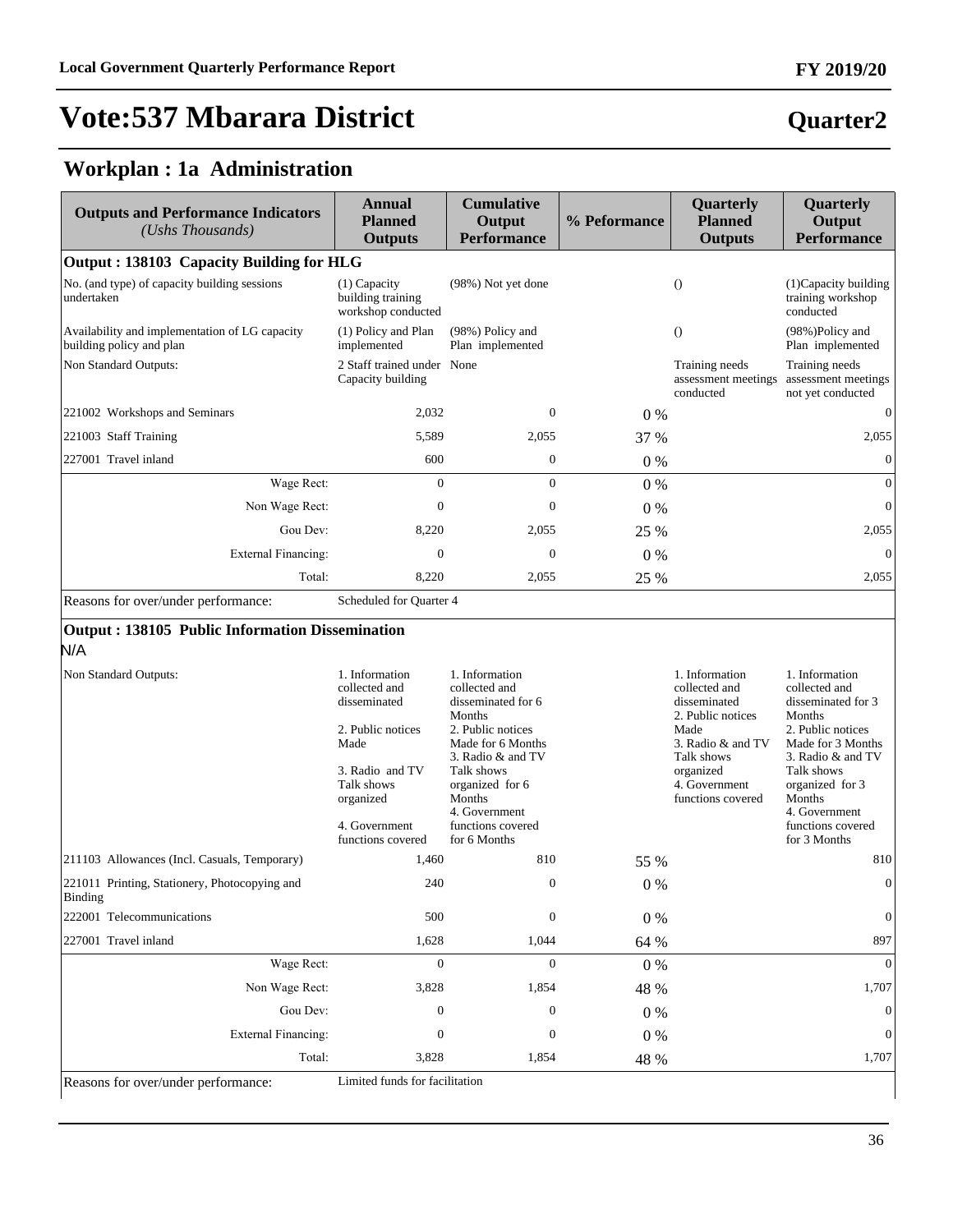# Vote:537 Mbarara District

## Quarter2

## Workplan : 1a Administration

| Outputs and Performance Indicators *(Ushs Thousands)* | Annual Planned Outputs | Cumulative Output Performance | % Peformance | Quarterly Planned Outputs | Quarterly Output Performance |
|---|---|---|---|---|---|
| **Output : 138103 Capacity Building for HLG** | | | | | |
| No. (and type) of capacity building sessions undertaken | (1) Capacity building training workshop conducted | (98%) Not yet done | | () | (1)Capacity building training workshop conducted |
| Availability and implementation of LG capacity building policy and plan | (1) Policy and Plan implemented | (98%) Policy and Plan implemented | | () | (98%)Policy and Plan implemented |
| Non Standard Outputs: | 2 Staff trained under Capacity building | None | | Training needs assessment meetings conducted | Training needs assessment meetings not yet conducted |
| 221002 Workshops and Seminars | 2,032 | 0 | 0 % | | 0 |
| 221003 Staff Training | 5,589 | 2,055 | 37 % | | 2,055 |
| 227001 Travel inland | 600 | 0 | 0 % | | 0 |
| Wage Rect: | 0 | 0 | 0 % | | 0 |
| Non Wage Rect: | 0 | 0 | 0 % | | 0 |
| Gou Dev: | 8,220 | 2,055 | 25 % | | 2,055 |
| External Financing: | 0 | 0 | 0 % | | 0 |
| Total: | 8,220 | 2,055 | 25 % | | 2,055 |
| Reasons for over/under performance: | Scheduled for Quarter 4 | | | | |
| **Output : 138105 Public Information Dissemination** | | | | | |
| N/A | | | | | |
| Non Standard Outputs: | 1. Information collected and disseminated<br><br>2. Public notices Made<br><br>3. Radio and TV Talk shows organized<br><br>4. Government functions covered | 1. Information collected and disseminated for 6 Months<br>2. Public notices Made for 6 Months<br>3. Radio & and TV Talk shows organized for 6 Months<br>4. Government functions covered for 6 Months | | 1. Information collected and disseminated<br>2. Public notices Made<br>3. Radio & and TV Talk shows organized<br>4. Government functions covered | 1. Information collected and disseminated for 3 Months<br>2. Public notices Made for 3 Months<br>3. Radio & and TV Talk shows organized for 3 Months<br>4. Government functions covered for 3 Months |
| 211103 Allowances (Incl. Casuals, Temporary) | 1,460 | 810 | 55 % | | 810 |
| 221011 Printing, Stationery, Photocopying and Binding | 240 | 0 | 0 % | | 0 |
| 222001 Telecommunications | 500 | 0 | 0 % | | 0 |
| 227001 Travel inland | 1,628 | 1,044 | 64 % | | 897 |
| Wage Rect: | 0 | 0 | 0 % | | 0 |
| Non Wage Rect: | 3,828 | 1,854 | 48 % | | 1,707 |
| Gou Dev: | 0 | 0 | 0 % | | 0 |
| External Financing: | 0 | 0 | 0 % | | 0 |
| Total: | 3,828 | 1,854 | 48 % | | 1,707 |
| Reasons for over/under performance: | Limited funds for facilitation | | | | |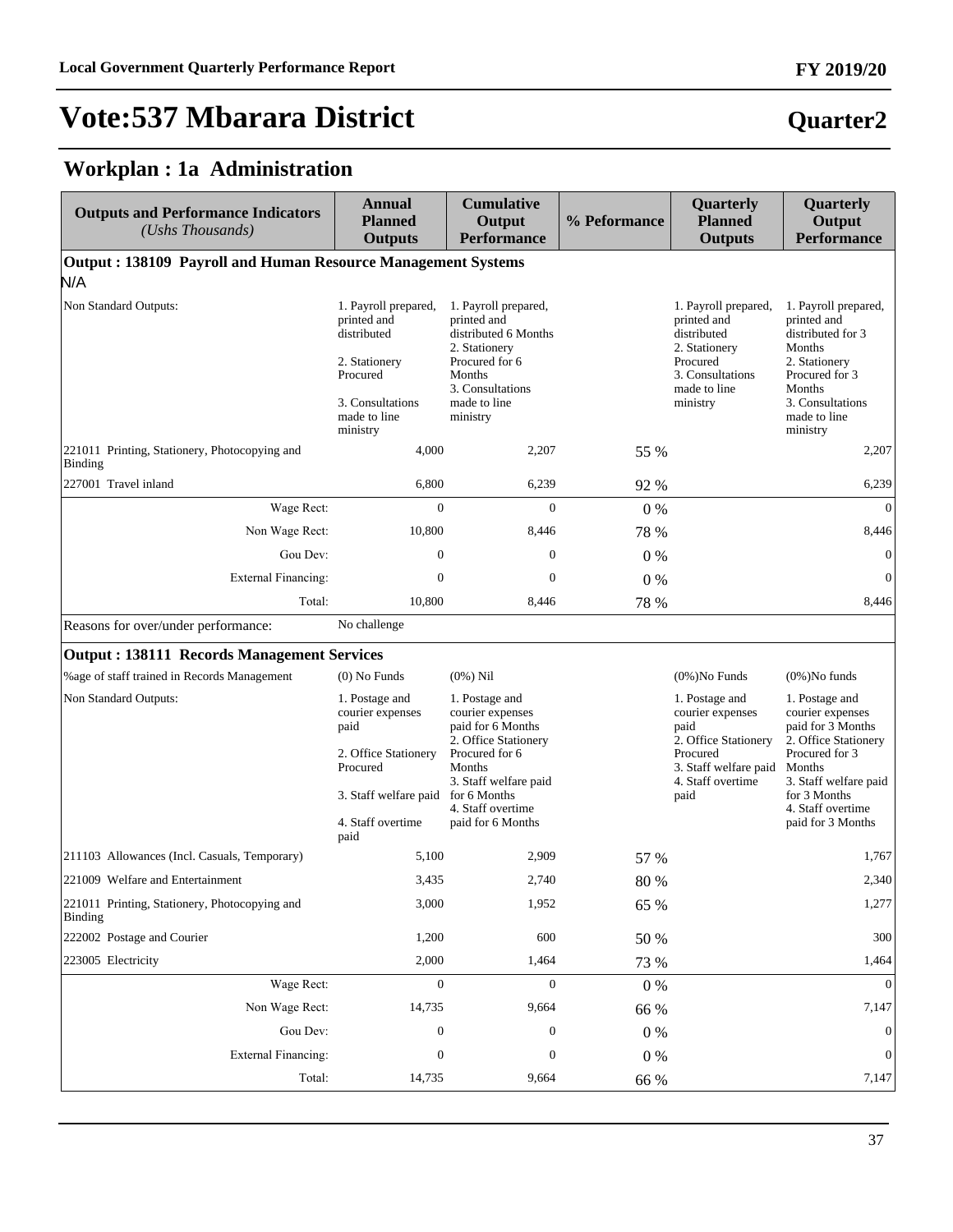# Vote:537 Mbarara District

## Quarter2

## Workplan : 1a Administration

| Outputs and Performance Indicators *(Ushs Thousands)* | Annual Planned Outputs | Cumulative Output Performance | % Peformance | Quarterly Planned Outputs | Quarterly Output Performance |
|---|---|---|---|---|---|
| **Output : 138109 Payroll and Human Resource Management Systems** | | | | | |
| N/A | | | | | |
| Non Standard Outputs: | 1. Payroll prepared, printed and distributed<br><br>2. Stationery Procured<br><br>3. Consultations made to line ministry | 1. Payroll prepared, printed and distributed 6 Months<br>2. Stationery Procured for 6 Months<br>3. Consultations made to line ministry | | 1. Payroll prepared, printed and distributed<br>2. Stationery Procured<br>3. Consultations made to line ministry | 1. Payroll prepared, printed and distributed for 3 Months<br>2. Stationery Procured for 3 Months<br>3. Consultations made to line ministry |
| 221011 Printing, Stationery, Photocopying and Binding | 4,000 | 2,207 | 55 % | | 2,207 |
| 227001 Travel inland | 6,800 | 6,239 | 92 % | | 6,239 |
| Wage Rect: | 0 | 0 | 0 % | | 0 |
| Non Wage Rect: | 10,800 | 8,446 | 78 % | | 8,446 |
| Gou Dev: | 0 | 0 | 0 % | | 0 |
| External Financing: | 0 | 0 | 0 % | | 0 |
| Total: | 10,800 | 8,446 | 78 % | | 8,446 |
| Reasons for over/under performance: | No challenge | | | | |
| **Output : 138111 Records Management Services** | | | | | |
| %age of staff trained in Records Management | (0) No Funds | (0%) Nil | | (0%)No Funds | (0%)No funds |
| Non Standard Outputs: | 1. Postage and courier expenses paid<br><br>2. Office Stationery Procured<br><br>3. Staff welfare paid<br><br>4. Staff overtime paid | 1. Postage and courier expenses paid for 6 Months<br>2. Office Stationery Procured for 6 Months<br>3. Staff welfare paid for 6 Months<br>4. Staff overtime paid for 6 Months | | 1. Postage and courier expenses paid<br>2. Office Stationery Procured<br>3. Staff welfare paid<br>4. Staff overtime paid | 1. Postage and courier expenses paid for 3 Months<br>2. Office Stationery Procured for 3 Months<br>3. Staff welfare paid for 3 Months<br>4. Staff overtime paid for 3 Months |
| 211103 Allowances (Incl. Casuals, Temporary) | 5,100 | 2,909 | 57 % | | 1,767 |
| 221009 Welfare and Entertainment | 3,435 | 2,740 | 80 % | | 2,340 |
| 221011 Printing, Stationery, Photocopying and Binding | 3,000 | 1,952 | 65 % | | 1,277 |
| 222002 Postage and Courier | 1,200 | 600 | 50 % | | 300 |
| 223005 Electricity | 2,000 | 1,464 | 73 % | | 1,464 |
| Wage Rect: | 0 | 0 | 0 % | | 0 |
| Non Wage Rect: | 14,735 | 9,664 | 66 % | | 7,147 |
| Gou Dev: | 0 | 0 | 0 % | | 0 |
| External Financing: | 0 | 0 | 0 % | | 0 |
| Total: | 14,735 | 9,664 | 66 % | | 7,147 |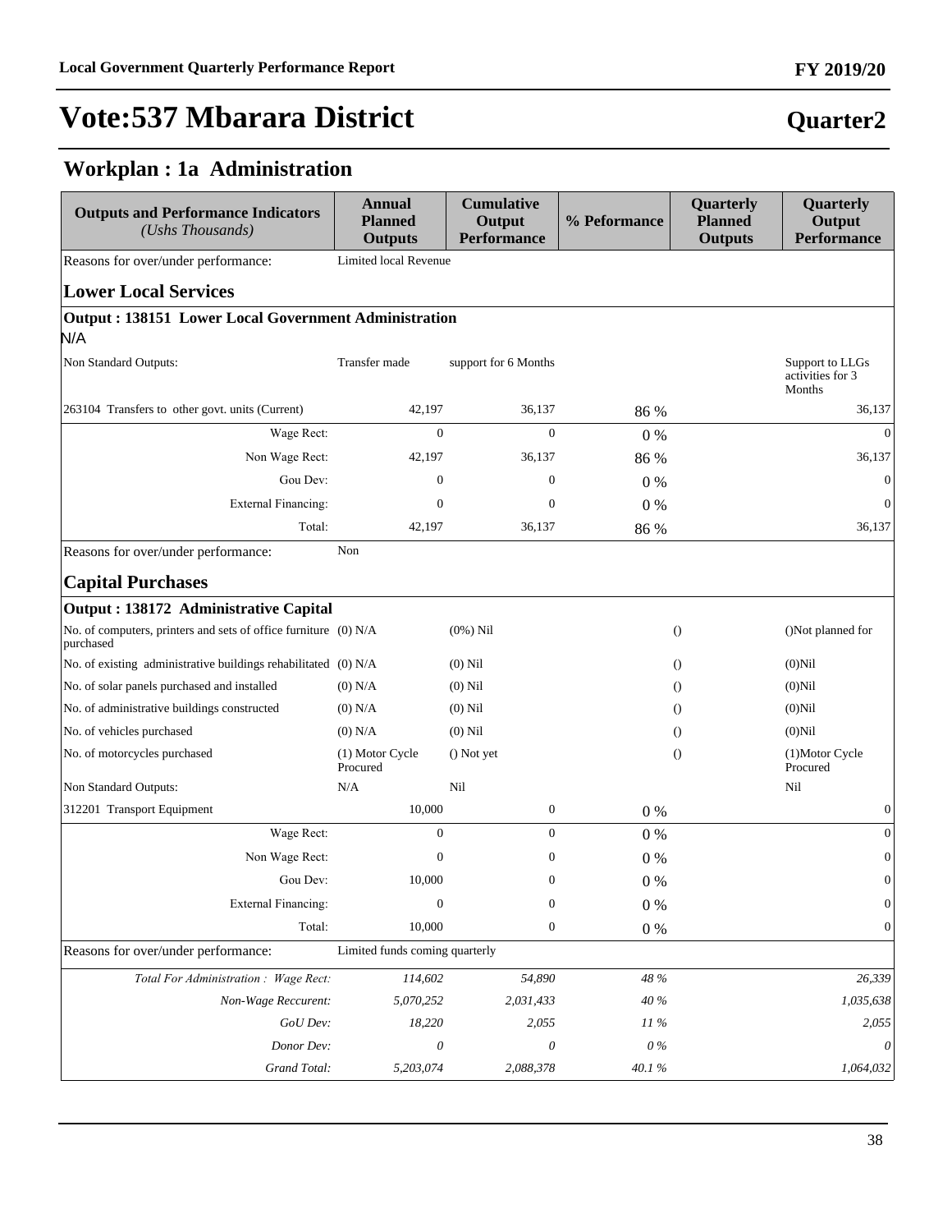# Vote:537 Mbarara District

## Quarter2

## Workplan : 1a Administration

| Outputs and Performance Indicators *(Ushs Thousands)* | Annual Planned Outputs | Cumulative Output Performance | % Peformance | Quarterly Planned Outputs | Quarterly Output Performance |
|---|---|---|---|---|---|
| Reasons for over/under performance: | Limited local Revenue | | | | |
| **Lower Local Services** | | | | | |
| **Output : 138151 Lower Local Government Administration** | | | | | |
| N/A | | | | | |
| Non Standard Outputs: | Transfer made | support for 6 Months | | | Support to LLGs activities for 3 Months |
| 263104 Transfers to other govt. units (Current) | 42,197 | 36,137 | 86 % | | 36,137 |
| Wage Rect: | 0 | 0 | 0 % | | 0 |
| Non Wage Rect: | 42,197 | 36,137 | 86 % | | 36,137 |
| Gou Dev: | 0 | 0 | 0 % | | 0 |
| External Financing: | 0 | 0 | 0 % | | 0 |
| Total: | 42,197 | 36,137 | 86 % | | 36,137 |
| Reasons for over/under performance: | Non | | | | |
| **Capital Purchases** | | | | | |
| **Output : 138172 Administrative Capital** | | | | | |
| No. of computers, printers and sets of office furniture purchased | (0) N/A | (0%) Nil | | () | ()Not planned for |
| No. of existing administrative buildings rehabilitated | (0) N/A | (0) Nil | | () | (0)Nil |
| No. of solar panels purchased and installed | (0) N/A | (0) Nil | | () | (0)Nil |
| No. of administrative buildings constructed | (0) N/A | (0) Nil | | () | (0)Nil |
| No. of vehicles purchased | (0) N/A | (0) Nil | | () | (0)Nil |
| No. of motorcycles purchased | (1) Motor Cycle Procured | () Not yet | | () | (1)Motor Cycle Procured |
| Non Standard Outputs: | N/A | Nil | | | Nil |
| 312201 Transport Equipment | 10,000 | 0 | 0 % | | 0 |
| Wage Rect: | 0 | 0 | 0 % | | 0 |
| Non Wage Rect: | 0 | 0 | 0 % | | 0 |
| Gou Dev: | 10,000 | 0 | 0 % | | 0 |
| External Financing: | 0 | 0 | 0 % | | 0 |
| Total: | 10,000 | 0 | 0 % | | 0 |
| Reasons for over/under performance: | Limited funds coming quarterly | | | | |
| *Total For Administration : Wage Rect:* | *114,602* | *54,890* | *48 %* | | *26,339* |
| *Non-Wage Reccurent:* | *5,070,252* | *2,031,433* | *40 %* | | *1,035,638* |
| *GoU Dev:* | *18,220* | *2,055* | *11 %* | | *2,055* |
| *Donor Dev:* | *0* | *0* | *0 %* | | *0* |
| *Grand Total:* | *5,203,074* | *2,088,378* | *40.1 %* | | *1,064,032* |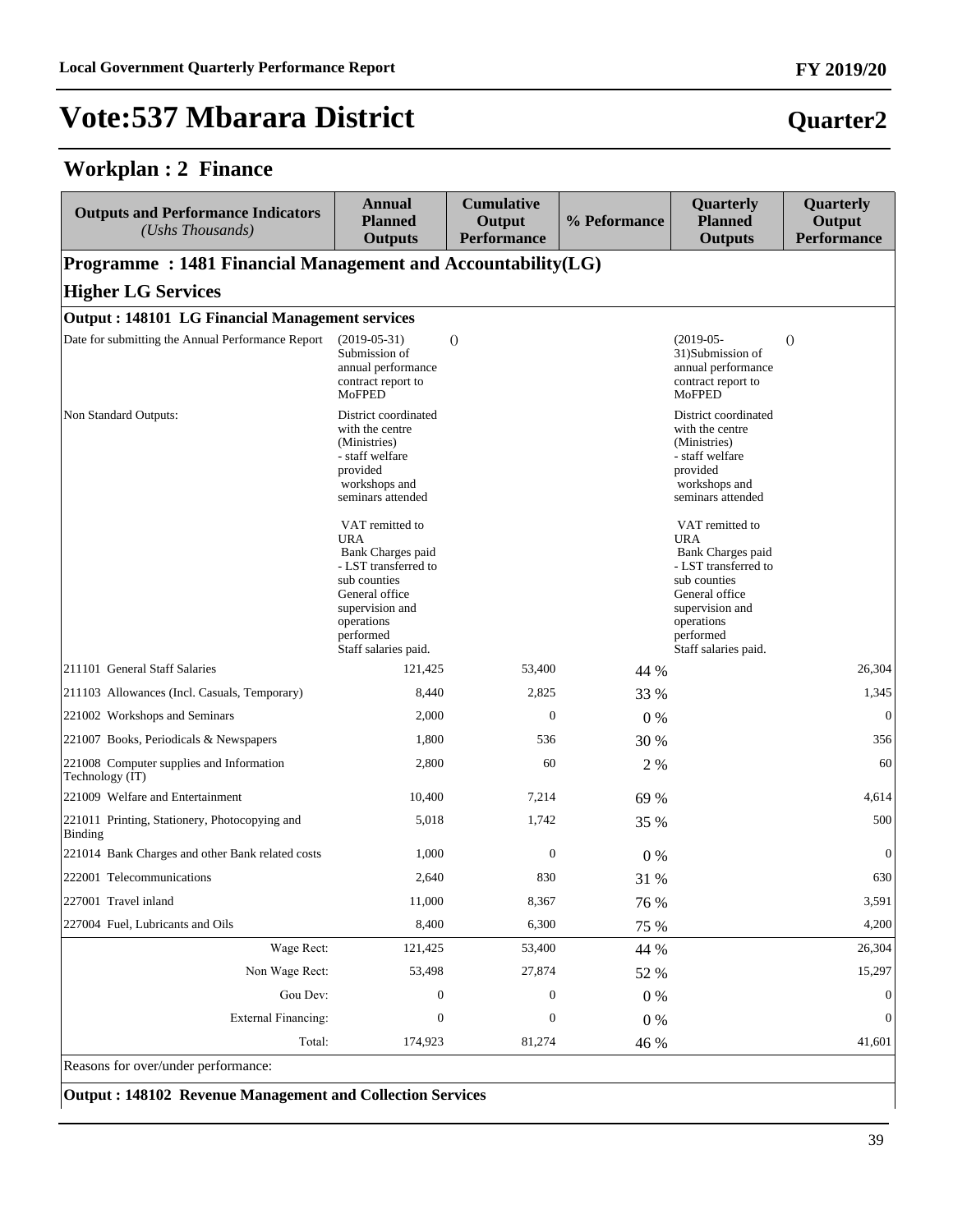# Vote:537 Mbarara District

## Quarter2

### Workplan : 2 Finance

| Outputs and Performance Indicators *(Ushs Thousands)* | Annual Planned Outputs | Cumulative Output Performance | % Peformance | Quarterly Planned Outputs | Quarterly Output Performance |
|---|---|---|---|---|---|
| **Programme : 1481 Financial Management and Accountability(LG)** | | | | | |
| **Higher LG Services** | | | | | |
| **Output : 148101 LG Financial Management services** | | | | | |
| Date for submitting the Annual Performance Report | (2019-05-31) Submission of annual performance contract report to MoFPED | () | | (2019-05-31)Submission of annual performance contract report to MoFPED | () |
| Non Standard Outputs: | District coordinated with the centre (Ministries)<br>- staff welfare provided<br>workshops and seminars attended<br><br>VAT remitted to URA<br>Bank Charges paid<br>- LST transferred to sub counties<br>General office supervision and operations performed<br>Staff salaries paid. | | | District coordinated with the centre (Ministries)<br>- staff welfare provided<br>workshops and seminars attended<br><br>VAT remitted to URA<br>Bank Charges paid<br>- LST transferred to sub counties<br>General office supervision and operations performed<br>Staff salaries paid. | |
| 211101 General Staff Salaries | 121,425 | 53,400 | 44 % | | 26,304 |
| 211103 Allowances (Incl. Casuals, Temporary) | 8,440 | 2,825 | 33 % | | 1,345 |
| 221002 Workshops and Seminars | 2,000 | 0 | 0 % | | 0 |
| 221007 Books, Periodicals & Newspapers | 1,800 | 536 | 30 % | | 356 |
| 221008 Computer supplies and Information Technology (IT) | 2,800 | 60 | 2 % | | 60 |
| 221009 Welfare and Entertainment | 10,400 | 7,214 | 69 % | | 4,614 |
| 221011 Printing, Stationery, Photocopying and Binding | 5,018 | 1,742 | 35 % | | 500 |
| 221014 Bank Charges and other Bank related costs | 1,000 | 0 | 0 % | | 0 |
| 222001 Telecommunications | 2,640 | 830 | 31 % | | 630 |
| 227001 Travel inland | 11,000 | 8,367 | 76 % | | 3,591 |
| 227004 Fuel, Lubricants and Oils | 8,400 | 6,300 | 75 % | | 4,200 |
| Wage Rect: | 121,425 | 53,400 | 44 % | | 26,304 |
| Non Wage Rect: | 53,498 | 27,874 | 52 % | | 15,297 |
| Gou Dev: | 0 | 0 | 0 % | | 0 |
| External Financing: | 0 | 0 | 0 % | | 0 |
| Total: | 174,923 | 81,274 | 46 % | | 41,601 |
| Reasons for over/under performance: | | | | | |
| **Output : 148102 Revenue Management and Collection Services** | | | | | |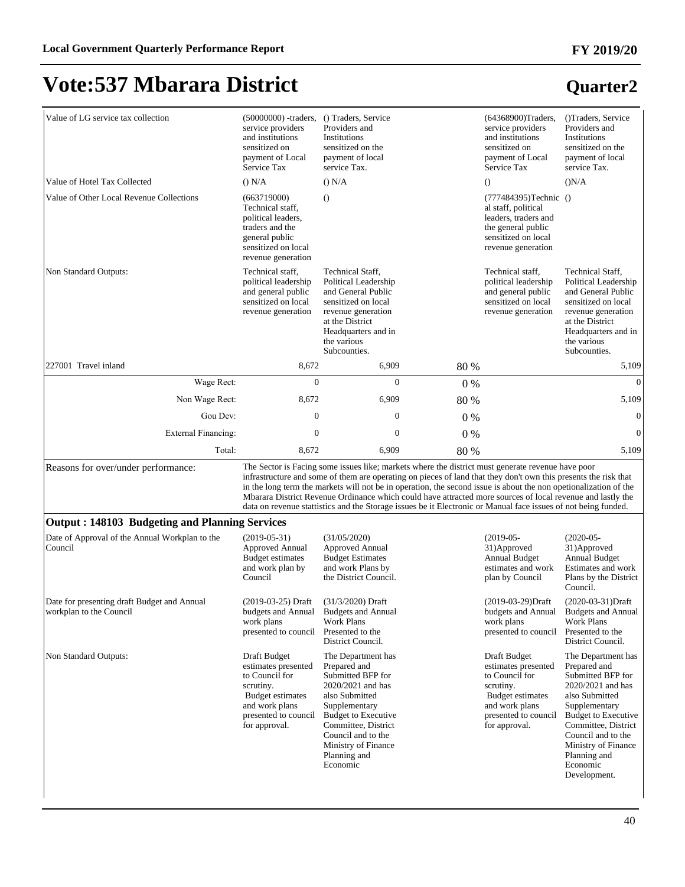# Vote:537 Mbarara District

## Quarter2

| | | | | | |
|---|---|---|---|---|---|
| Value of LG service tax collection | (50000000) -traders, service providers and institutions sensitized on payment of Local Service Tax | () Traders, Service Providers and Institutions sensitized on the payment of local service Tax. | | (64368900)Traders, service providers and institutions sensitized on payment of Local Service Tax | ()Traders, Service Providers and Institutions sensitized on the payment of local service Tax. |
| Value of Hotel Tax Collected | () N/A | () N/A | | () | ()N/A |
| Value of Other Local Revenue Collections | (663719000) Technical staff, political leaders, traders and the general public sensitized on local revenue generation | () | | (777484395)Technical staff, political leaders, traders and the general public sensitized on local revenue generation | () |
| Non Standard Outputs: | Technical staff, political leadership and general public sensitized on local revenue generation | Technical Staff, Political Leadership and General Public sensitized on local revenue generation at the District Headquarters and in the various Subcounties. | | Technical staff, political leadership and general public sensitized on local revenue generation | Technical Staff, Political Leadership and General Public sensitized on local revenue generation at the District Headquarters and in the various Subcounties. |
| 227001 Travel inland | 8,672 | 6,909 | 80 % | | 5,109 |
| Wage Rect: | 0 | 0 | 0 % | | 0 |
| Non Wage Rect: | 8,672 | 6,909 | 80 % | | 5,109 |
| Gou Dev: | 0 | 0 | 0 % | | 0 |
| External Financing: | 0 | 0 | 0 % | | 0 |
| Total: | 8,672 | 6,909 | 80 % | | 5,109 |
| Reasons for over/under performance: | The Sector is Facing some issues like; markets where the district must generate revenue have poor infrastructure and some of them are operating on pieces of land that they don't own this presents the risk that in the long term the markets will not be in operation, the second issue is about the non opetionalization of the Mbarara District Revenue Ordinance which could have attracted more sources of local revenue and lastly the data on revenue stattistics and the Storage issues be it Electronic or Manual face issues of not being funded. | | | | |

**Output : 148103 Budgeting and Planning Services**

| | | | | | |
|---|---|---|---|---|---|
| Date of Approval of the Annual Workplan to the Council | (2019-05-31) Approved Annual Budget estimates and work plan by Council | (31/05/2020) Approved Annual Budget Estimates and work Plans by the District Council. | | (2019-05-31)Approved Annual Budget estimates and work plan by Council | (2020-05-31)Approved Annual Budget Estimates and work Plans by the District Council. |
| Date for presenting draft Budget and Annual workplan to the Council | (2019-03-25) Draft budgets and Annual work plans presented to council | (31/3/2020) Draft Budgets and Annual Work Plans Presented to the District Council. | | (2019-03-29)Draft budgets and Annual work plans presented to council | (2020-03-31)Draft Budgets and Annual Work Plans Presented to the District Council. |
| Non Standard Outputs: | Draft Budget estimates presented to Council for scrutiny. Budget estimates and work plans presented to council for approval. | The Department has Prepared and Submitted BFP for 2020/2021 and has also Submitted Supplementary Budget to Executive Committee, District Council and to the Ministry of Finance Planning and Economic | | Draft Budget estimates presented to Council for scrutiny. Budget estimates and work plans presented to council for approval. | The Department has Prepared and Submitted BFP for 2020/2021 and has also Submitted Supplementary Budget to Executive Committee, District Council and to the Ministry of Finance Planning and Economic Development. |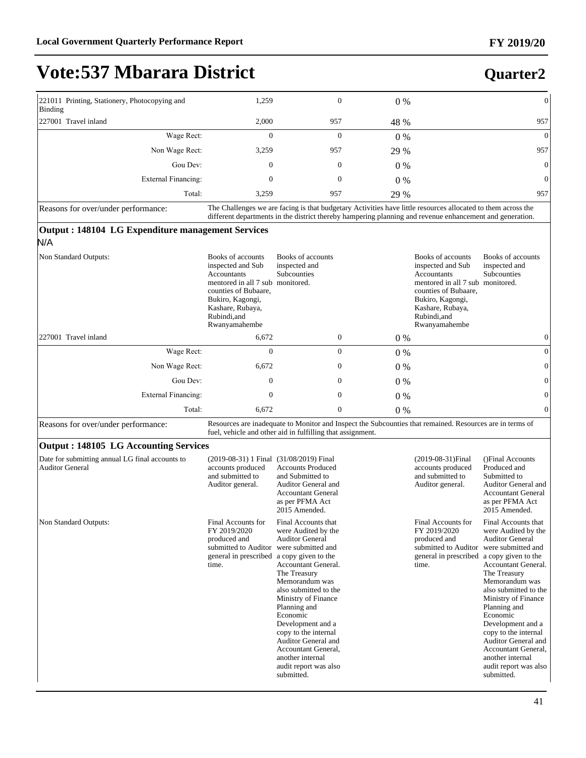# Vote:537 Mbarara District

## Quarter2

| | | | | | |
|---|---|---|---|---|---|
| 221011 Printing, Stationery, Photocopying and Binding | 1,259 | 0 | 0 % | | 0 |
| 227001 Travel inland | 2,000 | 957 | 48 % | | 957 |
| Wage Rect: | 0 | 0 | 0 % | | 0 |
| Non Wage Rect: | 3,259 | 957 | 29 % | | 957 |
| Gou Dev: | 0 | 0 | 0 % | | 0 |
| External Financing: | 0 | 0 | 0 % | | 0 |
| Total: | 3,259 | 957 | 29 % | | 957 |

Reasons for over/under performance: The Challenges we are facing is that budgetary Activities have little resources allocated to them across the different departments in the district thereby hampering planning and revenue enhancement and generation.

### Output : 148104 LG Expenditure management Services

N/A

| | | | | | |
|---|---|---|---|---|---|
| Non Standard Outputs: | Books of accounts inspected and Sub Accountants mentored in all 7 sub counties of Bubaare, Bukiro, Kagongi, Kashare, Rubaya, Rubindi,and Rwanyamahembe | Books of accounts inspected and Subcounties monitored. | | Books of accounts inspected and Sub Accountants mentored in all 7 sub counties of Bubaare, Bukiro, Kagongi, Kashare, Rubaya, Rubindi,and Rwanyamahembe | Books of accounts inspected and Subcounties monitored. |
| 227001 Travel inland | 6,672 | 0 | 0 % | | 0 |
| Wage Rect: | 0 | 0 | 0 % | | 0 |
| Non Wage Rect: | 6,672 | 0 | 0 % | | 0 |
| Gou Dev: | 0 | 0 | 0 % | | 0 |
| External Financing: | 0 | 0 | 0 % | | 0 |
| Total: | 6,672 | 0 | 0 % | | 0 |

Reasons for over/under performance: Resources are inadequate to Monitor and Inspect the Subcounties that remained. Resources are in terms of fuel, vehicle and other aid in fulfilling that assignment.

### Output : 148105 LG Accounting Services

| | | | | | |
|---|---|---|---|---|---|
| Date for submitting annual LG final accounts to Auditor General | (2019-08-31) 1 Final accounts produced and submitted to Auditor general. | (31/08/2019) Final Accounts Produced and Submitted to Auditor General and Accountant General as per PFMA Act 2015 Amended. | | (2019-08-31)Final accounts produced and submitted to Auditor general. | ()Final Accounts Produced and Submitted to Auditor General and Accountant General as per PFMA Act 2015 Amended. |
| Non Standard Outputs: | Final Accounts for FY 2019/2020 produced and submitted to Auditor general in prescribed time. | Final Accounts that were Audited by the Auditor General were submitted and a copy given to the Accountant General. The Treasury Memorandum was also submitted to the Ministry of Finance Planning and Economic Development and a copy to the internal Auditor General and Accountant General, another internal audit report was also submitted. | | Final Accounts for FY 2019/2020 produced and submitted to Auditor general in prescribed time. | Final Accounts that were Audited by the Auditor General were submitted and a copy given to the Accountant General. The Treasury Memorandum was also submitted to the Ministry of Finance Planning and Economic Development and a copy to the internal Auditor General and Accountant General, another internal audit report was also submitted. |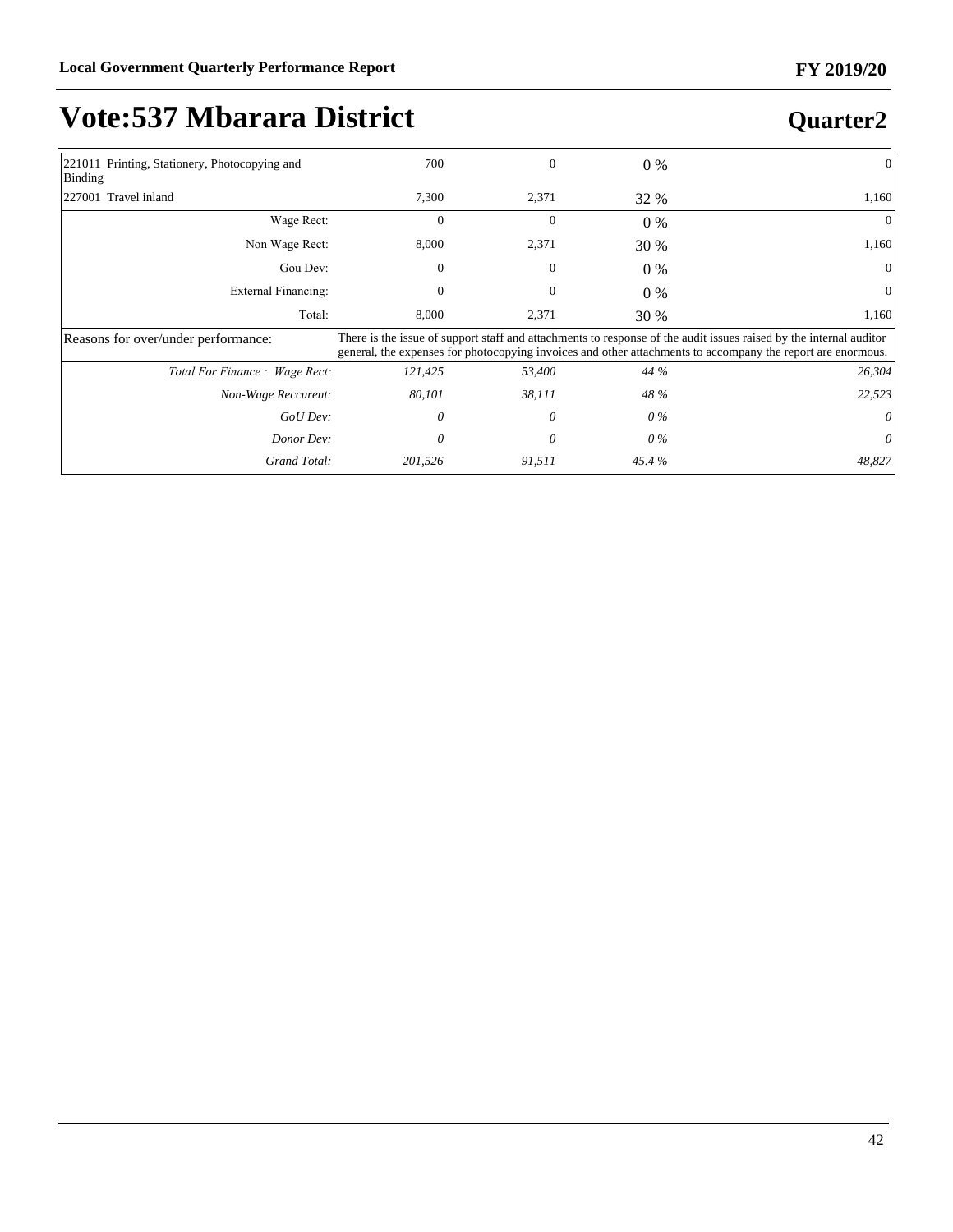# Vote:537 Mbarara District

## Quarter2

| | | | | |
|---|---|---|---|---|
| 221011 Printing, Stationery, Photocopying and Binding | 700 | 0 | 0 % | 0 |
| 227001 Travel inland | 7,300 | 2,371 | 32 % | 1,160 |
| Wage Rect: | 0 | 0 | 0 % | 0 |
| Non Wage Rect: | 8,000 | 2,371 | 30 % | 1,160 |
| Gou Dev: | 0 | 0 | 0 % | 0 |
| External Financing: | 0 | 0 | 0 % | 0 |
| Total: | 8,000 | 2,371 | 30 % | 1,160 |
| Reasons for over/under performance: | There is the issue of support staff and attachments to response of the audit issues raised by the internal auditor general, the expenses for photocopying invoices and other attachments to accompany the report are enormous. | | | |
| *Total For Finance : Wage Rect:* | *121,425* | *53,400* | *44 %* | *26,304* |
| *Non-Wage Reccurent:* | *80,101* | *38,111* | *48 %* | *22,523* |
| *GoU Dev:* | *0* | *0* | *0 %* | *0* |
| *Donor Dev:* | *0* | *0* | *0 %* | *0* |
| *Grand Total:* | *201,526* | *91,511* | *45.4 %* | *48,827* |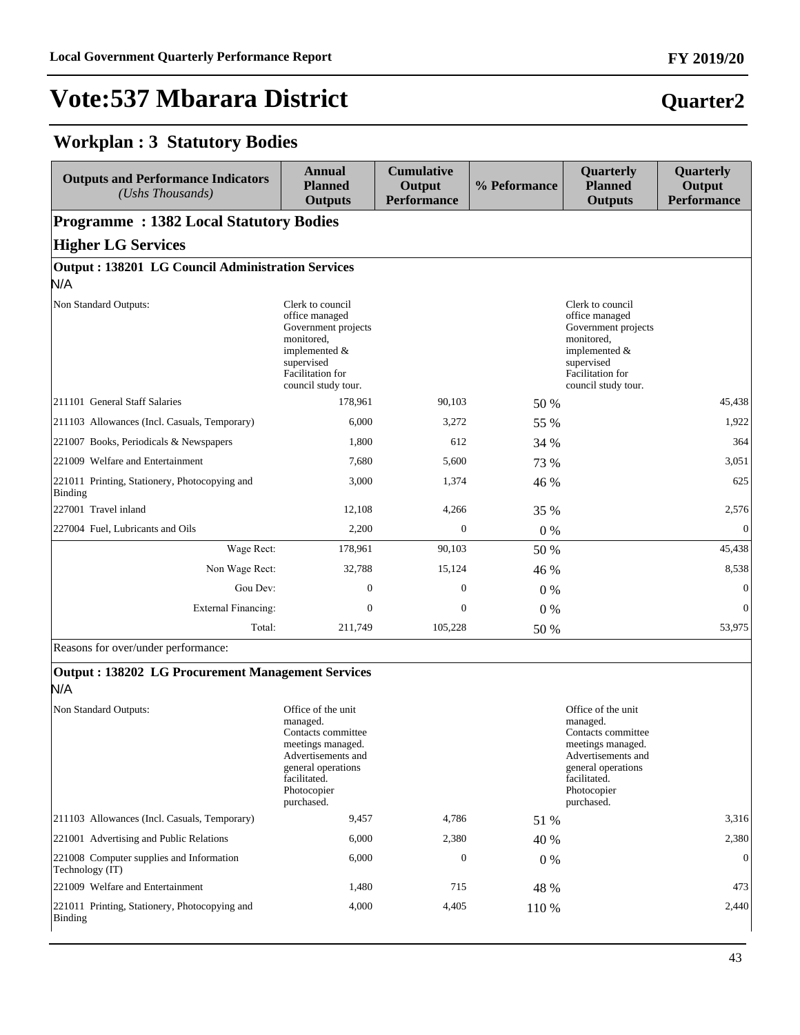# Vote:537 Mbarara District

**Quarter2**

## Workplan : 3 Statutory Bodies

| Outputs and Performance Indicators *(Ushs Thousands)* | Annual Planned Outputs | Cumulative Output Performance | % Peformance | Quarterly Planned Outputs | Quarterly Output Performance |
|---|---|---|---|---|---|
| **Programme : 1382 Local Statutory Bodies** | | | | | |
| **Higher LG Services** | | | | | |
| **Output : 138201 LG Council Administration Services** | | | | | |
| N/A | | | | | |
| Non Standard Outputs: | Clerk to council office managed Government projects monitored, implemented & supervised Facilitation for council study tour. | | | Clerk to council office managed Government projects monitored, implemented & supervised Facilitation for council study tour. | |
| 211101 General Staff Salaries | 178,961 | 90,103 | 50 % | | 45,438 |
| 211103 Allowances (Incl. Casuals, Temporary) | 6,000 | 3,272 | 55 % | | 1,922 |
| 221007 Books, Periodicals & Newspapers | 1,800 | 612 | 34 % | | 364 |
| 221009 Welfare and Entertainment | 7,680 | 5,600 | 73 % | | 3,051 |
| 221011 Printing, Stationery, Photocopying and Binding | 3,000 | 1,374 | 46 % | | 625 |
| 227001 Travel inland | 12,108 | 4,266 | 35 % | | 2,576 |
| 227004 Fuel, Lubricants and Oils | 2,200 | 0 | 0 % | | 0 |
| Wage Rect: | 178,961 | 90,103 | 50 % | | 45,438 |
| Non Wage Rect: | 32,788 | 15,124 | 46 % | | 8,538 |
| Gou Dev: | 0 | 0 | 0 % | | 0 |
| External Financing: | 0 | 0 | 0 % | | 0 |
| Total: | 211,749 | 105,228 | 50 % | | 53,975 |
| Reasons for over/under performance: | | | | | |
| **Output : 138202 LG Procurement Management Services** | | | | | |
| N/A | | | | | |
| Non Standard Outputs: | Office of the unit managed. Contacts committee meetings managed. Advertisements and general operations facilitated. Photocopier purchased. | | | Office of the unit managed. Contacts committee meetings managed. Advertisements and general operations facilitated. Photocopier purchased. | |
| 211103 Allowances (Incl. Casuals, Temporary) | 9,457 | 4,786 | 51 % | | 3,316 |
| 221001 Advertising and Public Relations | 6,000 | 2,380 | 40 % | | 2,380 |
| 221008 Computer supplies and Information Technology (IT) | 6,000 | 0 | 0 % | | 0 |
| 221009 Welfare and Entertainment | 1,480 | 715 | 48 % | | 473 |
| 221011 Printing, Stationery, Photocopying and Binding | 4,000 | 4,405 | 110 % | | 2,440 |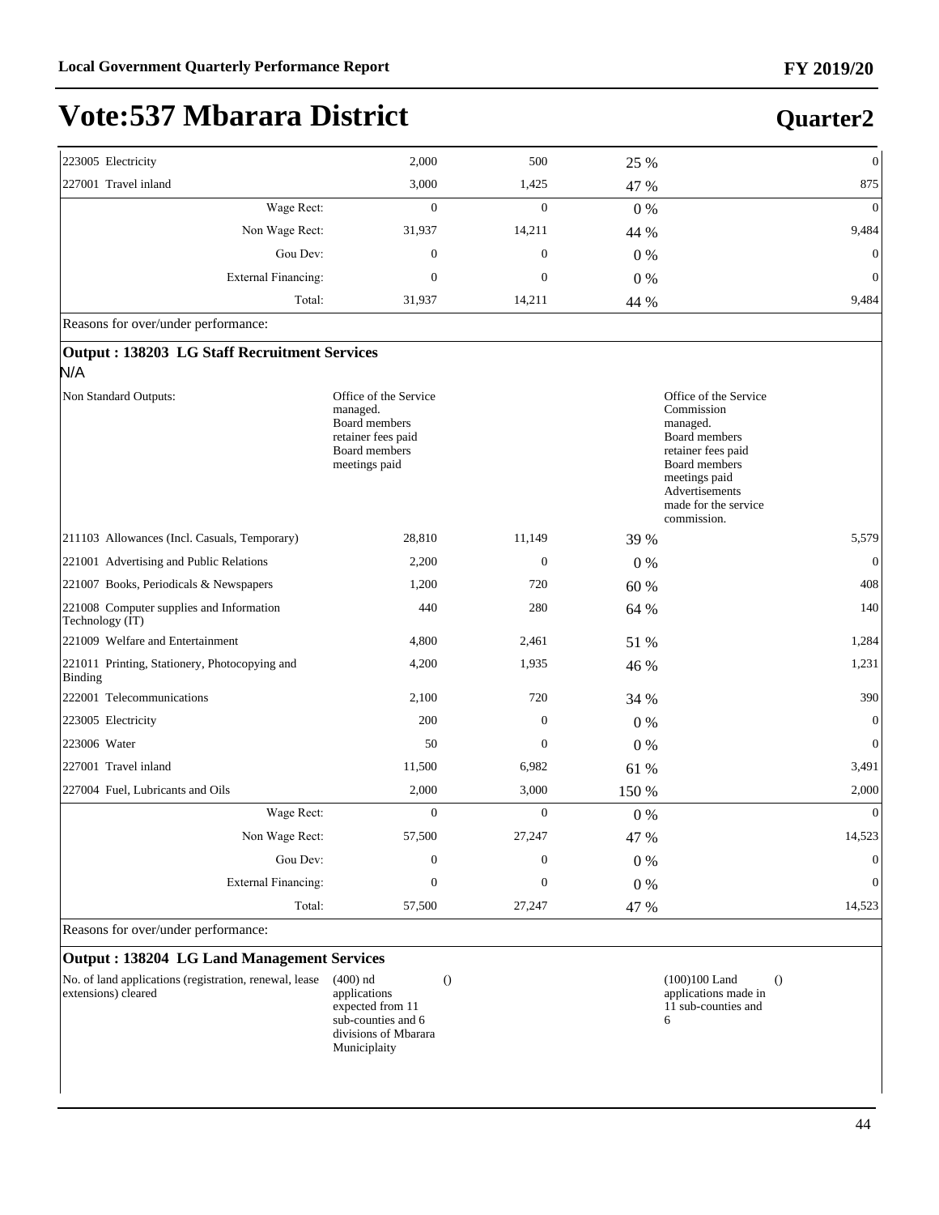# Vote:537 Mbarara District

## Quarter2

| | | | | | |
|---|---|---|---|---|---|
| 223005 Electricity | 2,000 | 500 | 25 % | | 0 |
| 227001 Travel inland | 3,000 | 1,425 | 47 % | | 875 |
| Wage Rect: | 0 | 0 | 0 % | | 0 |
| Non Wage Rect: | 31,937 | 14,211 | 44 % | | 9,484 |
| Gou Dev: | 0 | 0 | 0 % | | 0 |
| External Financing: | 0 | 0 | 0 % | | 0 |
| Total: | 31,937 | 14,211 | 44 % | | 9,484 |

Reasons for over/under performance:

**Output : 138203 LG Staff Recruitment Services**

N/A

| | | | | | |
|---|---|---|---|---|---|
| Non Standard Outputs: | Office of the Service managed. Board members retainer fees paid Board members meetings paid | | | Office of the Service Commission managed. Board members retainer fees paid Board members meetings paid Advertisements made for the service commission. | |
| 211103 Allowances (Incl. Casuals, Temporary) | 28,810 | 11,149 | 39 % | | 5,579 |
| 221001 Advertising and Public Relations | 2,200 | 0 | 0 % | | 0 |
| 221007 Books, Periodicals & Newspapers | 1,200 | 720 | 60 % | | 408 |
| 221008 Computer supplies and Information Technology (IT) | 440 | 280 | 64 % | | 140 |
| 221009 Welfare and Entertainment | 4,800 | 2,461 | 51 % | | 1,284 |
| 221011 Printing, Stationery, Photocopying and Binding | 4,200 | 1,935 | 46 % | | 1,231 |
| 222001 Telecommunications | 2,100 | 720 | 34 % | | 390 |
| 223005 Electricity | 200 | 0 | 0 % | | 0 |
| 223006 Water | 50 | 0 | 0 % | | 0 |
| 227001 Travel inland | 11,500 | 6,982 | 61 % | | 3,491 |
| 227004 Fuel, Lubricants and Oils | 2,000 | 3,000 | 150 % | | 2,000 |
| Wage Rect: | 0 | 0 | 0 % | | 0 |
| Non Wage Rect: | 57,500 | 27,247 | 47 % | | 14,523 |
| Gou Dev: | 0 | 0 | 0 % | | 0 |
| External Financing: | 0 | 0 | 0 % | | 0 |
| Total: | 57,500 | 27,247 | 47 % | | 14,523 |

Reasons for over/under performance:

**Output : 138204 LG Land Management Services**

| | | | | | |
|---|---|---|---|---|---|
| No. of land applications (registration, renewal, lease extensions) cleared | (400) nd applications expected from 11 sub-counties and 6 divisions of Mbarara Municiplaity | () | | (100)100 Land applications made in 11 sub-counties and 6 | () |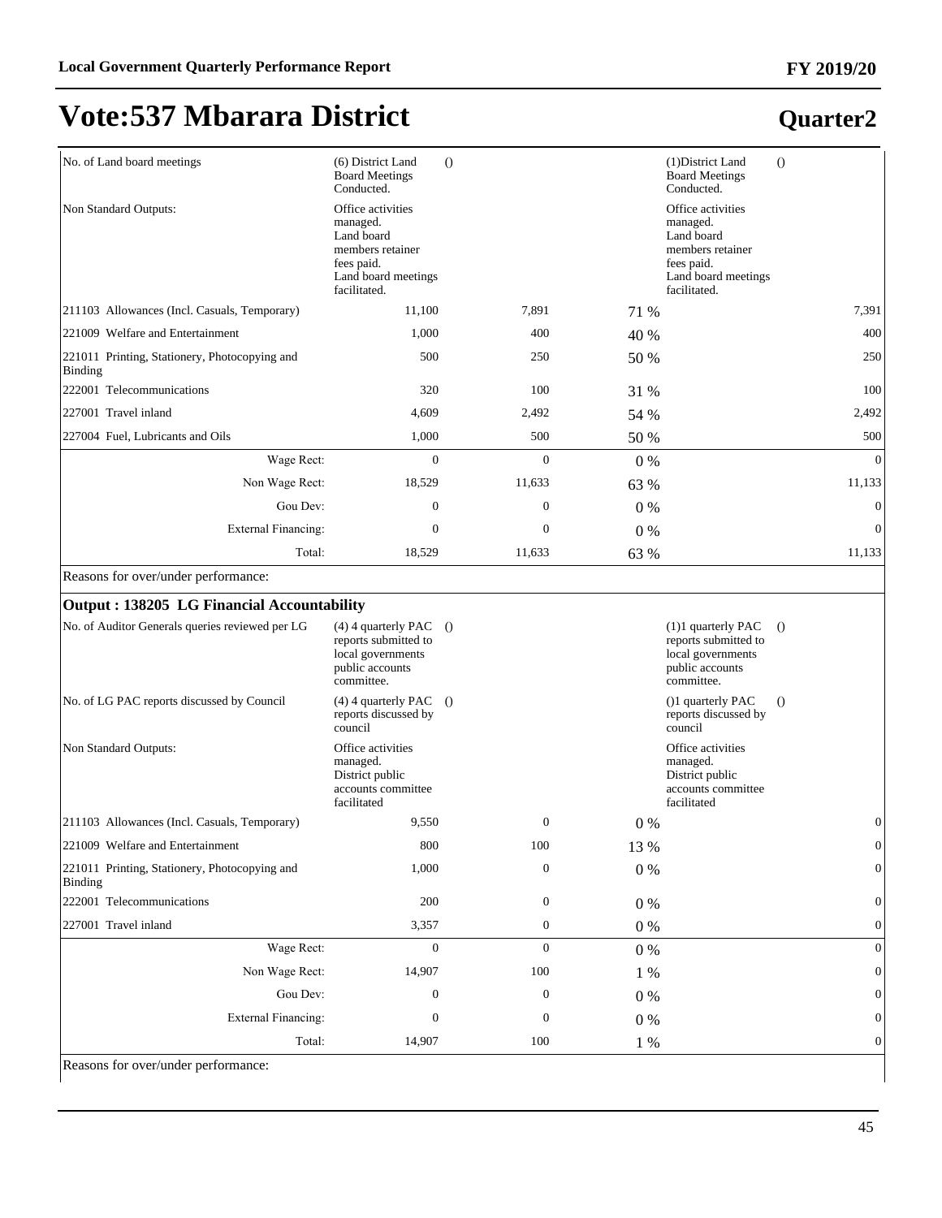# Vote:537 Mbarara District

## Quarter2

| | | | | | |
|---|---|---|---|---|---|
| No. of Land board meetings | (6) District Land Board Meetings Conducted. | () | | (1)District Land Board Meetings Conducted. | () |
| Non Standard Outputs: | Office activities managed. Land board members retainer fees paid. Land board meetings facilitated. | | | Office activities managed. Land board members retainer fees paid. Land board meetings facilitated. | |
| 211103 Allowances (Incl. Casuals, Temporary) | 11,100 | 7,891 | 71 % | | 7,391 |
| 221009 Welfare and Entertainment | 1,000 | 400 | 40 % | | 400 |
| 221011 Printing, Stationery, Photocopying and Binding | 500 | 250 | 50 % | | 250 |
| 222001 Telecommunications | 320 | 100 | 31 % | | 100 |
| 227001 Travel inland | 4,609 | 2,492 | 54 % | | 2,492 |
| 227004 Fuel, Lubricants and Oils | 1,000 | 500 | 50 % | | 500 |
| Wage Rect: | 0 | 0 | 0 % | | 0 |
| Non Wage Rect: | 18,529 | 11,633 | 63 % | | 11,133 |
| Gou Dev: | 0 | 0 | 0 % | | 0 |
| External Financing: | 0 | 0 | 0 % | | 0 |
| Total: | 18,529 | 11,633 | 63 % | | 11,133 |

Reasons for over/under performance:

### Output : 138205 LG Financial Accountability

| | | | | | |
|---|---|---|---|---|---|
| No. of Auditor Generals queries reviewed per LG | (4) 4 quarterly PAC reports submitted to local governments public accounts committee. | () | | (1)1 quarterly PAC reports submitted to local governments public accounts committee. | () |
| No. of LG PAC reports discussed by Council | (4) 4 quarterly PAC reports discussed by council | () | | ()1 quarterly PAC reports discussed by council | () |
| Non Standard Outputs: | Office activities managed. District public accounts committee facilitated | | | Office activities managed. District public accounts committee facilitated | |
| 211103 Allowances (Incl. Casuals, Temporary) | 9,550 | 0 | 0 % | | 0 |
| 221009 Welfare and Entertainment | 800 | 100 | 13 % | | 0 |
| 221011 Printing, Stationery, Photocopying and Binding | 1,000 | 0 | 0 % | | 0 |
| 222001 Telecommunications | 200 | 0 | 0 % | | 0 |
| 227001 Travel inland | 3,357 | 0 | 0 % | | 0 |
| Wage Rect: | 0 | 0 | 0 % | | 0 |
| Non Wage Rect: | 14,907 | 100 | 1 % | | 0 |
| Gou Dev: | 0 | 0 | 0 % | | 0 |
| External Financing: | 0 | 0 | 0 % | | 0 |
| Total: | 14,907 | 100 | 1 % | | 0 |

Reasons for over/under performance: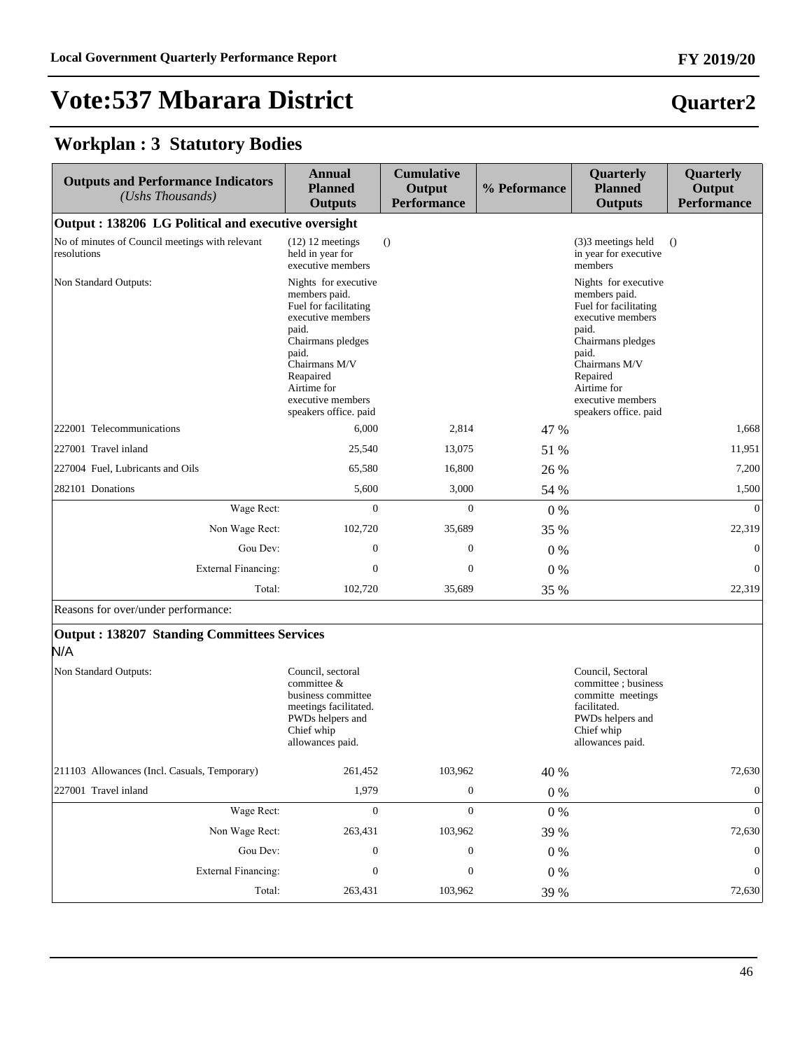# Vote:537 Mbarara District

## Quarter2

## Workplan : 3 Statutory Bodies

| Outputs and Performance Indicators *(Ushs Thousands)* | Annual Planned Outputs | Cumulative Output Performance | % Peformance | Quarterly Planned Outputs | Quarterly Output Performance |
|---|---|---|---|---|---|
| **Output : 138206 LG Political and executive oversight** | | | | | |
| No of minutes of Council meetings with relevant resolutions | (12) 12 meetings held in year for executive members | () | | (3)3 meetings held in year for executive members | () |
| Non Standard Outputs: | Nights for executive members paid. Fuel for facilitating executive members paid. Chairmans pledges paid. Chairmans M/V Reapaired Airtime for executive members speakers office. paid | | | Nights for executive members paid. Fuel for facilitating executive members paid. Chairmans pledges paid. Chairmans M/V Repaired Airtime for executive members speakers office. paid | |
| 222001 Telecommunications | 6,000 | 2,814 | 47 % | | 1,668 |
| 227001 Travel inland | 25,540 | 13,075 | 51 % | | 11,951 |
| 227004 Fuel, Lubricants and Oils | 65,580 | 16,800 | 26 % | | 7,200 |
| 282101 Donations | 5,600 | 3,000 | 54 % | | 1,500 |
| Wage Rect: | 0 | 0 | 0 % | | 0 |
| Non Wage Rect: | 102,720 | 35,689 | 35 % | | 22,319 |
| Gou Dev: | 0 | 0 | 0 % | | 0 |
| External Financing: | 0 | 0 | 0 % | | 0 |
| Total: | 102,720 | 35,689 | 35 % | | 22,319 |
| Reasons for over/under performance: | | | | | |
| **Output : 138207 Standing Committees Services** N/A | | | | | |
| Non Standard Outputs: | Council, sectoral committee & business committee meetings facilitated. PWDs helpers and Chief whip allowances paid. | | | Council, Sectoral committee ; business committe meetings facilitated. PWDs helpers and Chief whip allowances paid. | |
| 211103 Allowances (Incl. Casuals, Temporary) | 261,452 | 103,962 | 40 % | | 72,630 |
| 227001 Travel inland | 1,979 | 0 | 0 % | | 0 |
| Wage Rect: | 0 | 0 | 0 % | | 0 |
| Non Wage Rect: | 263,431 | 103,962 | 39 % | | 72,630 |
| Gou Dev: | 0 | 0 | 0 % | | 0 |
| External Financing: | 0 | 0 | 0 % | | 0 |
| Total: | 263,431 | 103,962 | 39 % | | 72,630 |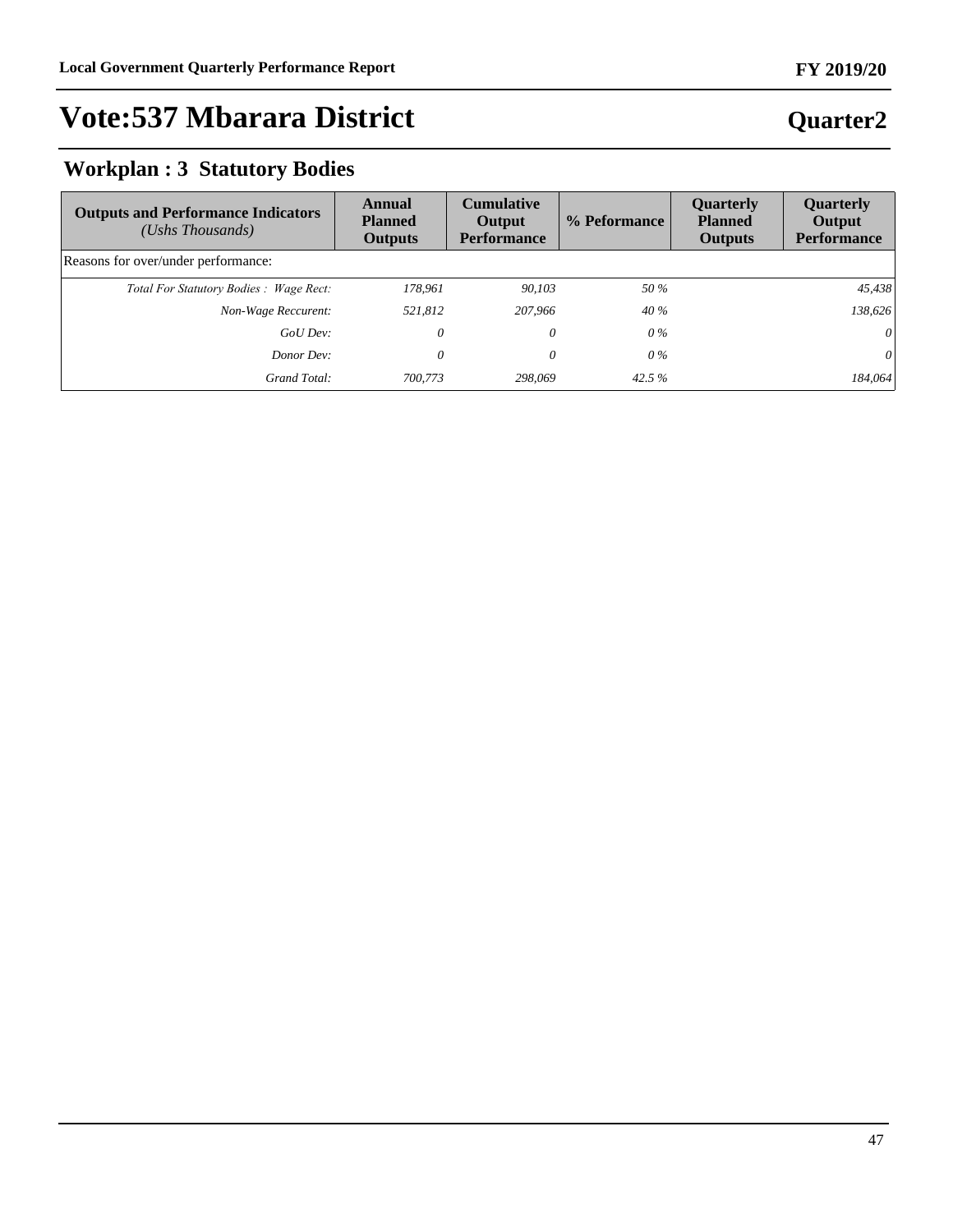# Vote:537 Mbarara District

## Quarter2

## Workplan : 3 Statutory Bodies

| Outputs and Performance Indicators *(Ushs Thousands)* | Annual Planned Outputs | Cumulative Output Performance | % Peformance | Quarterly Planned Outputs | Quarterly Output Performance |
|---|---|---|---|---|---|
| Reasons for over/under performance: | | | | | |
| *Total For Statutory Bodies : Wage Rect:* | *178,961* | *90,103* | *50 %* | | *45,438* |
| *Non-Wage Reccurent:* | *521,812* | *207,966* | *40 %* | | *138,626* |
| *GoU Dev:* | *0* | *0* | *0 %* | | *0* |
| *Donor Dev:* | *0* | *0* | *0 %* | | *0* |
| *Grand Total:* | *700,773* | *298,069* | *42.5 %* | | *184,064* |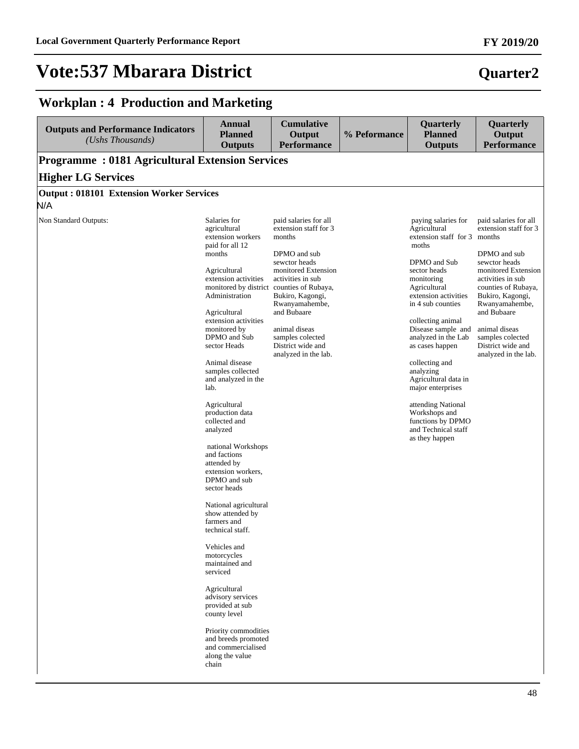# Vote:537 Mbarara District

## Quarter2

## Workplan : 4 Production and Marketing

| Outputs and Performance Indicators *(Ushs Thousands)* | Annual Planned Outputs | Cumulative Output Performance | % Peformance | Quarterly Planned Outputs | Quarterly Output Performance |
|---|---|---|---|---|---|
| **Programme : 0181 Agricultural Extension Services** | | | | | |
| **Higher LG Services** | | | | | |
| **Output : 018101 Extension Worker Services** | | | | | |
| N/A | | | | | |
| Non Standard Outputs: | Salaries for agricultural extension workers paid for all 12 months<br><br>Agricultural extension activities monitored by district Administration<br><br>Agricultural extension activities monitored by DPMO and Sub sector Heads<br><br>Animal disease samples collected and analyzed in the lab.<br><br>Agricultural production data collected and analyzed<br><br>national Workshops and factions attended by extension workers, DPMO and sub sector heads<br><br>National agricultural show attended by farmers and technical staff.<br><br>Vehicles and motorcycles maintained and serviced<br><br>Agricultural advisory services provided at sub county level<br><br>Priority commodities and breeds promoted and commercialised along the value chain | paid salaries for all extension staff for 3 months<br><br>DPMO and sub sewctor heads monitored Extension activities in sub counties of Rubaya, Bukiro, Kagongi, Rwanyamahembe, and Bubaare<br><br>animal diseas samples colected District wide and analyzed in the lab. | | paying salaries for Agricultural extension staff for 3 moths<br><br>DPMO and Sub sector heads monitoring Agricultural extension activities in 4 sub counties<br><br>collecting animal Disease sample and analyzed in the Lab as cases happen<br><br>collecting and analyzing Agricultural data in major enterprises<br><br>attending National Workshops and functions by DPMO and Technical staff as they happen | paid salaries for all extension staff for 3 months<br><br>DPMO and sub sewctor heads monitored Extension activities in sub counties of Rubaya, Bukiro, Kagongi, Rwanyamahembe, and Bubaare<br><br>animal diseas samples colected District wide and analyzed in the lab. |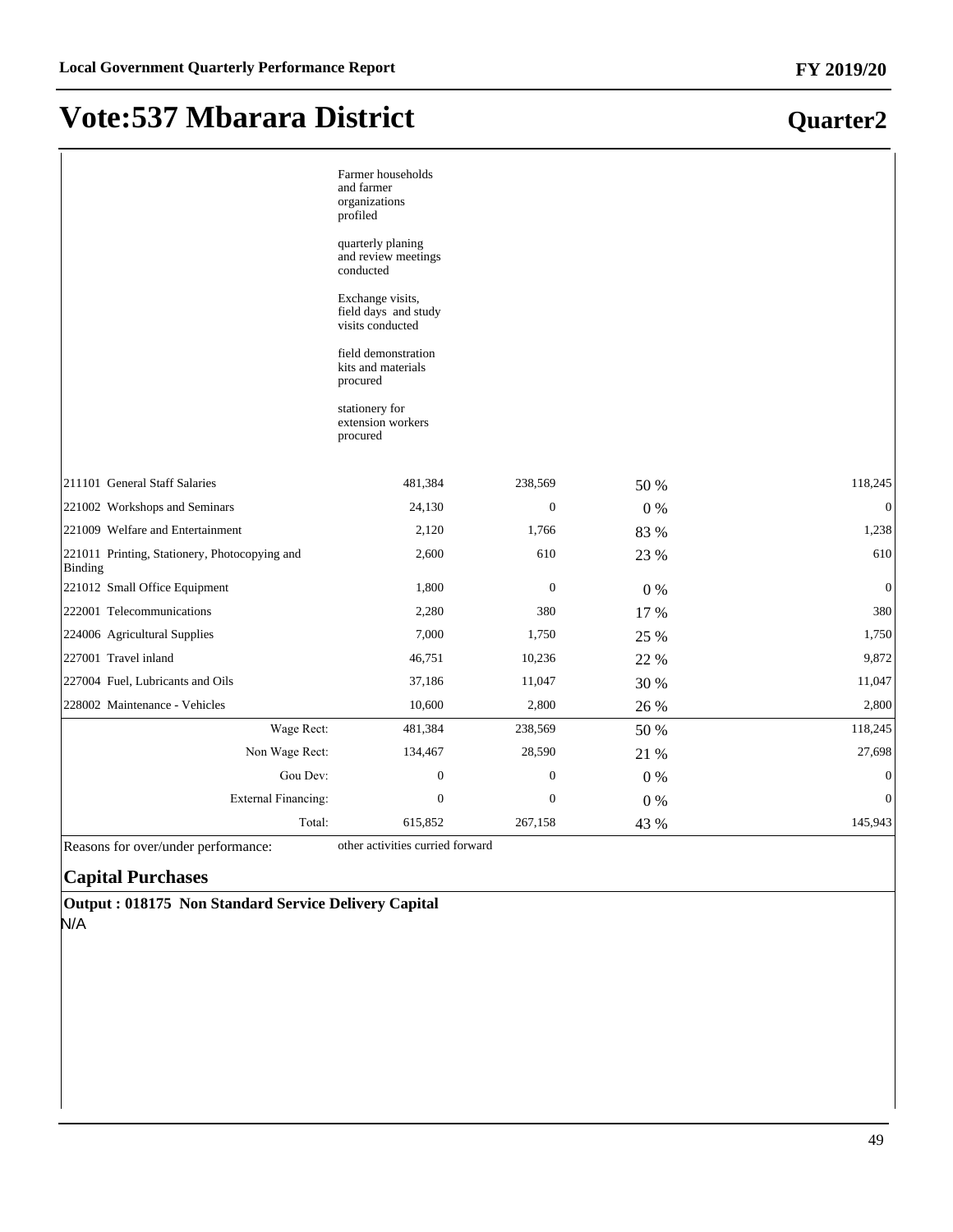# Vote:537 Mbarara District

## Quarter2

| | | | | |
|---|---|---|---|---|
| | Farmer households and farmer organizations profiled<br><br>quarterly planing and review meetings conducted<br><br>Exchange visits, field days and study visits conducted<br><br>field demonstration kits and materials procured<br><br>stationery for extension workers procured | | | |
| 211101 General Staff Salaries | 481,384 | 238,569 | 50 % | 118,245 |
| 221002 Workshops and Seminars | 24,130 | 0 | 0 % | 0 |
| 221009 Welfare and Entertainment | 2,120 | 1,766 | 83 % | 1,238 |
| 221011 Printing, Stationery, Photocopying and Binding | 2,600 | 610 | 23 % | 610 |
| 221012 Small Office Equipment | 1,800 | 0 | 0 % | 0 |
| 222001 Telecommunications | 2,280 | 380 | 17 % | 380 |
| 224006 Agricultural Supplies | 7,000 | 1,750 | 25 % | 1,750 |
| 227001 Travel inland | 46,751 | 10,236 | 22 % | 9,872 |
| 227004 Fuel, Lubricants and Oils | 37,186 | 11,047 | 30 % | 11,047 |
| 228002 Maintenance - Vehicles | 10,600 | 2,800 | 26 % | 2,800 |
| Wage Rect: | 481,384 | 238,569 | 50 % | 118,245 |
| Non Wage Rect: | 134,467 | 28,590 | 21 % | 27,698 |
| Gou Dev: | 0 | 0 | 0 % | 0 |
| External Financing: | 0 | 0 | 0 % | 0 |
| Total: | 615,852 | 267,158 | 43 % | 145,943 |

Reasons for over/under performance: other activities curried forward

### Capital Purchases

**Output : 018175 Non Standard Service Delivery Capital**

N/A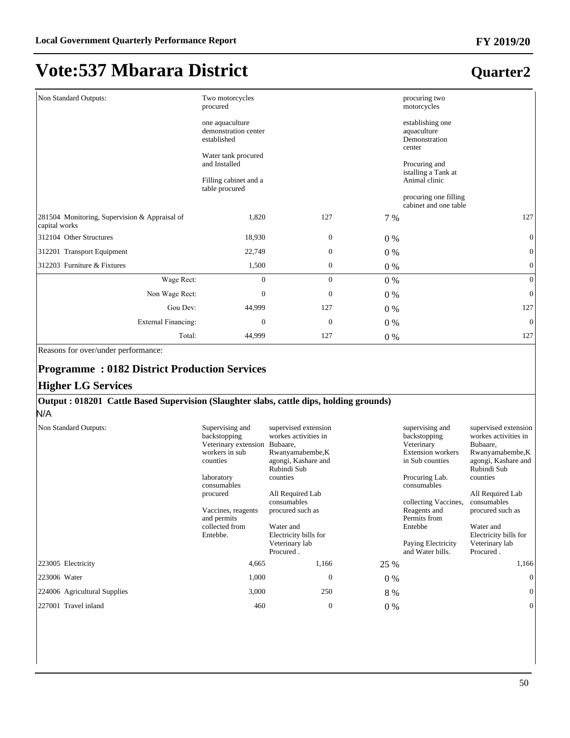# Vote:537 Mbarara District

## Quarter2

| | | | | | |
|---|---|---|---|---|---|
| Non Standard Outputs: | Two motorcycles procured<br><br>one aquaculture demonstration center established<br><br>Water tank procured and Installed<br><br>Filling cabinet and a table procured | | | procuring two motorcycles<br><br>establishing one aquaculture Demonstration center<br><br>Procuring and istalling a Tank at Animal clinic<br><br>procuring one filling cabinet and one table | |
| 281504 Monitoring, Supervision & Appraisal of capital works | 1,820 | 127 | 7 % | | 127 |
| 312104 Other Structures | 18,930 | 0 | 0 % | | 0 |
| 312201 Transport Equipment | 22,749 | 0 | 0 % | | 0 |
| 312203 Furniture & Fixtures | 1,500 | 0 | 0 % | | 0 |
| Wage Rect: | 0 | 0 | 0 % | | 0 |
| Non Wage Rect: | 0 | 0 | 0 % | | 0 |
| Gou Dev: | 44,999 | 127 | 0 % | | 127 |
| External Financing: | 0 | 0 | 0 % | | 0 |
| Total: | 44,999 | 127 | 0 % | | 127 |

Reasons for over/under performance:

### Programme : 0182 District Production Services

### Higher LG Services

**Output : 018201 Cattle Based Supervision (Slaughter slabs, cattle dips, holding grounds)**

N/A

| | | | | | |
|---|---|---|---|---|---|
| Non Standard Outputs: | Supervising and backstopping Veterinary extension workers in sub counties<br><br>laboratory consumables procured<br><br>Vaccines, reagents and permits collected from Entebbe. | supervised extension workes activities in Bubaare, Rwanyamabembe,Kagongi, Kashare and Rubindi Sub counties<br><br>All Required Lab consumables procured such as<br><br>Water and Electricity bills for Veterinary lab Procured . | | supervising and backstopping Veterinary Extension workers in Sub counties<br><br>Procuring Lab. consumables<br><br>collecting Vaccines, Reagents and Permits from Entebbe<br><br>Paying Electricity and Water bills. | supervised extension workes activities in Bubaare, Rwanyamabembe,Kagongi, Kashare and Rubindi Sub counties<br><br>All Required Lab consumables procured such as<br><br>Water and Electricity bills for Veterinary lab Procured . |
| 223005 Electricity | 4,665 | 1,166 | 25 % | | 1,166 |
| 223006 Water | 1,000 | 0 | 0 % | | 0 |
| 224006 Agricultural Supplies | 3,000 | 250 | 8 % | | 0 |
| 227001 Travel inland | 460 | 0 | 0 % | | 0 |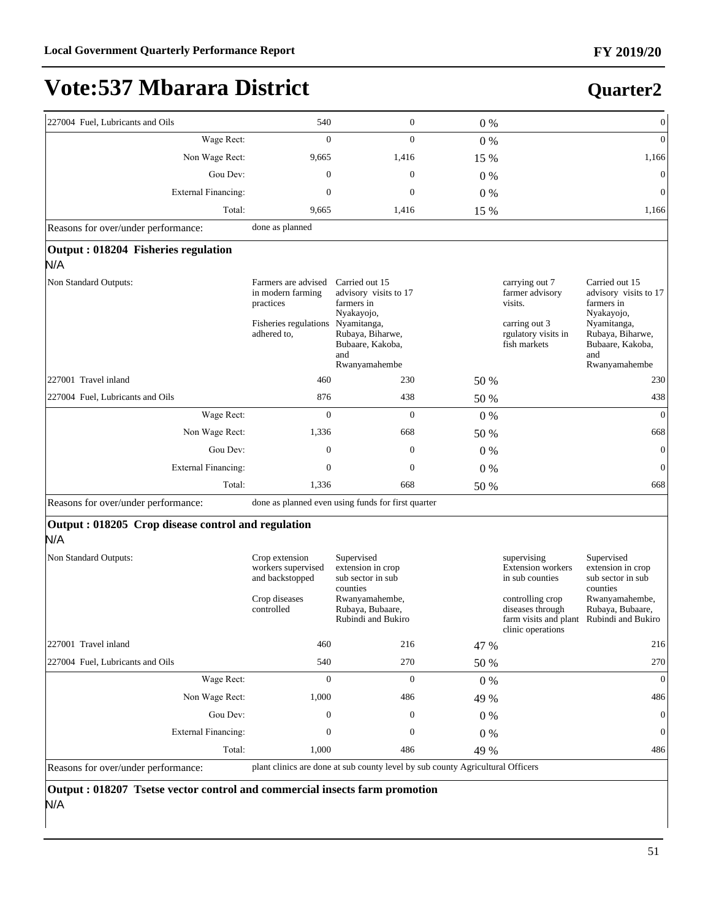# Vote:537 Mbarara District

## Quarter2

| | | | | | |
|---|---|---|---|---|---|
| 227004 Fuel, Lubricants and Oils | 540 | 0 | 0 % | | 0 |
| Wage Rect: | 0 | 0 | 0 % | | 0 |
| Non Wage Rect: | 9,665 | 1,416 | 15 % | | 1,166 |
| Gou Dev: | 0 | 0 | 0 % | | 0 |
| External Financing: | 0 | 0 | 0 % | | 0 |
| Total: | 9,665 | 1,416 | 15 % | | 1,166 |
| Reasons for over/under performance: | done as planned | | | | |

**Output : 018204 Fisheries regulation**

N/A

| | | | | | |
|---|---|---|---|---|---|
| Non Standard Outputs: | Farmers are advised in modern farming practices<br><br>Fisheries regulations adhered to, | Carried out 15 advisory visits to 17 farmers in Nyakayojo, Nyamitanga, Rubaya, Biharwe, Bubaare, Kakoba, and Rwanyamahembe | | carrying out 7 farmer advisory visits.<br><br>carring out 3 rgulatory visits in fish markets | Carried out 15 advisory visits to 17 farmers in Nyakayojo, Nyamitanga, Rubaya, Biharwe, Bubaare, Kakoba, and Rwanyamahembe |
| 227001 Travel inland | 460 | 230 | 50 % | | 230 |
| 227004 Fuel, Lubricants and Oils | 876 | 438 | 50 % | | 438 |
| Wage Rect: | 0 | 0 | 0 % | | 0 |
| Non Wage Rect: | 1,336 | 668 | 50 % | | 668 |
| Gou Dev: | 0 | 0 | 0 % | | 0 |
| External Financing: | 0 | 0 | 0 % | | 0 |
| Total: | 1,336 | 668 | 50 % | | 668 |
| Reasons for over/under performance: | done as planned even using funds for first quarter | | | | |

**Output : 018205 Crop disease control and regulation**

N/A

| | | | | | |
|---|---|---|---|---|---|
| Non Standard Outputs: | Crop extension workers supervised and backstopped<br><br>Crop diseases controlled | Supervised extension in crop sub sector in sub counties Rwanyamahembe, Rubaya, Bubaare, Rubindi and Bukiro | | supervising Extension workers in sub counties<br><br>controlling crop diseases through farm visits and plant clinic operations | Supervised extension in crop sub sector in sub counties Rwanyamahembe, Rubaya, Bubaare, Rubindi and Bukiro |
| 227001 Travel inland | 460 | 216 | 47 % | | 216 |
| 227004 Fuel, Lubricants and Oils | 540 | 270 | 50 % | | 270 |
| Wage Rect: | 0 | 0 | 0 % | | 0 |
| Non Wage Rect: | 1,000 | 486 | 49 % | | 486 |
| Gou Dev: | 0 | 0 | 0 % | | 0 |
| External Financing: | 0 | 0 | 0 % | | 0 |
| Total: | 1,000 | 486 | 49 % | | 486 |
| Reasons for over/under performance: | plant clinics are done at sub county level by sub county Agricultural Officers | | | | |

**Output : 018207 Tsetse vector control and commercial insects farm promotion**

N/A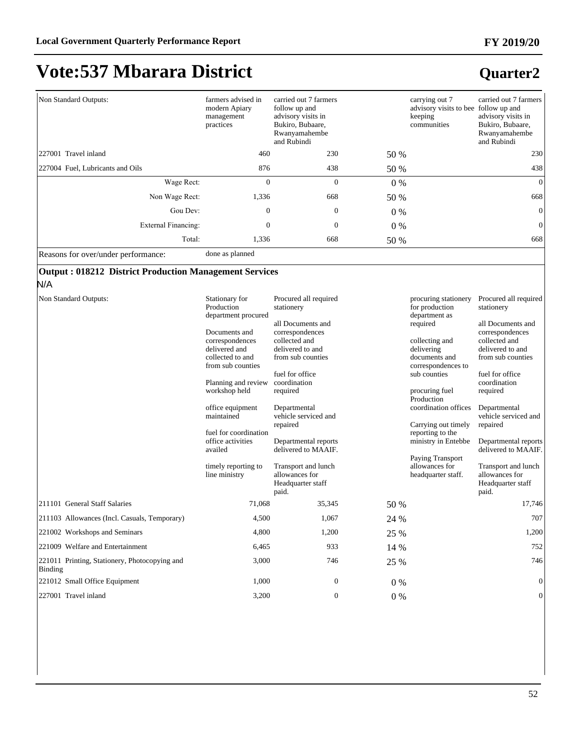# Vote:537 Mbarara District

## Quarter2

| | | | | | |
|---|---|---|---|---|---|
| Non Standard Outputs: | farmers advised in modern Apiary management practices | carried out 7 farmers follow up and advisory visits in Bukiro, Bubaare, Rwanyamahembe and Rubindi | | carrying out 7 advisory visits to bee keeping communities | carried out 7 farmers follow up and advisory visits in Bukiro, Bubaare, Rwanyamahembe and Rubindi |
| 227001 Travel inland | 460 | 230 | 50 % | | 230 |
| 227004 Fuel, Lubricants and Oils | 876 | 438 | 50 % | | 438 |
| Wage Rect: | 0 | 0 | 0 % | | 0 |
| Non Wage Rect: | 1,336 | 668 | 50 % | | 668 |
| Gou Dev: | 0 | 0 | 0 % | | 0 |
| External Financing: | 0 | 0 | 0 % | | 0 |
| Total: | 1,336 | 668 | 50 % | | 668 |
| Reasons for over/under performance: | done as planned | | | | |

**Output : 018212 District Production Management Services**

N/A

| | | | | | |
|---|---|---|---|---|---|
| Non Standard Outputs: | Stationary for Production department procured<br><br>Documents and correspondences delivered and collected to and from sub counties<br><br>Planning and review workshop held<br><br>office equipment maintained<br><br>fuel for coordination office activities availed<br><br>timely reporting to line ministry | Procured all required stationery<br><br>all Documents and correspondences collected and delivered to and from sub counties<br><br>fuel for office coordination required<br><br>Departmental vehicle serviced and repaired<br><br>Departmental reports delivered to MAAIF.<br><br>Transport and lunch allowances for Headquarter staff paid. | | procuring stationery for production department as required<br><br>collecting and delivering documents and correspondences to sub counties<br><br>procuring fuel Production coordination offices<br><br>Carrying out timely reporting to the ministry in Entebbe<br><br>Paying Transport allowances for headquarter staff. | Procured all required stationery<br><br>all Documents and correspondences collected and delivered to and from sub counties<br><br>fuel for office coordination required<br><br>Departmental vehicle serviced and repaired<br><br>Departmental reports delivered to MAAIF.<br><br>Transport and lunch allowances for Headquarter staff paid. |
| 211101 General Staff Salaries | 71,068 | 35,345 | 50 % | | 17,746 |
| 211103 Allowances (Incl. Casuals, Temporary) | 4,500 | 1,067 | 24 % | | 707 |
| 221002 Workshops and Seminars | 4,800 | 1,200 | 25 % | | 1,200 |
| 221009 Welfare and Entertainment | 6,465 | 933 | 14 % | | 752 |
| 221011 Printing, Stationery, Photocopying and Binding | 3,000 | 746 | 25 % | | 746 |
| 221012 Small Office Equipment | 1,000 | 0 | 0 % | | 0 |
| 227001 Travel inland | 3,200 | 0 | 0 % | | 0 |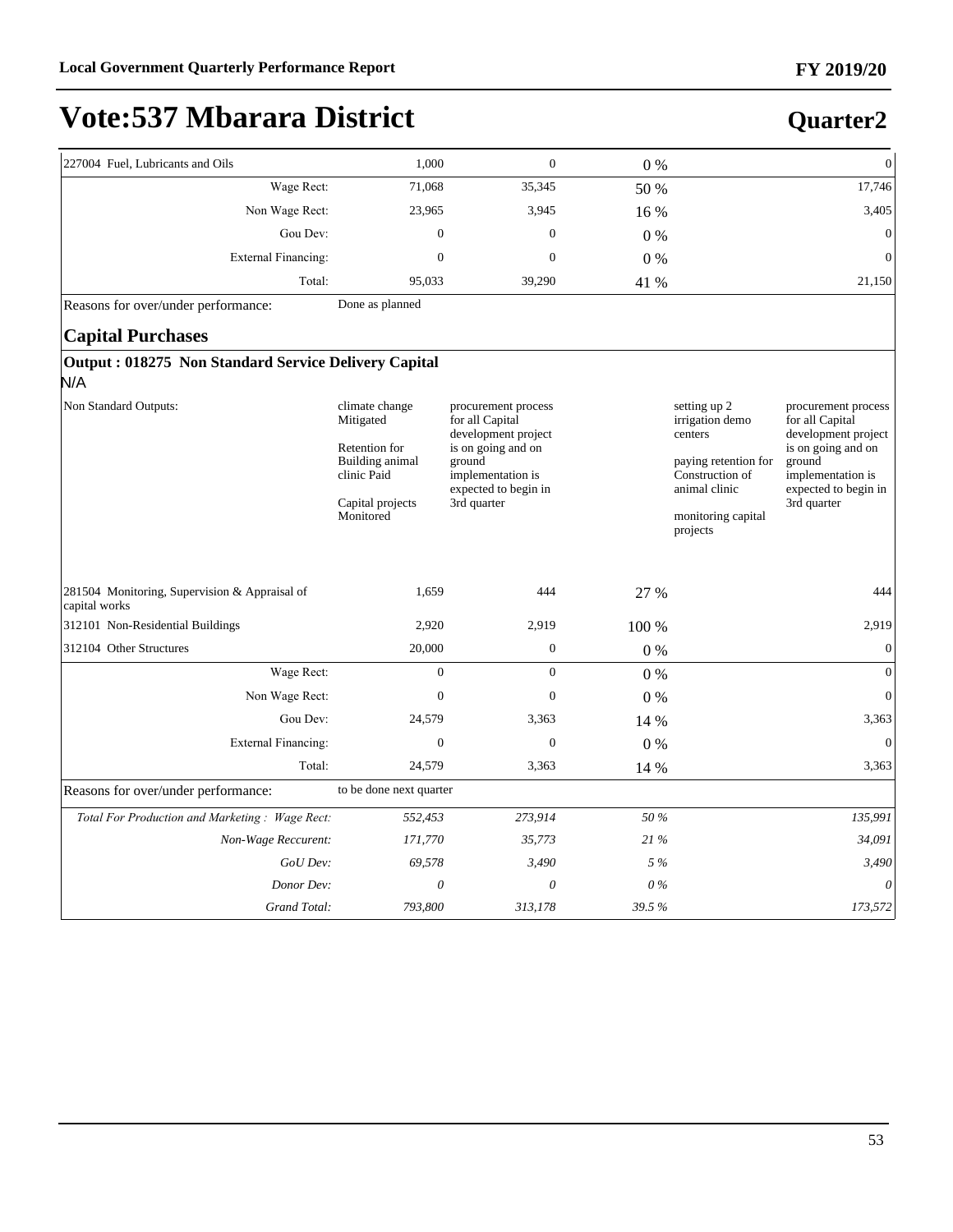# Vote:537 Mbarara District

## Quarter2

| | | | | | |
|---|---|---|---|---|---|
| 227004 Fuel, Lubricants and Oils | 1,000 | 0 | 0 % | | 0 |
| Wage Rect: | 71,068 | 35,345 | 50 % | | 17,746 |
| Non Wage Rect: | 23,965 | 3,945 | 16 % | | 3,405 |
| Gou Dev: | 0 | 0 | 0 % | | 0 |
| External Financing: | 0 | 0 | 0 % | | 0 |
| Total: | 95,033 | 39,290 | 41 % | | 21,150 |

Reasons for over/under performance: Done as planned

### Capital Purchases

**Output : 018275 Non Standard Service Delivery Capital**

N/A

| | | | | | |
|---|---|---|---|---|---|
| Non Standard Outputs: | climate change Mitigated<br><br>Retention for Building animal clinic Paid<br><br>Capital projects Monitored | procurement process for all Capital development project is on going and on ground implementation is expected to begin in 3rd quarter | | setting up 2 irrigation demo centers<br><br>paying retention for Construction of animal clinic<br><br>monitoring capital projects | procurement process for all Capital development project is on going and on ground implementation is expected to begin in 3rd quarter |
| 281504 Monitoring, Supervision & Appraisal of capital works | 1,659 | 444 | 27 % | | 444 |
| 312101 Non-Residential Buildings | 2,920 | 2,919 | 100 % | | 2,919 |
| 312104 Other Structures | 20,000 | 0 | 0 % | | 0 |
| Wage Rect: | 0 | 0 | 0 % | | 0 |
| Non Wage Rect: | 0 | 0 | 0 % | | 0 |
| Gou Dev: | 24,579 | 3,363 | 14 % | | 3,363 |
| External Financing: | 0 | 0 | 0 % | | 0 |
| Total: | 24,579 | 3,363 | 14 % | | 3,363 |

Reasons for over/under performance: to be done next quarter

| | | | | | |
|---|---|---|---|---|---|
| *Total For Production and Marketing : Wage Rect:* | *552,453* | *273,914* | *50 %* | | *135,991* |
| *Non-Wage Reccurent:* | *171,770* | *35,773* | *21 %* | | *34,091* |
| *GoU Dev:* | *69,578* | *3,490* | *5 %* | | *3,490* |
| *Donor Dev:* | *0* | *0* | *0 %* | | *0* |
| *Grand Total:* | *793,800* | *313,178* | *39.5 %* | | *173,572* |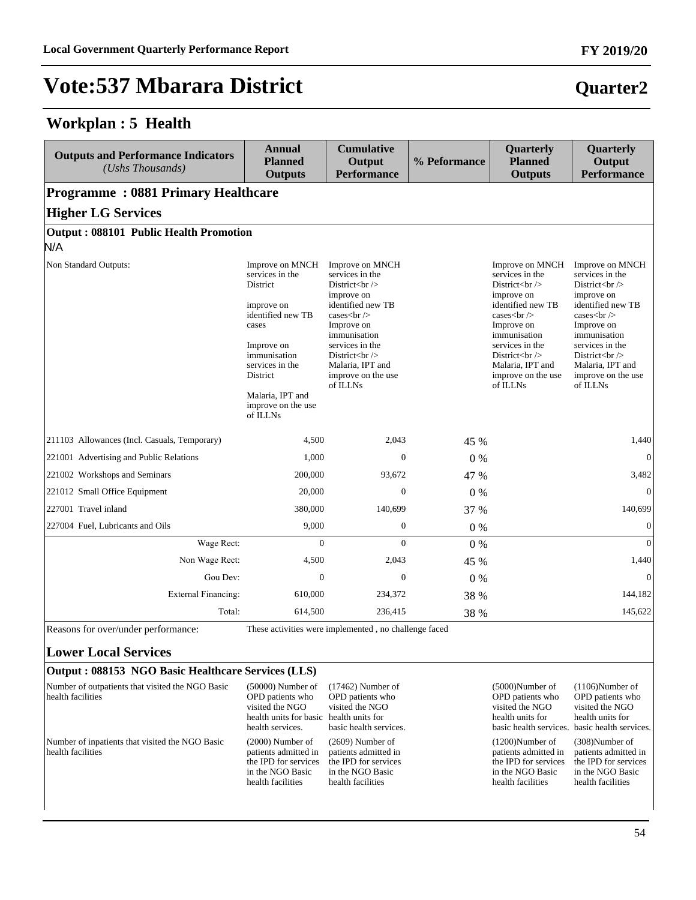# Vote:537 Mbarara District

**Quarter2**

## Workplan : 5 Health

| Outputs and Performance Indicators *(Ushs Thousands)* | Annual Planned Outputs | Cumulative Output Performance | % Peformance | Quarterly Planned Outputs | Quarterly Output Performance |
|---|---|---|---|---|---|
| **Programme : 0881 Primary Healthcare** | | | | | |
| **Higher LG Services** | | | | | |
| **Output : 088101 Public Health Promotion** | | | | | |
| N/A | | | | | |
| Non Standard Outputs: | Improve on MNCH services in the District<br><br>improve on identified new TB cases<br><br>Improve on immunisation services in the District<br><br>Malaria, IPT and improve on the use of ILLNs | Improve on MNCH services in the District&lt;br /&gt; improve on identified new TB cases&lt;br /&gt; Improve on immunisation services in the District&lt;br /&gt; Malaria, IPT and improve on the use of ILLNs | | Improve on MNCH services in the District&lt;br /&gt; improve on identified new TB cases&lt;br /&gt; Improve on immunisation services in the District&lt;br /&gt; Malaria, IPT and improve on the use of ILLNs | Improve on MNCH services in the District&lt;br /&gt; improve on identified new TB cases&lt;br /&gt; Improve on immunisation services in the District&lt;br /&gt; Malaria, IPT and improve on the use of ILLNs |
| 211103 Allowances (Incl. Casuals, Temporary) | 4,500 | 2,043 | 45 % | | 1,440 |
| 221001 Advertising and Public Relations | 1,000 | 0 | 0 % | | 0 |
| 221002 Workshops and Seminars | 200,000 | 93,672 | 47 % | | 3,482 |
| 221012 Small Office Equipment | 20,000 | 0 | 0 % | | 0 |
| 227001 Travel inland | 380,000 | 140,699 | 37 % | | 140,699 |
| 227004 Fuel, Lubricants and Oils | 9,000 | 0 | 0 % | | 0 |
| Wage Rect: | 0 | 0 | 0 % | | 0 |
| Non Wage Rect: | 4,500 | 2,043 | 45 % | | 1,440 |
| Gou Dev: | 0 | 0 | 0 % | | 0 |
| External Financing: | 610,000 | 234,372 | 38 % | | 144,182 |
| Total: | 614,500 | 236,415 | 38 % | | 145,622 |
| Reasons for over/under performance: | These activities were implemented , no challenge faced | | | | |
| **Lower Local Services** | | | | | |
| **Output : 088153 NGO Basic Healthcare Services (LLS)** | | | | | |
| Number of outpatients that visited the NGO Basic health facilities | (50000) Number of OPD patients who visited the NGO health units for basic health services. | (17462) Number of OPD patients who visited the NGO health units for basic health services. | | (5000)Number of OPD patients who visited the NGO health units for basic health services. | (1106)Number of OPD patients who visited the NGO health units for basic health services. |
| Number of inpatients that visited the NGO Basic health facilities | (2000) Number of patients admitted in the IPD for services in the NGO Basic health facilities | (2609) Number of patients admitted in the IPD for services in the NGO Basic health facilities | | (1200)Number of patients admitted in the IPD for services in the NGO Basic health facilities | (308)Number of patients admitted in the IPD for services in the NGO Basic health facilities |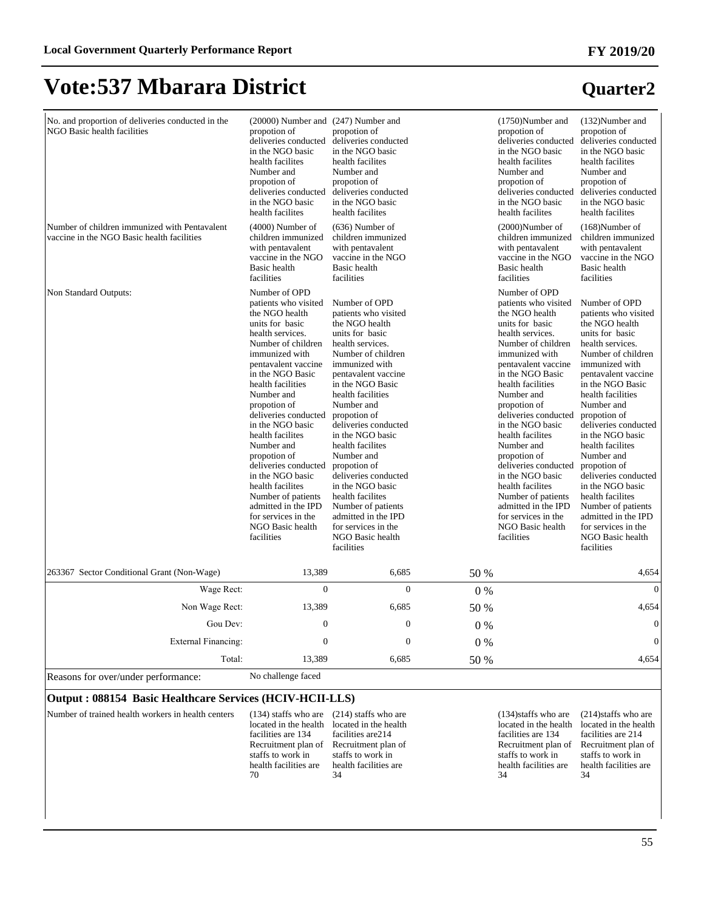# Vote:537 Mbarara District

## Quarter2

| | | | | | |
|---|---|---|---|---|---|
| No. and proportion of deliveries conducted in the NGO Basic health facilities | (20000) Number and propotion of deliveries conducted in the NGO basic health facilites Number and propotion of deliveries conducted in the NGO basic health facilites | (247) Number and propotion of deliveries conducted in the NGO basic health facilites Number and propotion of deliveries conducted in the NGO basic health facilites | | (1750)Number and propotion of deliveries conducted in the NGO basic health facilites Number and propotion of deliveries conducted in the NGO basic health facilites | (132)Number and propotion of deliveries conducted in the NGO basic health facilites Number and propotion of deliveries conducted in the NGO basic health facilites |
| Number of children immunized with Pentavalent vaccine in the NGO Basic health facilities | (4000) Number of children immunized with pentavalent vaccine in the NGO Basic health facilities | (636) Number of children immunized with pentavalent vaccine in the NGO Basic health facilities | | (2000)Number of children immunized with pentavalent vaccine in the NGO Basic health facilities | (168)Number of children immunized with pentavalent vaccine in the NGO Basic health facilities |
| Non Standard Outputs: | Number of OPD patients who visited the NGO health units for basic health services. Number of children immunized with pentavalent vaccine in the NGO Basic health facilities Number and propotion of deliveries conducted in the NGO basic health facilites Number and propotion of deliveries conducted in the NGO basic health facilites Number of patients admitted in the IPD for services in the NGO Basic health facilities | Number of OPD patients who visited the NGO health units for basic health services. Number of children immunized with pentavalent vaccine in the NGO Basic health facilities Number and propotion of deliveries conducted in the NGO basic health facilites Number and propotion of deliveries conducted in the NGO basic health facilites Number of patients admitted in the IPD for services in the NGO Basic health facilities | | Number of OPD patients who visited the NGO health units for basic health services. Number of children immunized with pentavalent vaccine in the NGO Basic health facilities Number and propotion of deliveries conducted in the NGO basic health facilites Number and propotion of deliveries conducted in the NGO basic health facilites Number of patients admitted in the IPD for services in the NGO Basic health facilities | Number of OPD patients who visited the NGO health units for basic health services. Number of children immunized with pentavalent vaccine in the NGO Basic health facilities Number and propotion of deliveries conducted in the NGO basic health facilites Number and propotion of deliveries conducted in the NGO basic health facilites Number of patients admitted in the IPD for services in the NGO Basic health facilities |
| 263367 Sector Conditional Grant (Non-Wage) | 13,389 | 6,685 | 50 % | | 4,654 |
| Wage Rect: | 0 | 0 | 0 % | | 0 |
| Non Wage Rect: | 13,389 | 6,685 | 50 % | | 4,654 |
| Gou Dev: | 0 | 0 | 0 % | | 0 |
| External Financing: | 0 | 0 | 0 % | | 0 |
| Total: | 13,389 | 6,685 | 50 % | | 4,654 |
| Reasons for over/under performance: | No challenge faced | | | | |

### Output : 088154 Basic Healthcare Services (HCIV-HCII-LLS)

| | | | | | |
|---|---|---|---|---|---|
| Number of trained health workers in health centers | (134) staffs who are located in the health facilities are 134 Recruitment plan of staffs to work in health facilities are 70 | (214) staffs who are located in the health facilities are214 Recruitment plan of staffs to work in health facilities are 34 | | (134)staffs who are located in the health facilities are 134 Recruitment plan of staffs to work in health facilities are 34 | (214)staffs who are located in the health facilities are 214 Recruitment plan of staffs to work in health facilities are 34 |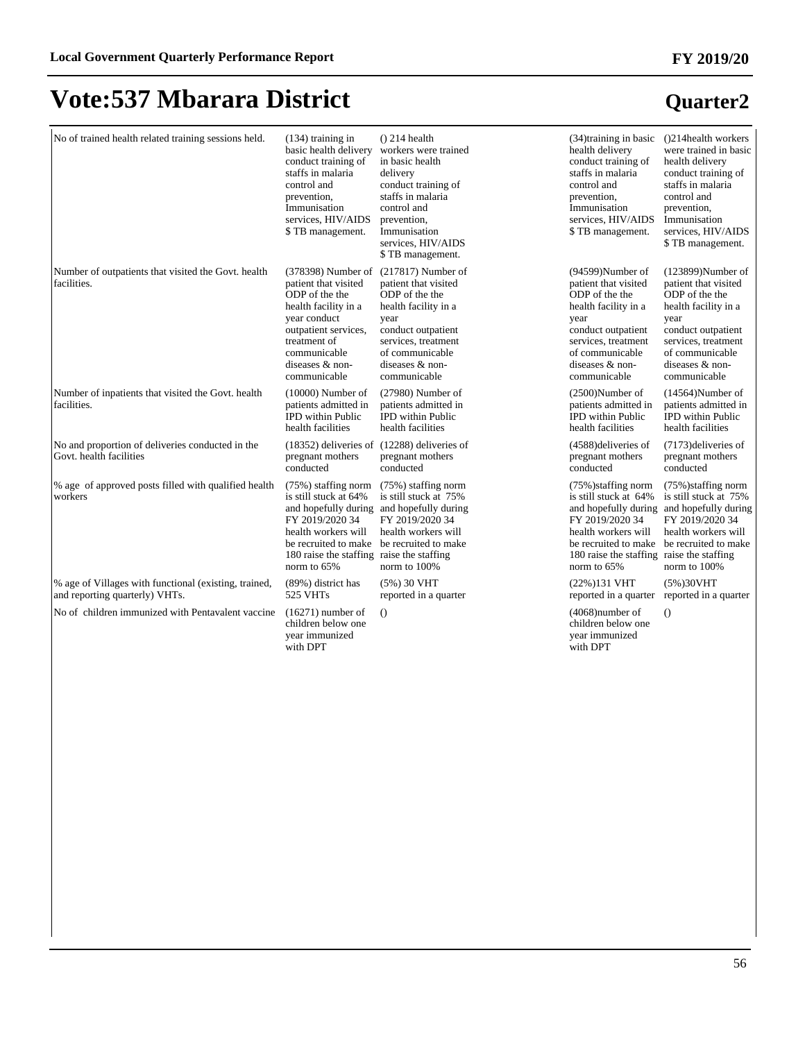# Vote:537 Mbarara District

## Quarter2

| | | | | | |
|---|---|---|---|---|---|
| No of trained health related training sessions held. | (134) training in basic health delivery conduct training of staffs in malaria control and prevention, Immunisation services, HIV/AIDS $ TB management. | () 214 health workers were trained in basic health delivery conduct training of staffs in malaria control and prevention, Immunisation services, HIV/AIDS $ TB management. | | (34)training in basic health delivery conduct training of staffs in malaria control and prevention, Immunisation services, HIV/AIDS $ TB management. | ()214health workers were trained in basic health delivery conduct training of staffs in malaria control and prevention, Immunisation services, HIV/AIDS $ TB management. |
| Number of outpatients that visited the Govt. health facilities. | (378398) Number of patient that visited ODP of the the health facility in a year conduct outpatient services, treatment of communicable diseases & non-communicable | (217817) Number of patient that visited ODP of the the health facility in a year conduct outpatient services, treatment of communicable diseases & non-communicable | | (94599)Number of patient that visited ODP of the the health facility in a year conduct outpatient services, treatment of communicable diseases & non-communicable | (123899)Number of patient that visited ODP of the the health facility in a year conduct outpatient services, treatment of communicable diseases & non-communicable |
| Number of inpatients that visited the Govt. health facilities. | (10000) Number of patients admitted in IPD within Public health facilities | (27980) Number of patients admitted in IPD within Public health facilities | | (2500)Number of patients admitted in IPD within Public health facilities | (14564)Number of patients admitted in IPD within Public health facilities |
| No and proportion of deliveries conducted in the Govt. health facilities | (18352) deliveries of pregnant mothers conducted | (12288) deliveries of pregnant mothers conducted | | (4588)deliveries of pregnant mothers conducted | (7173)deliveries of pregnant mothers conducted |
| % age of approved posts filled with qualified health workers | (75%) staffing norm is still stuck at 64% and hopefully during FY 2019/2020 34 health workers will be recruited to make 180 raise the staffing norm to 65% | (75%) staffing norm is still stuck at 75% and hopefully during FY 2019/2020 34 health workers will be recruited to make raise the staffing norm to 100% | | (75%)staffing norm is still stuck at 64% and hopefully during FY 2019/2020 34 health workers will be recruited to make 180 raise the staffing norm to 65% | (75%)staffing norm is still stuck at 75% and hopefully during FY 2019/2020 34 health workers will be recruited to make raise the staffing norm to 100% |
| % age of Villages with functional (existing, trained, and reporting quarterly) VHTs. | (89%) district has 525 VHTs | (5%) 30 VHT reported in a quarter | | (22%)131 VHT reported in a quarter | (5%)30VHT reported in a quarter |
| No of children immunized with Pentavalent vaccine | (16271) number of children below one year immunized with DPT | () | | (4068)number of children below one year immunized with DPT | () |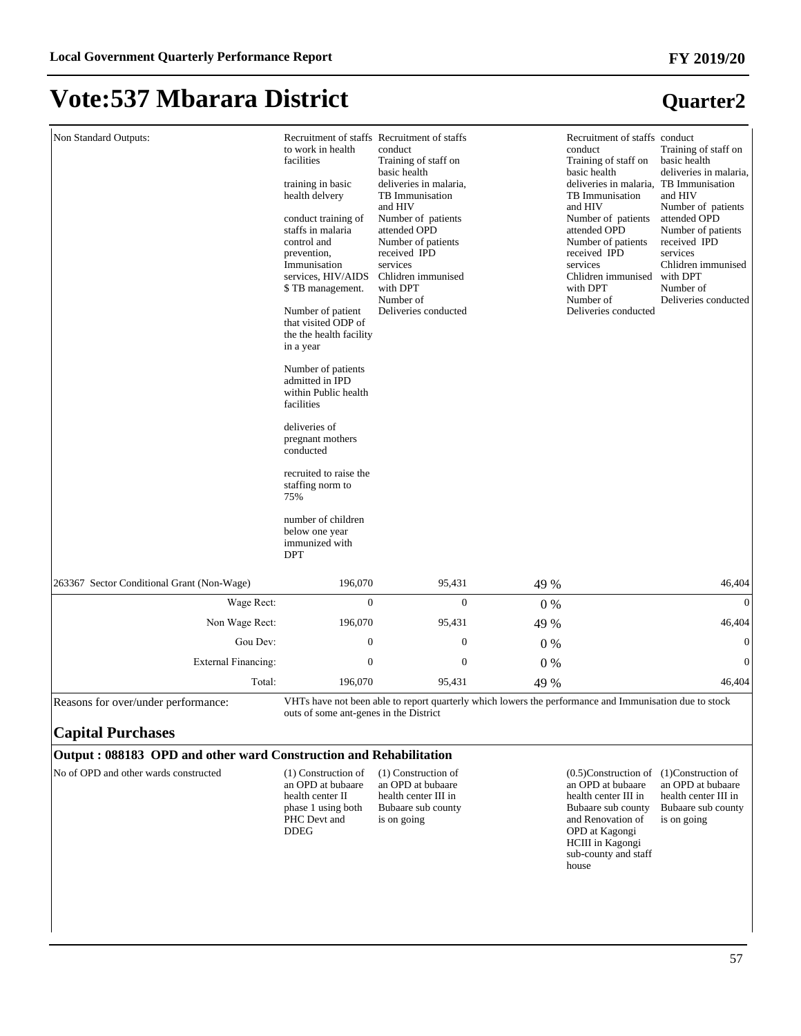# Vote:537 Mbarara District

## Quarter2

| | | | | | |
|---|---|---|---|---|---|
| Non Standard Outputs: | Recruitment of staffs to work in health facilities<br><br>training in basic health delvery<br><br>conduct training of staffs in malaria control and prevention, Immunisation services, HIV/AIDS $ TB management.<br><br>Number of patient that visited ODP of the the health facility in a year<br><br>Number of patients admitted in IPD within Public health facilities<br><br>deliveries of pregnant mothers conducted<br><br>recruited to raise the staffing norm to 75%<br><br>number of children below one year immunized with DPT | Recruitment of staffs conduct<br>Training of staff on basic health deliveries in malaria, TB Immunisation and HIV<br>Number of patients attended OPD<br>Number of patients received IPD services<br>Chlidren immunised with DPT<br>Number of Deliveries conducted | | Recruitment of staffs conduct<br>Training of staff on basic health deliveries in malaria, TB Immunisation and HIV<br>Number of patients attended OPD<br>Number of patients received IPD services<br>Chlidren immunised with DPT<br>Number of Deliveries conducted | conduct<br>Training of staff on basic health deliveries in malaria, TB Immunisation and HIV<br>Number of patients attended OPD<br>Number of patients received IPD services<br>Chlidren immunised with DPT<br>Number of Deliveries conducted |
| 263367 Sector Conditional Grant (Non-Wage) | 196,070 | 95,431 | 49 % | | 46,404 |
| Wage Rect: | 0 | 0 | 0 % | | 0 |
| Non Wage Rect: | 196,070 | 95,431 | 49 % | | 46,404 |
| Gou Dev: | 0 | 0 | 0 % | | 0 |
| External Financing: | 0 | 0 | 0 % | | 0 |
| Total: | 196,070 | 95,431 | 49 % | | 46,404 |

Reasons for over/under performance: VHTs have not been able to report quarterly which lowers the performance and Immunisation due to stock outs of some ant-genes in the District

### Capital Purchases

**Output : 088183 OPD and other ward Construction and Rehabilitation**

| | | | | | |
|---|---|---|---|---|---|
| No of OPD and other wards constructed | (1) Construction of an OPD at bubaare health center II phase 1 using both PHC Devt and DDEG | (1) Construction of an OPD at bubaare health center III in Bubaare sub county is on going | | (0.5)Construction of an OPD at bubaare health center III in Bubaare sub county and Renovation of OPD at Kagongi HCIII in Kagongi sub-county and staff house | (1)Construction of an OPD at bubaare health center III in Bubaare sub county is on going |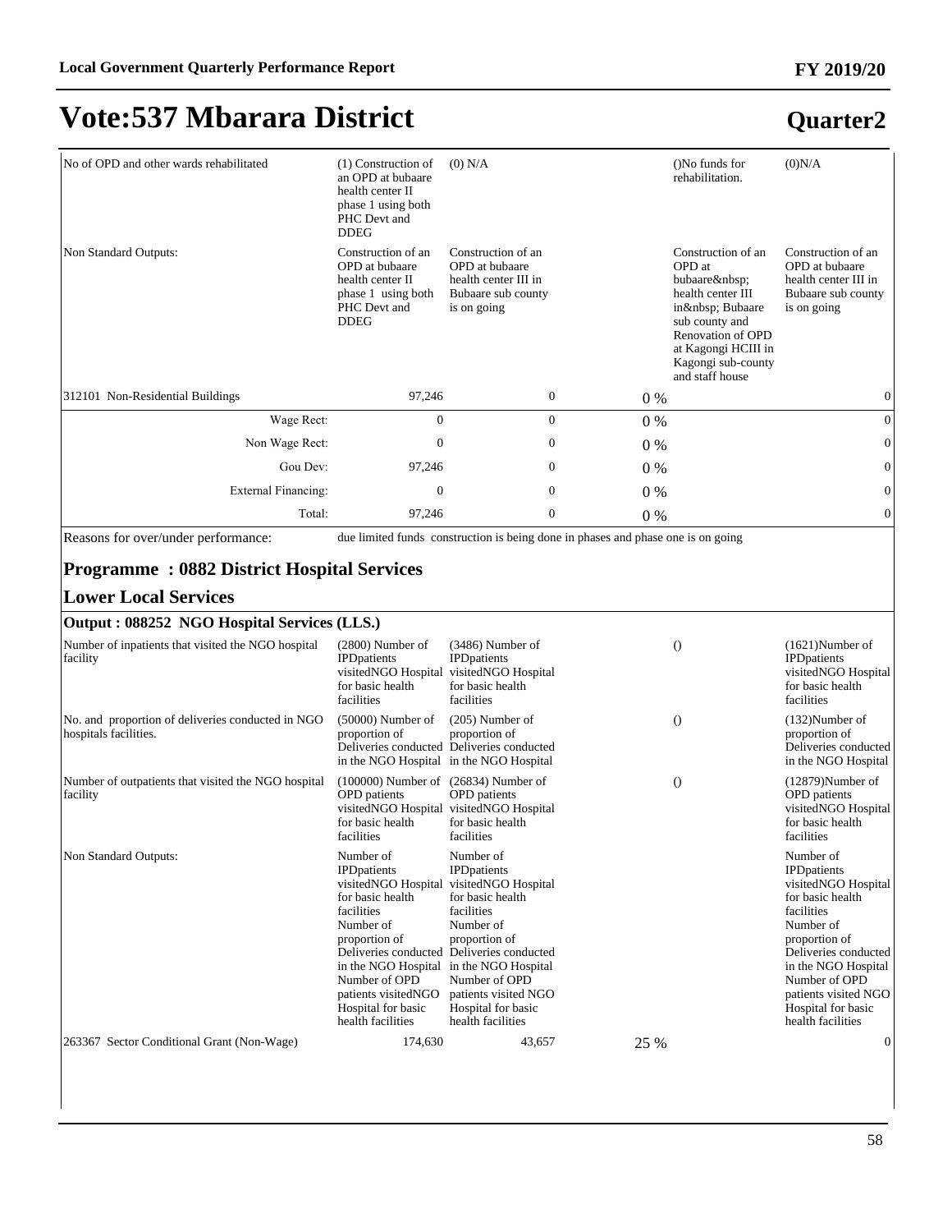# Vote:537 Mbarara District

## Quarter2

| | | | | | |
|---|---|---|---|---|---|
| No of OPD and other wards rehabilitated | (1) Construction of an OPD at bubaare health center II phase 1 using both PHC Devt and DDEG | (0) N/A | | ()No funds for rehabilitation. | (0)N/A |
| Non Standard Outputs: | Construction of an OPD at bubaare health center II phase 1 using both PHC Devt and DDEG | Construction of an OPD at bubaare health center III in Bubaare sub county is on going | | Construction of an OPD at bubaare&nbsp; health center III in&nbsp; Bubaare sub county and Renovation of OPD at Kagongi HCIII in Kagongi sub-county and staff house | Construction of an OPD at bubaare health center III in Bubaare sub county is on going |
| 312101 Non-Residential Buildings | 97,246 | 0 | 0 % | | 0 |
| Wage Rect: | 0 | 0 | 0 % | | 0 |
| Non Wage Rect: | 0 | 0 | 0 % | | 0 |
| Gou Dev: | 97,246 | 0 | 0 % | | 0 |
| External Financing: | 0 | 0 | 0 % | | 0 |
| Total: | 97,246 | 0 | 0 % | | 0 |

Reasons for over/under performance: due limited funds construction is being done in phases and phase one is on going

### Programme : 0882 District Hospital Services

### Lower Local Services

**Output : 088252 NGO Hospital Services (LLS.)**

| | | | | | |
|---|---|---|---|---|---|
| Number of inpatients that visited the NGO hospital facility | (2800) Number of IPDpatients visitedNGO Hospital for basic health facilities | (3486) Number of IPDpatients visitedNGO Hospital for basic health facilities | | () | (1621)Number of IPDpatients visitedNGO Hospital for basic health facilities |
| No. and proportion of deliveries conducted in NGO hospitals facilities. | (50000) Number of proportion of Deliveries conducted in the NGO Hospital | (205) Number of proportion of Deliveries conducted in the NGO Hospital | | () | (132)Number of proportion of Deliveries conducted in the NGO Hospital |
| Number of outpatients that visited the NGO hospital facility | (100000) Number of OPD patients visitedNGO Hospital for basic health facilities | (26834) Number of OPD patients visitedNGO Hospital for basic health facilities | | () | (12879)Number of OPD patients visitedNGO Hospital for basic health facilities |
| Non Standard Outputs: | Number of IPDpatients visitedNGO Hospital for basic health facilities Number of proportion of Deliveries conducted in the NGO Hospital Number of OPD patients visitedNGO Hospital for basic health facilities | Number of IPDpatients visitedNGO Hospital for basic health facilities Number of proportion of Deliveries conducted in the NGO Hospital Number of OPD patients visited NGO Hospital for basic health facilities | | | Number of IPDpatients visitedNGO Hospital for basic health facilities Number of proportion of Deliveries conducted in the NGO Hospital Number of OPD patients visited NGO Hospital for basic health facilities |
| 263367 Sector Conditional Grant (Non-Wage) | 174,630 | 43,657 | 25 % | | 0 |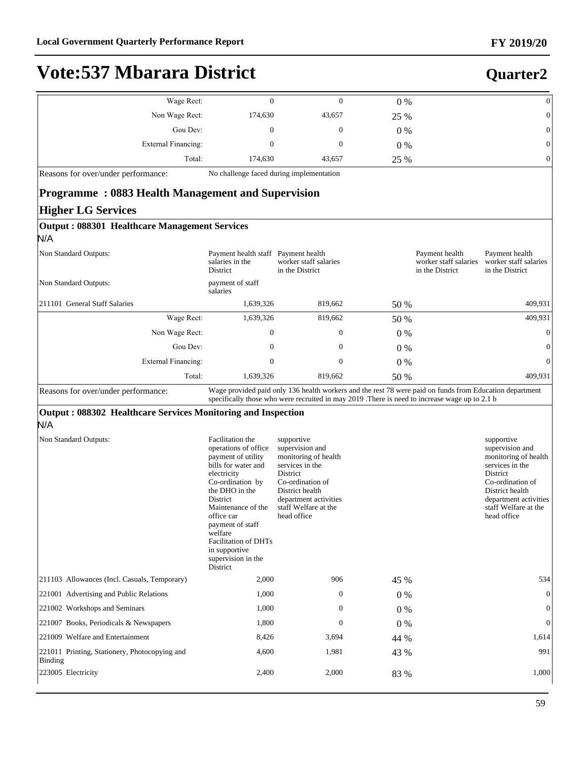# Vote:537 Mbarara District

## Quarter2

| | | | | | |
|---|---|---|---|---|---|
| Wage Rect: | 0 | 0 | 0 % | | 0 |
| Non Wage Rect: | 174,630 | 43,657 | 25 % | | 0 |
| Gou Dev: | 0 | 0 | 0 % | | 0 |
| External Financing: | 0 | 0 | 0 % | | 0 |
| Total: | 174,630 | 43,657 | 25 % | | 0 |
| Reasons for over/under performance: | No challenge faced during implementation | | | | |

### Programme : 0883 Health Management and Supervision

### Higher LG Services

#### Output : 088301 Healthcare Management Services

N/A

| | | | | | |
|---|---|---|---|---|---|
| Non Standard Outputs: | Payment health staff salaries in the District | Payment health worker staff salaries in the District | | Payment health worker staff salaries in the District | Payment health worker staff salaries in the District |
| Non Standard Outputs: | payment of staff salaries | | | | |
| 211101 General Staff Salaries | 1,639,326 | 819,662 | 50 % | | 409,931 |
| Wage Rect: | 1,639,326 | 819,662 | 50 % | | 409,931 |
| Non Wage Rect: | 0 | 0 | 0 % | | 0 |
| Gou Dev: | 0 | 0 | 0 % | | 0 |
| External Financing: | 0 | 0 | 0 % | | 0 |
| Total: | 1,639,326 | 819,662 | 50 % | | 409,931 |
| Reasons for over/under performance: | Wage provided paid only 136 health workers and the rest 78 were paid on funds from Education department specifically those who were recruited in may 2019 .There is need to increase wage up to 2.1 b | | | | |

#### Output : 088302 Healthcare Services Monitoring and Inspection

N/A

| | | | | | |
|---|---|---|---|---|---|
| Non Standard Outputs: | Facilitation the operations of office payment of utility bills for water and electricity Co-ordination by the DHO in the District Maintenance of the office car payment of staff welfare Facilitation of DHTs in supportive supervision in the District | supportive supervision and monitoring of health services in the District Co-ordination of District health department activities staff Welfare at the head office | | | supportive supervision and monitoring of health services in the District Co-ordination of District health department activities staff Welfare at the head office |
| 211103 Allowances (Incl. Casuals, Temporary) | 2,000 | 906 | 45 % | | 534 |
| 221001 Advertising and Public Relations | 1,000 | 0 | 0 % | | 0 |
| 221002 Workshops and Seminars | 1,000 | 0 | 0 % | | 0 |
| 221007 Books, Periodicals & Newspapers | 1,800 | 0 | 0 % | | 0 |
| 221009 Welfare and Entertainment | 8,426 | 3,694 | 44 % | | 1,614 |
| 221011 Printing, Stationery, Photocopying and Binding | 4,600 | 1,981 | 43 % | | 991 |
| 223005 Electricity | 2,400 | 2,000 | 83 % | | 1,000 |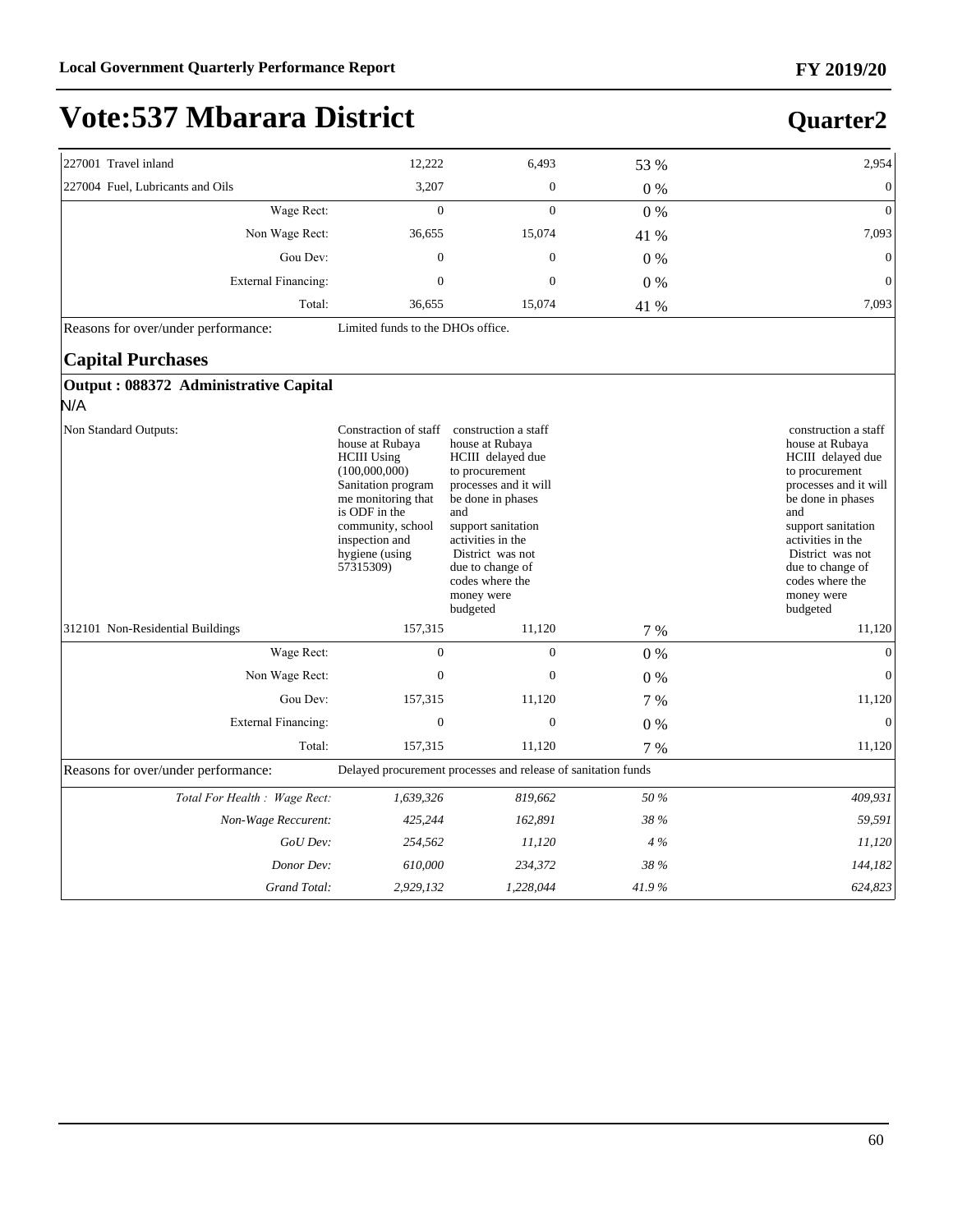# Vote:537 Mbarara District

## Quarter2

| | | | | |
|---|---|---|---|---|
| 227001 Travel inland | 12,222 | 6,493 | 53 % | 2,954 |
| 227004 Fuel, Lubricants and Oils | 3,207 | 0 | 0 % | 0 |
| Wage Rect: | 0 | 0 | 0 % | 0 |
| Non Wage Rect: | 36,655 | 15,074 | 41 % | 7,093 |
| Gou Dev: | 0 | 0 | 0 % | 0 |
| External Financing: | 0 | 0 | 0 % | 0 |
| Total: | 36,655 | 15,074 | 41 % | 7,093 |
| Reasons for over/under performance: | Limited funds to the DHOs office. | | | |

### Capital Purchases

**Output : 088372 Administrative Capital**

N/A

| | | | | |
|---|---|---|---|---|
| Non Standard Outputs: | Constraction of staff house at Rubaya HCIII Using (100,000,000) Sanitation program me monitoring that is ODF in the community, school inspection and hygiene (using 57315309) | construction a staff house at Rubaya HCIII delayed due to procurement processes and it will be done in phases and support sanitation activities in the District was not due to change of codes where the money were budgeted | | construction a staff house at Rubaya HCIII delayed due to procurement processes and it will be done in phases and support sanitation activities in the District was not due to change of codes where the money were budgeted |
| 312101 Non-Residential Buildings | 157,315 | 11,120 | 7 % | 11,120 |
| Wage Rect: | 0 | 0 | 0 % | 0 |
| Non Wage Rect: | 0 | 0 | 0 % | 0 |
| Gou Dev: | 157,315 | 11,120 | 7 % | 11,120 |
| External Financing: | 0 | 0 | 0 % | 0 |
| Total: | 157,315 | 11,120 | 7 % | 11,120 |
| Reasons for over/under performance: | Delayed procurement processes and release of sanitation funds | | | |
| *Total For Health : Wage Rect:* | *1,639,326* | *819,662* | *50 %* | *409,931* |
| *Non-Wage Reccurent:* | *425,244* | *162,891* | *38 %* | *59,591* |
| *GoU Dev:* | *254,562* | *11,120* | *4 %* | *11,120* |
| *Donor Dev:* | *610,000* | *234,372* | *38 %* | *144,182* |
| *Grand Total:* | *2,929,132* | *1,228,044* | *41.9 %* | *624,823* |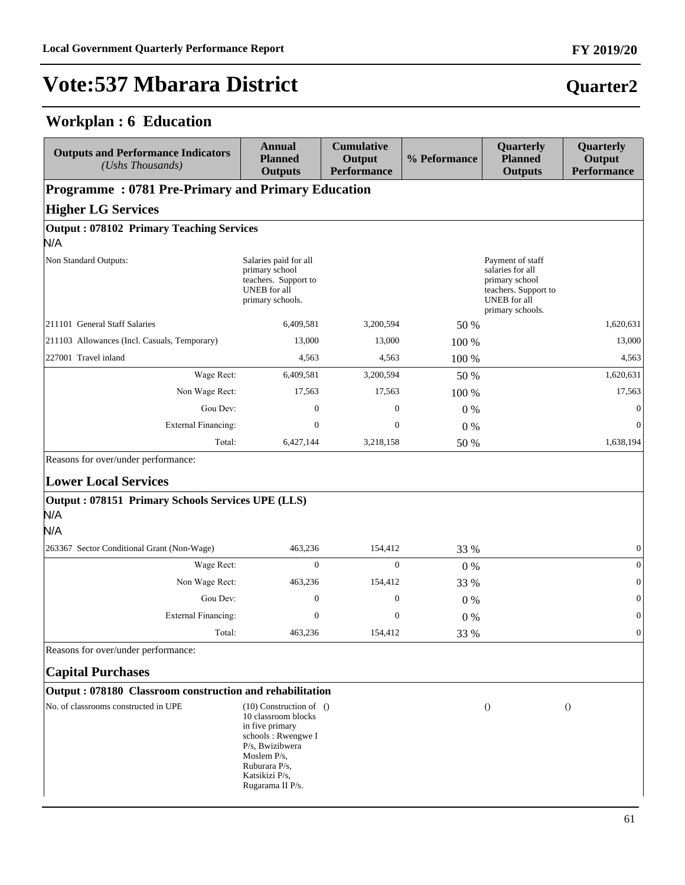# Vote:537 Mbarara District

## Quarter2

## Workplan : 6 Education

| Outputs and Performance Indicators *(Ushs Thousands)* | Annual Planned Outputs | Cumulative Output Performance | % Peformance | Quarterly Planned Outputs | Quarterly Output Performance |
|---|---|---|---|---|---|
| **Programme : 0781 Pre-Primary and Primary Education** | | | | | |
| **Higher LG Services** | | | | | |
| **Output : 078102 Primary Teaching Services** | | | | | |
| N/A | | | | | |
| Non Standard Outputs: | Salaries paid for all primary school teachers. Support to UNEB for all primary schools. | | | Payment of staff salaries for all primary school teachers. Support to UNEB for all primary schools. | |
| 211101 General Staff Salaries | 6,409,581 | 3,200,594 | 50 % | | 1,620,631 |
| 211103 Allowances (Incl. Casuals, Temporary) | 13,000 | 13,000 | 100 % | | 13,000 |
| 227001 Travel inland | 4,563 | 4,563 | 100 % | | 4,563 |
| Wage Rect: | 6,409,581 | 3,200,594 | 50 % | | 1,620,631 |
| Non Wage Rect: | 17,563 | 17,563 | 100 % | | 17,563 |
| Gou Dev: | 0 | 0 | 0 % | | 0 |
| External Financing: | 0 | 0 | 0 % | | 0 |
| Total: | 6,427,144 | 3,218,158 | 50 % | | 1,638,194 |
| Reasons for over/under performance: | | | | | |
| **Lower Local Services** | | | | | |
| **Output : 078151 Primary Schools Services UPE (LLS)** | | | | | |
| N/A | | | | | |
| N/A | | | | | |
| 263367 Sector Conditional Grant (Non-Wage) | 463,236 | 154,412 | 33 % | | 0 |
| Wage Rect: | 0 | 0 | 0 % | | 0 |
| Non Wage Rect: | 463,236 | 154,412 | 33 % | | 0 |
| Gou Dev: | 0 | 0 | 0 % | | 0 |
| External Financing: | 0 | 0 | 0 % | | 0 |
| Total: | 463,236 | 154,412 | 33 % | | 0 |
| Reasons for over/under performance: | | | | | |
| **Capital Purchases** | | | | | |
| **Output : 078180 Classroom construction and rehabilitation** | | | | | |
| No. of classrooms constructed in UPE | (10) Construction of 10 classroom blocks in five primary schools : Rwengwe I P/s, Bwizibwera Moslem P/s, Ruburara P/s, Katsikizi P/s, Rugarama II P/s. | () | | () | () |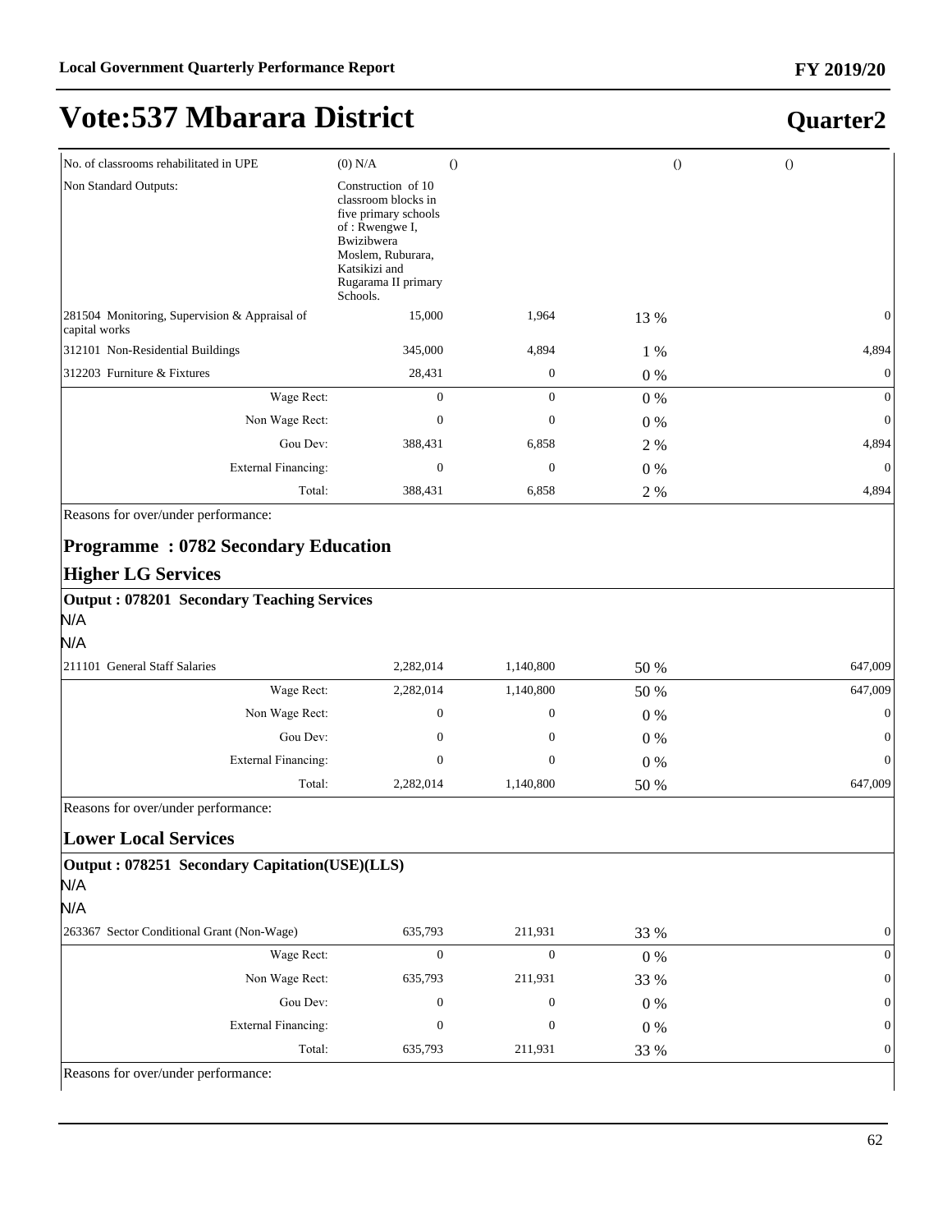# Vote:537 Mbarara District

## Quarter2

| | | | | |
|---|---|---|---|---|
| No. of classrooms rehabilitated in UPE | (0) N/A | () | () | () |
| Non Standard Outputs: | Construction of 10 classroom blocks in five primary schools of : Rwengwe I, Bwizibwera Moslem, Ruburara, Katsikizi and Rugarama II primary Schools. | | | |
| 281504 Monitoring, Supervision & Appraisal of capital works | 15,000 | 1,964 | 13 % | 0 |
| 312101 Non-Residential Buildings | 345,000 | 4,894 | 1 % | 4,894 |
| 312203 Furniture & Fixtures | 28,431 | 0 | 0 % | 0 |
| Wage Rect: | 0 | 0 | 0 % | 0 |
| Non Wage Rect: | 0 | 0 | 0 % | 0 |
| Gou Dev: | 388,431 | 6,858 | 2 % | 4,894 |
| External Financing: | 0 | 0 | 0 % | 0 |
| Total: | 388,431 | 6,858 | 2 % | 4,894 |

Reasons for over/under performance:

### Programme : 0782 Secondary Education

### Higher LG Services

**Output : 078201 Secondary Teaching Services**

N/A

N/A

| | | | | |
|---|---|---|---|---|
| 211101 General Staff Salaries | 2,282,014 | 1,140,800 | 50 % | 647,009 |
| Wage Rect: | 2,282,014 | 1,140,800 | 50 % | 647,009 |
| Non Wage Rect: | 0 | 0 | 0 % | 0 |
| Gou Dev: | 0 | 0 | 0 % | 0 |
| External Financing: | 0 | 0 | 0 % | 0 |
| Total: | 2,282,014 | 1,140,800 | 50 % | 647,009 |

Reasons for over/under performance:

### Lower Local Services

**Output : 078251 Secondary Capitation(USE)(LLS)**

N/A

N/A

| | | | | |
|---|---|---|---|---|
| 263367 Sector Conditional Grant (Non-Wage) | 635,793 | 211,931 | 33 % | 0 |
| Wage Rect: | 0 | 0 | 0 % | 0 |
| Non Wage Rect: | 635,793 | 211,931 | 33 % | 0 |
| Gou Dev: | 0 | 0 | 0 % | 0 |
| External Financing: | 0 | 0 | 0 % | 0 |
| Total: | 635,793 | 211,931 | 33 % | 0 |

Reasons for over/under performance: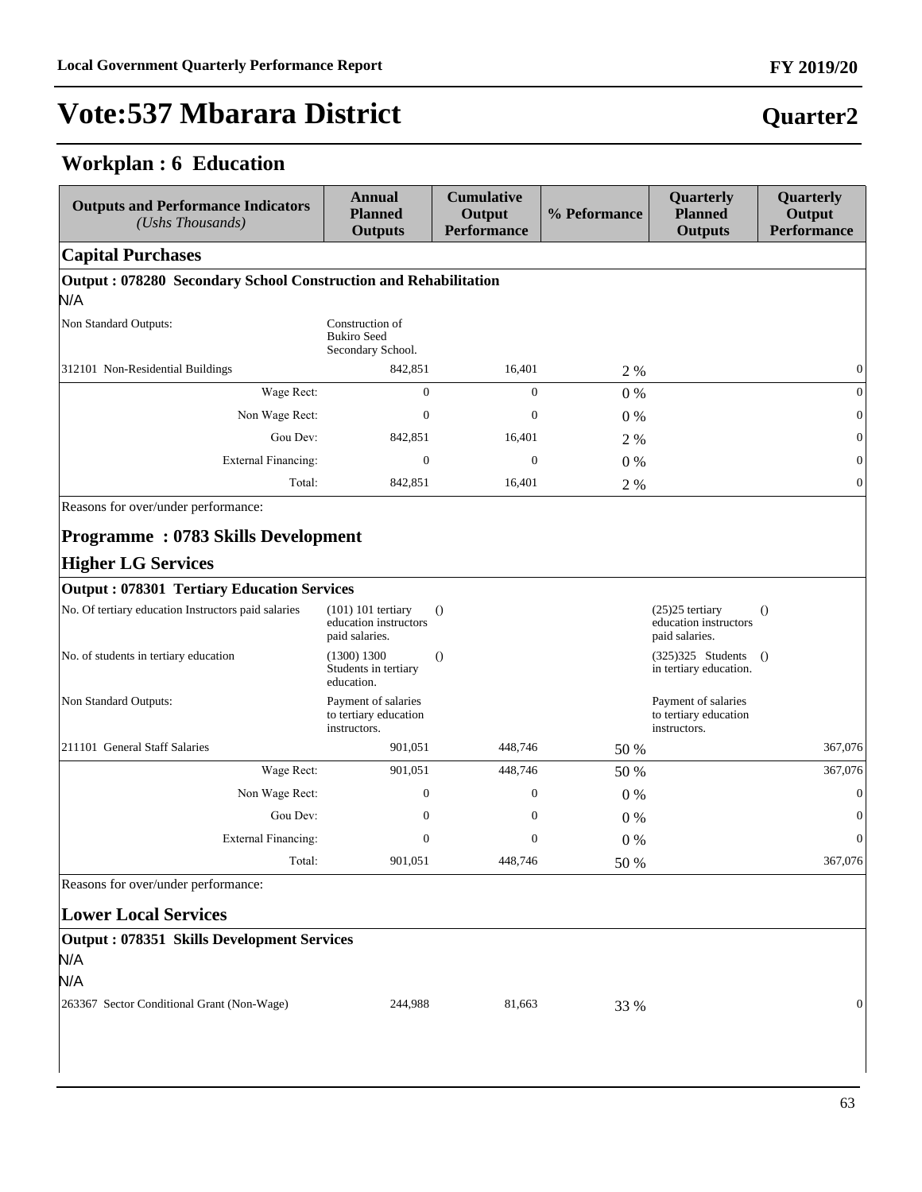# Vote:537 Mbarara District

## Quarter2

## Workplan : 6 Education

| Outputs and Performance Indicators *(Ushs Thousands)* | Annual Planned Outputs | Cumulative Output Performance | % Peformance | Quarterly Planned Outputs | Quarterly Output Performance |
|---|---|---|---|---|---|
| **Capital Purchases** | | | | | |
| **Output : 078280 Secondary School Construction and Rehabilitation** | | | | | |
| N/A | | | | | |
| Non Standard Outputs: | Construction of Bukiro Seed Secondary School. | | | | |
| 312101 Non-Residential Buildings | 842,851 | 16,401 | 2 % | | 0 |
| Wage Rect: | 0 | 0 | 0 % | | 0 |
| Non Wage Rect: | 0 | 0 | 0 % | | 0 |
| Gou Dev: | 842,851 | 16,401 | 2 % | | 0 |
| External Financing: | 0 | 0 | 0 % | | 0 |
| Total: | 842,851 | 16,401 | 2 % | | 0 |
| Reasons for over/under performance: | | | | | |
| **Programme : 0783 Skills Development** | | | | | |
| **Higher LG Services** | | | | | |
| **Output : 078301 Tertiary Education Services** | | | | | |
| No. Of tertiary education Instructors paid salaries | (101) 101 tertiary education instructors paid salaries. | () | | (25)25 tertiary education instructors paid salaries. | () |
| No. of students in tertiary education | (1300) 1300 Students in tertiary education. | () | | (325)325 Students in tertiary education. | () |
| Non Standard Outputs: | Payment of salaries to tertiary education instructors. | | | Payment of salaries to tertiary education instructors. | |
| 211101 General Staff Salaries | 901,051 | 448,746 | 50 % | | 367,076 |
| Wage Rect: | 901,051 | 448,746 | 50 % | | 367,076 |
| Non Wage Rect: | 0 | 0 | 0 % | | 0 |
| Gou Dev: | 0 | 0 | 0 % | | 0 |
| External Financing: | 0 | 0 | 0 % | | 0 |
| Total: | 901,051 | 448,746 | 50 % | | 367,076 |
| Reasons for over/under performance: | | | | | |
| **Lower Local Services** | | | | | |
| **Output : 078351 Skills Development Services** | | | | | |
| N/A | | | | | |
| N/A | | | | | |
| 263367 Sector Conditional Grant (Non-Wage) | 244,988 | 81,663 | 33 % | | 0 |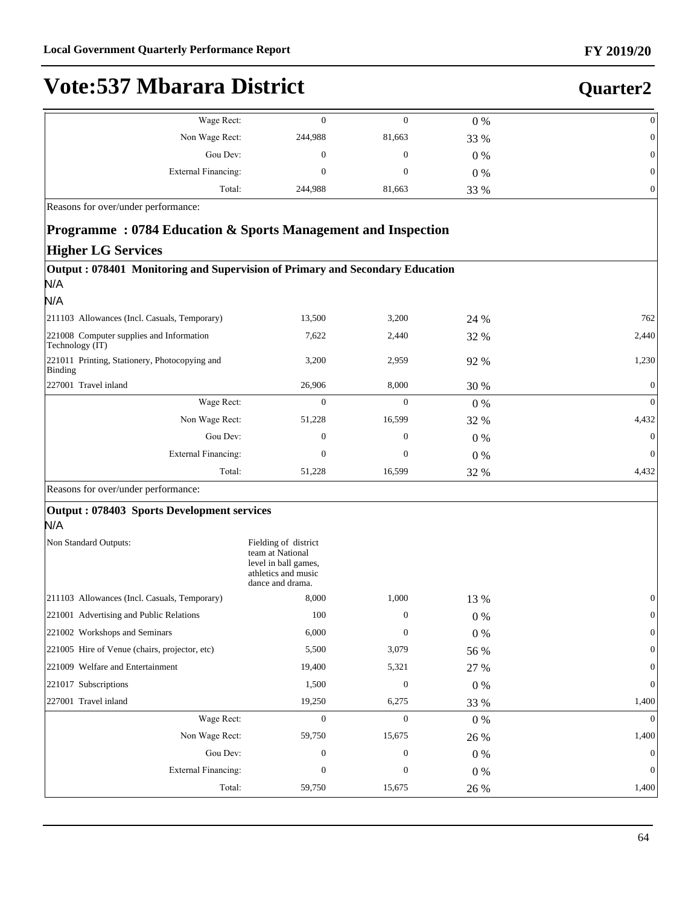# Vote:537 Mbarara District

## Quarter2

| | | | | |
|---|---|---|---|---|
| Wage Rect: | 0 | 0 | 0 % | 0 |
| Non Wage Rect: | 244,988 | 81,663 | 33 % | 0 |
| Gou Dev: | 0 | 0 | 0 % | 0 |
| External Financing: | 0 | 0 | 0 % | 0 |
| Total: | 244,988 | 81,663 | 33 % | 0 |

Reasons for over/under performance:

### Programme : 0784 Education & Sports Management and Inspection

### Higher LG Services

**Output : 078401 Monitoring and Supervision of Primary and Secondary Education**

N/A

N/A

| | | | | |
|---|---|---|---|---|
| 211103 Allowances (Incl. Casuals, Temporary) | 13,500 | 3,200 | 24 % | 762 |
| 221008 Computer supplies and Information Technology (IT) | 7,622 | 2,440 | 32 % | 2,440 |
| 221011 Printing, Stationery, Photocopying and Binding | 3,200 | 2,959 | 92 % | 1,230 |
| 227001 Travel inland | 26,906 | 8,000 | 30 % | 0 |
| Wage Rect: | 0 | 0 | 0 % | 0 |
| Non Wage Rect: | 51,228 | 16,599 | 32 % | 4,432 |
| Gou Dev: | 0 | 0 | 0 % | 0 |
| External Financing: | 0 | 0 | 0 % | 0 |
| Total: | 51,228 | 16,599 | 32 % | 4,432 |

Reasons for over/under performance:

**Output : 078403 Sports Development services**

N/A

| | | | | |
|---|---|---|---|---|
| Non Standard Outputs: | Fielding of district team at National level in ball games, athletics and music dance and drama. | | | |
| 211103 Allowances (Incl. Casuals, Temporary) | 8,000 | 1,000 | 13 % | 0 |
| 221001 Advertising and Public Relations | 100 | 0 | 0 % | 0 |
| 221002 Workshops and Seminars | 6,000 | 0 | 0 % | 0 |
| 221005 Hire of Venue (chairs, projector, etc) | 5,500 | 3,079 | 56 % | 0 |
| 221009 Welfare and Entertainment | 19,400 | 5,321 | 27 % | 0 |
| 221017 Subscriptions | 1,500 | 0 | 0 % | 0 |
| 227001 Travel inland | 19,250 | 6,275 | 33 % | 1,400 |
| Wage Rect: | 0 | 0 | 0 % | 0 |
| Non Wage Rect: | 59,750 | 15,675 | 26 % | 1,400 |
| Gou Dev: | 0 | 0 | 0 % | 0 |
| External Financing: | 0 | 0 | 0 % | 0 |
| Total: | 59,750 | 15,675 | 26 % | 1,400 |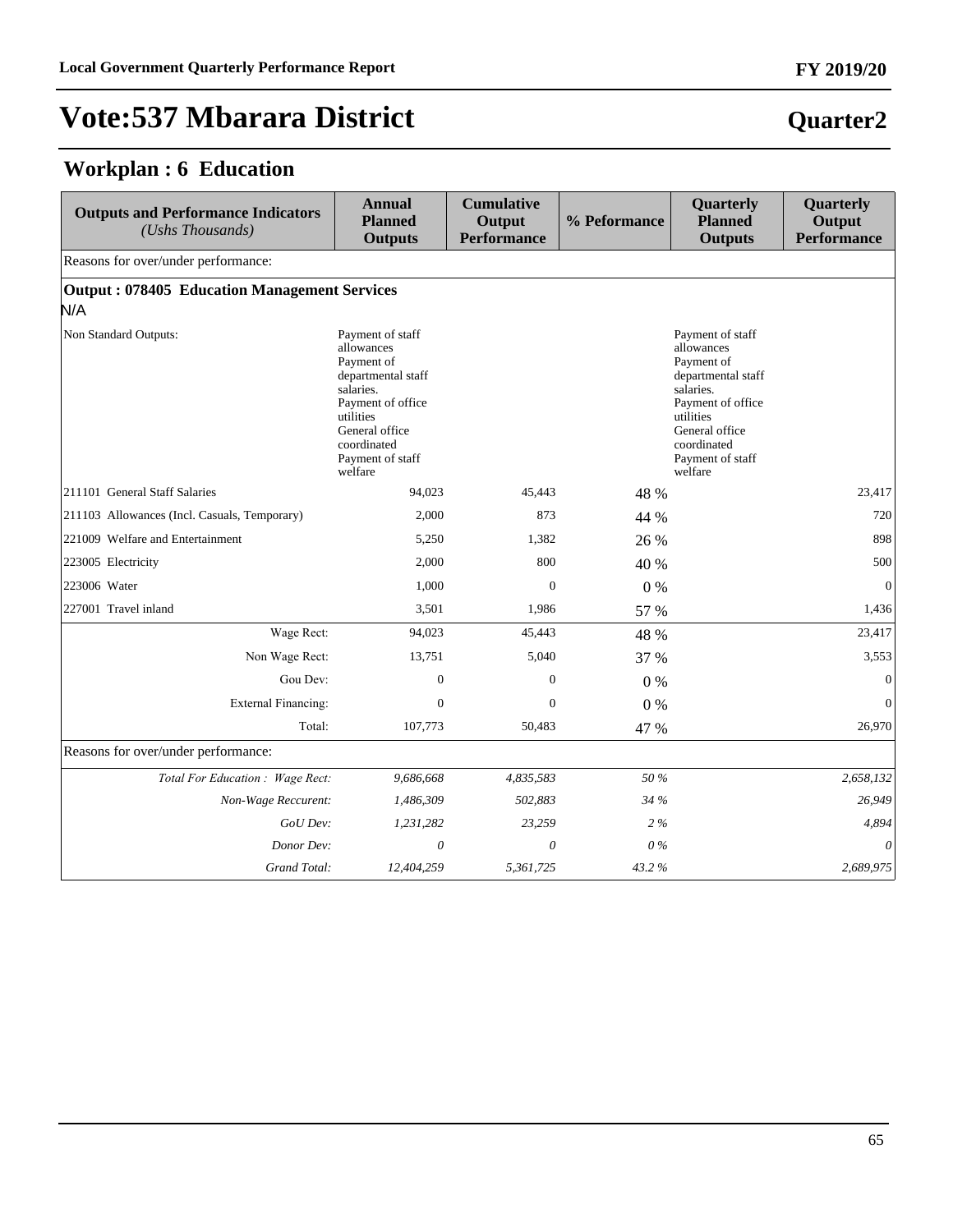# Vote:537 Mbarara District

## Quarter2

### Workplan : 6 Education

| Outputs and Performance Indicators *(Ushs Thousands)* | Annual Planned Outputs | Cumulative Output Performance | % Peformance | Quarterly Planned Outputs | Quarterly Output Performance |
|---|---|---|---|---|---|
| Reasons for over/under performance: | | | | | |
| **Output : 078405 Education Management Services** | | | | | |
| N/A | | | | | |
| Non Standard Outputs: | Payment of staff allowances Payment of departmental staff salaries. Payment of office utilities General office coordinated Payment of staff welfare | | | Payment of staff allowances Payment of departmental staff salaries. Payment of office utilities General office coordinated Payment of staff welfare | |
| 211101 General Staff Salaries | 94,023 | 45,443 | 48 % | | 23,417 |
| 211103 Allowances (Incl. Casuals, Temporary) | 2,000 | 873 | 44 % | | 720 |
| 221009 Welfare and Entertainment | 5,250 | 1,382 | 26 % | | 898 |
| 223005 Electricity | 2,000 | 800 | 40 % | | 500 |
| 223006 Water | 1,000 | 0 | 0 % | | 0 |
| 227001 Travel inland | 3,501 | 1,986 | 57 % | | 1,436 |
| Wage Rect: | 94,023 | 45,443 | 48 % | | 23,417 |
| Non Wage Rect: | 13,751 | 5,040 | 37 % | | 3,553 |
| Gou Dev: | 0 | 0 | 0 % | | 0 |
| External Financing: | 0 | 0 | 0 % | | 0 |
| Total: | 107,773 | 50,483 | 47 % | | 26,970 |
| Reasons for over/under performance: | | | | | |
| *Total For Education : Wage Rect:* | *9,686,668* | *4,835,583* | *50 %* | | *2,658,132* |
| *Non-Wage Reccurent:* | *1,486,309* | *502,883* | *34 %* | | *26,949* |
| *GoU Dev:* | *1,231,282* | *23,259* | *2 %* | | *4,894* |
| *Donor Dev:* | *0* | *0* | *0 %* | | *0* |
| *Grand Total:* | *12,404,259* | *5,361,725* | *43.2 %* | | *2,689,975* |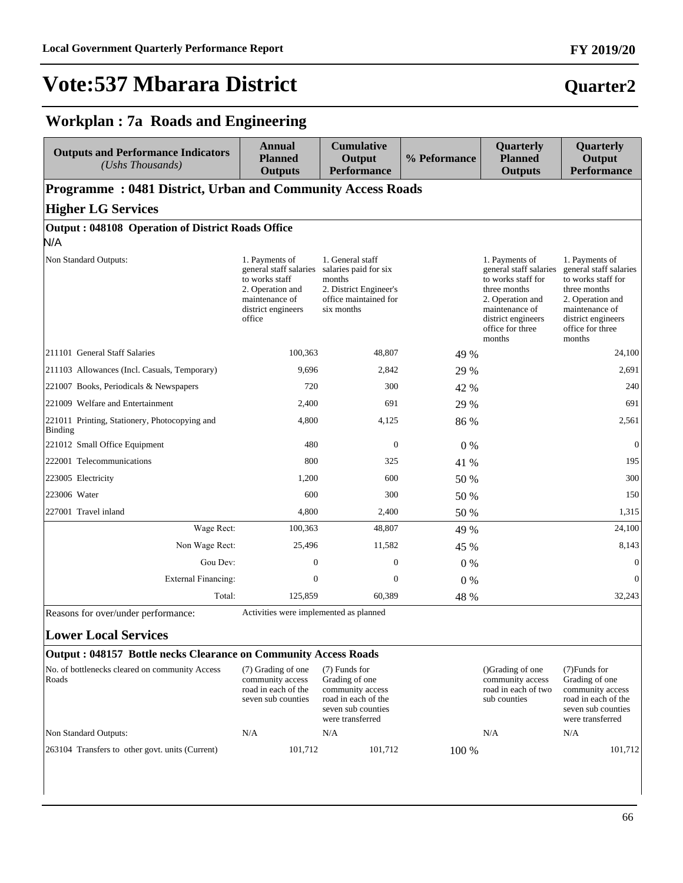# Vote:537 Mbarara District

## Quarter2

## Workplan : 7a Roads and Engineering

| Outputs and Performance Indicators *(Ushs Thousands)* | Annual Planned Outputs | Cumulative Output Performance | % Peformance | Quarterly Planned Outputs | Quarterly Output Performance |
|---|---|---|---|---|---|
| **Programme : 0481 District, Urban and Community Access Roads** | | | | | |
| **Higher LG Services** | | | | | |
| **Output : 048108 Operation of District Roads Office** | | | | | |
| N/A | | | | | |
| Non Standard Outputs: | 1. Payments of general staff salaries to works staff 2. Operation and maintenance of district engineers office | 1. General staff salaries paid for six months 2. District Engineer's office maintained for six months | | 1. Payments of general staff salaries to works staff for three months 2. Operation and maintenance of district engineers office for three months | 1. Payments of general staff salaries to works staff for three months 2. Operation and maintenance of district engineers office for three months |
| 211101 General Staff Salaries | 100,363 | 48,807 | 49 % | | 24,100 |
| 211103 Allowances (Incl. Casuals, Temporary) | 9,696 | 2,842 | 29 % | | 2,691 |
| 221007 Books, Periodicals & Newspapers | 720 | 300 | 42 % | | 240 |
| 221009 Welfare and Entertainment | 2,400 | 691 | 29 % | | 691 |
| 221011 Printing, Stationery, Photocopying and Binding | 4,800 | 4,125 | 86 % | | 2,561 |
| 221012 Small Office Equipment | 480 | 0 | 0 % | | 0 |
| 222001 Telecommunications | 800 | 325 | 41 % | | 195 |
| 223005 Electricity | 1,200 | 600 | 50 % | | 300 |
| 223006 Water | 600 | 300 | 50 % | | 150 |
| 227001 Travel inland | 4,800 | 2,400 | 50 % | | 1,315 |
| Wage Rect: | 100,363 | 48,807 | 49 % | | 24,100 |
| Non Wage Rect: | 25,496 | 11,582 | 45 % | | 8,143 |
| Gou Dev: | 0 | 0 | 0 % | | 0 |
| External Financing: | 0 | 0 | 0 % | | 0 |
| Total: | 125,859 | 60,389 | 48 % | | 32,243 |
| Reasons for over/under performance: | Activities were implemented as planned | | | | |
| **Lower Local Services** | | | | | |
| **Output : 048157 Bottle necks Clearance on Community Access Roads** | | | | | |
| No. of bottlenecks cleared on community Access Roads | (7) Grading of one community access road in each of the seven sub counties | (7) Funds for Grading of one community access road in each of the seven sub counties were transferred | | ()Grading of one community access road in each of two sub counties | (7)Funds for Grading of one community access road in each of the seven sub counties were transferred |
| Non Standard Outputs: | N/A | N/A | | N/A | N/A |
| 263104 Transfers to other govt. units (Current) | 101,712 | 101,712 | 100 % | | 101,712 |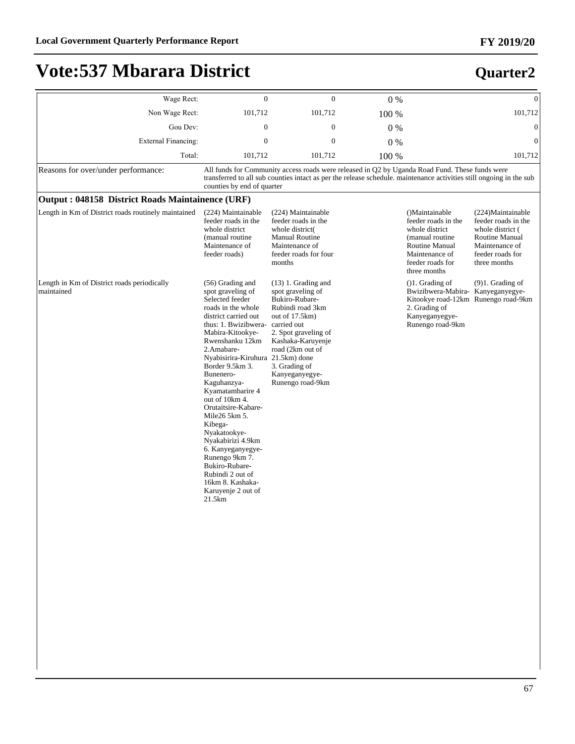# Vote:537 Mbarara District

## Quarter2

| | | | | | |
|---|---|---|---|---|---|
| Wage Rect: | 0 | 0 | 0 % | | 0 |
| Non Wage Rect: | 101,712 | 101,712 | 100 % | | 101,712 |
| Gou Dev: | 0 | 0 | 0 % | | 0 |
| External Financing: | 0 | 0 | 0 % | | 0 |
| Total: | 101,712 | 101,712 | 100 % | | 101,712 |

Reasons for over/under performance: All funds for Community access roads were released in Q2 by Uganda Road Fund. These funds were transferred to all sub counties intact as per the release schedule. maintenance activities still ongoing in the sub counties by end of quarter

### Output : 048158 District Roads Maintainence (URF)

| | | | | | |
|---|---|---|---|---|---|
| Length in Km of District roads routinely maintained | (224) Maintainable feeder roads in the whole district (manual routine Maintenance of feeder roads) | (224) Maintainable feeder roads in the whole district( Manual Routine Maintenance of feeder roads for four months | | ()Maintainable feeder roads in the whole district (manual routine Routine Manual Maintenance of feeder roads for three months | (224)Maintainable feeder roads in the whole district ( Routine Manual Maintenance of feeder roads for three months |
| Length in Km of District roads periodically maintained | (56) Grading and spot graveling of Selected feeder roads in the whole district carried out thus: 1. Bwizibwera-Mabira-Kitookye-Rwenshanku 12km 2.Amabare-Nyabisirira-Kiruhura Border 9.5km 3. Bunenero-Kaguhanzya-Kyamatambarire 4 out of 10km 4. Orutaitsire-Kabare-Mile26 5km 5. Kibega-Nyakatookye-Nyakabirizi 4.9km 6. Kanyeganyegye-Runengo 9km 7. Bukiro-Rubare-Rubindi 2 out of 16km 8. Kashaka-Karuyenje 2 out of 21.5km | (13) 1. Grading and spot graveling of Bukiro-Rubare-Rubindi road 3km out of 17.5km) carried out 2. Spot graveling of Kashaka-Karuyenje road (2km out of 21.5km) done 3. Grading of Kanyeganyegye-Runengo road-9km | | ()1. Grading of Bwizibwera-Mabira-Kitookye road-12km 2. Grading of Kanyeganyegye-Runengo road-9km | (9)1. Grading of Kanyeganyegye-Runengo road-9km |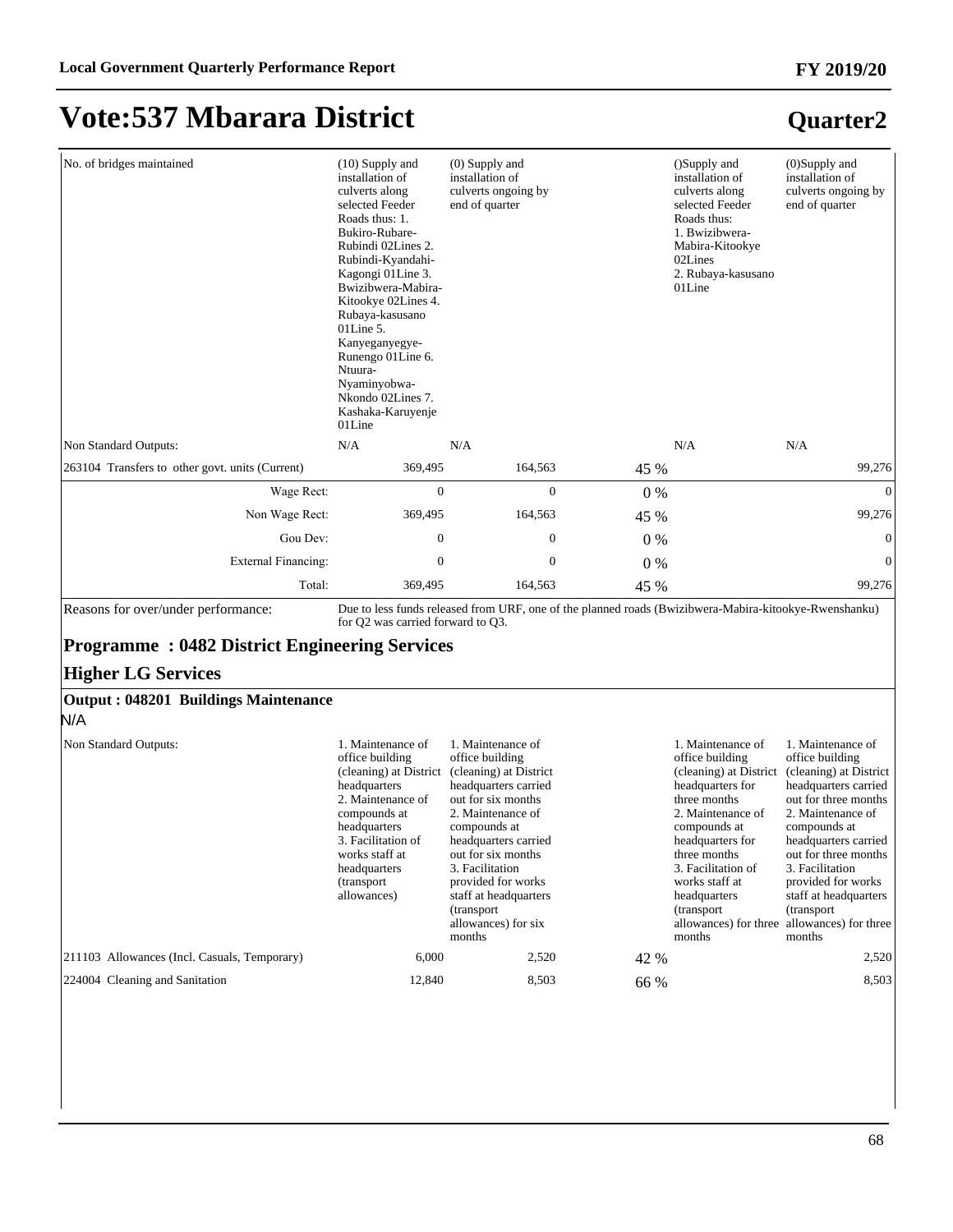# Vote:537 Mbarara District

## Quarter2

| | | | | | |
|---|---|---|---|---|---|
| No. of bridges maintained | (10) Supply and installation of culverts along selected Feeder Roads thus: 1. Bukiro-Rubare-Rubindi 02Lines 2. Rubindi-Kyandahi-Kagongi 01Line 3. Bwizibwera-Mabira-Kitookye 02Lines 4. Rubaya-kasusano 01Line 5. Kanyeganyegye-Runengo 01Line 6. Ntuura-Nyaminyobwa-Nkondo 02Lines 7. Kashaka-Karuyenje 01Line | (0) Supply and installation of culverts ongoing by end of quarter | | ()Supply and installation of culverts along selected Feeder Roads thus: 1. Bwizibwera-Mabira-Kitookye 02Lines 2. Rubaya-kasusano 01Line | (0)Supply and installation of culverts ongoing by end of quarter |
| Non Standard Outputs: | N/A | N/A | | N/A | N/A |
| 263104 Transfers to other govt. units (Current) | 369,495 | 164,563 | 45 % | | 99,276 |
| Wage Rect: | 0 | 0 | 0 % | | 0 |
| Non Wage Rect: | 369,495 | 164,563 | 45 % | | 99,276 |
| Gou Dev: | 0 | 0 | 0 % | | 0 |
| External Financing: | 0 | 0 | 0 % | | 0 |
| Total: | 369,495 | 164,563 | 45 % | | 99,276 |

Reasons for over/under performance: Due to less funds released from URF, one of the planned roads (Bwizibwera-Mabira-kitookye-Rwenshanku) for Q2 was carried forward to Q3.

### Programme : 0482 District Engineering Services

### Higher LG Services

#### Output : 048201 Buildings Maintenance

N/A

| | | | | | |
|---|---|---|---|---|---|
| Non Standard Outputs: | 1. Maintenance of office building (cleaning) at District headquarters 2. Maintenance of compounds at headquarters 3. Facilitation of works staff at headquarters (transport allowances) | 1. Maintenance of office building (cleaning) at District headquarters carried out for six months 2. Maintenance of compounds at headquarters carried out for six months 3. Facilitation provided for works staff at headquarters (transport allowances) for six months | | 1. Maintenance of office building (cleaning) at District headquarters for three months 2. Maintenance of compounds at headquarters for three months 3. Facilitation of works staff at headquarters (transport allowances) for three months | 1. Maintenance of office building (cleaning) at District headquarters carried out for three months 2. Maintenance of compounds at headquarters carried out for three months 3. Facilitation provided for works staff at headquarters (transport allowances) for three months |
| 211103 Allowances (Incl. Casuals, Temporary) | 6,000 | 2,520 | 42 % | | 2,520 |
| 224004 Cleaning and Sanitation | 12,840 | 8,503 | 66 % | | 8,503 |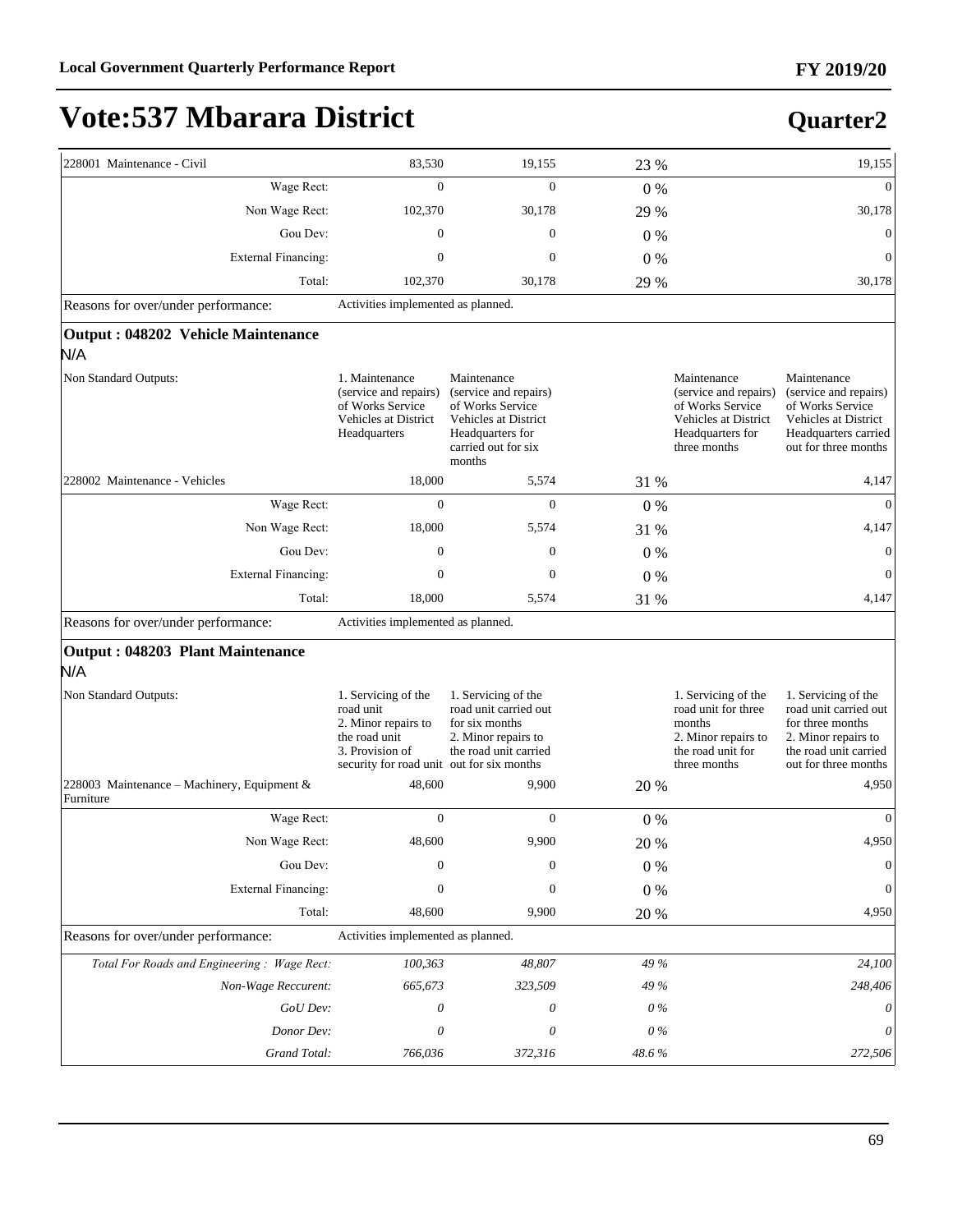# Vote:537 Mbarara District

## Quarter2

| | | | | | |
|---|---|---|---|---|---|
| 228001 Maintenance - Civil | 83,530 | 19,155 | 23 % | | 19,155 |
| Wage Rect: | 0 | 0 | 0 % | | 0 |
| Non Wage Rect: | 102,370 | 30,178 | 29 % | | 30,178 |
| Gou Dev: | 0 | 0 | 0 % | | 0 |
| External Financing: | 0 | 0 | 0 % | | 0 |
| Total: | 102,370 | 30,178 | 29 % | | 30,178 |
| Reasons for over/under performance: | Activities implemented as planned. | | | | |
| **Output : 048202 Vehicle Maintenance** N/A | | | | | |
| Non Standard Outputs: | 1. Maintenance (service and repairs) of Works Service Vehicles at District Headquarters | Maintenance (service and repairs) of Works Service Vehicles at District Headquarters for carried out for six months | | Maintenance (service and repairs) of Works Service Vehicles at District Headquarters for three months | Maintenance (service and repairs) of Works Service Vehicles at District Headquarters carried out for three months |
| 228002 Maintenance - Vehicles | 18,000 | 5,574 | 31 % | | 4,147 |
| Wage Rect: | 0 | 0 | 0 % | | 0 |
| Non Wage Rect: | 18,000 | 5,574 | 31 % | | 4,147 |
| Gou Dev: | 0 | 0 | 0 % | | 0 |
| External Financing: | 0 | 0 | 0 % | | 0 |
| Total: | 18,000 | 5,574 | 31 % | | 4,147 |
| Reasons for over/under performance: | Activities implemented as planned. | | | | |
| **Output : 048203 Plant Maintenance** N/A | | | | | |
| Non Standard Outputs: | 1. Servicing of the road unit 2. Minor repairs to the road unit 3. Provision of security for road unit | 1. Servicing of the road unit carried out for six months 2. Minor repairs to the road unit carried out for six months | | 1. Servicing of the road unit for three months 2. Minor repairs to the road unit for three months | 1. Servicing of the road unit carried out for three months 2. Minor repairs to the road unit carried out for three months |
| 228003 Maintenance – Machinery, Equipment & Furniture | 48,600 | 9,900 | 20 % | | 4,950 |
| Wage Rect: | 0 | 0 | 0 % | | 0 |
| Non Wage Rect: | 48,600 | 9,900 | 20 % | | 4,950 |
| Gou Dev: | 0 | 0 | 0 % | | 0 |
| External Financing: | 0 | 0 | 0 % | | 0 |
| Total: | 48,600 | 9,900 | 20 % | | 4,950 |
| Reasons for over/under performance: | Activities implemented as planned. | | | | |
| *Total For Roads and Engineering : Wage Rect:* | *100,363* | *48,807* | *49 %* | | *24,100* |
| *Non-Wage Reccurent:* | *665,673* | *323,509* | *49 %* | | *248,406* |
| *GoU Dev:* | *0* | *0* | *0 %* | | *0* |
| *Donor Dev:* | *0* | *0* | *0 %* | | *0* |
| *Grand Total:* | *766,036* | *372,316* | *48.6 %* | | *272,506* |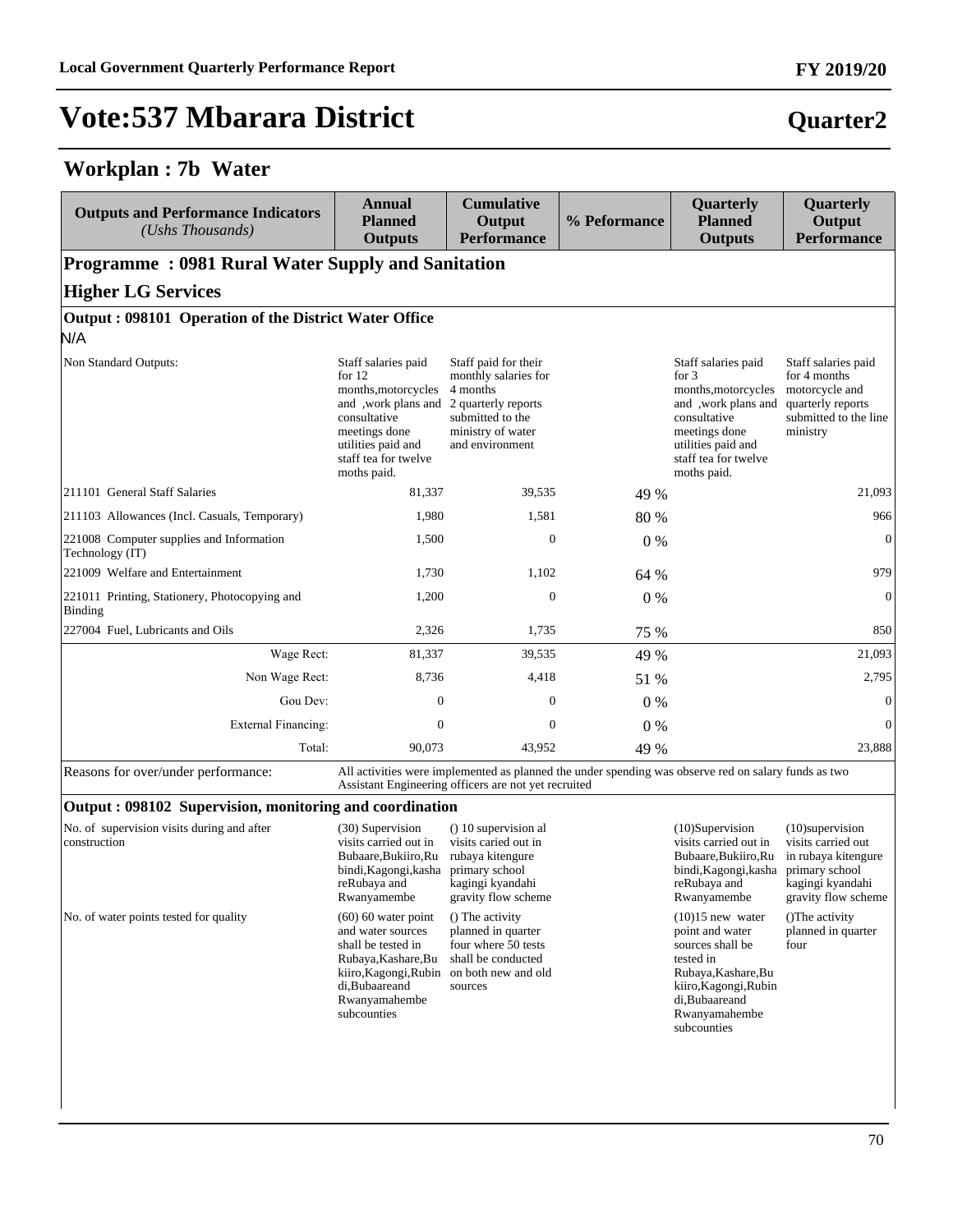# Vote:537 Mbarara District

## Quarter2

### Workplan : 7b Water

| Outputs and Performance Indicators *(Ushs Thousands)* | Annual Planned Outputs | Cumulative Output Performance | % Peformance | Quarterly Planned Outputs | Quarterly Output Performance |
|---|---|---|---|---|---|
| **Programme : 0981 Rural Water Supply and Sanitation** | | | | | |
| **Higher LG Services** | | | | | |
| **Output : 098101 Operation of the District Water Office** | | | | | |
| N/A | | | | | |
| Non Standard Outputs: | Staff salaries paid for 12 months,motorcycles and ,work plans and consultative meetings done utilities paid and staff tea for twelve moths paid. | Staff paid for their monthly salaries for 4 months 2 quarterly reports submitted to the ministry of water and environment | | Staff salaries paid for 3 months,motorcycles and ,work plans and consultative meetings done utilities paid and staff tea for twelve moths paid. | Staff salaries paid for 4 months motorcycle and quarterly reports submitted to the line ministry |
| 211101 General Staff Salaries | 81,337 | 39,535 | 49 % | | 21,093 |
| 211103 Allowances (Incl. Casuals, Temporary) | 1,980 | 1,581 | 80 % | | 966 |
| 221008 Computer supplies and Information Technology (IT) | 1,500 | 0 | 0 % | | 0 |
| 221009 Welfare and Entertainment | 1,730 | 1,102 | 64 % | | 979 |
| 221011 Printing, Stationery, Photocopying and Binding | 1,200 | 0 | 0 % | | 0 |
| 227004 Fuel, Lubricants and Oils | 2,326 | 1,735 | 75 % | | 850 |
| Wage Rect: | 81,337 | 39,535 | 49 % | | 21,093 |
| Non Wage Rect: | 8,736 | 4,418 | 51 % | | 2,795 |
| Gou Dev: | 0 | 0 | 0 % | | 0 |
| External Financing: | 0 | 0 | 0 % | | 0 |
| Total: | 90,073 | 43,952 | 49 % | | 23,888 |
| Reasons for over/under performance: | All activities were implemented as planned the under spending was observe red on salary funds as two Assistant Engineering officers are not yet recruited | | | | |
| **Output : 098102 Supervision, monitoring and coordination** | | | | | |
| No. of supervision visits during and after construction | (30) Supervision visits carried out in Bubaare,Bukiiro,Rubindi,Kagongi,kashareRubaya and Rwanyamembe | () 10 supervision al visits caried out in rubaya kitengure primary school kagingi kyandahi gravity flow scheme | | (10)Supervision visits carried out in Bubaare,Bukiiro,Rubindi,Kagongi,kashareRubaya and Rwanyamembe | (10)supervision visits carried out in rubaya kitengure primary school kagingi kyandahi gravity flow scheme |
| No. of water points tested for quality | (60) 60 water point and water sources shall be tested in Rubaya,Kashare,Bukiiro,Kagongi,Rubindi,Bubaareand Rwanyamahembe subcounties | () The activity planned in quarter four where 50 tests shall be conducted on both new and old sources | | (10)15 new water point and water sources shall be tested in Rubaya,Kashare,Bukiiro,Kagongi,Rubindi,Bubaareand Rwanyamahembe subcounties | ()The activity planned in quarter four |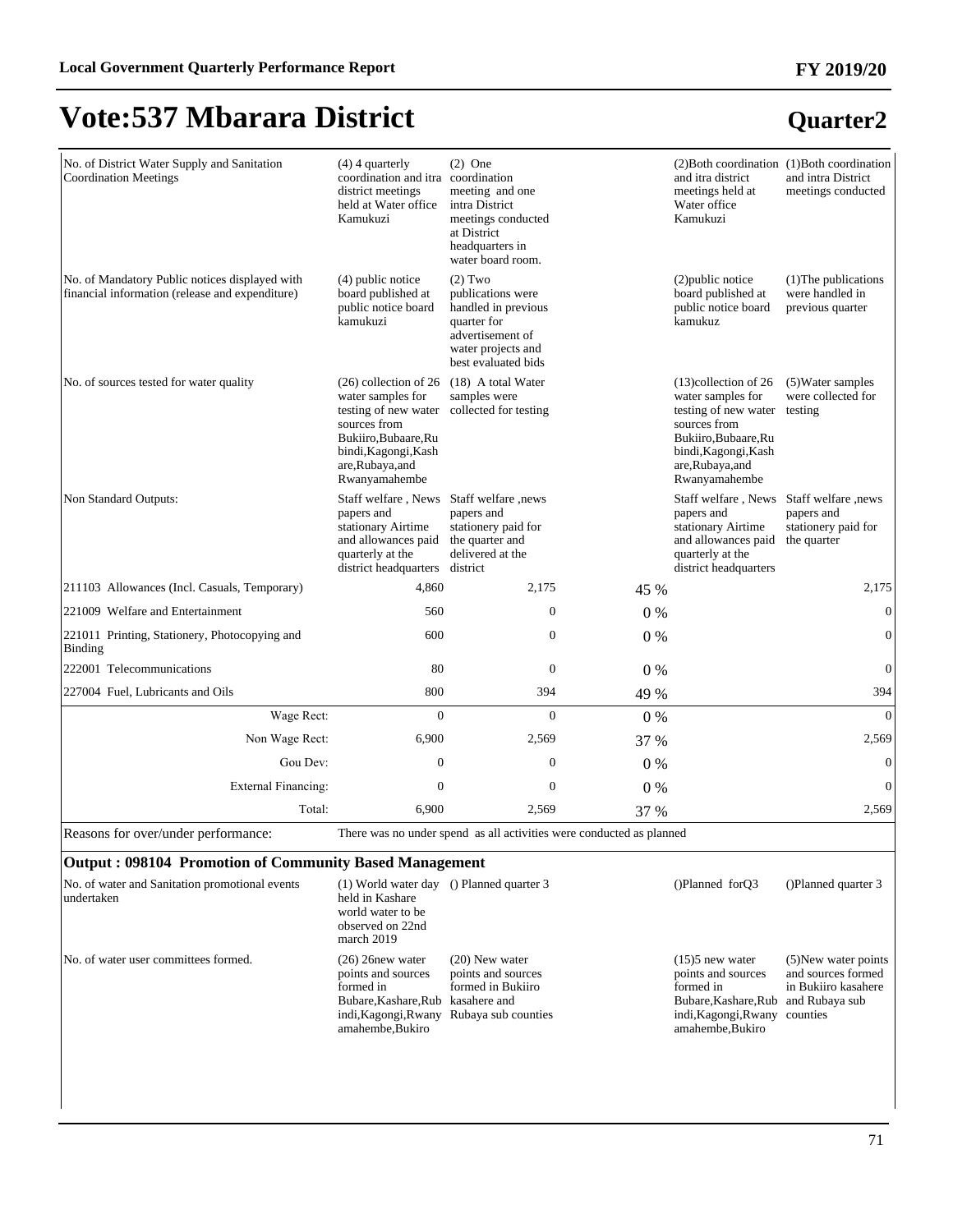# Vote:537 Mbarara District

## Quarter2

| | | | | | |
|---|---|---|---|---|---|
| No. of District Water Supply and Sanitation Coordination Meetings | (4) 4 quarterly coordination and itra district meetings held at Water office Kamukuzi | (2) One coordination meeting and one intra District meetings conducted at District headquarters in water board room. | | (2)Both coordination and itra district meetings held at Water office Kamukuzi | (1)Both coordination and intra District meetings conducted |
| No. of Mandatory Public notices displayed with financial information (release and expenditure) | (4) public notice board published at public notice board kamukuzi | (2) Two publications were handled in previous quarter for advertisement of water projects and best evaluated bids | | (2)public notice board published at public notice board kamukuz | (1)The publications were handled in previous quarter |
| No. of sources tested for water quality | (26) collection of 26 water samples for testing of new water sources from Bukiiro,Bubaare,Rubindi,Kagongi,Kashare,Rubaya,and Rwanyamahembe | (18) A total Water samples were collected for testing | | (13)collection of 26 water samples for testing of new water sources from Bukiiro,Bubaare,Rubindi,Kagongi,Kashare,Rubaya,and Rwanyamahembe | (5)Water samples were collected for testing |
| Non Standard Outputs: | Staff welfare , News papers and stationary Airtime and allowances paid quarterly at the district headquarters | Staff welfare ,news papers and stationery paid for the quarter and delivered at the district | | Staff welfare , News papers and stationary Airtime and allowances paid quarterly at the district headquarters | Staff welfare ,news papers and stationery paid for the quarter |
| 211103 Allowances (Incl. Casuals, Temporary) | 4,860 | 2,175 | 45 % | | 2,175 |
| 221009 Welfare and Entertainment | 560 | 0 | 0 % | | 0 |
| 221011 Printing, Stationery, Photocopying and Binding | 600 | 0 | 0 % | | 0 |
| 222001 Telecommunications | 80 | 0 | 0 % | | 0 |
| 227004 Fuel, Lubricants and Oils | 800 | 394 | 49 % | | 394 |
| Wage Rect: | 0 | 0 | 0 % | | 0 |
| Non Wage Rect: | 6,900 | 2,569 | 37 % | | 2,569 |
| Gou Dev: | 0 | 0 | 0 % | | 0 |
| External Financing: | 0 | 0 | 0 % | | 0 |
| Total: | 6,900 | 2,569 | 37 % | | 2,569 |
| Reasons for over/under performance: | There was no under spend as all activities were conducted as planned | | | | |

**Output : 098104 Promotion of Community Based Management**

| | | | | | |
|---|---|---|---|---|---|
| No. of water and Sanitation promotional events undertaken | (1) World water day held in Kashare world water to be observed on 22nd march 2019 | () Planned quarter 3 | | ()Planned forQ3 | ()Planned quarter 3 |
| No. of water user committees formed. | (26) 26new water points and sources formed in Bubare,Kashare,Rubindi,Kagongi,Rwanyamahembe,Bukiro | (20) New water points and sources formed in Bukiiro kasahere and Rubaya sub counties | | (15)5 new water points and sources formed in Bubare,Kashare,Rubindi,Kagongi,Rwanyamahembe,Bukiro | (5)New water points and sources formed in Bukiiro kasahere and Rubaya sub counties |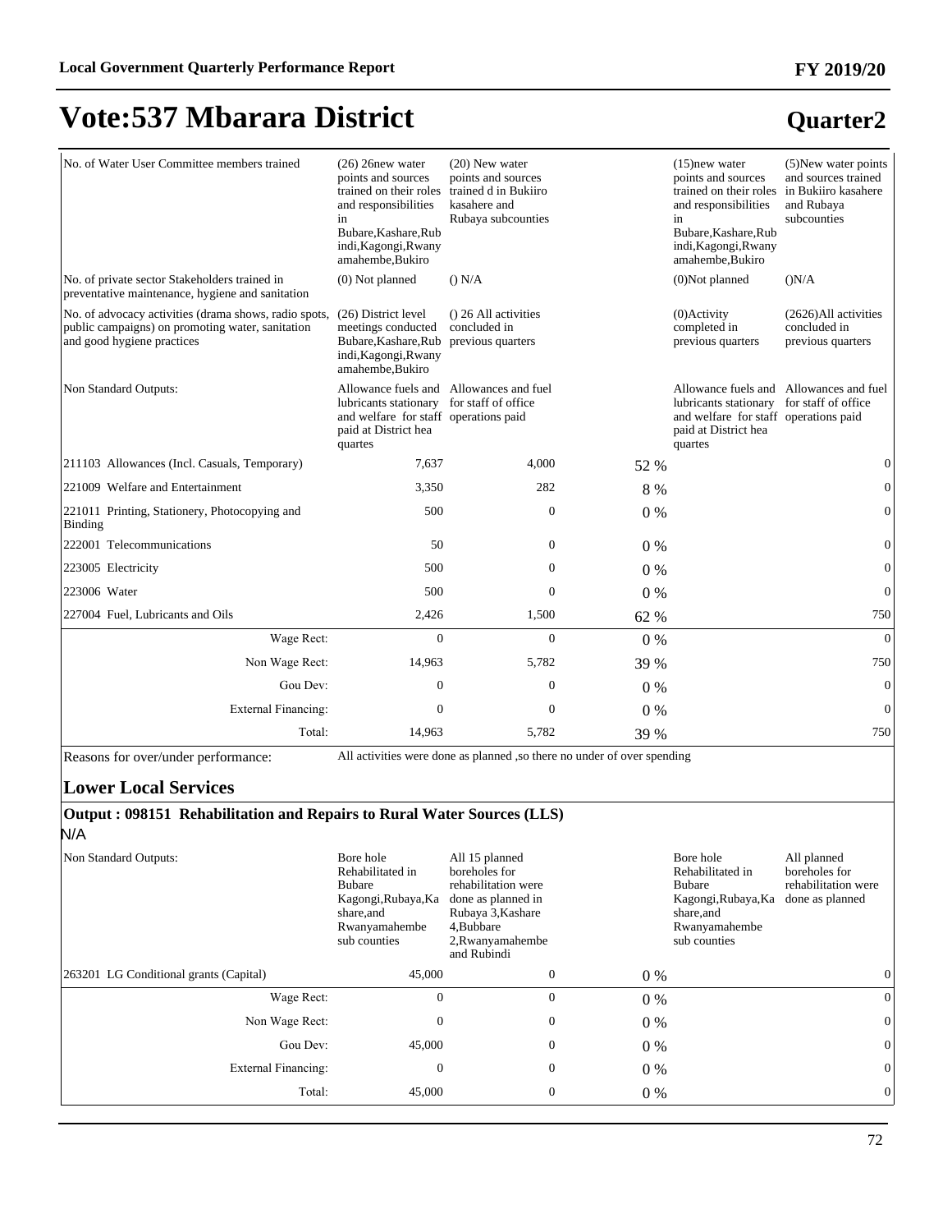# Vote:537 Mbarara District

## Quarter2

| | | | | | |
|---|---|---|---|---|---|
| No. of Water User Committee members trained | (26) 26new water points and sources trained on their roles and responsibilities in Bubare,Kashare,Rubindi,Kagongi,Rwanyamahembe,Bukiro | (20) New water points and sources trained d in Bukiiro kasahere and Rubaya subcounties | | (15)new water points and sources trained on their roles and responsibilities in Bubare,Kashare,Rubindi,Kagongi,Rwanyamahembe,Bukiro | (5)New water points and sources trained in Bukiiro kasahere and Rubaya subcounties |
| No. of private sector Stakeholders trained in preventative maintenance, hygiene and sanitation | (0) Not planned | () N/A | | (0)Not planned | ()N/A |
| No. of advocacy activities (drama shows, radio spots, public campaigns) on promoting water, sanitation and good hygiene practices | (26) District level meetings conducted Bubare,Kashare,Rubindi,Kagongi,Rwanyamahembe,Bukiro | () 26 All activities concluded in previous quarters | | (0)Activity completed in previous quarters | (2626)All activities concluded in previous quarters |
| Non Standard Outputs: | Allowance fuels and lubricants stationary and welfare for staff paid at District hea quartes | Allowances and fuel for staff of office operations paid | | Allowance fuels and lubricants stationary and welfare for staff paid at District hea quartes | Allowances and fuel for staff of office operations paid |
| 211103 Allowances (Incl. Casuals, Temporary) | 7,637 | 4,000 | 52 % | | 0 |
| 221009 Welfare and Entertainment | 3,350 | 282 | 8 % | | 0 |
| 221011 Printing, Stationery, Photocopying and Binding | 500 | 0 | 0 % | | 0 |
| 222001 Telecommunications | 50 | 0 | 0 % | | 0 |
| 223005 Electricity | 500 | 0 | 0 % | | 0 |
| 223006 Water | 500 | 0 | 0 % | | 0 |
| 227004 Fuel, Lubricants and Oils | 2,426 | 1,500 | 62 % | | 750 |
| Wage Rect: | 0 | 0 | 0 % | | 0 |
| Non Wage Rect: | 14,963 | 5,782 | 39 % | | 750 |
| Gou Dev: | 0 | 0 | 0 % | | 0 |
| External Financing: | 0 | 0 | 0 % | | 0 |
| Total: | 14,963 | 5,782 | 39 % | | 750 |

Reasons for over/under performance: All activities were done as planned ,so there no under of over spending

### Lower Local Services

**Output : 098151 Rehabilitation and Repairs to Rural Water Sources (LLS)**

N/A

| | | | | | |
|---|---|---|---|---|---|
| Non Standard Outputs: | Bore hole Rehabilitated in Bubare Kagongi,Rubaya,Kashare,and Rwanyamahembe sub counties | All 15 planned boreholes for rehabilitation were done as planned in Rubaya 3,Kashare 4,Bubbare 2,Rwanyamahembe and Rubindi | | Bore hole Rehabilitated in Bubare Kagongi,Rubaya,Kashare,and Rwanyamahembe sub counties | All planned boreholes for rehabilitation were done as planned |
| 263201 LG Conditional grants (Capital) | 45,000 | 0 | 0 % | | 0 |
| Wage Rect: | 0 | 0 | 0 % | | 0 |
| Non Wage Rect: | 0 | 0 | 0 % | | 0 |
| Gou Dev: | 45,000 | 0 | 0 % | | 0 |
| External Financing: | 0 | 0 | 0 % | | 0 |
| Total: | 45,000 | 0 | 0 % | | 0 |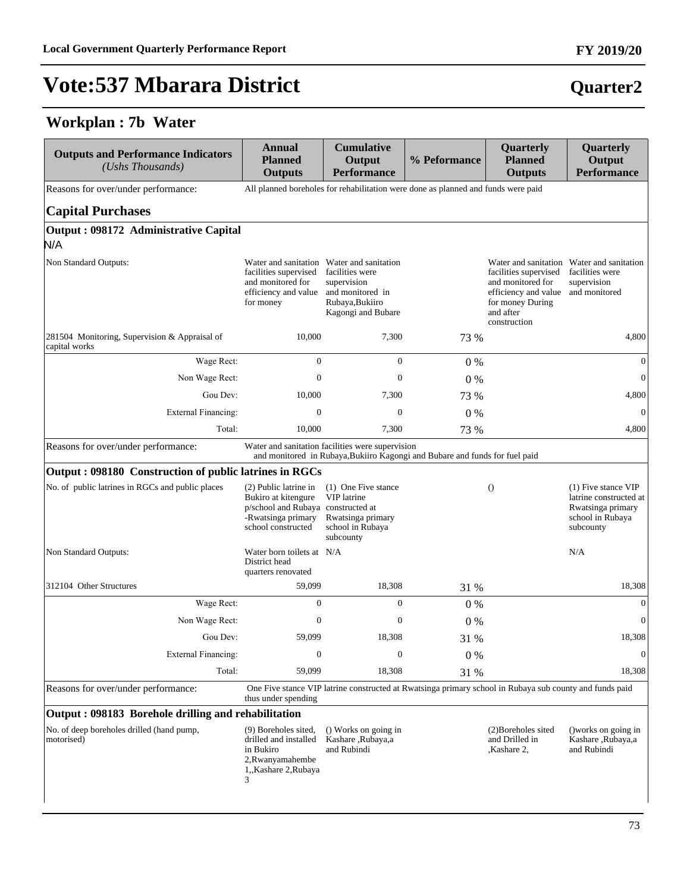# Vote:537 Mbarara District

**Quarter2**

## Workplan : 7b Water

| Outputs and Performance Indicators *(Ushs Thousands)* | Annual Planned Outputs | Cumulative Output Performance | % Peformance | Quarterly Planned Outputs | Quarterly Output Performance |
|---|---|---|---|---|---|
| Reasons for over/under performance: | All planned boreholes for rehabilitation were done as planned and funds were paid | | | | |
| **Capital Purchases** | | | | | |
| **Output : 098172 Administrative Capital** | | | | | |
| N/A | | | | | |
| Non Standard Outputs: | Water and sanitation facilities supervised and monitored for efficiency and value for money | Water and sanitation facilities were supervision and monitored in Rubaya,Bukiiro Kagongi and Bubare | | Water and sanitation facilities supervised and monitored for efficiency and value for money During and after construction | Water and sanitation facilities were supervision and monitored |
| 281504 Monitoring, Supervision & Appraisal of capital works | 10,000 | 7,300 | 73 % | | 4,800 |
| Wage Rect: | 0 | 0 | 0 % | | 0 |
| Non Wage Rect: | 0 | 0 | 0 % | | 0 |
| Gou Dev: | 10,000 | 7,300 | 73 % | | 4,800 |
| External Financing: | 0 | 0 | 0 % | | 0 |
| Total: | 10,000 | 7,300 | 73 % | | 4,800 |
| Reasons for over/under performance: | Water and sanitation facilities were supervision and monitored in Rubaya,Bukiiro Kagongi and Bubare and funds for fuel paid | | | | |
| **Output : 098180 Construction of public latrines in RGCs** | | | | | |
| No. of public latrines in RGCs and public places | (2) Public latrine in Bukiro at kitengure p/school and Rubaya -Rwatsinga primary school constructed | (1) One Five stance VIP latrine constructed at Rwatsinga primary school in Rubaya subcounty | | () | (1) Five stance VIP latrine constructed at Rwatsinga primary school in Rubaya subcounty |
| Non Standard Outputs: | Water born toilets at District head quarters renovated | N/A | | | N/A |
| 312104 Other Structures | 59,099 | 18,308 | 31 % | | 18,308 |
| Wage Rect: | 0 | 0 | 0 % | | 0 |
| Non Wage Rect: | 0 | 0 | 0 % | | 0 |
| Gou Dev: | 59,099 | 18,308 | 31 % | | 18,308 |
| External Financing: | 0 | 0 | 0 % | | 0 |
| Total: | 59,099 | 18,308 | 31 % | | 18,308 |
| Reasons for over/under performance: | One Five stance VIP latrine constructed at Rwatsinga primary school in Rubaya sub county and funds paid thus under spending | | | | |
| **Output : 098183 Borehole drilling and rehabilitation** | | | | | |
| No. of deep boreholes drilled (hand pump, motorised) | (9) Boreholes sited, drilled and installed in Bukiro 2,Rwanyamahembe 1,,Kashare 2,Rubaya 3 | () Works on going in Kashare ,Rubaya,a and Rubindi | | (2)Boreholes sited and Drilled in ,Kashare 2, | ()works on going in Kashare ,Rubaya,a and Rubindi |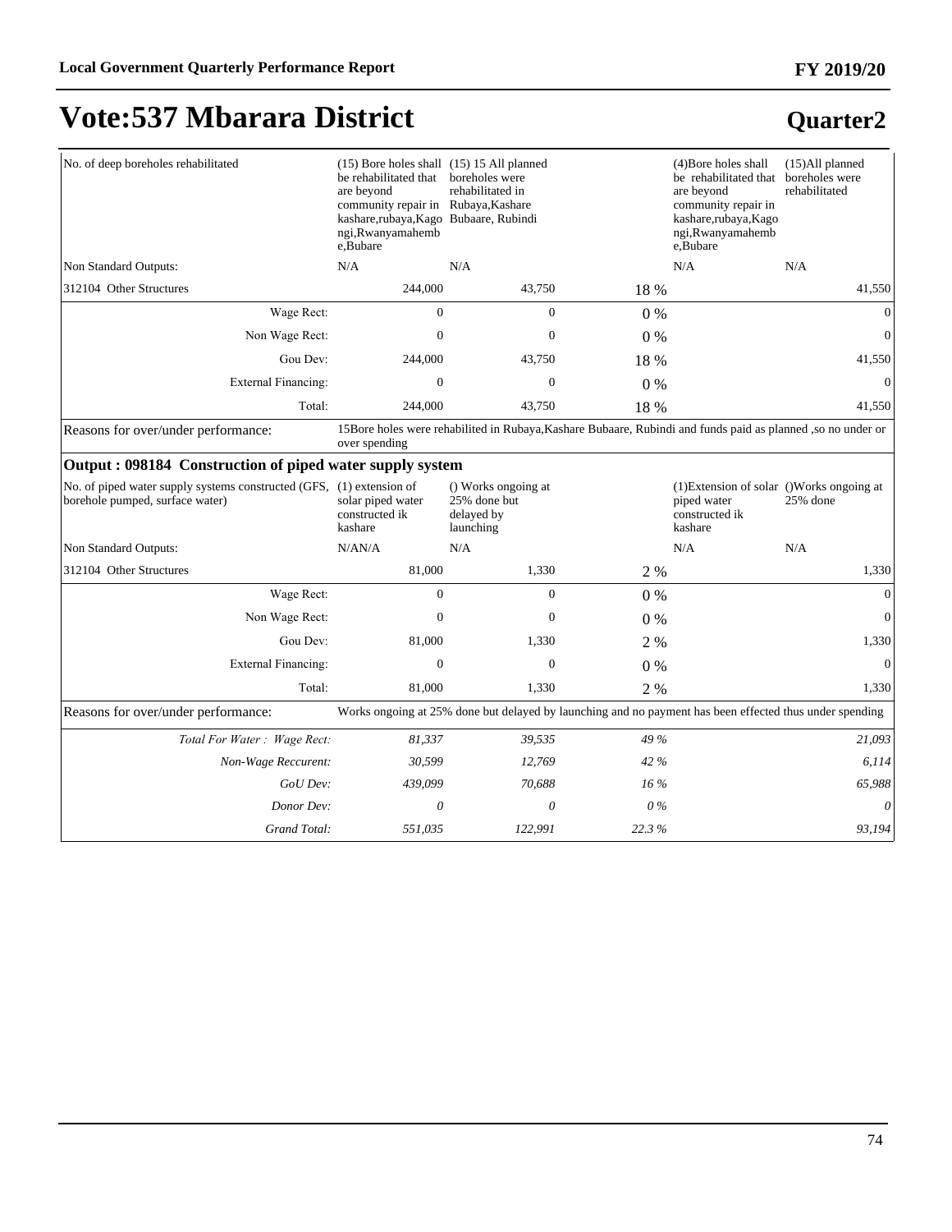# Vote:537 Mbarara District

## Quarter2

| | | | | | |
|---|---|---|---|---|---|
| No. of deep boreholes rehabilitated | (15) Bore holes shall be rehabilitated that are beyond community repair in kashare,rubaya,Kagongi,Rwanyamahembe,Bubare | (15) 15 All planned boreholes were rehabilitated in Rubaya,Kashare Bubaare, Rubindi | | (4)Bore holes shall be rehabilitated that are beyond community repair in kashare,rubaya,Kagongi,Rwanyamahembe,Bubare | (15)All planned boreholes were rehabilitated |
| Non Standard Outputs: | N/A | N/A | | N/A | N/A |
| 312104 Other Structures | 244,000 | 43,750 | 18 % | | 41,550 |
| Wage Rect: | 0 | 0 | 0 % | | 0 |
| Non Wage Rect: | 0 | 0 | 0 % | | 0 |
| Gou Dev: | 244,000 | 43,750 | 18 % | | 41,550 |
| External Financing: | 0 | 0 | 0 % | | 0 |
| Total: | 244,000 | 43,750 | 18 % | | 41,550 |
| Reasons for over/under performance: | 15Bore holes were rehabilited in Rubaya,Kashare Bubaare, Rubindi and funds paid as planned ,so no under or over spending | | | | |

### Output : 098184 Construction of piped water supply system

| | | | | | |
|---|---|---|---|---|---|
| No. of piped water supply systems constructed (GFS, borehole pumped, surface water) | (1) extension of solar piped water constructed ik kashare | () Works ongoing at 25% done but delayed by launching | | (1)Extension of solar piped water constructed ik kashare | ()Works ongoing at 25% done |
| Non Standard Outputs: | N/AN/A | N/A | | N/A | N/A |
| 312104 Other Structures | 81,000 | 1,330 | 2 % | | 1,330 |
| Wage Rect: | 0 | 0 | 0 % | | 0 |
| Non Wage Rect: | 0 | 0 | 0 % | | 0 |
| Gou Dev: | 81,000 | 1,330 | 2 % | | 1,330 |
| External Financing: | 0 | 0 | 0 % | | 0 |
| Total: | 81,000 | 1,330 | 2 % | | 1,330 |
| Reasons for over/under performance: | Works ongoing at 25% done but delayed by launching and no payment has been effected thus under spending | | | | |
| *Total For Water : Wage Rect:* | *81,337* | *39,535* | *49 %* | | *21,093* |
| *Non-Wage Reccurent:* | *30,599* | *12,769* | *42 %* | | *6,114* |
| *GoU Dev:* | *439,099* | *70,688* | *16 %* | | *65,988* |
| *Donor Dev:* | *0* | *0* | *0 %* | | *0* |
| *Grand Total:* | *551,035* | *122,991* | *22.3 %* | | *93,194* |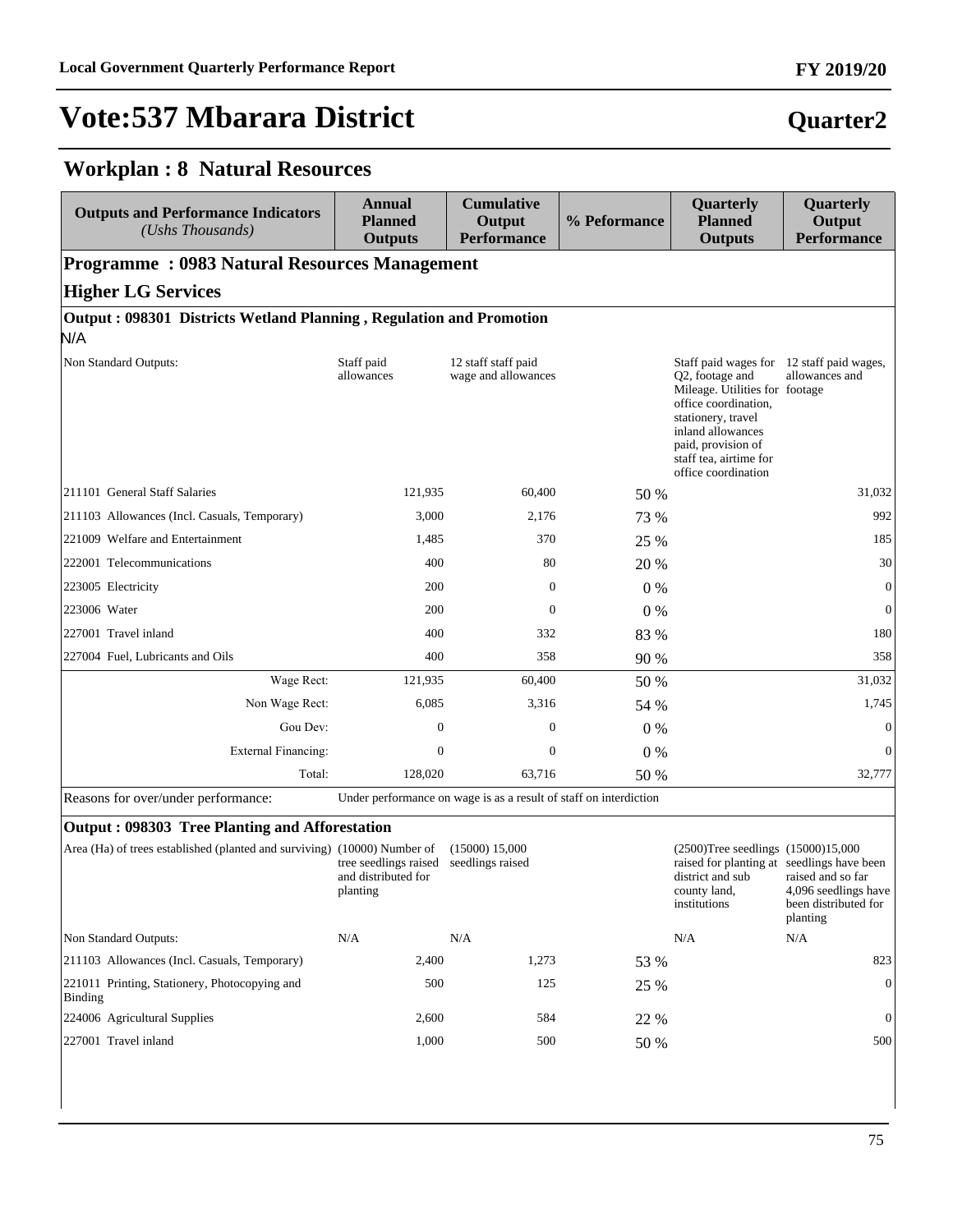# Vote:537 Mbarara District

**Quarter2**

## Workplan : 8 Natural Resources

| Outputs and Performance Indicators *(Ushs Thousands)* | Annual Planned Outputs | Cumulative Output Performance | % Peformance | Quarterly Planned Outputs | Quarterly Output Performance |
|---|---|---|---|---|---|
| **Programme : 0983 Natural Resources Management** | | | | | |
| **Higher LG Services** | | | | | |
| **Output : 098301 Districts Wetland Planning , Regulation and Promotion** | | | | | |
| N/A | | | | | |
| Non Standard Outputs: | Staff paid allowances | 12 staff staff paid wage and allowances | | Staff paid wages for Q2, footage and Mileage. Utilities for office coordination, stationery, travel inland allowances paid, provision of staff tea, airtime for office coordination | 12 staff paid wages, allowances and footage |
| 211101 General Staff Salaries | 121,935 | 60,400 | 50 % | | 31,032 |
| 211103 Allowances (Incl. Casuals, Temporary) | 3,000 | 2,176 | 73 % | | 992 |
| 221009 Welfare and Entertainment | 1,485 | 370 | 25 % | | 185 |
| 222001 Telecommunications | 400 | 80 | 20 % | | 30 |
| 223005 Electricity | 200 | 0 | 0 % | | 0 |
| 223006 Water | 200 | 0 | 0 % | | 0 |
| 227001 Travel inland | 400 | 332 | 83 % | | 180 |
| 227004 Fuel, Lubricants and Oils | 400 | 358 | 90 % | | 358 |
| Wage Rect: | 121,935 | 60,400 | 50 % | | 31,032 |
| Non Wage Rect: | 6,085 | 3,316 | 54 % | | 1,745 |
| Gou Dev: | 0 | 0 | 0 % | | 0 |
| External Financing: | 0 | 0 | 0 % | | 0 |
| Total: | 128,020 | 63,716 | 50 % | | 32,777 |
| Reasons for over/under performance: | Under performance on wage is as a result of staff on interdiction | | | | |
| **Output : 098303 Tree Planting and Afforestation** | | | | | |
| Area (Ha) of trees established (planted and surviving) | (10000) Number of tree seedlings raised and distributed for planting | (15000) 15,000 seedlings raised | | (2500)Tree seedlings raised for planting at district and sub county land, institutions | (15000)15,000 seedlings have been raised and so far 4,096 seedlings have been distributed for planting |
| Non Standard Outputs: | N/A | N/A | | N/A | N/A |
| 211103 Allowances (Incl. Casuals, Temporary) | 2,400 | 1,273 | 53 % | | 823 |
| 221011 Printing, Stationery, Photocopying and Binding | 500 | 125 | 25 % | | 0 |
| 224006 Agricultural Supplies | 2,600 | 584 | 22 % | | 0 |
| 227001 Travel inland | 1,000 | 500 | 50 % | | 500 |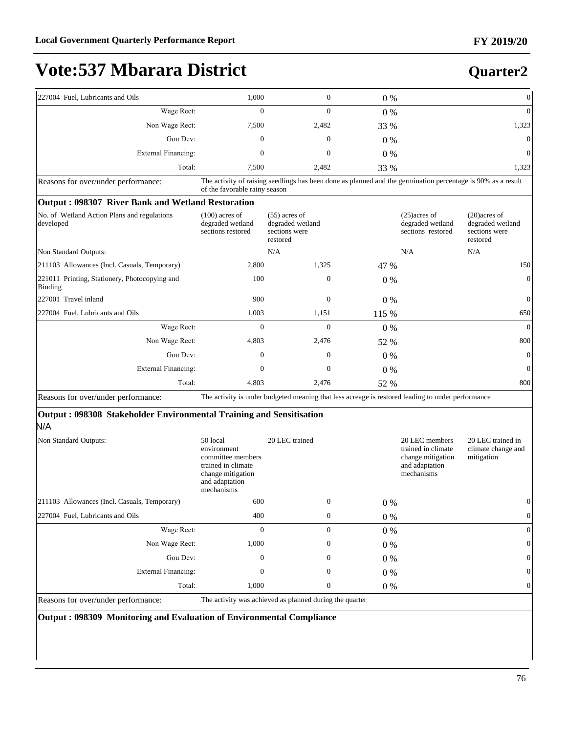# Vote:537 Mbarara District

## Quarter2

| | | | | | |
|---|---|---|---|---|---|
| 227004 Fuel, Lubricants and Oils | 1,000 | 0 | 0 % | | 0 |
| Wage Rect: | 0 | 0 | 0 % | | 0 |
| Non Wage Rect: | 7,500 | 2,482 | 33 % | | 1,323 |
| Gou Dev: | 0 | 0 | 0 % | | 0 |
| External Financing: | 0 | 0 | 0 % | | 0 |
| Total: | 7,500 | 2,482 | 33 % | | 1,323 |
| Reasons for over/under performance: | The activity of raising seedlings has been done as planned and the germination percentage is 90% as a result of the favorable rainy season | | | | |

**Output : 098307 River Bank and Wetland Restoration**

| | | | | | |
|---|---|---|---|---|---|
| No. of Wetland Action Plans and regulations developed | (100) acres of degraded wetland sections restored | (55) acres of degraded wetland sections were restored | | (25)acres of degraded wetland sections restored | (20)acres of degraded wetland sections were restored |
| Non Standard Outputs: | | N/A | | N/A | N/A |
| 211103 Allowances (Incl. Casuals, Temporary) | 2,800 | 1,325 | 47 % | | 150 |
| 221011 Printing, Stationery, Photocopying and Binding | 100 | 0 | 0 % | | 0 |
| 227001 Travel inland | 900 | 0 | 0 % | | 0 |
| 227004 Fuel, Lubricants and Oils | 1,003 | 1,151 | 115 % | | 650 |
| Wage Rect: | 0 | 0 | 0 % | | 0 |
| Non Wage Rect: | 4,803 | 2,476 | 52 % | | 800 |
| Gou Dev: | 0 | 0 | 0 % | | 0 |
| External Financing: | 0 | 0 | 0 % | | 0 |
| Total: | 4,803 | 2,476 | 52 % | | 800 |
| Reasons for over/under performance: | The activity is under budgeted meaning that less acreage is restored leading to under performance | | | | |

**Output : 098308 Stakeholder Environmental Training and Sensitisation**

N/A

| | | | | | |
|---|---|---|---|---|---|
| Non Standard Outputs: | 50 local environment committee members trained in climate change mitigation and adaptation mechanisms | 20 LEC trained | | 20 LEC members trained in climate change mitigation and adaptation mechanisms | 20 LEC trained in climate change and mitigation |
| 211103 Allowances (Incl. Casuals, Temporary) | 600 | 0 | 0 % | | 0 |
| 227004 Fuel, Lubricants and Oils | 400 | 0 | 0 % | | 0 |
| Wage Rect: | 0 | 0 | 0 % | | 0 |
| Non Wage Rect: | 1,000 | 0 | 0 % | | 0 |
| Gou Dev: | 0 | 0 | 0 % | | 0 |
| External Financing: | 0 | 0 | 0 % | | 0 |
| Total: | 1,000 | 0 | 0 % | | 0 |
| Reasons for over/under performance: | The activity was achieved as planned during the quarter | | | | |

**Output : 098309 Monitoring and Evaluation of Environmental Compliance**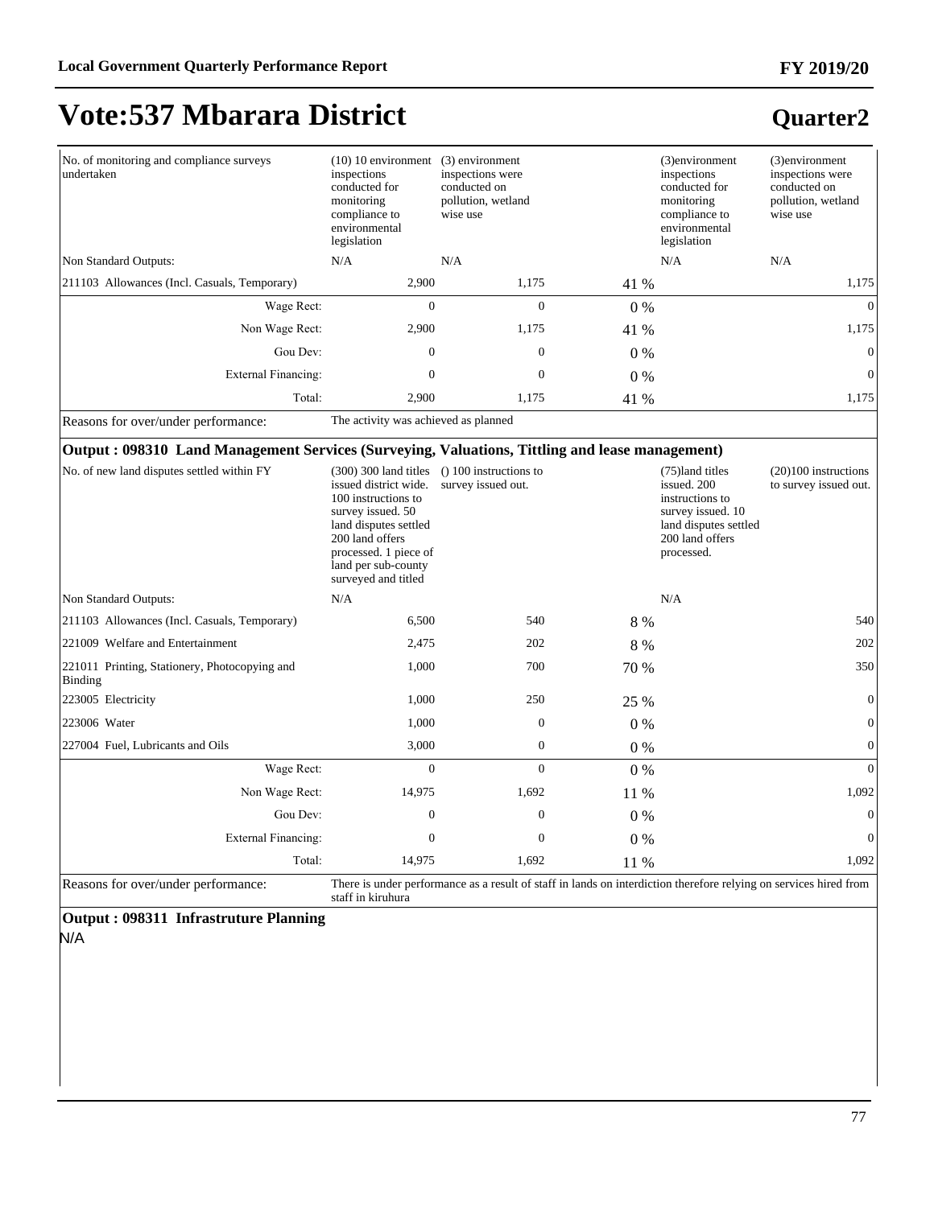# Vote:537 Mbarara District

## Quarter2

| | | | | | |
|---|---|---|---|---|---|
| No. of monitoring and compliance surveys undertaken | (10) 10 environment inspections conducted for monitoring compliance to environmental legislation | (3) environment inspections were conducted on pollution, wetland wise use | | (3)environment inspections conducted for monitoring compliance to environmental legislation | (3)environment inspections were conducted on pollution, wetland wise use |
| Non Standard Outputs: | N/A | N/A | | N/A | N/A |
| 211103 Allowances (Incl. Casuals, Temporary) | 2,900 | 1,175 | 41 % | | 1,175 |
| Wage Rect: | 0 | 0 | 0 % | | 0 |
| Non Wage Rect: | 2,900 | 1,175 | 41 % | | 1,175 |
| Gou Dev: | 0 | 0 | 0 % | | 0 |
| External Financing: | 0 | 0 | 0 % | | 0 |
| Total: | 2,900 | 1,175 | 41 % | | 1,175 |
| Reasons for over/under performance: | The activity was achieved as planned | | | | |

### Output : 098310 Land Management Services (Surveying, Valuations, Tittling and lease management)

| | | | | | |
|---|---|---|---|---|---|
| No. of new land disputes settled within FY | (300) 300 land titles issued district wide. 100 instructions to survey issued. 50 land disputes settled 200 land offers processed. 1 piece of land per sub-county surveyed and titled | () 100 instructions to survey issued out. | | (75)land titles issued. 200 instructions to survey issued. 10 land disputes settled 200 land offers processed. | (20)100 instructions to survey issued out. |
| Non Standard Outputs: | N/A | | | N/A | |
| 211103 Allowances (Incl. Casuals, Temporary) | 6,500 | 540 | 8 % | | 540 |
| 221009 Welfare and Entertainment | 2,475 | 202 | 8 % | | 202 |
| 221011 Printing, Stationery, Photocopying and Binding | 1,000 | 700 | 70 % | | 350 |
| 223005 Electricity | 1,000 | 250 | 25 % | | 0 |
| 223006 Water | 1,000 | 0 | 0 % | | 0 |
| 227004 Fuel, Lubricants and Oils | 3,000 | 0 | 0 % | | 0 |
| Wage Rect: | 0 | 0 | 0 % | | 0 |
| Non Wage Rect: | 14,975 | 1,692 | 11 % | | 1,092 |
| Gou Dev: | 0 | 0 | 0 % | | 0 |
| External Financing: | 0 | 0 | 0 % | | 0 |
| Total: | 14,975 | 1,692 | 11 % | | 1,092 |
| Reasons for over/under performance: | There is under performance as a result of staff in lands on interdiction therefore relying on services hired from staff in kiruhura | | | | |

### Output : 098311 Infrastruture Planning

N/A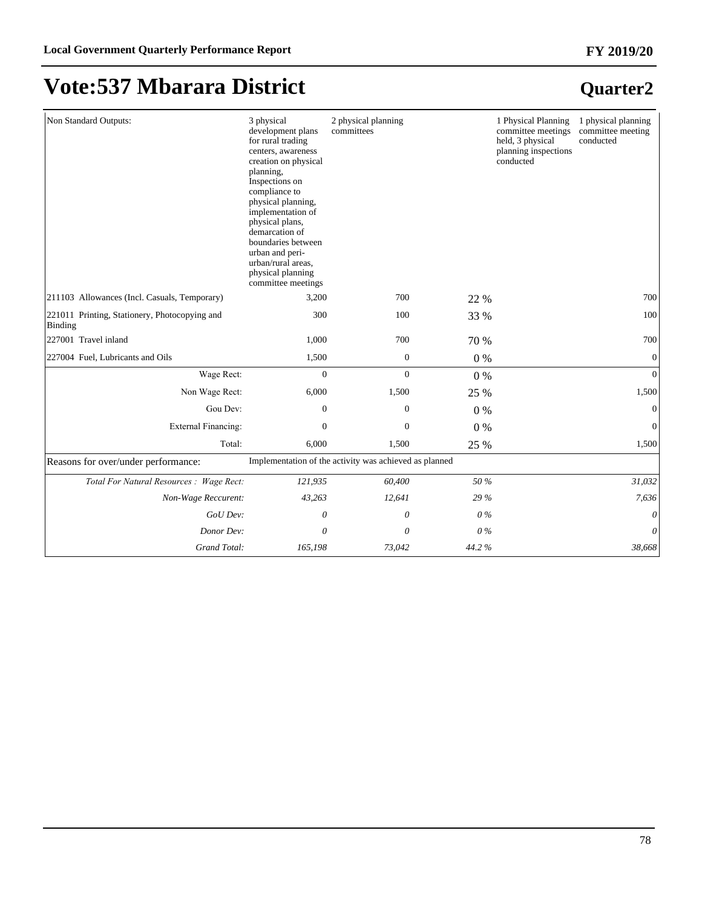# Vote:537 Mbarara District

## Quarter2

| | | | | | |
|---|---|---|---|---|---|
| Non Standard Outputs: | 3 physical development plans for rural trading centers, awareness creation on physical planning, Inspections on compliance to physical planning, implementation of physical plans, demarcation of boundaries between urban and peri-urban/rural areas, physical planning committee meetings | 2 physical planning committees | | 1 Physical Planning committee meetings held, 3 physical planning inspections conducted | 1 physical planning committee meeting conducted |
| 211103 Allowances (Incl. Casuals, Temporary) | 3,200 | 700 | 22 % | | 700 |
| 221011 Printing, Stationery, Photocopying and Binding | 300 | 100 | 33 % | | 100 |
| 227001 Travel inland | 1,000 | 700 | 70 % | | 700 |
| 227004 Fuel, Lubricants and Oils | 1,500 | 0 | 0 % | | 0 |
| Wage Rect: | 0 | 0 | 0 % | | 0 |
| Non Wage Rect: | 6,000 | 1,500 | 25 % | | 1,500 |
| Gou Dev: | 0 | 0 | 0 % | | 0 |
| External Financing: | 0 | 0 | 0 % | | 0 |
| Total: | 6,000 | 1,500 | 25 % | | 1,500 |
| Reasons for over/under performance: | Implementation of the activity was achieved as planned | | | | |
| *Total For Natural Resources : Wage Rect:* | *121,935* | *60,400* | *50 %* | | *31,032* |
| *Non-Wage Reccurent:* | *43,263* | *12,641* | *29 %* | | *7,636* |
| *GoU Dev:* | *0* | *0* | *0 %* | | *0* |
| *Donor Dev:* | *0* | *0* | *0 %* | | *0* |
| *Grand Total:* | *165,198* | *73,042* | *44.2 %* | | *38,668* |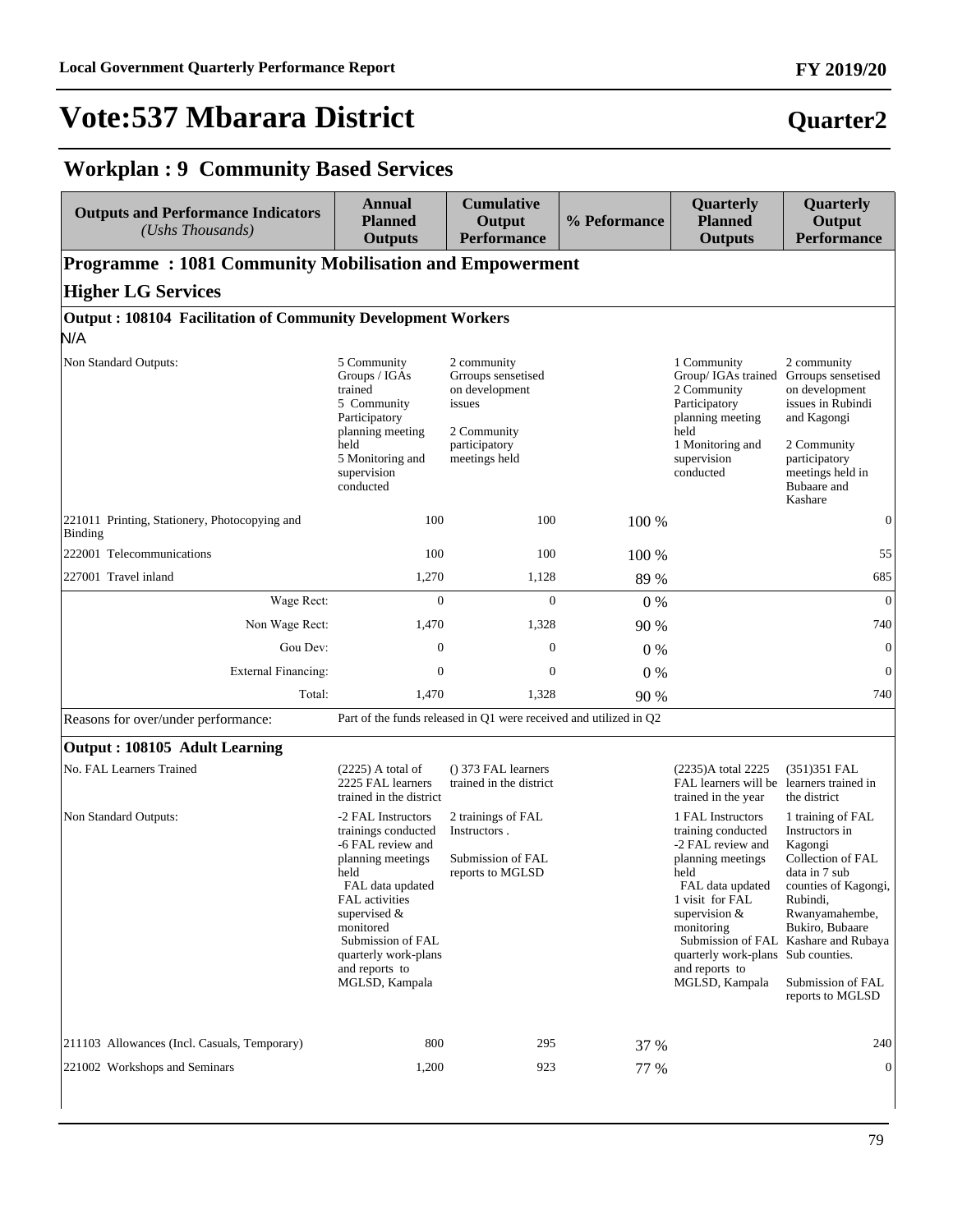# Vote:537 Mbarara District

**Quarter2**

## Workplan : 9 Community Based Services

| Outputs and Performance Indicators *(Ushs Thousands)* | Annual Planned Outputs | Cumulative Output Performance | % Peformance | Quarterly Planned Outputs | Quarterly Output Performance |
|---|---|---|---|---|---|
| **Programme : 1081 Community Mobilisation and Empowerment** | | | | | |
| **Higher LG Services** | | | | | |
| **Output : 108104 Facilitation of Community Development Workers** | | | | | |
| N/A | | | | | |
| Non Standard Outputs: | 5 Community Groups / IGAs trained 5 Community Participatory planning meeting held 5 Monitoring and supervision conducted | 2 community Grroups sensetised on development issues 2 Community participatory meetings held | | 1 Community Group/ IGAs trained 2 Community Participatory planning meeting held 1 Monitoring and supervision conducted | 2 community Grroups sensetised on development issues in Rubindi and Kagongi 2 Community participatory meetings held in Bubaare and Kashare |
| 221011 Printing, Stationery, Photocopying and Binding | 100 | 100 | 100 % | | 0 |
| 222001 Telecommunications | 100 | 100 | 100 % | | 55 |
| 227001 Travel inland | 1,270 | 1,128 | 89 % | | 685 |
| Wage Rect: | 0 | 0 | 0 % | | 0 |
| Non Wage Rect: | 1,470 | 1,328 | 90 % | | 740 |
| Gou Dev: | 0 | 0 | 0 % | | 0 |
| External Financing: | 0 | 0 | 0 % | | 0 |
| Total: | 1,470 | 1,328 | 90 % | | 740 |
| Reasons for over/under performance: | Part of the funds released in Q1 were received and utilized in Q2 | | | | |
| **Output : 108105 Adult Learning** | | | | | |
| No. FAL Learners Trained | (2225) A total of 2225 FAL learners trained in the district | () 373 FAL learners trained in the district | | (2235)A total 2225 FAL learners will be trained in the year | (351)351 FAL learners trained in the district |
| Non Standard Outputs: | -2 FAL Instructors trainings conducted -6 FAL review and planning meetings held FAL data updated FAL activities supervised & monitored Submission of FAL quarterly work-plans and reports to MGLSD, Kampala | 2 trainings of FAL Instructors . Submission of FAL reports to MGLSD | | 1 FAL Instructors training conducted -2 FAL review and planning meetings held FAL data updated 1 visit for FAL supervision & monitoring Submission of FAL quarterly work-plans and reports to MGLSD, Kampala | 1 training of FAL Instructors in Kagongi Collection of FAL data in 7 sub counties of Kagongi, Rubindi, Rwanyamahembe, Bukiro, Bubaare Kashare and Rubaya Sub counties. Submission of FAL reports to MGLSD |
| 211103 Allowances (Incl. Casuals, Temporary) | 800 | 295 | 37 % | | 240 |
| 221002 Workshops and Seminars | 1,200 | 923 | 77 % | | 0 |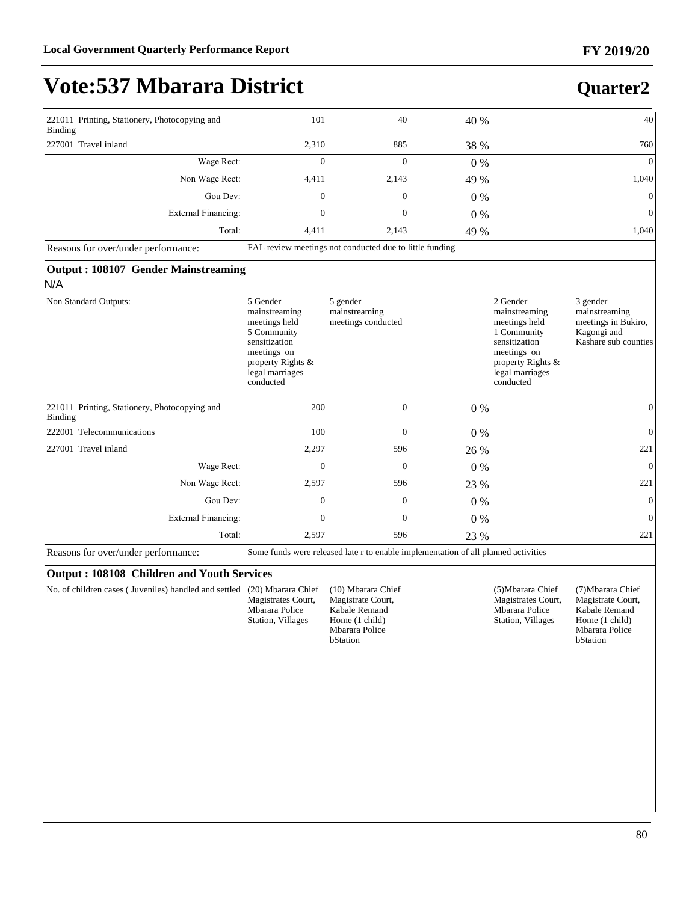# Vote:537 Mbarara District

**Quarter2**

| | | | | | |
|---|---|---|---|---|---|
| 221011 Printing, Stationery, Photocopying and Binding | 101 | 40 | 40 % | | 40 |
| 227001 Travel inland | 2,310 | 885 | 38 % | | 760 |
| Wage Rect: | 0 | 0 | 0 % | | 0 |
| Non Wage Rect: | 4,411 | 2,143 | 49 % | | 1,040 |
| Gou Dev: | 0 | 0 | 0 % | | 0 |
| External Financing: | 0 | 0 | 0 % | | 0 |
| Total: | 4,411 | 2,143 | 49 % | | 1,040 |
| Reasons for over/under performance: | FAL review meetings not conducted due to little funding | | | | |

**Output : 108107 Gender Mainstreaming**

N/A

| | | | | | |
|---|---|---|---|---|---|
| Non Standard Outputs: | 5 Gender mainstreaming meetings held 5 Community sensitization meetings on property Rights & legal marriages conducted | 5 gender mainstreaming meetings conducted | | 2 Gender mainstreaming meetings held 1 Community sensitization meetings on property Rights & legal marriages conducted | 3 gender mainstreaming meetings in Bukiro, Kagongi and Kashare sub counties |
| 221011 Printing, Stationery, Photocopying and Binding | 200 | 0 | 0 % | | 0 |
| 222001 Telecommunications | 100 | 0 | 0 % | | 0 |
| 227001 Travel inland | 2,297 | 596 | 26 % | | 221 |
| Wage Rect: | 0 | 0 | 0 % | | 0 |
| Non Wage Rect: | 2,597 | 596 | 23 % | | 221 |
| Gou Dev: | 0 | 0 | 0 % | | 0 |
| External Financing: | 0 | 0 | 0 % | | 0 |
| Total: | 2,597 | 596 | 23 % | | 221 |
| Reasons for over/under performance: | Some funds were released late r to enable implementation of all planned activities | | | | |

**Output : 108108 Children and Youth Services**

| | | | | | |
|---|---|---|---|---|---|
| No. of children cases ( Juveniles) handled and settled | (20) Mbarara Chief Magistrates Court, Mbarara Police Station, Villages | (10) Mbarara Chief Magistrate Court, Kabale Remand Home (1 child) Mbarara Police bStation | | (5)Mbarara Chief Magistrates Court, Mbarara Police Station, Villages | (7)Mbarara Chief Magistrate Court, Kabale Remand Home (1 child) Mbarara Police bStation |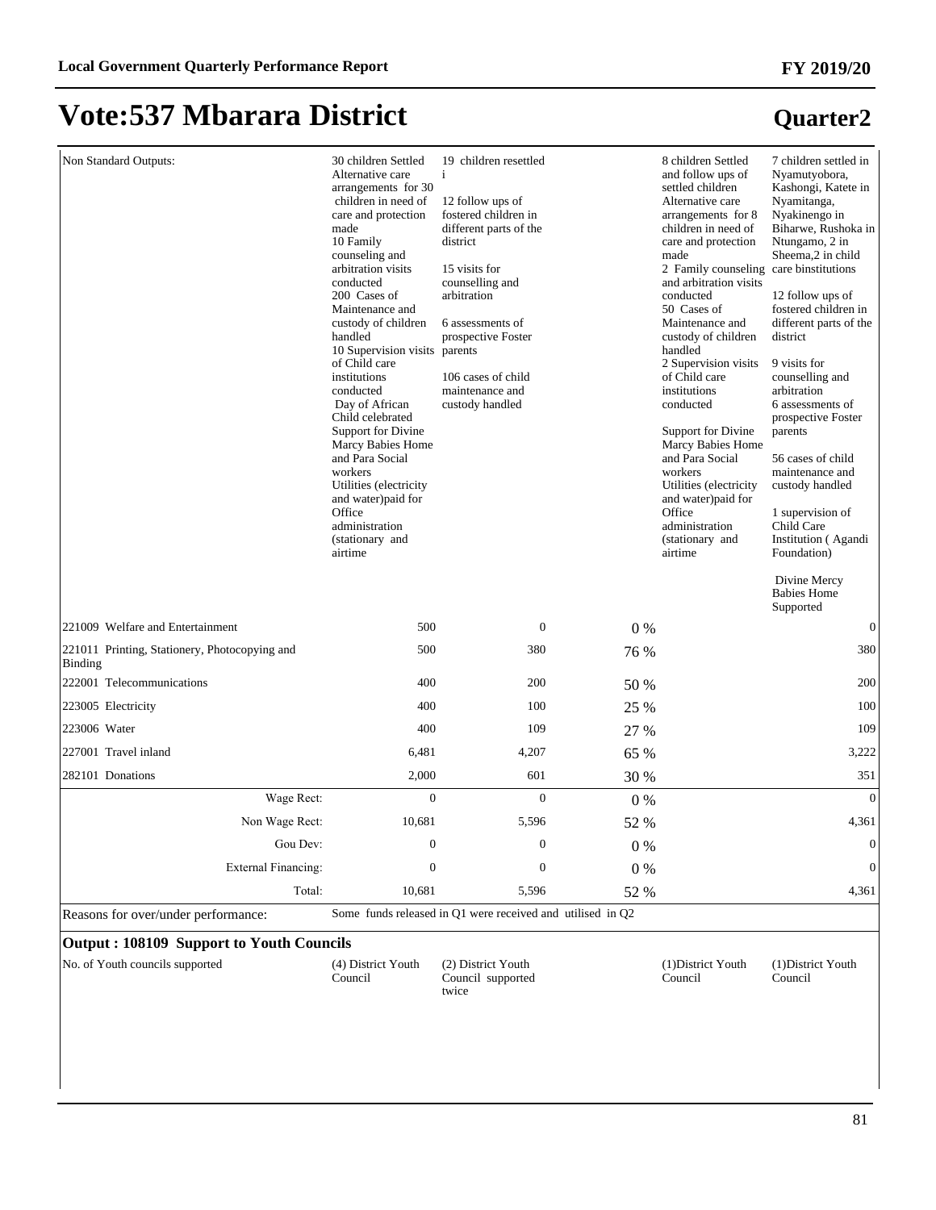# Vote:537 Mbarara District

## Quarter2

| | | | | | |
|---|---|---|---|---|---|
| Non Standard Outputs: | 30 children Settled Alternative care arrangements for 30 children in need of care and protection made<br>10 Family counseling and arbitration visits conducted<br>200 Cases of Maintenance and custody of children handled<br>10 Supervision visits of Child care institutions conducted<br>Day of African Child celebrated<br>Support for Divine Marcy Babies Home and Para Social workers<br>Utilities (electricity and water)paid for<br>Office administration (stationary and airtime | 19 children resettled i<br><br>12 follow ups of fostered children in different parts of the district<br><br>15 visits for counselling and arbitration<br><br>6 assessments of prospective Foster parents<br><br>106 cases of child maintenance and custody handled | | 8 children Settled and follow ups of settled children Alternative care arrangements for 8 children in need of care and protection made<br>2 Family counseling and arbitration visits conducted<br>50 Cases of Maintenance and custody of children handled<br>2 Supervision visits of Child care institutions conducted<br><br>Support for Divine Marcy Babies Home and Para Social workers<br>Utilities (electricity and water)paid for<br>Office administration (stationary and airtime | 7 children settled in Nyamutyobora, Kashongi, Katete in Nyamitanga, Nyakinengo in Biharwe, Rushoka in Ntungamo, 2 in Sheema,2 in child care binstitutions<br><br>12 follow ups of fostered children in different parts of the district<br><br>9 visits for counselling and arbitration<br>6 assessments of prospective Foster parents<br><br>56 cases of child maintenance and custody handled<br><br>1 supervision of Child Care Institution ( Agandi Foundation)<br><br>Divine Mercy Babies Home Supported |
| 221009 Welfare and Entertainment | 500 | 0 | 0 % | | 0 |
| 221011 Printing, Stationery, Photocopying and Binding | 500 | 380 | 76 % | | 380 |
| 222001 Telecommunications | 400 | 200 | 50 % | | 200 |
| 223005 Electricity | 400 | 100 | 25 % | | 100 |
| 223006 Water | 400 | 109 | 27 % | | 109 |
| 227001 Travel inland | 6,481 | 4,207 | 65 % | | 3,222 |
| 282101 Donations | 2,000 | 601 | 30 % | | 351 |
| Wage Rect: | 0 | 0 | 0 % | | 0 |
| Non Wage Rect: | 10,681 | 5,596 | 52 % | | 4,361 |
| Gou Dev: | 0 | 0 | 0 % | | 0 |
| External Financing: | 0 | 0 | 0 % | | 0 |
| Total: | 10,681 | 5,596 | 52 % | | 4,361 |
| Reasons for over/under performance: | Some funds released in Q1 were received and utilised in Q2 | | | | |

**Output : 108109 Support to Youth Councils**

| | | | | | |
|---|---|---|---|---|---|
| No. of Youth councils supported | (4) District Youth Council | (2) District Youth Council supported twice | | (1)District Youth Council | (1)District Youth Council |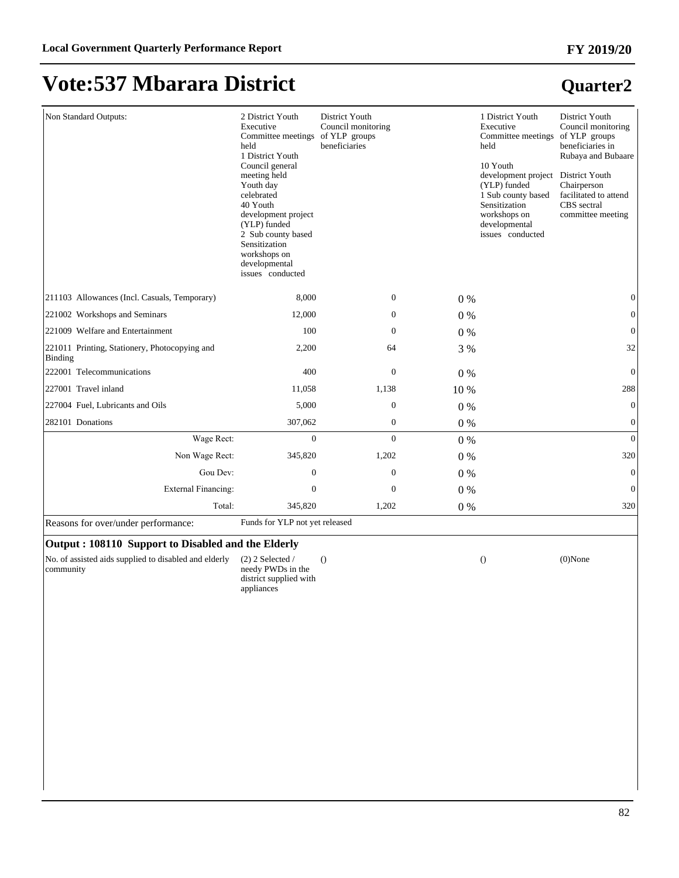# Vote:537 Mbarara District

## Quarter2

| | | | | | |
|---|---|---|---|---|---|
| Non Standard Outputs: | 2 District Youth Executive Committee meetings held<br>1 District Youth Council general meeting held<br>Youth day celebrated<br>40 Youth development project (YLP) funded<br>2 Sub county based Sensitization workshops on developmental issues conducted | District Youth Council monitoring of YLP groups beneficiaries | | 1 District Youth Executive Committee meetings held<br><br>10 Youth development project (YLP) funded<br>1 Sub county based Sensitization workshops on developmental issues conducted | District Youth Council monitoring of YLP groups beneficiaries in Rubaya and Bubaare<br><br>District Youth Chairperson facilitated to attend CBS sectral committee meeting |
| 211103 Allowances (Incl. Casuals, Temporary) | 8,000 | 0 | 0 % | | 0 |
| 221002 Workshops and Seminars | 12,000 | 0 | 0 % | | 0 |
| 221009 Welfare and Entertainment | 100 | 0 | 0 % | | 0 |
| 221011 Printing, Stationery, Photocopying and Binding | 2,200 | 64 | 3 % | | 32 |
| 222001 Telecommunications | 400 | 0 | 0 % | | 0 |
| 227001 Travel inland | 11,058 | 1,138 | 10 % | | 288 |
| 227004 Fuel, Lubricants and Oils | 5,000 | 0 | 0 % | | 0 |
| 282101 Donations | 307,062 | 0 | 0 % | | 0 |
| Wage Rect: | 0 | 0 | 0 % | | 0 |
| Non Wage Rect: | 345,820 | 1,202 | 0 % | | 320 |
| Gou Dev: | 0 | 0 | 0 % | | 0 |
| External Financing: | 0 | 0 | 0 % | | 0 |
| Total: | 345,820 | 1,202 | 0 % | | 320 |
| Reasons for over/under performance: | Funds for YLP not yet released | | | | |

**Output : 108110 Support to Disabled and the Elderly**

| | | | | | |
|---|---|---|---|---|---|
| No. of assisted aids supplied to disabled and elderly community | (2) 2 Selected / needy PWDs in the district supplied with appliances | () | | () | (0)None |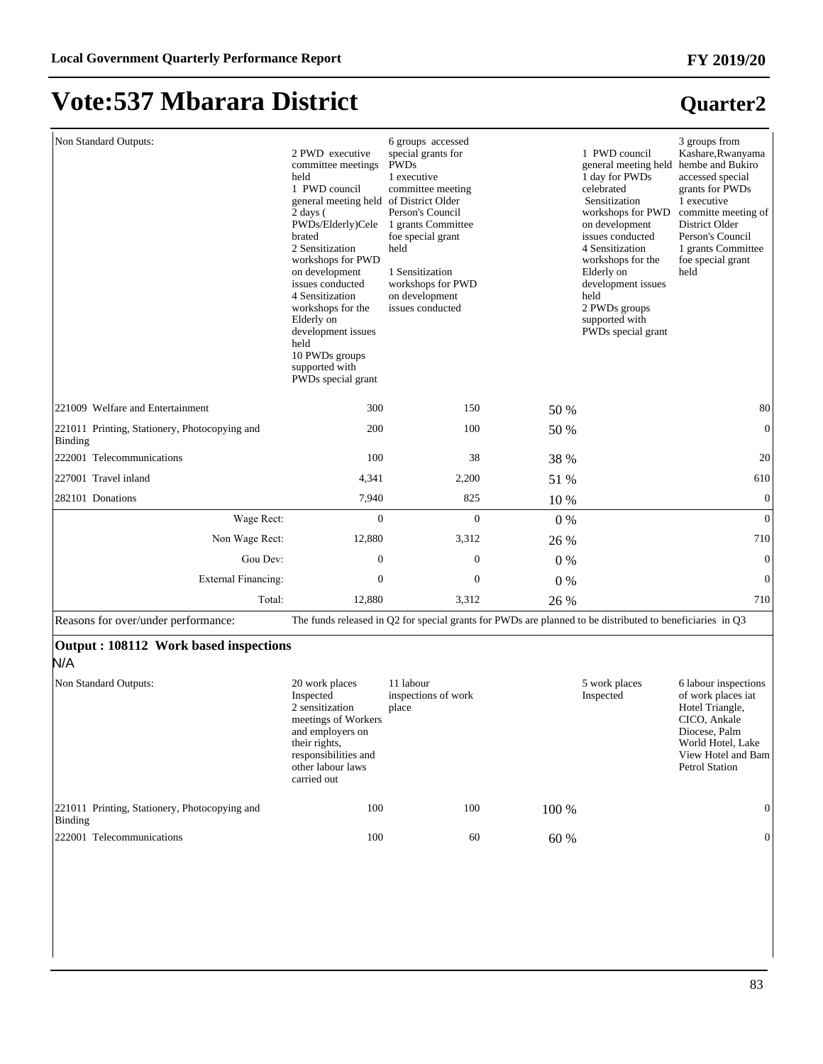# Vote:537 Mbarara District

## Quarter2

| | | | | | |
|---|---|---|---|---|---|
| Non Standard Outputs: | 2 PWD executive committee meetings held<br>1 PWD council general meeting held<br>2 days ( PWDs/Elderly)Celebrated<br>2 Sensitization workshops for PWD on development issues conducted<br>4 Sensitization workshops for the Elderly on development issues held<br>10 PWDs groups supported with PWDs special grant | 6 groups accessed special grants for PWDs<br>1 executive committee meeting of District Older Person's Council<br>1 grants Committee foe special grant held<br><br>1 Sensitization workshops for PWD on development issues conducted | | 1 PWD council general meeting held<br>1 day for PWDs celebrated<br>Sensitization workshops for PWD on development issues conducted<br>4 Sensitization workshops for the Elderly on development issues held<br>2 PWDs groups supported with PWDs special grant | 3 groups from Kashare,Rwanyamahembe and Bukiro accessed special grants for PWDs<br>1 executive committe meeting of District Older Person's Council<br>1 grants Committee foe special grant held |
| 221009 Welfare and Entertainment | 300 | 150 | 50 % | | 80 |
| 221011 Printing, Stationery, Photocopying and Binding | 200 | 100 | 50 % | | 0 |
| 222001 Telecommunications | 100 | 38 | 38 % | | 20 |
| 227001 Travel inland | 4,341 | 2,200 | 51 % | | 610 |
| 282101 Donations | 7,940 | 825 | 10 % | | 0 |
| Wage Rect: | 0 | 0 | 0 % | | 0 |
| Non Wage Rect: | 12,880 | 3,312 | 26 % | | 710 |
| Gou Dev: | 0 | 0 | 0 % | | 0 |
| External Financing: | 0 | 0 | 0 % | | 0 |
| Total: | 12,880 | 3,312 | 26 % | | 710 |
| Reasons for over/under performance: | The funds released in Q2 for special grants for PWDs are planned to be distributed to beneficiaries in Q3 | | | | |

**Output : 108112 Work based inspections**

N/A

| | | | | | |
|---|---|---|---|---|---|
| Non Standard Outputs: | 20 work places Inspected<br>2 sensitization meetings of Workers and employers on their rights, responsibilities and other labour laws carried out | 11 labour inspections of work place | | 5 work places Inspected | 6 labour inspections of work places iat Hotel Triangle, CICO, Ankale Diocese, Palm World Hotel, Lake View Hotel and Bam Petrol Station |
| 221011 Printing, Stationery, Photocopying and Binding | 100 | 100 | 100 % | | 0 |
| 222001 Telecommunications | 100 | 60 | 60 % | | 0 |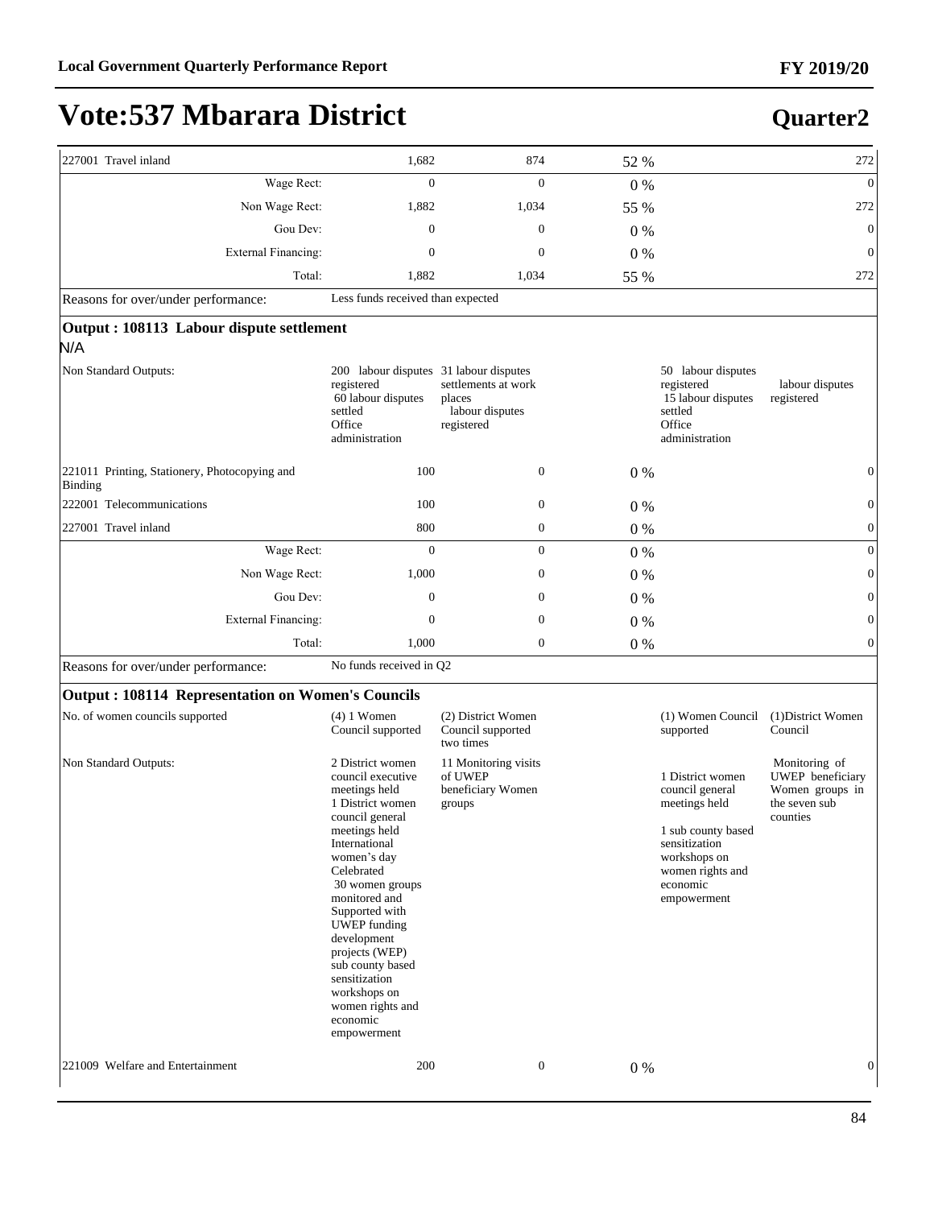# Vote:537 Mbarara District

## Quarter2

| | | | | | |
|---|---|---|---|---|---|
| 227001 Travel inland | 1,682 | 874 | 52 % | | 272 |
| Wage Rect: | 0 | 0 | 0 % | | 0 |
| Non Wage Rect: | 1,882 | 1,034 | 55 % | | 272 |
| Gou Dev: | 0 | 0 | 0 % | | 0 |
| External Financing: | 0 | 0 | 0 % | | 0 |
| Total: | 1,882 | 1,034 | 55 % | | 272 |
| Reasons for over/under performance: | Less funds received than expected | | | | |

**Output : 108113 Labour dispute settlement**

N/A

| | | | | | |
|---|---|---|---|---|---|
| Non Standard Outputs: | 200 labour disputes registered<br>60 labour disputes settled<br>Office administration | 31 labour disputes settlements at work places<br>labour disputes registered | | 50 labour disputes registered<br>15 labour disputes settled<br>Office administration | labour disputes registered |
| 221011 Printing, Stationery, Photocopying and Binding | 100 | 0 | 0 % | | 0 |
| 222001 Telecommunications | 100 | 0 | 0 % | | 0 |
| 227001 Travel inland | 800 | 0 | 0 % | | 0 |
| Wage Rect: | 0 | 0 | 0 % | | 0 |
| Non Wage Rect: | 1,000 | 0 | 0 % | | 0 |
| Gou Dev: | 0 | 0 | 0 % | | 0 |
| External Financing: | 0 | 0 | 0 % | | 0 |
| Total: | 1,000 | 0 | 0 % | | 0 |
| Reasons for over/under performance: | No funds received in Q2 | | | | |

**Output : 108114 Representation on Women's Councils**

| | | | | | |
|---|---|---|---|---|---|
| No. of women councils supported | (4) 1 Women Council supported | (2) District Women Council supported two times | | (1) Women Council supported | (1)District Women Council |
| Non Standard Outputs: | 2 District women council executive meetings held<br>1 District women council general meetings held<br>International women's day Celebrated<br>30 women groups monitored and Supported with UWEP funding development projects (WEP)<br>sub county based sensitization workshops on women rights and economic empowerment | 11 Monitoring visits of UWEP beneficiary Women groups | | 1 District women council general meetings held<br><br>1 sub county based sensitization workshops on women rights and economic empowerment | Monitoring of UWEP beneficiary Women groups in the seven sub counties |
| 221009 Welfare and Entertainment | 200 | 0 | 0 % | | 0 |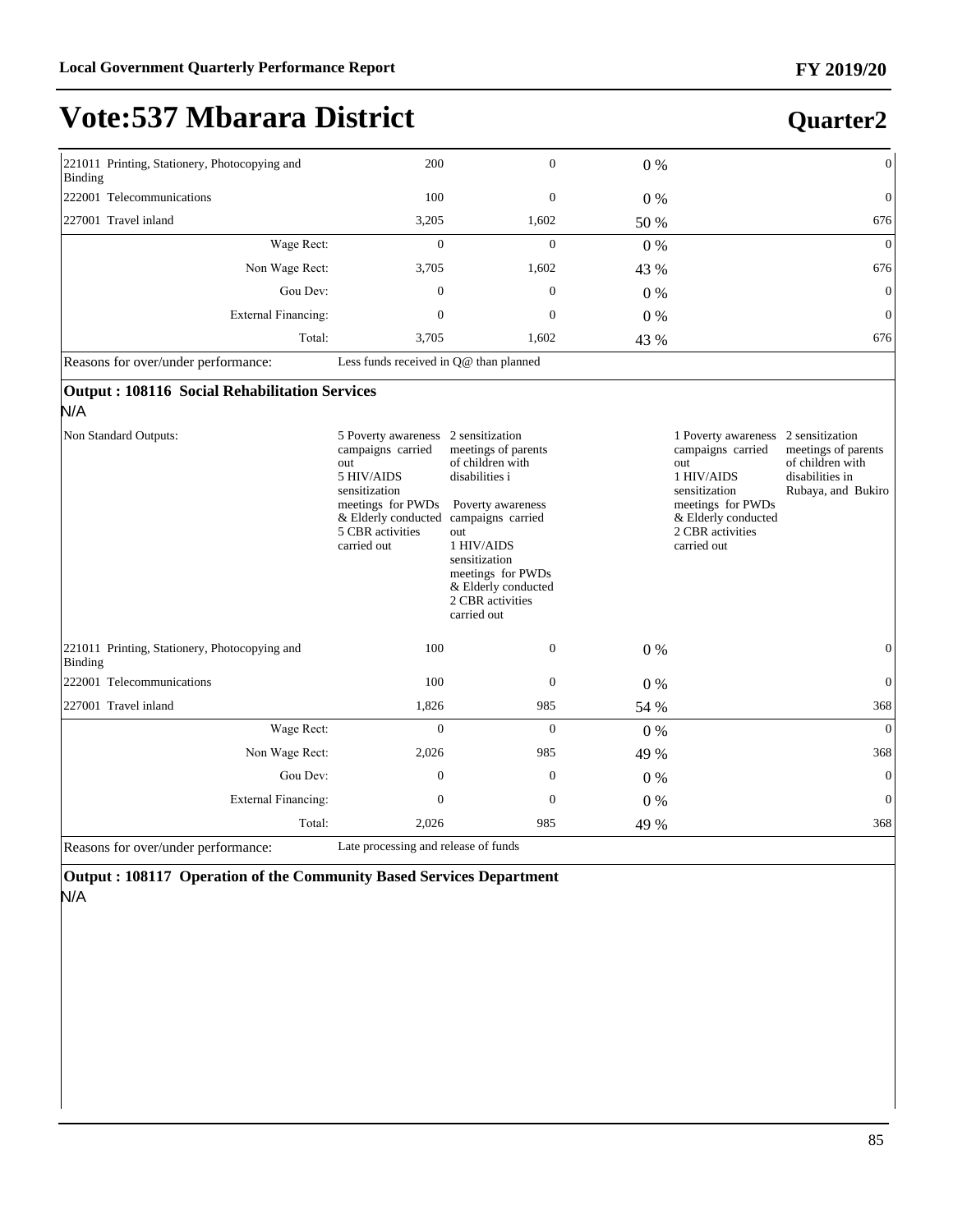| | | | | | |
|---|---|---|---|---|---|
| 221011 Printing, Stationery, Photocopying and Binding | 200 | 0 | 0 % | | 0 |
| 222001 Telecommunications | 100 | 0 | 0 % | | 0 |
| 227001 Travel inland | 3,205 | 1,602 | 50 % | | 676 |
| Wage Rect: | 0 | 0 | 0 % | | 0 |
| Non Wage Rect: | 3,705 | 1,602 | 43 % | | 676 |
| Gou Dev: | 0 | 0 | 0 % | | 0 |
| External Financing: | 0 | 0 | 0 % | | 0 |
| Total: | 3,705 | 1,602 | 43 % | | 676 |
| Reasons for over/under performance: | Less funds received in Q@ than planned | | | | |

**Output : 108116 Social Rehabilitation Services**

N/A

| | | | | | |
|---|---|---|---|---|---|
| Non Standard Outputs: | 5 Poverty awareness campaigns carried out<br>5 HIV/AIDS sensitization meetings for PWDs & Elderly conducted<br>5 CBR activities carried out | 2 sensitization meetings of parents of children with disabilities i<br><br>Poverty awareness campaigns carried out<br>1 HIV/AIDS sensitization meetings for PWDs & Elderly conducted<br>2 CBR activities carried out | | 1 Poverty awareness campaigns carried out<br>1 HIV/AIDS sensitization meetings for PWDs & Elderly conducted<br>2 CBR activities carried out | 2 sensitization meetings of parents of children with disabilities in Rubaya, and Bukiro |
| 221011 Printing, Stationery, Photocopying and Binding | 100 | 0 | 0 % | | 0 |
| 222001 Telecommunications | 100 | 0 | 0 % | | 0 |
| 227001 Travel inland | 1,826 | 985 | 54 % | | 368 |
| Wage Rect: | 0 | 0 | 0 % | | 0 |
| Non Wage Rect: | 2,026 | 985 | 49 % | | 368 |
| Gou Dev: | 0 | 0 | 0 % | | 0 |
| External Financing: | 0 | 0 | 0 % | | 0 |
| Total: | 2,026 | 985 | 49 % | | 368 |
| Reasons for over/under performance: | Late processing and release of funds | | | | |

**Output : 108117 Operation of the Community Based Services Department**

N/A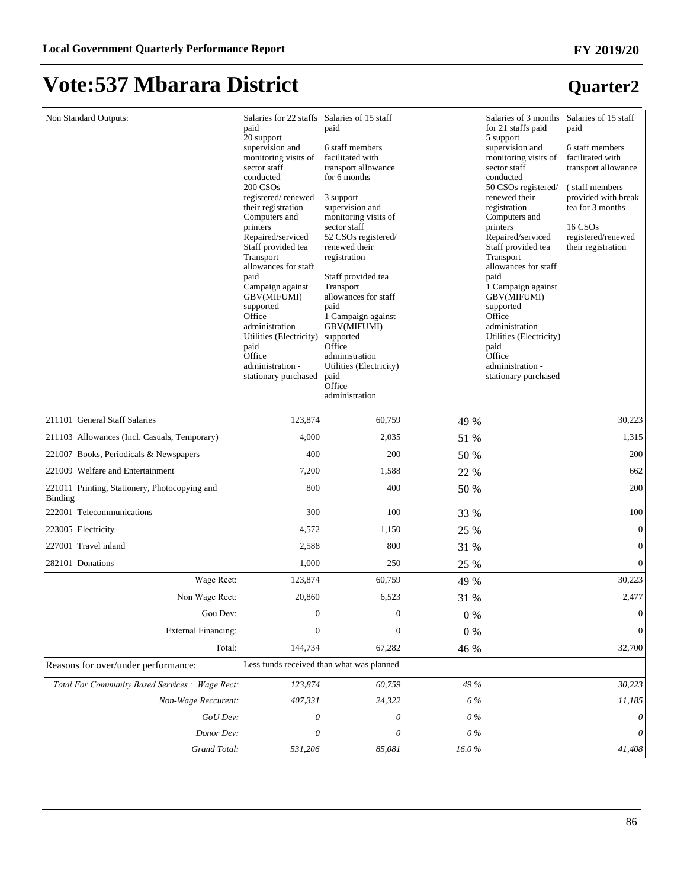# Vote:537 Mbarara District

## Quarter2

| | | | | | |
|---|---|---|---|---|---|
| Non Standard Outputs: | Salaries for 22 staffs paid<br>20 support supervision and monitoring visits of sector staff conducted<br>200 CSOs registered/ renewed their registration<br>Computers and printers Repaired/serviced<br>Staff provided tea<br>Transport allowances for staff paid<br>Campaign against GBV(MIFUMI) supported<br>Office administration Utilities (Electricity) paid<br>Office administration - stationary purchased | Salaries of 15 staff paid<br><br>6 staff members facilitated with transport allowance for 6 months<br><br>3 support supervision and monitoring visits of sector staff<br>52 CSOs registered/ renewed their registration<br><br>Staff provided tea<br>Transport allowances for staff paid<br>1 Campaign against GBV(MIFUMI) supported<br>Office administration Utilities (Electricity) paid<br>Office administration | | Salaries of 3 months for 21 staffs paid<br>5 support supervision and monitoring visits of sector staff conducted<br>50 CSOs registered/ renewed their registration<br>Computers and printers Repaired/serviced<br>Staff provided tea<br>Transport allowances for staff paid<br>1 Campaign against GBV(MIFUMI) supported<br>Office administration Utilities (Electricity) paid<br>Office administration - stationary purchased | Salaries of 15 staff paid<br><br>6 staff members facilitated with transport allowance<br><br>( staff members provided with break tea for 3 months<br><br>16 CSOs registered/renewed their registration |
| 211101 General Staff Salaries | 123,874 | 60,759 | 49 % | | 30,223 |
| 211103 Allowances (Incl. Casuals, Temporary) | 4,000 | 2,035 | 51 % | | 1,315 |
| 221007 Books, Periodicals & Newspapers | 400 | 200 | 50 % | | 200 |
| 221009 Welfare and Entertainment | 7,200 | 1,588 | 22 % | | 662 |
| 221011 Printing, Stationery, Photocopying and Binding | 800 | 400 | 50 % | | 200 |
| 222001 Telecommunications | 300 | 100 | 33 % | | 100 |
| 223005 Electricity | 4,572 | 1,150 | 25 % | | 0 |
| 227001 Travel inland | 2,588 | 800 | 31 % | | 0 |
| 282101 Donations | 1,000 | 250 | 25 % | | 0 |
| Wage Rect: | 123,874 | 60,759 | 49 % | | 30,223 |
| Non Wage Rect: | 20,860 | 6,523 | 31 % | | 2,477 |
| Gou Dev: | 0 | 0 | 0 % | | 0 |
| External Financing: | 0 | 0 | 0 % | | 0 |
| Total: | 144,734 | 67,282 | 46 % | | 32,700 |
| Reasons for over/under performance: | Less funds received than what was planned | | | | |
| *Total For Community Based Services : Wage Rect:* | *123,874* | *60,759* | *49 %* | | *30,223* |
| *Non-Wage Reccurent:* | *407,331* | *24,322* | *6 %* | | *11,185* |
| *GoU Dev:* | *0* | *0* | *0 %* | | *0* |
| *Donor Dev:* | *0* | *0* | *0 %* | | *0* |
| *Grand Total:* | *531,206* | *85,081* | *16.0 %* | | *41,408* |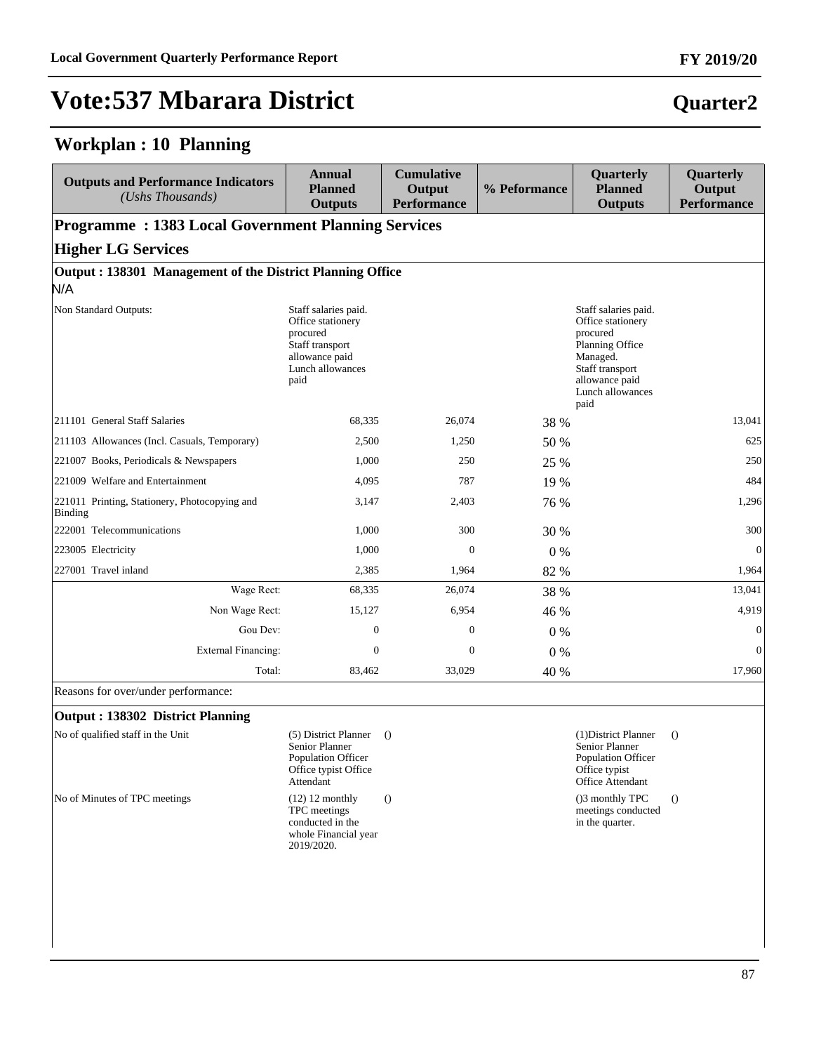# Vote:537 Mbarara District

## Quarter2

## Workplan : 10 Planning

| Outputs and Performance Indicators *(Ushs Thousands)* | Annual Planned Outputs | Cumulative Output Performance | % Peformance | Quarterly Planned Outputs | Quarterly Output Performance |
|---|---|---|---|---|---|
| **Programme : 1383 Local Government Planning Services** | | | | | |
| **Higher LG Services** | | | | | |
| **Output : 138301 Management of the District Planning Office** | | | | | |
| N/A | | | | | |
| Non Standard Outputs: | Staff salaries paid. Office stationery procured Staff transport allowance paid Lunch allowances paid | | | Staff salaries paid. Office stationery procured Planning Office Managed. Staff transport allowance paid Lunch allowances paid | |
| 211101 General Staff Salaries | 68,335 | 26,074 | 38 % | | 13,041 |
| 211103 Allowances (Incl. Casuals, Temporary) | 2,500 | 1,250 | 50 % | | 625 |
| 221007 Books, Periodicals & Newspapers | 1,000 | 250 | 25 % | | 250 |
| 221009 Welfare and Entertainment | 4,095 | 787 | 19 % | | 484 |
| 221011 Printing, Stationery, Photocopying and Binding | 3,147 | 2,403 | 76 % | | 1,296 |
| 222001 Telecommunications | 1,000 | 300 | 30 % | | 300 |
| 223005 Electricity | 1,000 | 0 | 0 % | | 0 |
| 227001 Travel inland | 2,385 | 1,964 | 82 % | | 1,964 |
| Wage Rect: | 68,335 | 26,074 | 38 % | | 13,041 |
| Non Wage Rect: | 15,127 | 6,954 | 46 % | | 4,919 |
| Gou Dev: | 0 | 0 | 0 % | | 0 |
| External Financing: | 0 | 0 | 0 % | | 0 |
| Total: | 83,462 | 33,029 | 40 % | | 17,960 |
| Reasons for over/under performance: | | | | | |
| **Output : 138302 District Planning** | | | | | |
| No of qualified staff in the Unit | (5) District Planner Senior Planner Population Officer Office typist Office Attendant | () | | (1)District Planner Senior Planner Population Officer Office typist Office Attendant | () |
| No of Minutes of TPC meetings | (12) 12 monthly TPC meetings conducted in the whole Financial year 2019/2020. | () | | ()3 monthly TPC meetings conducted in the quarter. | () |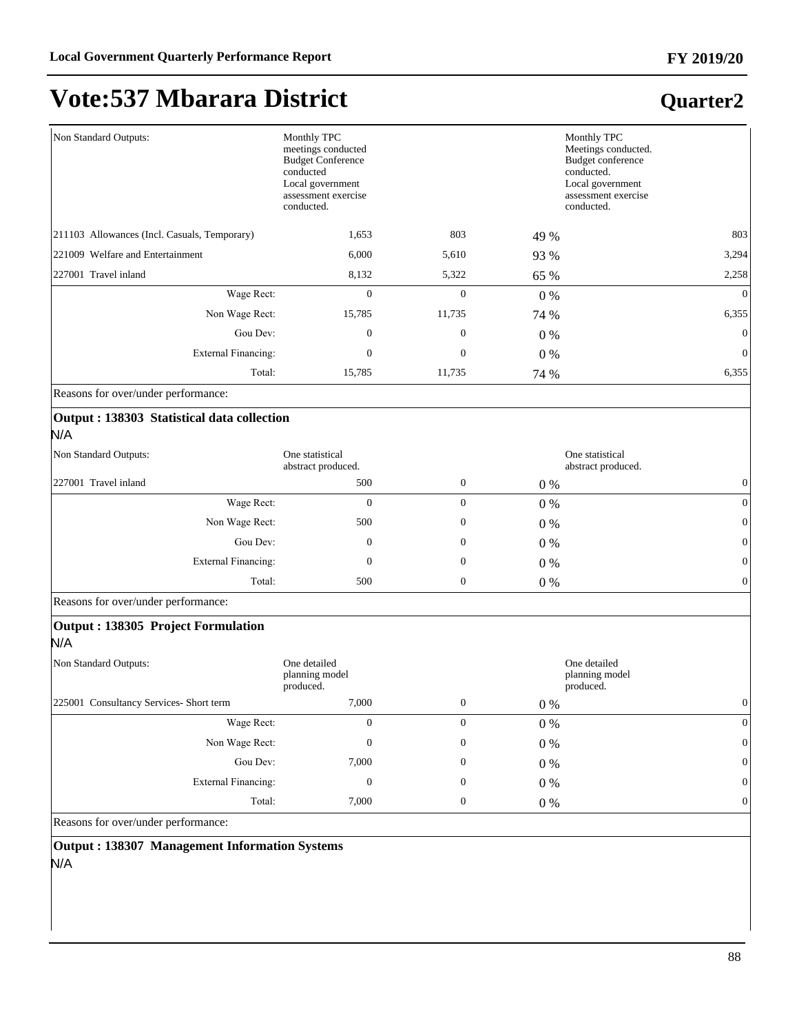# Vote:537 Mbarara District

## Quarter2

| | | | | |
|---|---|---|---|---|
| Non Standard Outputs: | Monthly TPC meetings conducted<br>Budget Conference conducted<br>Local government assessment exercise conducted. | | | Monthly TPC Meetings conducted.<br>Budget conference conducted.<br>Local government assessment exercise conducted. |
| 211103 Allowances (Incl. Casuals, Temporary) | 1,653 | 803 | 49 % | 803 |
| 221009 Welfare and Entertainment | 6,000 | 5,610 | 93 % | 3,294 |
| 227001 Travel inland | 8,132 | 5,322 | 65 % | 2,258 |
| Wage Rect: | 0 | 0 | 0 % | 0 |
| Non Wage Rect: | 15,785 | 11,735 | 74 % | 6,355 |
| Gou Dev: | 0 | 0 | 0 % | 0 |
| External Financing: | 0 | 0 | 0 % | 0 |
| Total: | 15,785 | 11,735 | 74 % | 6,355 |

Reasons for over/under performance:

**Output : 138303 Statistical data collection**

N/A

| | | | | |
|---|---|---|---|---|
| Non Standard Outputs: | One statistical abstract produced. | | | One statistical abstract produced. |
| 227001 Travel inland | 500 | 0 | 0 % | 0 |
| Wage Rect: | 0 | 0 | 0 % | 0 |
| Non Wage Rect: | 500 | 0 | 0 % | 0 |
| Gou Dev: | 0 | 0 | 0 % | 0 |
| External Financing: | 0 | 0 | 0 % | 0 |
| Total: | 500 | 0 | 0 % | 0 |

Reasons for over/under performance:

**Output : 138305 Project Formulation**

N/A

| | | | | |
|---|---|---|---|---|
| Non Standard Outputs: | One detailed planning model produced. | | | One detailed planning model produced. |
| 225001 Consultancy Services- Short term | 7,000 | 0 | 0 % | 0 |
| Wage Rect: | 0 | 0 | 0 % | 0 |
| Non Wage Rect: | 0 | 0 | 0 % | 0 |
| Gou Dev: | 7,000 | 0 | 0 % | 0 |
| External Financing: | 0 | 0 | 0 % | 0 |
| Total: | 7,000 | 0 | 0 % | 0 |

Reasons for over/under performance:

**Output : 138307 Management Information Systems**

N/A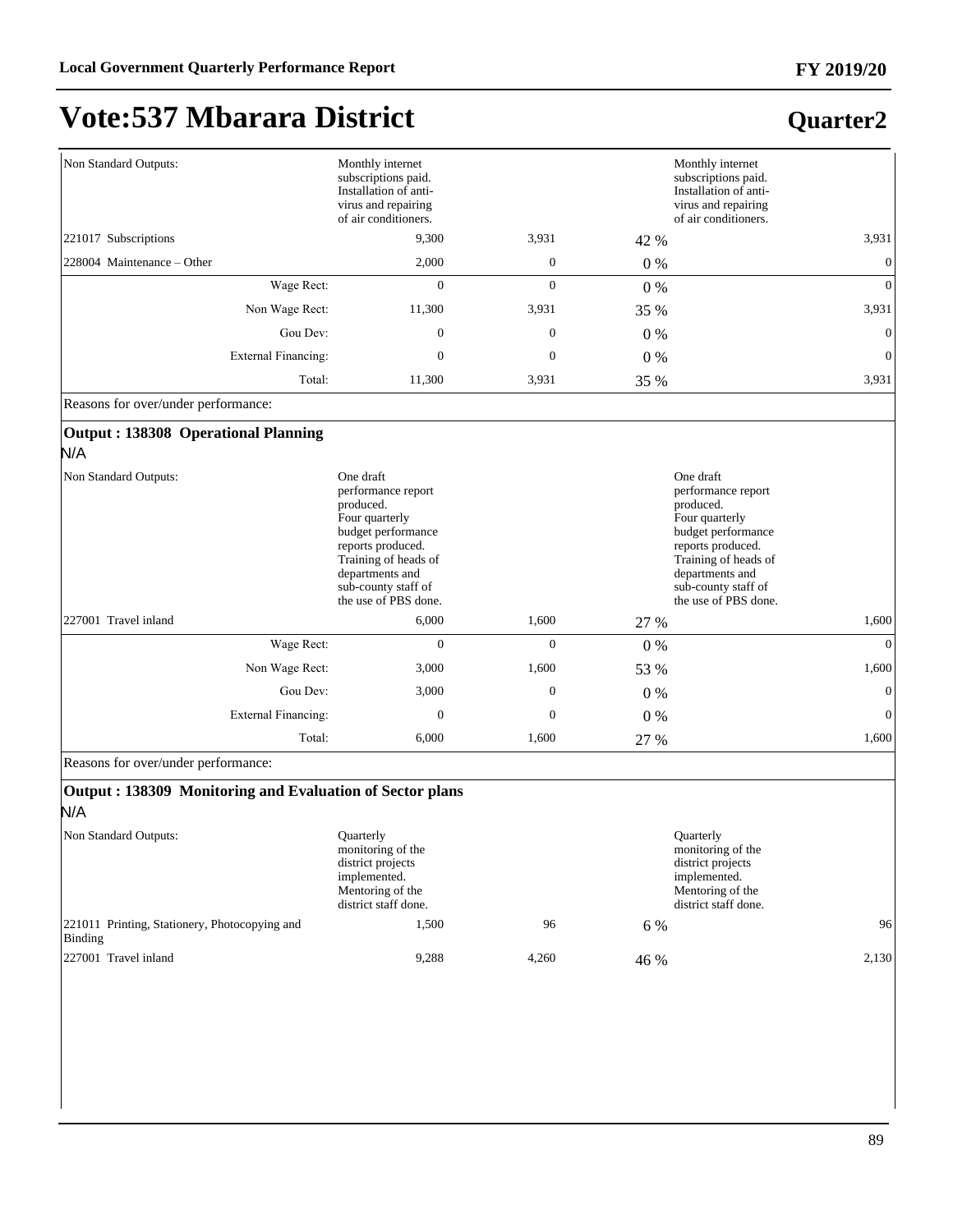# Vote:537 Mbarara District

## Quarter2

| | | | | | |
|---|---|---|---|---|---|
| Non Standard Outputs: | Monthly internet subscriptions paid. Installation of anti-virus and repairing of air conditioners. | | | Monthly internet subscriptions paid. Installation of anti-virus and repairing of air conditioners. | |
| 221017 Subscriptions | 9,300 | 3,931 | 42 % | | 3,931 |
| 228004 Maintenance – Other | 2,000 | 0 | 0 % | | 0 |
| Wage Rect: | 0 | 0 | 0 % | | 0 |
| Non Wage Rect: | 11,300 | 3,931 | 35 % | | 3,931 |
| Gou Dev: | 0 | 0 | 0 % | | 0 |
| External Financing: | 0 | 0 | 0 % | | 0 |
| Total: | 11,300 | 3,931 | 35 % | | 3,931 |

Reasons for over/under performance:

**Output : 138308 Operational Planning**

N/A

| | | | | | |
|---|---|---|---|---|---|
| Non Standard Outputs: | One draft performance report produced. Four quarterly budget performance reports produced. Training of heads of departments and sub-county staff of the use of PBS done. | | | One draft performance report produced. Four quarterly budget performance reports produced. Training of heads of departments and sub-county staff of the use of PBS done. | |
| 227001 Travel inland | 6,000 | 1,600 | 27 % | | 1,600 |
| Wage Rect: | 0 | 0 | 0 % | | 0 |
| Non Wage Rect: | 3,000 | 1,600 | 53 % | | 1,600 |
| Gou Dev: | 3,000 | 0 | 0 % | | 0 |
| External Financing: | 0 | 0 | 0 % | | 0 |
| Total: | 6,000 | 1,600 | 27 % | | 1,600 |

Reasons for over/under performance:

**Output : 138309 Monitoring and Evaluation of Sector plans**

N/A

| | | | | | |
|---|---|---|---|---|---|
| Non Standard Outputs: | Quarterly monitoring of the district projects implemented. Mentoring of the district staff done. | | | Quarterly monitoring of the district projects implemented. Mentoring of the district staff done. | |
| 221011 Printing, Stationery, Photocopying and Binding | 1,500 | 96 | 6 % | | 96 |
| 227001 Travel inland | 9,288 | 4,260 | 46 % | | 2,130 |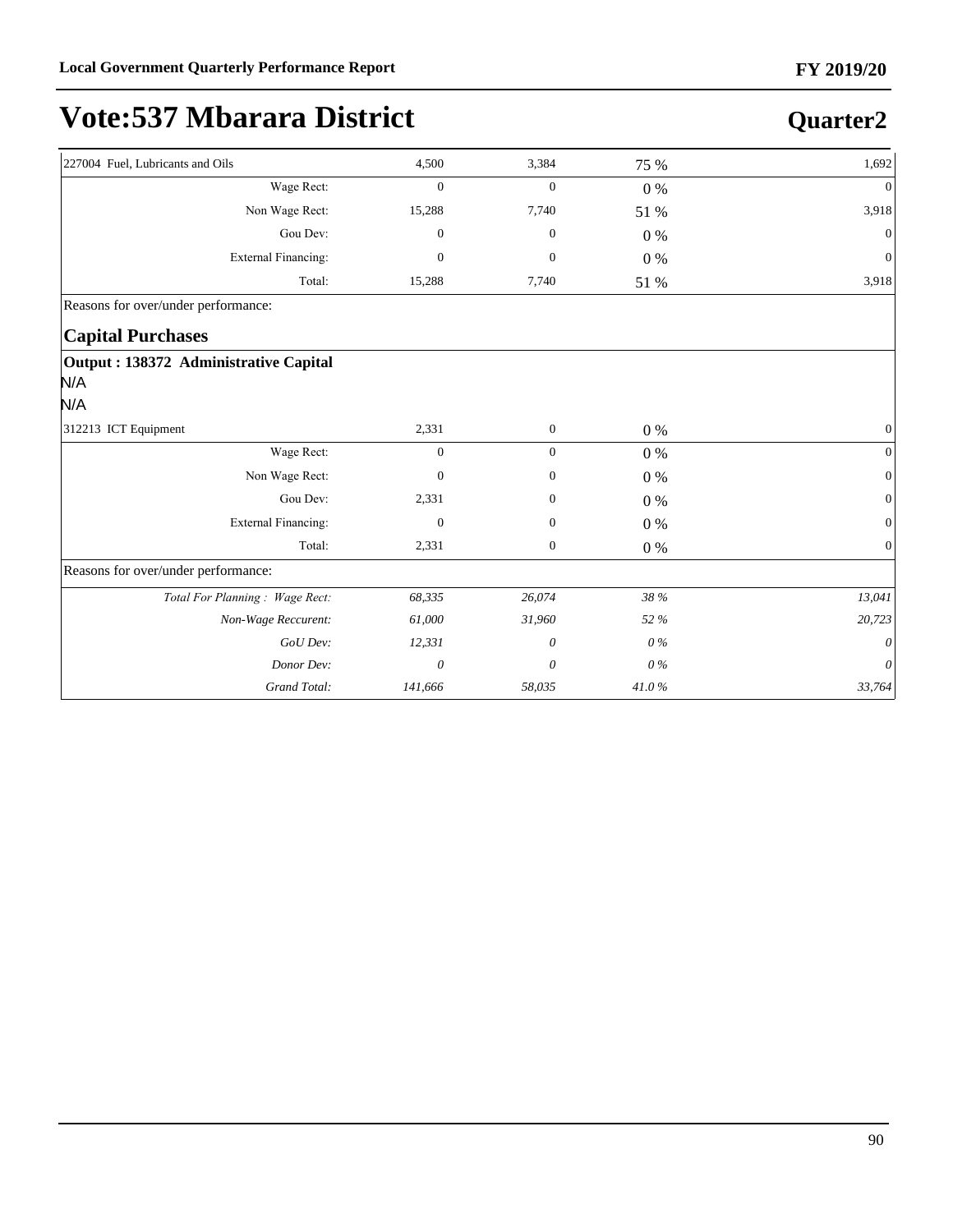# Vote:537 Mbarara District

## Quarter2

| | | | | |
|---|---|---|---|---|
| 227004 Fuel, Lubricants and Oils | 4,500 | 3,384 | 75 % | 1,692 |
| Wage Rect: | 0 | 0 | 0 % | 0 |
| Non Wage Rect: | 15,288 | 7,740 | 51 % | 3,918 |
| Gou Dev: | 0 | 0 | 0 % | 0 |
| External Financing: | 0 | 0 | 0 % | 0 |
| Total: | 15,288 | 7,740 | 51 % | 3,918 |

Reasons for over/under performance:

### Capital Purchases

**Output : 138372 Administrative Capital**

N/A

N/A

| | | | | |
|---|---|---|---|---|
| 312213 ICT Equipment | 2,331 | 0 | 0 % | 0 |
| Wage Rect: | 0 | 0 | 0 % | 0 |
| Non Wage Rect: | 0 | 0 | 0 % | 0 |
| Gou Dev: | 2,331 | 0 | 0 % | 0 |
| External Financing: | 0 | 0 | 0 % | 0 |
| Total: | 2,331 | 0 | 0 % | 0 |

Reasons for over/under performance:

| | | | | |
|---|---|---|---|---|
| *Total For Planning : Wage Rect:* | *68,335* | *26,074* | *38 %* | *13,041* |
| *Non-Wage Reccurent:* | *61,000* | *31,960* | *52 %* | *20,723* |
| *GoU Dev:* | *12,331* | *0* | *0 %* | *0* |
| *Donor Dev:* | *0* | *0* | *0 %* | *0* |
| *Grand Total:* | *141,666* | *58,035* | *41.0 %* | *33,764* |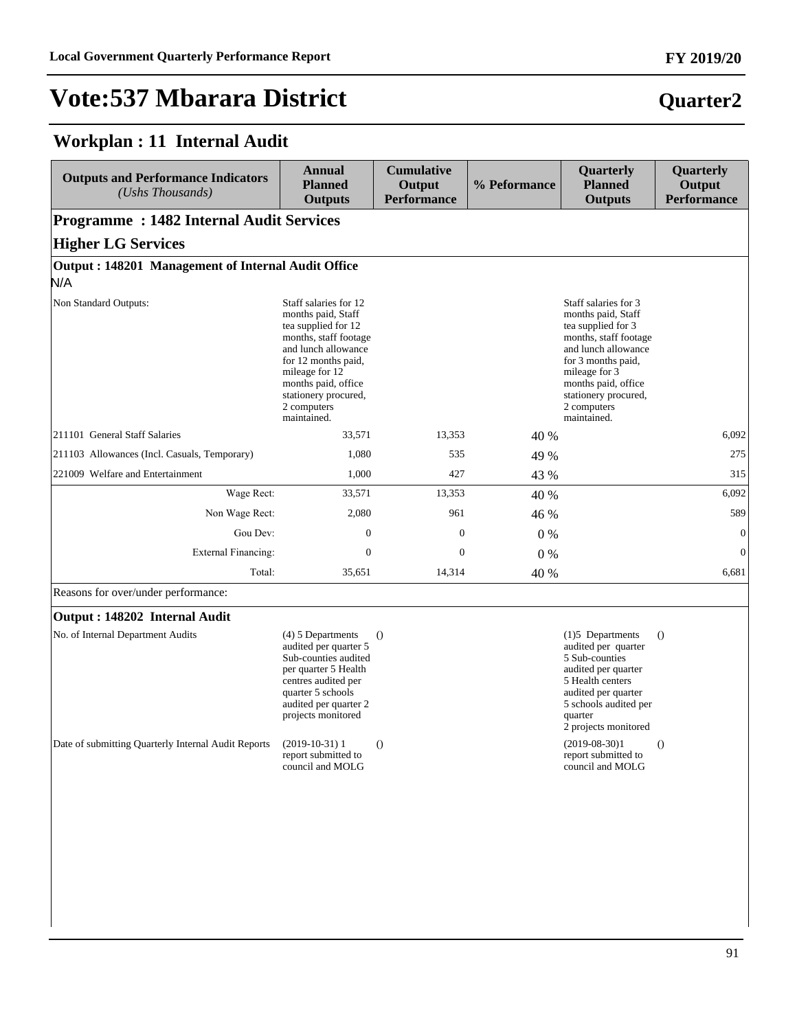# Vote:537 Mbarara District

## Quarter2

### Workplan : 11 Internal Audit

| Outputs and Performance Indicators *(Ushs Thousands)* | Annual Planned Outputs | Cumulative Output Performance | % Peformance | Quarterly Planned Outputs | Quarterly Output Performance |
|---|---|---|---|---|---|
| **Programme : 1482 Internal Audit Services** | | | | | |
| **Higher LG Services** | | | | | |
| **Output : 148201 Management of Internal Audit Office** | | | | | |
| N/A | | | | | |
| Non Standard Outputs: | Staff salaries for 12 months paid, Staff tea supplied for 12 months, staff footage and lunch allowance for 12 months paid, mileage for 12 months paid, office stationery procured, 2 computers maintained. | | | Staff salaries for 3 months paid, Staff tea supplied for 3 months, staff footage and lunch allowance for 3 months paid, mileage for 3 months paid, office stationery procured, 2 computers maintained. | |
| 211101 General Staff Salaries | 33,571 | 13,353 | 40 % | | 6,092 |
| 211103 Allowances (Incl. Casuals, Temporary) | 1,080 | 535 | 49 % | | 275 |
| 221009 Welfare and Entertainment | 1,000 | 427 | 43 % | | 315 |
| Wage Rect: | 33,571 | 13,353 | 40 % | | 6,092 |
| Non Wage Rect: | 2,080 | 961 | 46 % | | 589 |
| Gou Dev: | 0 | 0 | 0 % | | 0 |
| External Financing: | 0 | 0 | 0 % | | 0 |
| Total: | 35,651 | 14,314 | 40 % | | 6,681 |
| Reasons for over/under performance: | | | | | |
| **Output : 148202 Internal Audit** | | | | | |
| No. of Internal Department Audits | (4) 5 Departments audited per quarter 5 Sub-counties audited per quarter 5 Health centres audited per quarter 5 schools audited per quarter 2 projects monitored | () | | (1)5 Departments audited per quarter 5 Sub-counties audited per quarter 5 Health centers audited per quarter 5 schools audited per quarter 2 projects monitored | () |
| Date of submitting Quarterly Internal Audit Reports | (2019-10-31) 1 report submitted to council and MOLG | () | | (2019-08-30)1 report submitted to council and MOLG | () |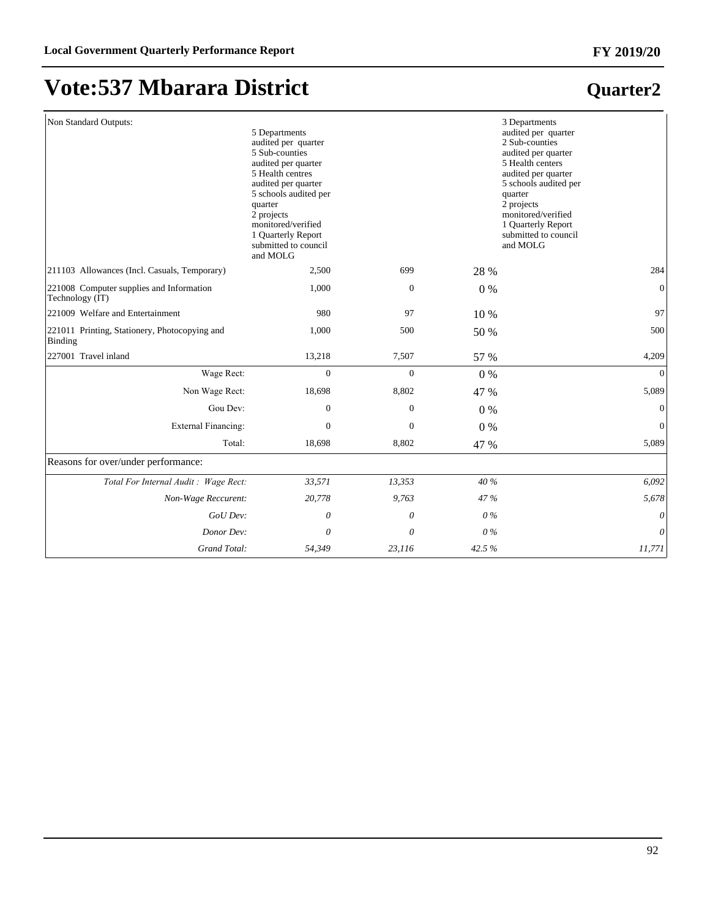# Vote:537 Mbarara District

## Quarter2

| | | | | | |
|---|---|---|---|---|---|
| Non Standard Outputs: | 5 Departments audited per quarter<br>5 Sub-counties audited per quarter<br>5 Health centres audited per quarter<br>5 schools audited per quarter<br>2 projects monitored/verified<br>1 Quarterly Report submitted to council and MOLG | | | 3 Departments audited per quarter<br>2 Sub-counties audited per quarter<br>5 Health centers audited per quarter<br>5 schools audited per quarter<br>2 projects monitored/verified<br>1 Quarterly Report submitted to council and MOLG | |
| 211103 Allowances (Incl. Casuals, Temporary) | 2,500 | 699 | 28 % | | 284 |
| 221008 Computer supplies and Information Technology (IT) | 1,000 | 0 | 0 % | | 0 |
| 221009 Welfare and Entertainment | 980 | 97 | 10 % | | 97 |
| 221011 Printing, Stationery, Photocopying and Binding | 1,000 | 500 | 50 % | | 500 |
| 227001 Travel inland | 13,218 | 7,507 | 57 % | | 4,209 |
| Wage Rect: | 0 | 0 | 0 % | | 0 |
| Non Wage Rect: | 18,698 | 8,802 | 47 % | | 5,089 |
| Gou Dev: | 0 | 0 | 0 % | | 0 |
| External Financing: | 0 | 0 | 0 % | | 0 |
| Total: | 18,698 | 8,802 | 47 % | | 5,089 |
| Reasons for over/under performance: | | | | | |
| *Total For Internal Audit : Wage Rect:* | *33,571* | *13,353* | *40 %* | | *6,092* |
| *Non-Wage Reccurent:* | *20,778* | *9,763* | *47 %* | | *5,678* |
| *GoU Dev:* | *0* | *0* | *0 %* | | *0* |
| *Donor Dev:* | *0* | *0* | *0 %* | | *0* |
| *Grand Total:* | *54,349* | *23,116* | *42.5 %* | | *11,771* |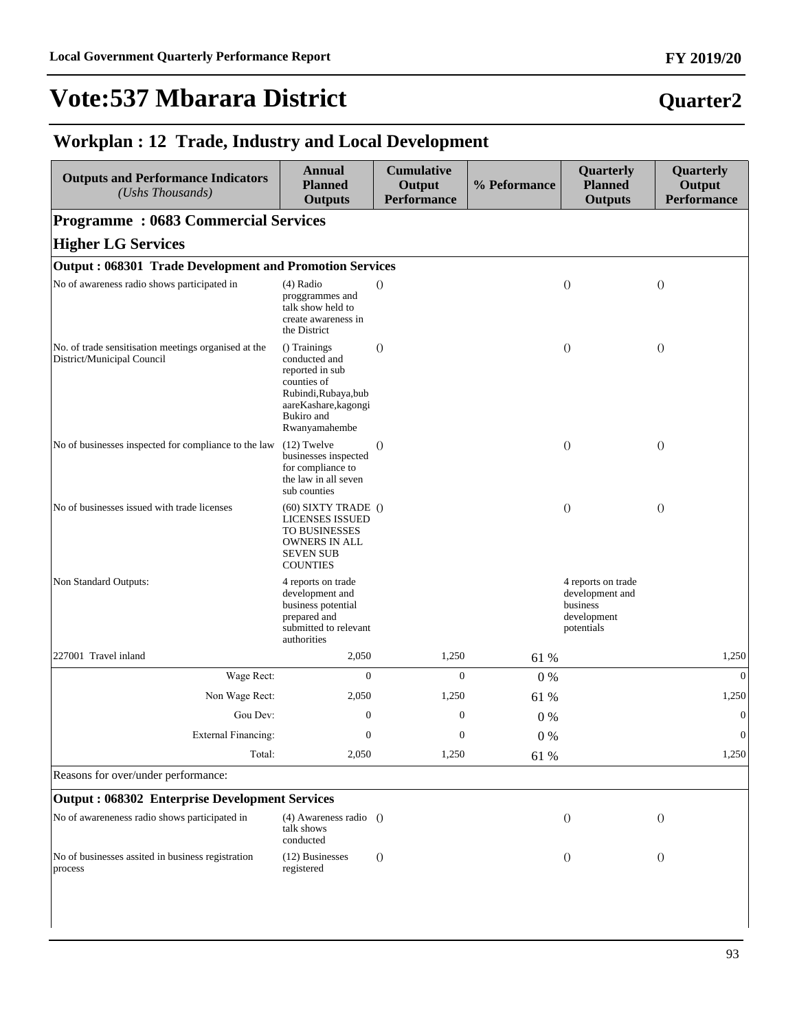# Vote:537 Mbarara District

## Quarter2

## Workplan : 12 Trade, Industry and Local Development

| Outputs and Performance Indicators *(Ushs Thousands)* | Annual Planned Outputs | Cumulative Output Performance | % Peformance | Quarterly Planned Outputs | Quarterly Output Performance |
|---|---|---|---|---|---|
| **Programme : 0683 Commercial Services** | | | | | |
| **Higher LG Services** | | | | | |
| **Output : 068301 Trade Development and Promotion Services** | | | | | |
| No of awareness radio shows participated in | (4) Radio proggrammes and talk show held to create awareness in the District | () | | () | () |
| No. of trade sensitisation meetings organised at the District/Municipal Council | () Trainings conducted and reported in sub counties of Rubindi,Rubaya,bubaareKashare,kagongi Bukiro and Rwanyamahembe | () | | () | () |
| No of businesses inspected for compliance to the law | (12) Twelve businesses inspected for compliance to the law in all seven sub counties | () | | () | () |
| No of businesses issued with trade licenses | (60) SIXTY TRADE LICENSES ISSUED TO BUSINESSES OWNERS IN ALL SEVEN SUB COUNTIES | () | | () | () |
| Non Standard Outputs: | 4 reports on trade development and business potential prepared and submitted to relevant authorities | | | 4 reports on trade development and business development potentials | |
| 227001 Travel inland | 2,050 | 1,250 | 61 % | | 1,250 |
| Wage Rect: | 0 | 0 | 0 % | | 0 |
| Non Wage Rect: | 2,050 | 1,250 | 61 % | | 1,250 |
| Gou Dev: | 0 | 0 | 0 % | | 0 |
| External Financing: | 0 | 0 | 0 % | | 0 |
| Total: | 2,050 | 1,250 | 61 % | | 1,250 |
| Reasons for over/under performance: | | | | | |
| **Output : 068302 Enterprise Development Services** | | | | | |
| No of awareneness radio shows participated in | (4) Awareness radio talk shows conducted | () | | () | () |
| No of businesses assited in business registration process | (12) Businesses registered | () | | () | () |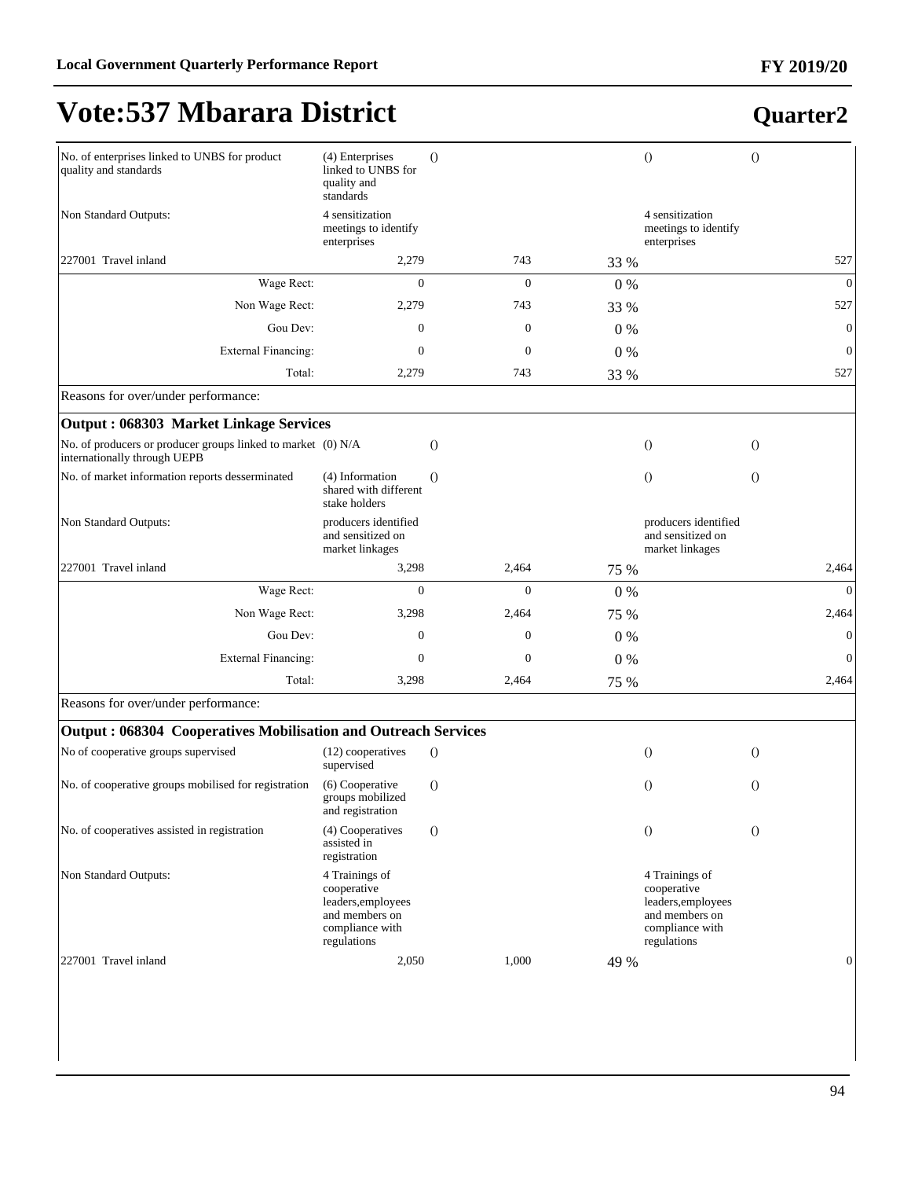# Vote:537 Mbarara District

## Quarter2

| | | | | | | |
|---|---|---|---|---|---|---|
| No. of enterprises linked to UNBS for product quality and standards | (4) Enterprises linked to UNBS for quality and standards | () | | | () | () |
| Non Standard Outputs: | 4 sensitization meetings to identify enterprises | | | | 4 sensitization meetings to identify enterprises | |
| 227001 Travel inland | 2,279 | | 743 | 33 % | | 527 |
| Wage Rect: | 0 | | 0 | 0 % | | 0 |
| Non Wage Rect: | 2,279 | | 743 | 33 % | | 527 |
| Gou Dev: | 0 | | 0 | 0 % | | 0 |
| External Financing: | 0 | | 0 | 0 % | | 0 |
| Total: | 2,279 | | 743 | 33 % | | 527 |

Reasons for over/under performance:

**Output : 068303 Market Linkage Services**

| | | | | | | |
|---|---|---|---|---|---|---|
| No. of producers or producer groups linked to market internationally through UEPB | (0) N/A | () | | | () | () |
| No. of market information reports desserminated | (4) Information shared with different stake holders | () | | | () | () |
| Non Standard Outputs: | producers identified and sensitized on market linkages | | | | producers identified and sensitized on market linkages | |
| 227001 Travel inland | 3,298 | | 2,464 | 75 % | | 2,464 |
| Wage Rect: | 0 | | 0 | 0 % | | 0 |
| Non Wage Rect: | 3,298 | | 2,464 | 75 % | | 2,464 |
| Gou Dev: | 0 | | 0 | 0 % | | 0 |
| External Financing: | 0 | | 0 | 0 % | | 0 |
| Total: | 3,298 | | 2,464 | 75 % | | 2,464 |

Reasons for over/under performance:

**Output : 068304 Cooperatives Mobilisation and Outreach Services**

| | | | | | | |
|---|---|---|---|---|---|---|
| No of cooperative groups supervised | (12) cooperatives supervised | () | | | () | () |
| No. of cooperative groups mobilised for registration | (6) Cooperative groups mobilized and registration | () | | | () | () |
| No. of cooperatives assisted in registration | (4) Cooperatives assisted in registration | () | | | () | () |
| Non Standard Outputs: | 4 Trainings of cooperative leaders,employees and members on compliance with regulations | | | | 4 Trainings of cooperative leaders,employees and members on compliance with regulations | |
| 227001 Travel inland | 2,050 | | 1,000 | 49 % | | 0 |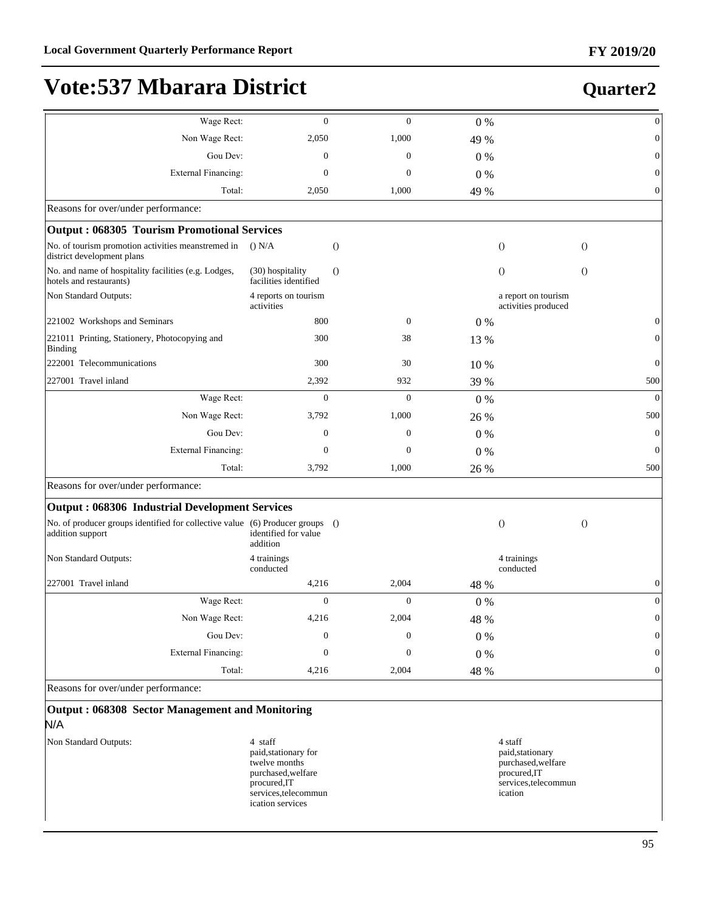# Vote:537 Mbarara District

## Quarter2

| | | | | | |
|---|---|---|---|---|---|
| Wage Rect: | 0 | 0 | 0 % | | 0 |
| Non Wage Rect: | 2,050 | 1,000 | 49 % | | 0 |
| Gou Dev: | 0 | 0 | 0 % | | 0 |
| External Financing: | 0 | 0 | 0 % | | 0 |
| Total: | 2,050 | 1,000 | 49 % | | 0 |
| Reasons for over/under performance: | | | | | |
| **Output : 068305 Tourism Promotional Services** | | | | | |
| No. of tourism promotion activities meanstremed in district development plans | () N/A | () | | () | () |
| No. and name of hospitality facilities (e.g. Lodges, hotels and restaurants) | (30) hospitality facilities identified | () | | () | () |
| Non Standard Outputs: | 4 reports on tourism activities | | | a report on tourism activities produced | |
| 221002 Workshops and Seminars | 800 | 0 | 0 % | | 0 |
| 221011 Printing, Stationery, Photocopying and Binding | 300 | 38 | 13 % | | 0 |
| 222001 Telecommunications | 300 | 30 | 10 % | | 0 |
| 227001 Travel inland | 2,392 | 932 | 39 % | | 500 |
| Wage Rect: | 0 | 0 | 0 % | | 0 |
| Non Wage Rect: | 3,792 | 1,000 | 26 % | | 500 |
| Gou Dev: | 0 | 0 | 0 % | | 0 |
| External Financing: | 0 | 0 | 0 % | | 0 |
| Total: | 3,792 | 1,000 | 26 % | | 500 |
| Reasons for over/under performance: | | | | | |
| **Output : 068306 Industrial Development Services** | | | | | |
| No. of producer groups identified for collective value addition support | (6) Producer groups identified for value addition | () | | () | () |
| Non Standard Outputs: | 4 trainings conducted | | | 4 trainings conducted | |
| 227001 Travel inland | 4,216 | 2,004 | 48 % | | 0 |
| Wage Rect: | 0 | 0 | 0 % | | 0 |
| Non Wage Rect: | 4,216 | 2,004 | 48 % | | 0 |
| Gou Dev: | 0 | 0 | 0 % | | 0 |
| External Financing: | 0 | 0 | 0 % | | 0 |
| Total: | 4,216 | 2,004 | 48 % | | 0 |
| Reasons for over/under performance: | | | | | |
| **Output : 068308 Sector Management and Monitoring** | | | | | |
| N/A | | | | | |
| Non Standard Outputs: | 4 staff paid,stationary for twelve months purchased,welfare procured,IT services,telecommunication services | | | 4 staff paid,stationary purchased,welfare procured,IT services,telecommunication | |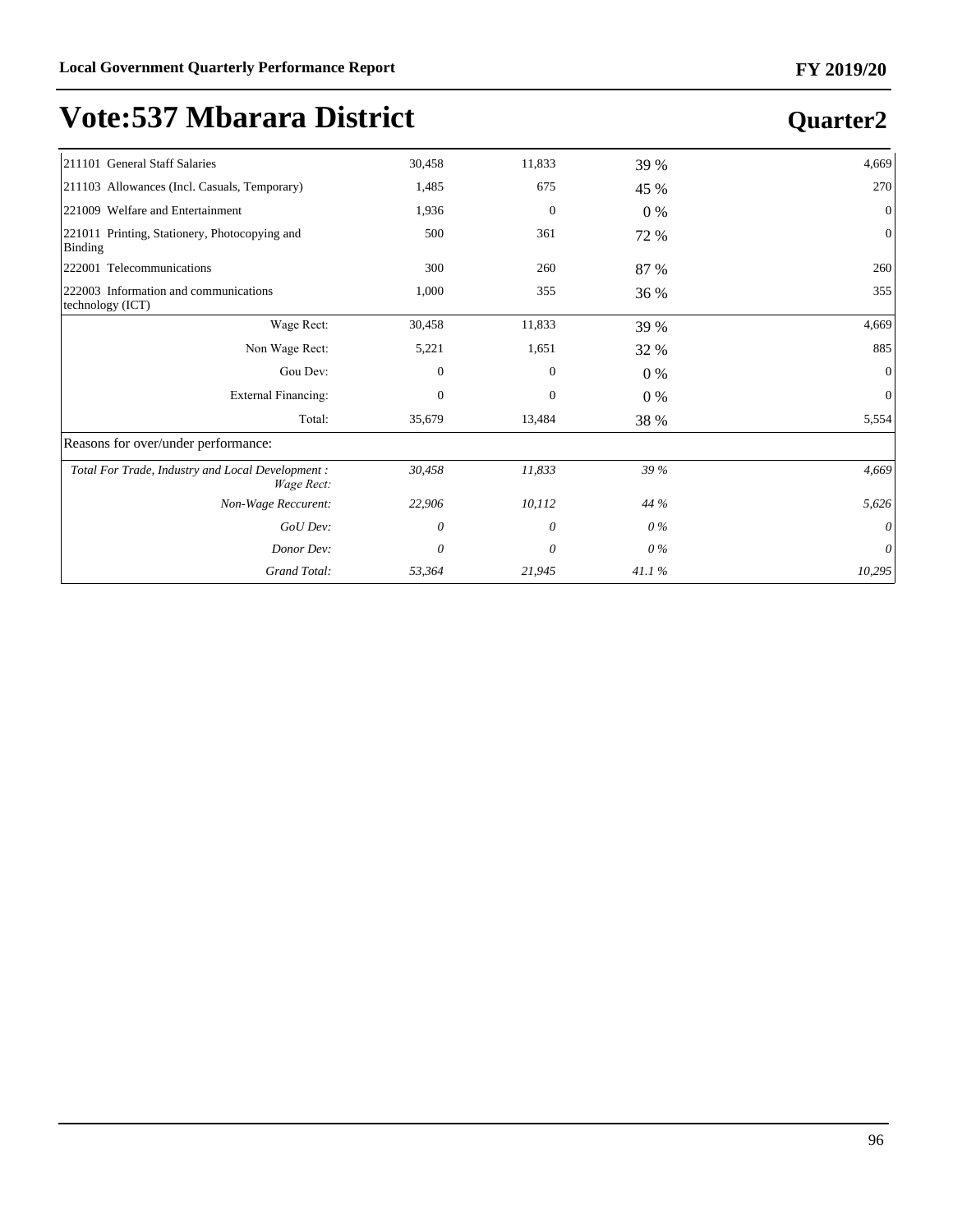# Vote:537 Mbarara District

## Quarter2

| | | | | |
|---|---|---|---|---|
| 211101 General Staff Salaries | 30,458 | 11,833 | 39 % | 4,669 |
| 211103 Allowances (Incl. Casuals, Temporary) | 1,485 | 675 | 45 % | 270 |
| 221009 Welfare and Entertainment | 1,936 | 0 | 0 % | 0 |
| 221011 Printing, Stationery, Photocopying and Binding | 500 | 361 | 72 % | 0 |
| 222001 Telecommunications | 300 | 260 | 87 % | 260 |
| 222003 Information and communications technology (ICT) | 1,000 | 355 | 36 % | 355 |
| Wage Rect: | 30,458 | 11,833 | 39 % | 4,669 |
| Non Wage Rect: | 5,221 | 1,651 | 32 % | 885 |
| Gou Dev: | 0 | 0 | 0 % | 0 |
| External Financing: | 0 | 0 | 0 % | 0 |
| Total: | 35,679 | 13,484 | 38 % | 5,554 |
| Reasons for over/under performance: | | | | |
| *Total For Trade, Industry and Local Development : Wage Rect:* | *30,458* | *11,833* | *39 %* | *4,669* |
| *Non-Wage Reccurent:* | *22,906* | *10,112* | *44 %* | *5,626* |
| *GoU Dev:* | *0* | *0* | *0 %* | *0* |
| *Donor Dev:* | *0* | *0* | *0 %* | *0* |
| *Grand Total:* | *53,364* | *21,945* | *41.1 %* | *10,295* |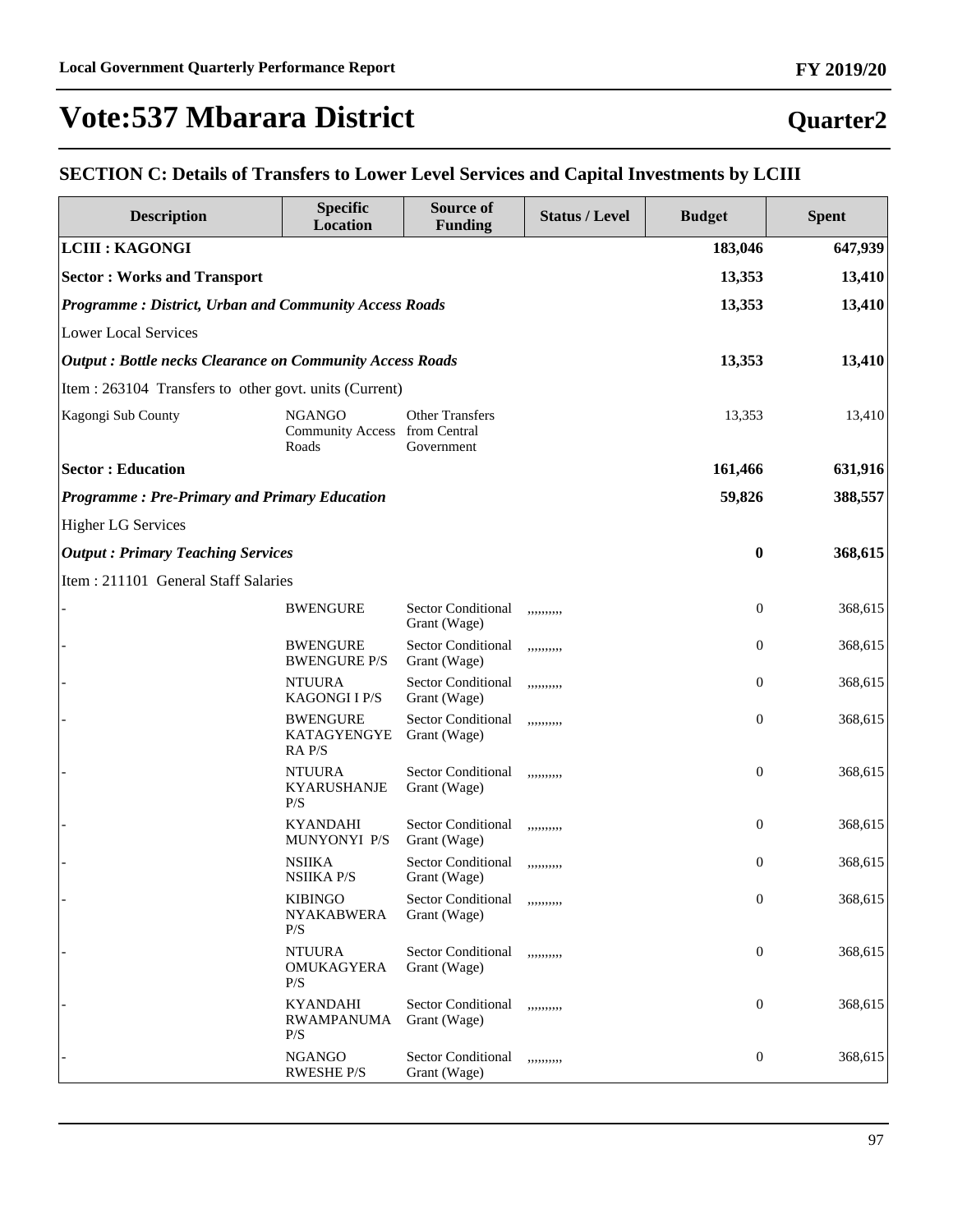# Vote:537 Mbarara District

## Quarter2

### SECTION C: Details of Transfers to Lower Level Services and Capital Investments by LCIII

| Description | Specific Location | Source of Funding | Status / Level | Budget | Spent |
|---|---|---|---|---|---|
| **LCIII : KAGONGI** | | | | **183,046** | **647,939** |
| **Sector : Works and Transport** | | | | **13,353** | **13,410** |
| ***Programme : District, Urban and Community Access Roads*** | | | | **13,353** | **13,410** |
| Lower Local Services | | | | | |
| ***Output : Bottle necks Clearance on Community Access Roads*** | | | | **13,353** | **13,410** |
| Item : 263104 Transfers to other govt. units (Current) | | | | | |
| Kagongi Sub County | NGANGO Community Access Roads | Other Transfers from Central Government | | 13,353 | 13,410 |
| **Sector : Education** | | | | **161,466** | **631,916** |
| ***Programme : Pre-Primary and Primary Education*** | | | | **59,826** | **388,557** |
| Higher LG Services | | | | | |
| ***Output : Primary Teaching Services*** | | | | **0** | **368,615** |
| Item : 211101 General Staff Salaries | | | | | |
| - | BWENGURE | Sector Conditional Grant (Wage) | ,,,,,,,,, | 0 | 368,615 |
| - | BWENGURE BWENGURE P/S | Sector Conditional Grant (Wage) | ,,,,,,,,, | 0 | 368,615 |
| - | NTUURA KAGONGI I P/S | Sector Conditional Grant (Wage) | ,,,,,,,,, | 0 | 368,615 |
| - | BWENGURE KATAGYENGYERA P/S | Sector Conditional Grant (Wage) | ,,,,,,,,, | 0 | 368,615 |
| - | NTUURA KYARUSHANJE P/S | Sector Conditional Grant (Wage) | ,,,,,,,,, | 0 | 368,615 |
| - | KYANDAHI MUNYONYI P/S | Sector Conditional Grant (Wage) | ,,,,,,,,, | 0 | 368,615 |
| - | NSIIKA NSIIKA P/S | Sector Conditional Grant (Wage) | ,,,,,,,,, | 0 | 368,615 |
| - | KIBINGO NYAKABWERA P/S | Sector Conditional Grant (Wage) | ,,,,,,,,, | 0 | 368,615 |
| - | NTUURA OMUKAGYERA P/S | Sector Conditional Grant (Wage) | ,,,,,,,,, | 0 | 368,615 |
| - | KYANDAHI RWAMPANUMA P/S | Sector Conditional Grant (Wage) | ,,,,,,,,, | 0 | 368,615 |
| - | NGANGO RWESHE P/S | Sector Conditional Grant (Wage) | ,,,,,,,,, | 0 | 368,615 |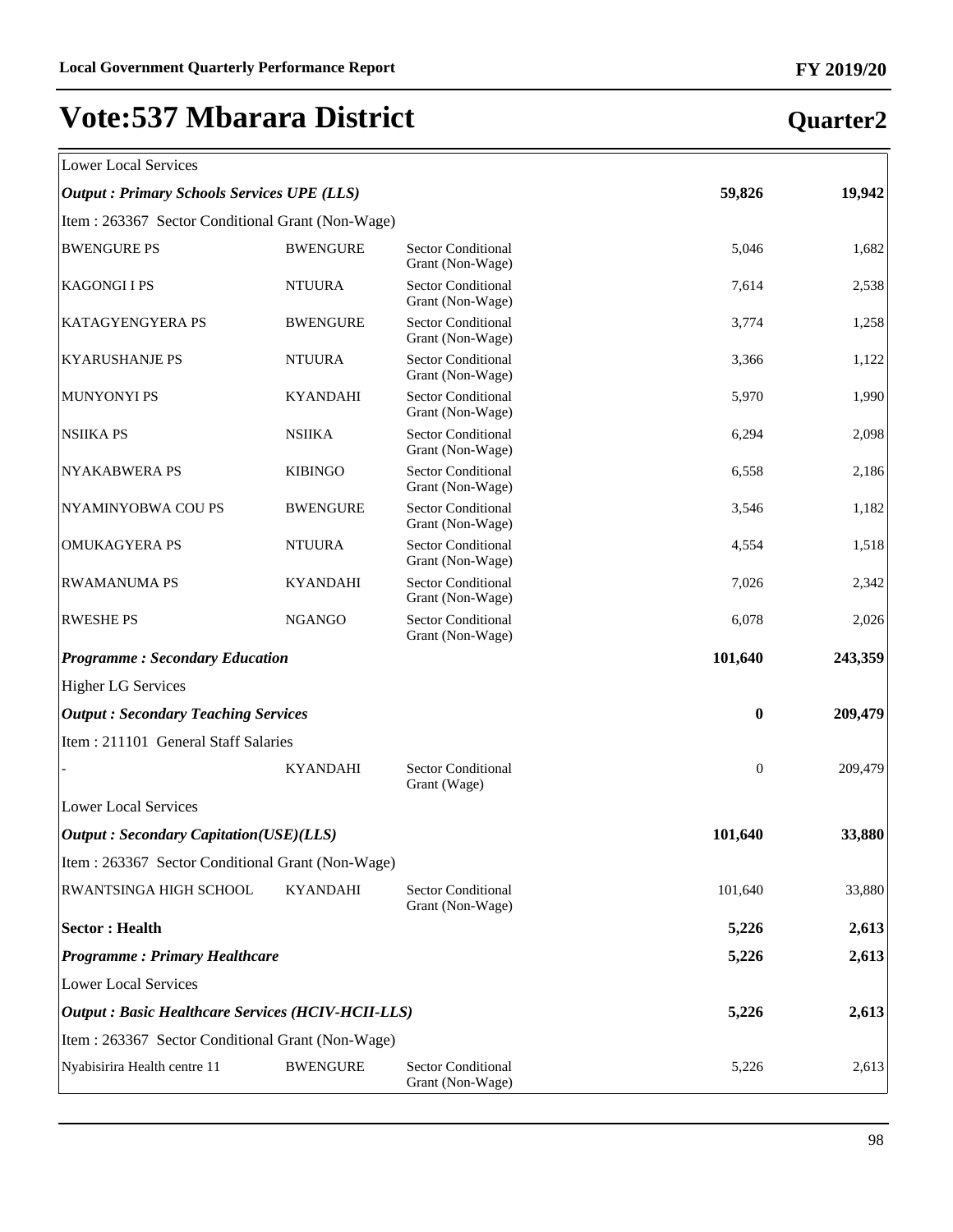# Vote:537 Mbarara District

**Quarter2**

| | | | | |
|---|---|---|---|---|
| Lower Local Services | | | | |
| ***Output : Primary Schools Services UPE (LLS)*** | | | **59,826** | **19,942** |
| Item : 263367 Sector Conditional Grant (Non-Wage) | | | | |
| BWENGURE PS | BWENGURE | Sector Conditional Grant (Non-Wage) | 5,046 | 1,682 |
| KAGONGI I PS | NTUURA | Sector Conditional Grant (Non-Wage) | 7,614 | 2,538 |
| KATAGYENGYERA PS | BWENGURE | Sector Conditional Grant (Non-Wage) | 3,774 | 1,258 |
| KYARUSHANJE PS | NTUURA | Sector Conditional Grant (Non-Wage) | 3,366 | 1,122 |
| MUNYONYI PS | KYANDAHI | Sector Conditional Grant (Non-Wage) | 5,970 | 1,990 |
| NSIIKA PS | NSIIKA | Sector Conditional Grant (Non-Wage) | 6,294 | 2,098 |
| NYAKABWERA PS | KIBINGO | Sector Conditional Grant (Non-Wage) | 6,558 | 2,186 |
| NYAMINYOBWA COU PS | BWENGURE | Sector Conditional Grant (Non-Wage) | 3,546 | 1,182 |
| OMUKAGYERA PS | NTUURA | Sector Conditional Grant (Non-Wage) | 4,554 | 1,518 |
| RWAMANUMA PS | KYANDAHI | Sector Conditional Grant (Non-Wage) | 7,026 | 2,342 |
| RWESHE PS | NGANGO | Sector Conditional Grant (Non-Wage) | 6,078 | 2,026 |
| ***Programme : Secondary Education*** | | | **101,640** | **243,359** |
| Higher LG Services | | | | |
| ***Output : Secondary Teaching Services*** | | | **0** | **209,479** |
| Item : 211101 General Staff Salaries | | | | |
| - | KYANDAHI | Sector Conditional Grant (Wage) | 0 | 209,479 |
| Lower Local Services | | | | |
| ***Output : Secondary Capitation(USE)(LLS)*** | | | **101,640** | **33,880** |
| Item : 263367 Sector Conditional Grant (Non-Wage) | | | | |
| RWANTSINGA HIGH SCHOOL | KYANDAHI | Sector Conditional Grant (Non-Wage) | 101,640 | 33,880 |
| **Sector : Health** | | | **5,226** | **2,613** |
| ***Programme : Primary Healthcare*** | | | **5,226** | **2,613** |
| Lower Local Services | | | | |
| ***Output : Basic Healthcare Services (HCIV-HCII-LLS)*** | | | **5,226** | **2,613** |
| Item : 263367 Sector Conditional Grant (Non-Wage) | | | | |
| Nyabisirira Health centre 11 | BWENGURE | Sector Conditional Grant (Non-Wage) | 5,226 | 2,613 |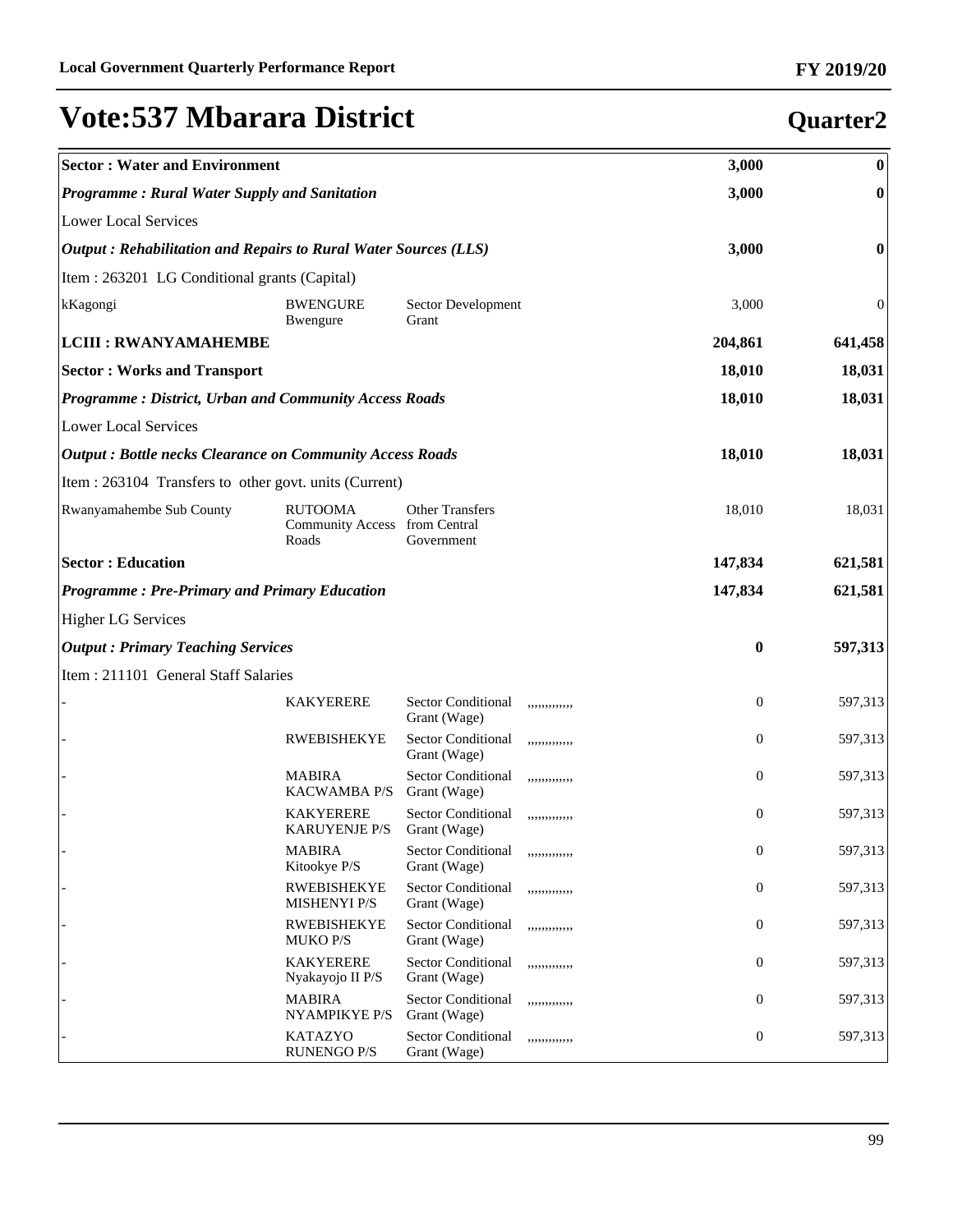# Vote:537 Mbarara District

## Quarter2

| | | | | | |
|---|---|---|---|---|---|
| **Sector : Water and Environment** | | | | **3,000** | **0** |
| ***Programme : Rural Water Supply and Sanitation*** | | | | **3,000** | **0** |
| Lower Local Services | | | | | |
| ***Output : Rehabilitation and Repairs to Rural Water Sources (LLS)*** | | | | **3,000** | **0** |
| Item : 263201 LG Conditional grants (Capital) | | | | | |
| kKagongi | BWENGURE Bwengure | Sector Development Grant | | 3,000 | 0 |
| **LCIII : RWANYAMAHEMBE** | | | | **204,861** | **641,458** |
| **Sector : Works and Transport** | | | | **18,010** | **18,031** |
| ***Programme : District, Urban and Community Access Roads*** | | | | **18,010** | **18,031** |
| Lower Local Services | | | | | |
| ***Output : Bottle necks Clearance on Community Access Roads*** | | | | **18,010** | **18,031** |
| Item : 263104 Transfers to other govt. units (Current) | | | | | |
| Rwanyamahembe Sub County | RUTOOMA Community Access Roads | Other Transfers from Central Government | | 18,010 | 18,031 |
| **Sector : Education** | | | | **147,834** | **621,581** |
| ***Programme : Pre-Primary and Primary Education*** | | | | **147,834** | **621,581** |
| Higher LG Services | | | | | |
| ***Output : Primary Teaching Services*** | | | | **0** | **597,313** |
| Item : 211101 General Staff Salaries | | | | | |
| - | KAKYERERE | Sector Conditional Grant (Wage) | ,,,,,,,,,,,, | 0 | 597,313 |
| - | RWEBISHEKYE | Sector Conditional Grant (Wage) | ,,,,,,,,,,,, | 0 | 597,313 |
| - | MABIRA KACWAMBA P/S | Sector Conditional Grant (Wage) | ,,,,,,,,,,,, | 0 | 597,313 |
| - | KAKYERERE KARUYENJE P/S | Sector Conditional Grant (Wage) | ,,,,,,,,,,,, | 0 | 597,313 |
| - | MABIRA Kitookye P/S | Sector Conditional Grant (Wage) | ,,,,,,,,,,,, | 0 | 597,313 |
| - | RWEBISHEKYE MISHENYI P/S | Sector Conditional Grant (Wage) | ,,,,,,,,,,,, | 0 | 597,313 |
| - | RWEBISHEKYE MUKO P/S | Sector Conditional Grant (Wage) | ,,,,,,,,,,,, | 0 | 597,313 |
| - | KAKYERERE Nyakayojo II P/S | Sector Conditional Grant (Wage) | ,,,,,,,,,,,, | 0 | 597,313 |
| - | MABIRA NYAMPIKYE P/S | Sector Conditional Grant (Wage) | ,,,,,,,,,,,, | 0 | 597,313 |
| - | KATAZYO RUNENGO P/S | Sector Conditional Grant (Wage) | ,,,,,,,,,,,, | 0 | 597,313 |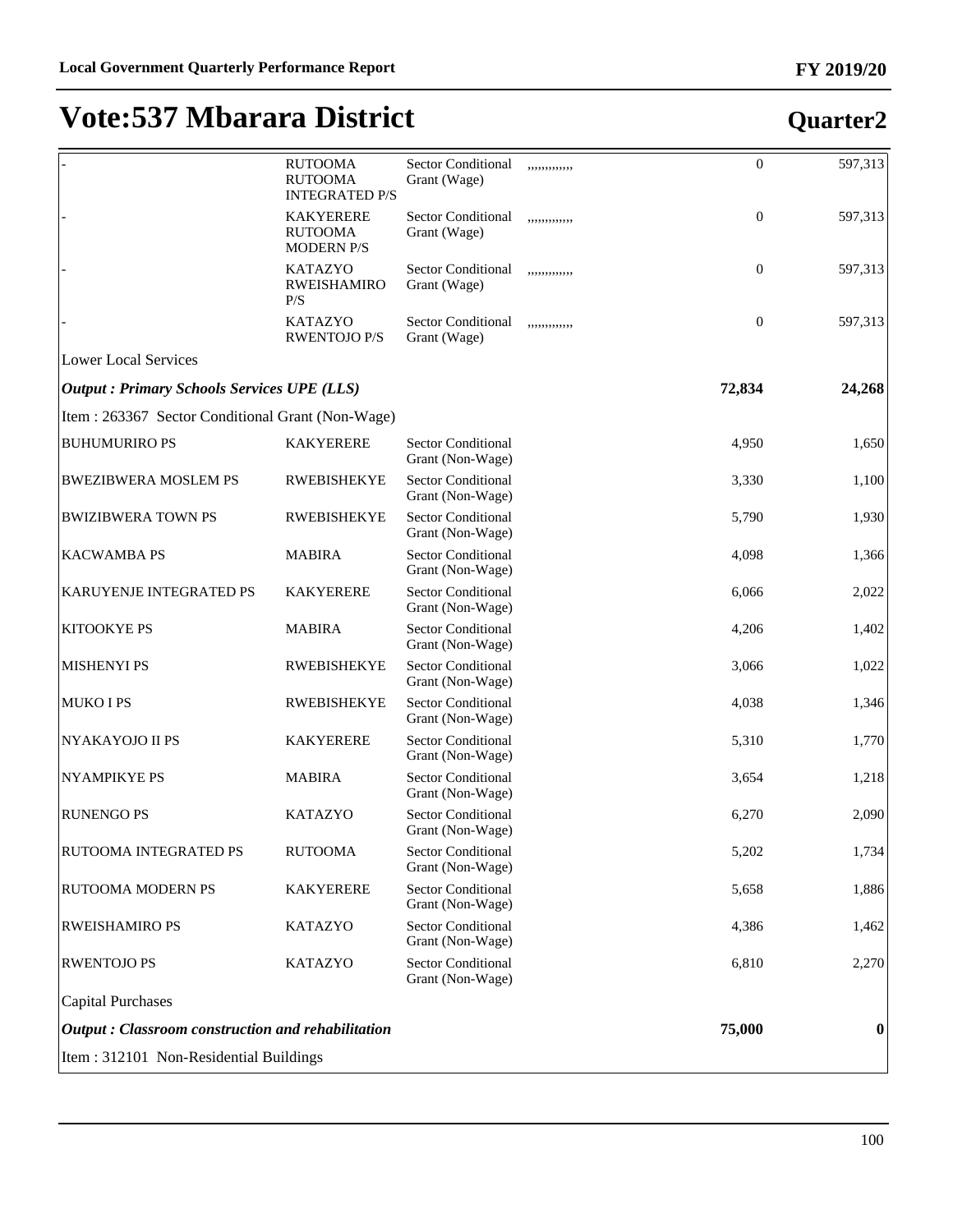# Vote:537 Mbarara District

## Quarter2

| | | | | | |
|---|---|---|---|---|---|
| - | RUTOOMA RUTOOMA INTEGRATED P/S | Sector Conditional Grant (Wage) | ,,,,,,,,,,,, | 0 | 597,313 |
| - | KAKYERERE RUTOOMA MODERN P/S | Sector Conditional Grant (Wage) | ,,,,,,,,,,,, | 0 | 597,313 |
| - | KATAZYO RWEISHAMIRO P/S | Sector Conditional Grant (Wage) | ,,,,,,,,,,,, | 0 | 597,313 |
| - | KATAZYO RWENTOJO P/S | Sector Conditional Grant (Wage) | ,,,,,,,,,,,, | 0 | 597,313 |
| Lower Local Services | | | | | |
| ***Output : Primary Schools Services UPE (LLS)*** | | | | **72,834** | **24,268** |
| Item : 263367 Sector Conditional Grant (Non-Wage) | | | | | |
| BUHUMURIRO PS | KAKYERERE | Sector Conditional Grant (Non-Wage) | | 4,950 | 1,650 |
| BWEZIBWERA MOSLEM PS | RWEBISHEKYE | Sector Conditional Grant (Non-Wage) | | 3,330 | 1,100 |
| BWIZIBWERA TOWN PS | RWEBISHEKYE | Sector Conditional Grant (Non-Wage) | | 5,790 | 1,930 |
| KACWAMBA PS | MABIRA | Sector Conditional Grant (Non-Wage) | | 4,098 | 1,366 |
| KARUYENJE INTEGRATED PS | KAKYERERE | Sector Conditional Grant (Non-Wage) | | 6,066 | 2,022 |
| KITOOKYE PS | MABIRA | Sector Conditional Grant (Non-Wage) | | 4,206 | 1,402 |
| MISHENYI PS | RWEBISHEKYE | Sector Conditional Grant (Non-Wage) | | 3,066 | 1,022 |
| MUKO I PS | RWEBISHEKYE | Sector Conditional Grant (Non-Wage) | | 4,038 | 1,346 |
| NYAKAYOJO II PS | KAKYERERE | Sector Conditional Grant (Non-Wage) | | 5,310 | 1,770 |
| NYAMPIKYE PS | MABIRA | Sector Conditional Grant (Non-Wage) | | 3,654 | 1,218 |
| RUNENGO PS | KATAZYO | Sector Conditional Grant (Non-Wage) | | 6,270 | 2,090 |
| RUTOOMA INTEGRATED PS | RUTOOMA | Sector Conditional Grant (Non-Wage) | | 5,202 | 1,734 |
| RUTOOMA MODERN PS | KAKYERERE | Sector Conditional Grant (Non-Wage) | | 5,658 | 1,886 |
| RWEISHAMIRO PS | KATAZYO | Sector Conditional Grant (Non-Wage) | | 4,386 | 1,462 |
| RWENTOJO PS | KATAZYO | Sector Conditional Grant (Non-Wage) | | 6,810 | 2,270 |
| Capital Purchases | | | | | |
| ***Output : Classroom construction and rehabilitation*** | | | | **75,000** | **0** |
| Item : 312101 Non-Residential Buildings | | | | | |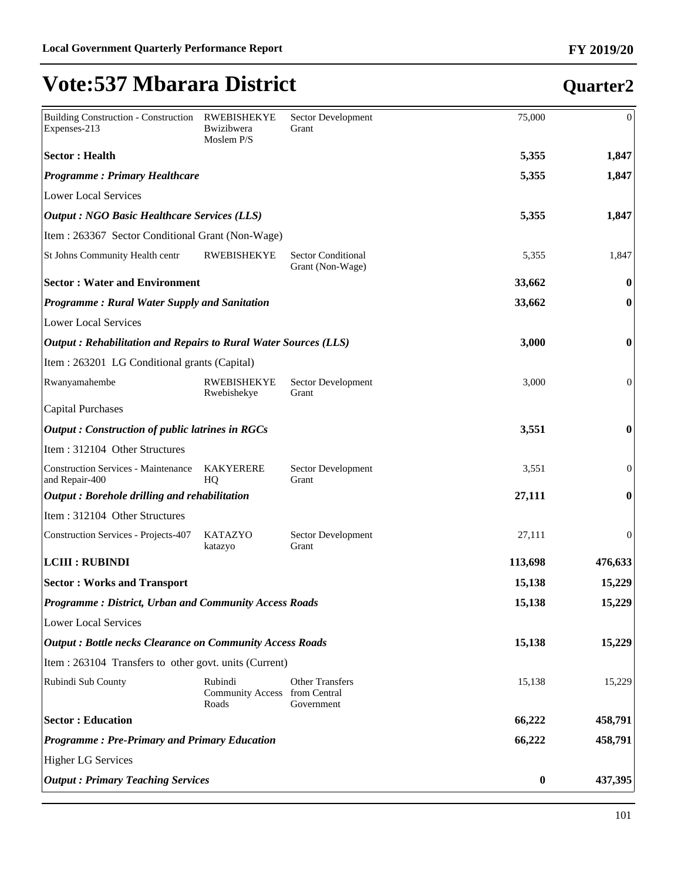# Vote:537 Mbarara District

## Quarter2

| | | | | |
|---|---|---|---|---|
| Building Construction - Construction Expenses-213 | RWEBISHEKYE Bwizibwera Moslem P/S | Sector Development Grant | 75,000 | 0 |
| **Sector : Health** | | | **5,355** | **1,847** |
| ***Programme : Primary Healthcare*** | | | **5,355** | **1,847** |
| Lower Local Services | | | | |
| ***Output : NGO Basic Healthcare Services (LLS)*** | | | **5,355** | **1,847** |
| Item : 263367 Sector Conditional Grant (Non-Wage) | | | | |
| St Johns Community Health centr | RWEBISHEKYE | Sector Conditional Grant (Non-Wage) | 5,355 | 1,847 |
| **Sector : Water and Environment** | | | **33,662** | **0** |
| ***Programme : Rural Water Supply and Sanitation*** | | | **33,662** | **0** |
| Lower Local Services | | | | |
| ***Output : Rehabilitation and Repairs to Rural Water Sources (LLS)*** | | | **3,000** | **0** |
| Item : 263201 LG Conditional grants (Capital) | | | | |
| Rwanyamahembe | RWEBISHEKYE Rwebishekye | Sector Development Grant | 3,000 | 0 |
| Capital Purchases | | | | |
| ***Output : Construction of public latrines in RGCs*** | | | **3,551** | **0** |
| Item : 312104 Other Structures | | | | |
| Construction Services - Maintenance and Repair-400 | KAKYERERE HQ | Sector Development Grant | 3,551 | 0 |
| ***Output : Borehole drilling and rehabilitation*** | | | **27,111** | **0** |
| Item : 312104 Other Structures | | | | |
| Construction Services - Projects-407 | KATAZYO katazyo | Sector Development Grant | 27,111 | 0 |
| **LCIII : RUBINDI** | | | **113,698** | **476,633** |
| **Sector : Works and Transport** | | | **15,138** | **15,229** |
| ***Programme : District, Urban and Community Access Roads*** | | | **15,138** | **15,229** |
| Lower Local Services | | | | |
| ***Output : Bottle necks Clearance on Community Access Roads*** | | | **15,138** | **15,229** |
| Item : 263104 Transfers to other govt. units (Current) | | | | |
| Rubindi Sub County | Rubindi Community Access Roads | Other Transfers from Central Government | 15,138 | 15,229 |
| **Sector : Education** | | | **66,222** | **458,791** |
| ***Programme : Pre-Primary and Primary Education*** | | | **66,222** | **458,791** |
| Higher LG Services | | | | |
| ***Output : Primary Teaching Services*** | | | **0** | **437,395** |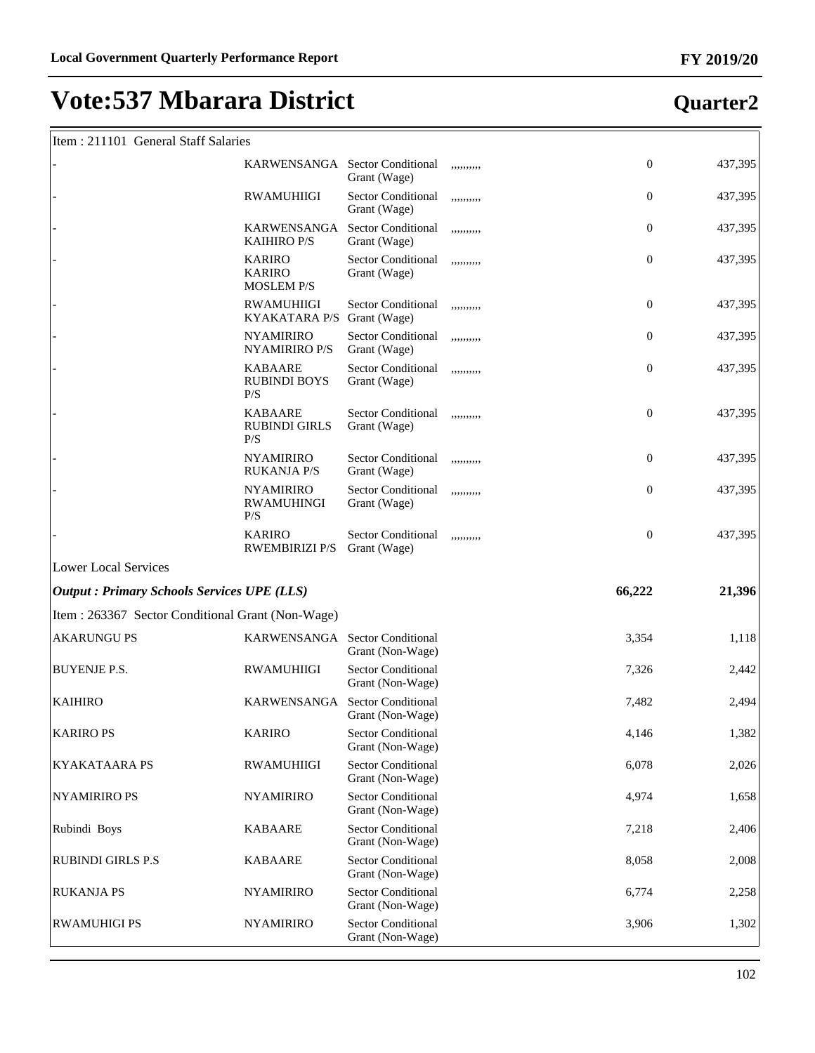# Vote:537 Mbarara District

## Quarter2

| Item : 211101 General Staff Salaries | | | | | |
|---|---|---|---|---|---|
| - | KARWENSANGA | Sector Conditional Grant (Wage) | ,,,,,,,,, | 0 | 437,395 |
| - | RWAMUHIIGI | Sector Conditional Grant (Wage) | ,,,,,,,,, | 0 | 437,395 |
| - | KARWENSANGA KAIHIRO P/S | Sector Conditional Grant (Wage) | ,,,,,,,,, | 0 | 437,395 |
| - | KARIRO KARIRO MOSLEM P/S | Sector Conditional Grant (Wage) | ,,,,,,,,, | 0 | 437,395 |
| - | RWAMUHIIGI KYAKATARA P/S | Sector Conditional Grant (Wage) | ,,,,,,,,, | 0 | 437,395 |
| - | NYAMIRIRO NYAMIRIRO P/S | Sector Conditional Grant (Wage) | ,,,,,,,,, | 0 | 437,395 |
| - | KABAARE RUBINDI BOYS P/S | Sector Conditional Grant (Wage) | ,,,,,,,,, | 0 | 437,395 |
| - | KABAARE RUBINDI GIRLS P/S | Sector Conditional Grant (Wage) | ,,,,,,,,, | 0 | 437,395 |
| - | NYAMIRIRO RUKANJA P/S | Sector Conditional Grant (Wage) | ,,,,,,,,, | 0 | 437,395 |
| - | NYAMIRIRO RWAMUHINGI P/S | Sector Conditional Grant (Wage) | ,,,,,,,,, | 0 | 437,395 |
| - | KARIRO RWEMBIRIZI P/S | Sector Conditional Grant (Wage) | ,,,,,,,,, | 0 | 437,395 |
| Lower Local Services | | | | | |
| ***Output : Primary Schools Services UPE (LLS)*** | | | | **66,222** | **21,396** |
| Item : 263367 Sector Conditional Grant (Non-Wage) | | | | | |
| AKARUNGU PS | KARWENSANGA | Sector Conditional Grant (Non-Wage) | | 3,354 | 1,118 |
| BUYENJE P.S. | RWAMUHIIGI | Sector Conditional Grant (Non-Wage) | | 7,326 | 2,442 |
| KAIHIRO | KARWENSANGA | Sector Conditional Grant (Non-Wage) | | 7,482 | 2,494 |
| KARIRO PS | KARIRO | Sector Conditional Grant (Non-Wage) | | 4,146 | 1,382 |
| KYAKATAARA PS | RWAMUHIIGI | Sector Conditional Grant (Non-Wage) | | 6,078 | 2,026 |
| NYAMIRIRO PS | NYAMIRIRO | Sector Conditional Grant (Non-Wage) | | 4,974 | 1,658 |
| Rubindi Boys | KABAARE | Sector Conditional Grant (Non-Wage) | | 7,218 | 2,406 |
| RUBINDI GIRLS P.S | KABAARE | Sector Conditional Grant (Non-Wage) | | 8,058 | 2,008 |
| RUKANJA PS | NYAMIRIRO | Sector Conditional Grant (Non-Wage) | | 6,774 | 2,258 |
| RWAMUHIGI PS | NYAMIRIRO | Sector Conditional Grant (Non-Wage) | | 3,906 | 1,302 |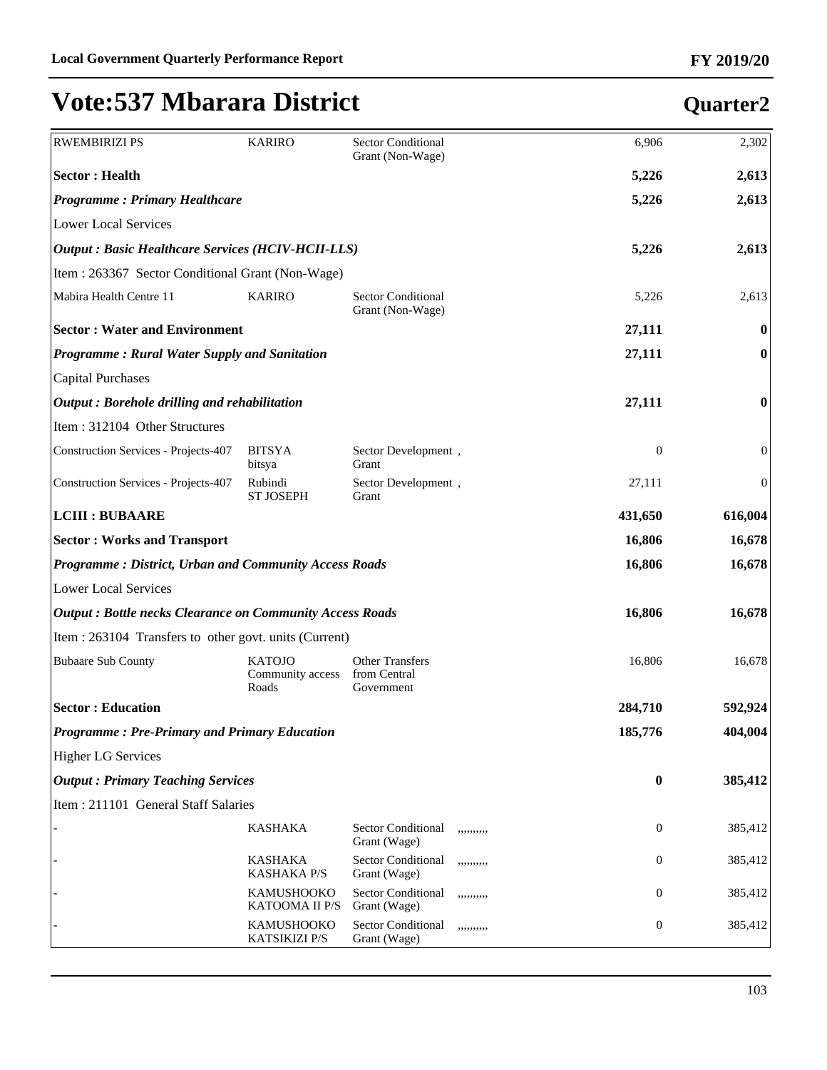# Vote:537 Mbarara District

## Quarter2

| | | | | | |
|---|---|---|---|---|---|
| RWEMBIRIZI PS | KARIRO | Sector Conditional Grant (Non-Wage) | | 6,906 | 2,302 |
| **Sector : Health** | | | | **5,226** | **2,613** |
| ***Programme : Primary Healthcare*** | | | | **5,226** | **2,613** |
| Lower Local Services | | | | | |
| ***Output : Basic Healthcare Services (HCIV-HCII-LLS)*** | | | | **5,226** | **2,613** |
| Item : 263367 Sector Conditional Grant (Non-Wage) | | | | | |
| Mabira Health Centre 11 | KARIRO | Sector Conditional Grant (Non-Wage) | | 5,226 | 2,613 |
| **Sector : Water and Environment** | | | | **27,111** | **0** |
| ***Programme : Rural Water Supply and Sanitation*** | | | | **27,111** | **0** |
| Capital Purchases | | | | | |
| ***Output : Borehole drilling and rehabilitation*** | | | | **27,111** | **0** |
| Item : 312104 Other Structures | | | | | |
| Construction Services - Projects-407 | BITSYA bitsya | Sector Development , Grant | | 0 | 0 |
| Construction Services - Projects-407 | Rubindi ST JOSEPH | Sector Development , Grant | | 27,111 | 0 |
| **LCIII : BUBAARE** | | | | **431,650** | **616,004** |
| **Sector : Works and Transport** | | | | **16,806** | **16,678** |
| ***Programme : District, Urban and Community Access Roads*** | | | | **16,806** | **16,678** |
| Lower Local Services | | | | | |
| ***Output : Bottle necks Clearance on Community Access Roads*** | | | | **16,806** | **16,678** |
| Item : 263104 Transfers to other govt. units (Current) | | | | | |
| Bubaare Sub County | KATOJO Community access Roads | Other Transfers from Central Government | | 16,806 | 16,678 |
| **Sector : Education** | | | | **284,710** | **592,924** |
| ***Programme : Pre-Primary and Primary Education*** | | | | **185,776** | **404,004** |
| Higher LG Services | | | | | |
| ***Output : Primary Teaching Services*** | | | | **0** | **385,412** |
| Item : 211101 General Staff Salaries | | | | | |
| - | KASHAKA | Sector Conditional Grant (Wage) | ,,,,,,,,, | 0 | 385,412 |
| - | KASHAKA KASHAKA P/S | Sector Conditional Grant (Wage) | ,,,,,,,,, | 0 | 385,412 |
| - | KAMUSHOOKO KATOOMA II P/S | Sector Conditional Grant (Wage) | ,,,,,,,,, | 0 | 385,412 |
| - | KAMUSHOOKO KATSIKIZI P/S | Sector Conditional Grant (Wage) | ,,,,,,,,, | 0 | 385,412 |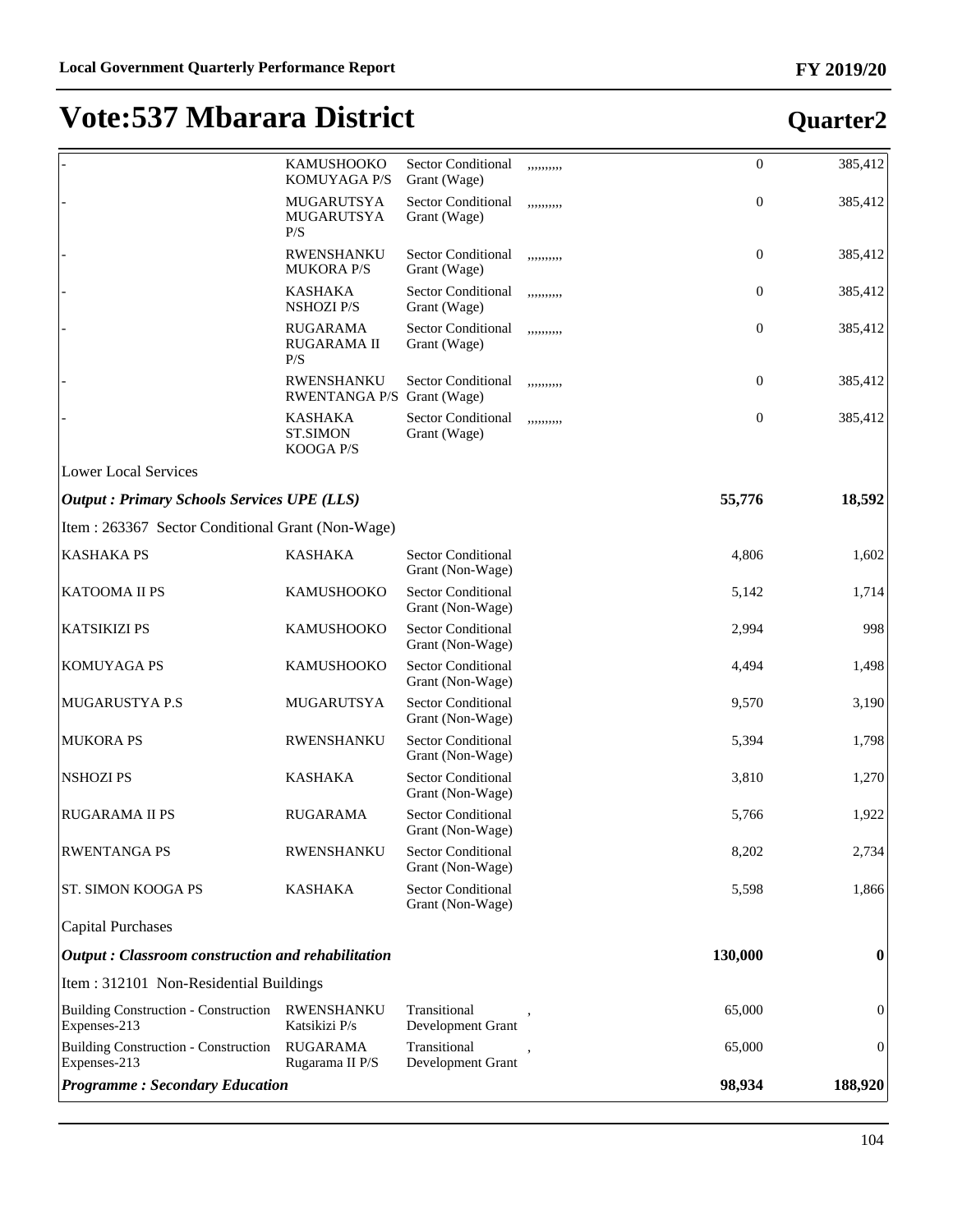# Vote:537 Mbarara District

## Quarter2

| | | | | | |
|---|---|---|---|---|---|
| - | KAMUSHOOKO KOMUYAGA P/S | Sector Conditional Grant (Wage) | ,,,,,,,,, | 0 | 385,412 |
| - | MUGARUTSYA MUGARUTSYA P/S | Sector Conditional Grant (Wage) | ,,,,,,,,, | 0 | 385,412 |
| - | RWENSHANKU MUKORA P/S | Sector Conditional Grant (Wage) | ,,,,,,,,, | 0 | 385,412 |
| - | KASHAKA NSHOZI P/S | Sector Conditional Grant (Wage) | ,,,,,,,,, | 0 | 385,412 |
| - | RUGARAMA RUGARAMA II P/S | Sector Conditional Grant (Wage) | ,,,,,,,,, | 0 | 385,412 |
| - | RWENSHANKU RWENTANGA P/S | Sector Conditional Grant (Wage) | ,,,,,,,,, | 0 | 385,412 |
| - | KASHAKA ST.SIMON KOOGA P/S | Sector Conditional Grant (Wage) | ,,,,,,,,, | 0 | 385,412 |
| Lower Local Services | | | | | |
| ***Output : Primary Schools Services UPE (LLS)*** | | | | **55,776** | **18,592** |
| Item : 263367 Sector Conditional Grant (Non-Wage) | | | | | |
| KASHAKA PS | KASHAKA | Sector Conditional Grant (Non-Wage) | | 4,806 | 1,602 |
| KATOOMA II PS | KAMUSHOOKO | Sector Conditional Grant (Non-Wage) | | 5,142 | 1,714 |
| KATSIKIZI PS | KAMUSHOOKO | Sector Conditional Grant (Non-Wage) | | 2,994 | 998 |
| KOMUYAGA PS | KAMUSHOOKO | Sector Conditional Grant (Non-Wage) | | 4,494 | 1,498 |
| MUGARUSTYA P.S | MUGARUTSYA | Sector Conditional Grant (Non-Wage) | | 9,570 | 3,190 |
| MUKORA PS | RWENSHANKU | Sector Conditional Grant (Non-Wage) | | 5,394 | 1,798 |
| NSHOZI PS | KASHAKA | Sector Conditional Grant (Non-Wage) | | 3,810 | 1,270 |
| RUGARAMA II PS | RUGARAMA | Sector Conditional Grant (Non-Wage) | | 5,766 | 1,922 |
| RWENTANGA PS | RWENSHANKU | Sector Conditional Grant (Non-Wage) | | 8,202 | 2,734 |
| ST. SIMON KOOGA PS | KASHAKA | Sector Conditional Grant (Non-Wage) | | 5,598 | 1,866 |
| Capital Purchases | | | | | |
| ***Output : Classroom construction and rehabilitation*** | | | | **130,000** | **0** |
| Item : 312101 Non-Residential Buildings | | | | | |
| Building Construction - Construction Expenses-213 | RWENSHANKU Katsikizi P/s | Transitional Development Grant | , | 65,000 | 0 |
| Building Construction - Construction Expenses-213 | RUGARAMA Rugarama II P/S | Transitional Development Grant | , | 65,000 | 0 |
| ***Programme : Secondary Education*** | | | | **98,934** | **188,920** |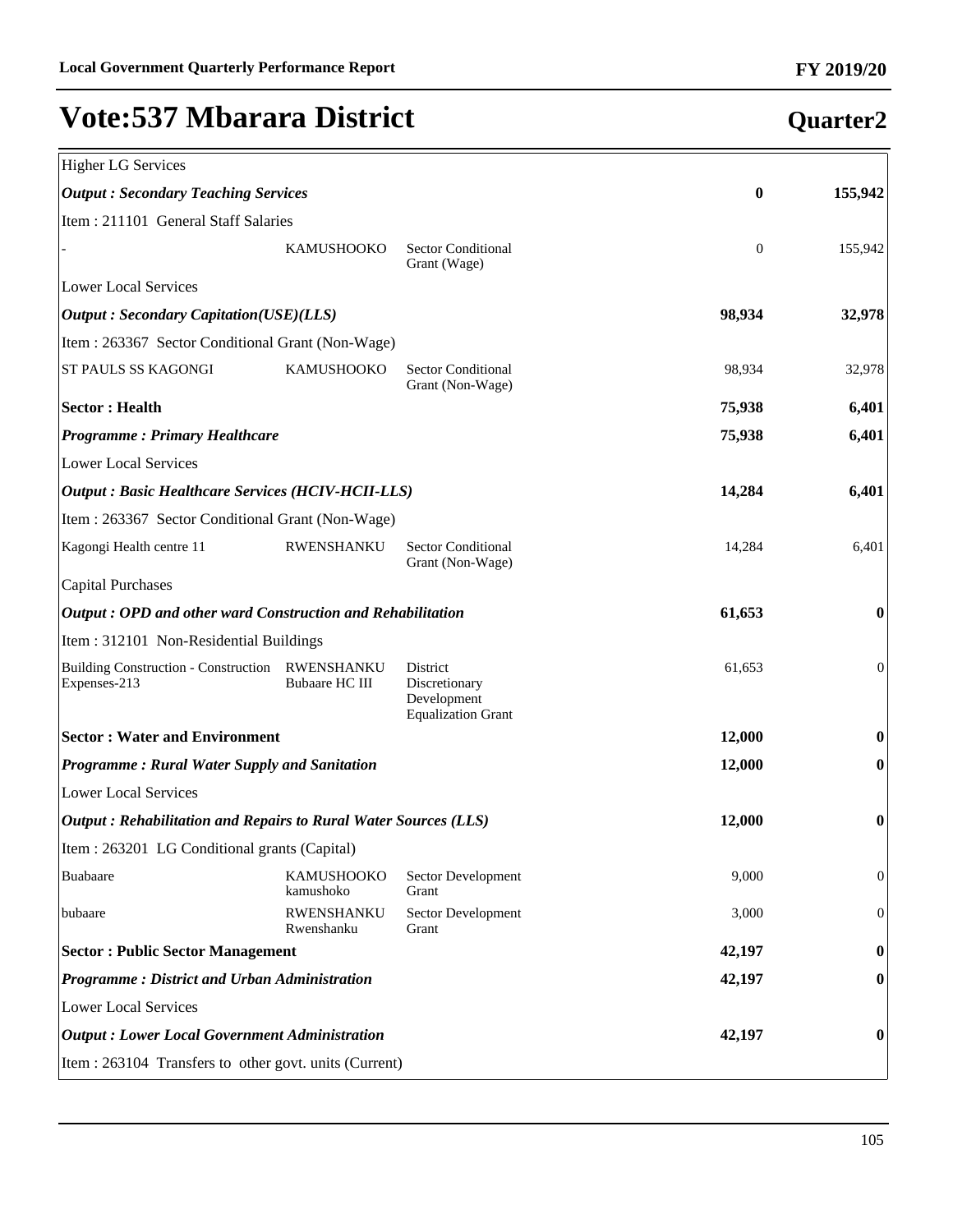# Vote:537 Mbarara District

## Quarter2

| | | | | |
|---|---|---|---|---|
| Higher LG Services | | | | |
| ***Output : Secondary Teaching Services*** | | | **0** | **155,942** |
| Item : 211101 General Staff Salaries | | | | |
| - | KAMUSHOOKO | Sector Conditional Grant (Wage) | 0 | 155,942 |
| Lower Local Services | | | | |
| ***Output : Secondary Capitation(USE)(LLS)*** | | | **98,934** | **32,978** |
| Item : 263367 Sector Conditional Grant (Non-Wage) | | | | |
| ST PAULS SS KAGONGI | KAMUSHOOKO | Sector Conditional Grant (Non-Wage) | 98,934 | 32,978 |
| **Sector : Health** | | | **75,938** | **6,401** |
| ***Programme : Primary Healthcare*** | | | **75,938** | **6,401** |
| Lower Local Services | | | | |
| ***Output : Basic Healthcare Services (HCIV-HCII-LLS)*** | | | **14,284** | **6,401** |
| Item : 263367 Sector Conditional Grant (Non-Wage) | | | | |
| Kagongi Health centre 11 | RWENSHANKU | Sector Conditional Grant (Non-Wage) | 14,284 | 6,401 |
| Capital Purchases | | | | |
| ***Output : OPD and other ward Construction and Rehabilitation*** | | | **61,653** | **0** |
| Item : 312101 Non-Residential Buildings | | | | |
| Building Construction - Construction Expenses-213 | RWENSHANKU Bubaare HC III | District Discretionary Development Equalization Grant | 61,653 | 0 |
| **Sector : Water and Environment** | | | **12,000** | **0** |
| ***Programme : Rural Water Supply and Sanitation*** | | | **12,000** | **0** |
| Lower Local Services | | | | |
| ***Output : Rehabilitation and Repairs to Rural Water Sources (LLS)*** | | | **12,000** | **0** |
| Item : 263201 LG Conditional grants (Capital) | | | | |
| Buabaare | KAMUSHOOKO kamushoko | Sector Development Grant | 9,000 | 0 |
| bubaare | RWENSHANKU Rwenshanku | Sector Development Grant | 3,000 | 0 |
| **Sector : Public Sector Management** | | | **42,197** | **0** |
| ***Programme : District and Urban Administration*** | | | **42,197** | **0** |
| Lower Local Services | | | | |
| ***Output : Lower Local Government Administration*** | | | **42,197** | **0** |
| Item : 263104 Transfers to other govt. units (Current) | | | | |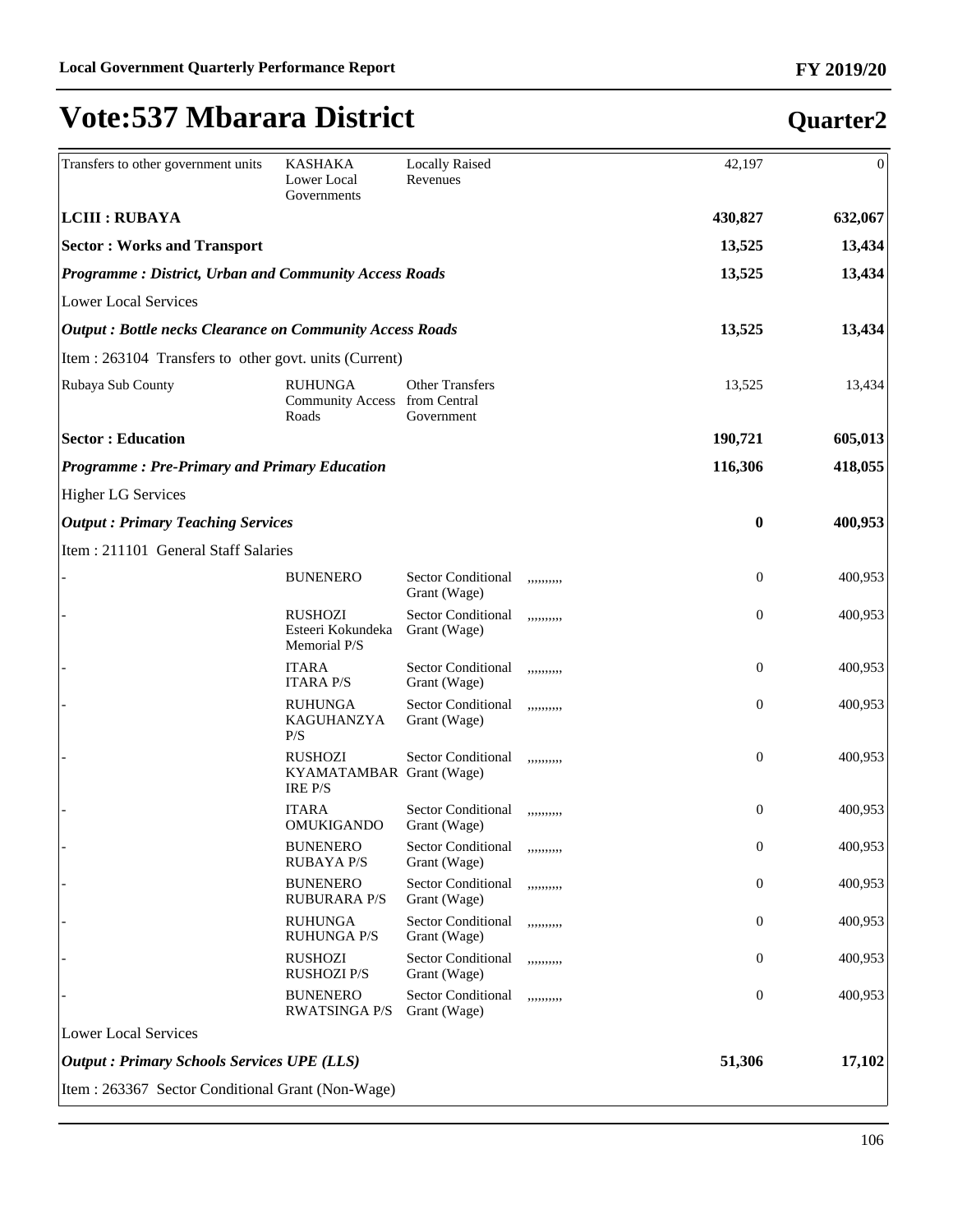# Vote:537 Mbarara District

## Quarter2

| | | | | | |
|---|---|---|---|---|---|
| Transfers to other government units | KASHAKA Lower Local Governments | Locally Raised Revenues | | 42,197 | 0 |
| **LCIII : RUBAYA** | | | | **430,827** | **632,067** |
| **Sector : Works and Transport** | | | | **13,525** | **13,434** |
| ***Programme : District, Urban and Community Access Roads*** | | | | **13,525** | **13,434** |
| Lower Local Services | | | | | |
| ***Output : Bottle necks Clearance on Community Access Roads*** | | | | **13,525** | **13,434** |
| Item : 263104 Transfers to other govt. units (Current) | | | | | |
| Rubaya Sub County | RUHUNGA Community Access Roads | Other Transfers from Central Government | | 13,525 | 13,434 |
| **Sector : Education** | | | | **190,721** | **605,013** |
| ***Programme : Pre-Primary and Primary Education*** | | | | **116,306** | **418,055** |
| Higher LG Services | | | | | |
| ***Output : Primary Teaching Services*** | | | | **0** | **400,953** |
| Item : 211101 General Staff Salaries | | | | | |
| - | BUNENERO | Sector Conditional Grant (Wage) | ,,,,,,,,, | 0 | 400,953 |
| - | RUSHOZI Esteeri Kokundeka Memorial P/S | Sector Conditional Grant (Wage) | ,,,,,,,,, | 0 | 400,953 |
| - | ITARA ITARA P/S | Sector Conditional Grant (Wage) | ,,,,,,,,, | 0 | 400,953 |
| - | RUHUNGA KAGUHANZYA P/S | Sector Conditional Grant (Wage) | ,,,,,,,,, | 0 | 400,953 |
| - | RUSHOZI KYAMATAMBARIRE P/S | Sector Conditional Grant (Wage) | ,,,,,,,,, | 0 | 400,953 |
| - | ITARA OMUKIGANDO | Sector Conditional Grant (Wage) | ,,,,,,,,, | 0 | 400,953 |
| - | BUNENERO RUBAYA P/S | Sector Conditional Grant (Wage) | ,,,,,,,,, | 0 | 400,953 |
| - | BUNENERO RUBURARA P/S | Sector Conditional Grant (Wage) | ,,,,,,,,, | 0 | 400,953 |
| - | RUHUNGA RUHUNGA P/S | Sector Conditional Grant (Wage) | ,,,,,,,,, | 0 | 400,953 |
| - | RUSHOZI RUSHOZI P/S | Sector Conditional Grant (Wage) | ,,,,,,,,, | 0 | 400,953 |
| - | BUNENERO RWATSINGA P/S | Sector Conditional Grant (Wage) | ,,,,,,,,, | 0 | 400,953 |
| Lower Local Services | | | | | |
| ***Output : Primary Schools Services UPE (LLS)*** | | | | **51,306** | **17,102** |
| Item : 263367 Sector Conditional Grant (Non-Wage) | | | | | |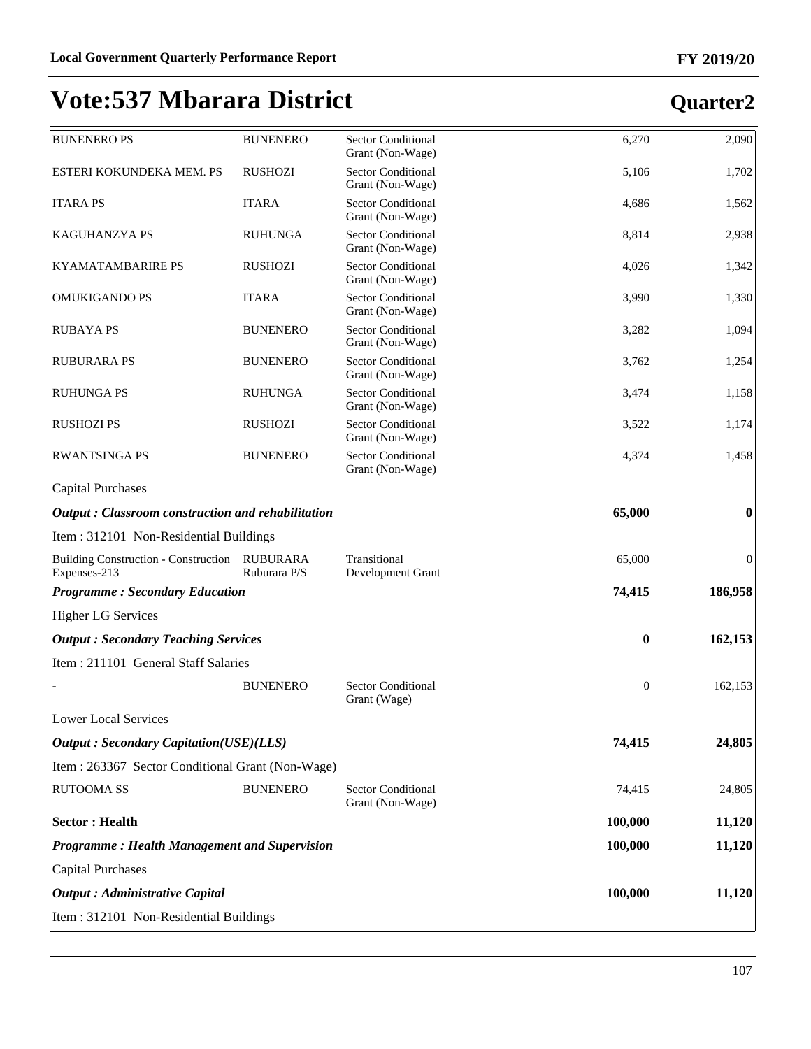# Vote:537 Mbarara District

## Quarter2

| | | | | |
|---|---|---|---|---|
| BUNENERO PS | BUNENERO | Sector Conditional Grant (Non-Wage) | 6,270 | 2,090 |
| ESTERI KOKUNDEKA MEM. PS | RUSHOZI | Sector Conditional Grant (Non-Wage) | 5,106 | 1,702 |
| ITARA PS | ITARA | Sector Conditional Grant (Non-Wage) | 4,686 | 1,562 |
| KAGUHANZYA PS | RUHUNGA | Sector Conditional Grant (Non-Wage) | 8,814 | 2,938 |
| KYAMATAMBARIRE PS | RUSHOZI | Sector Conditional Grant (Non-Wage) | 4,026 | 1,342 |
| OMUKIGANDO PS | ITARA | Sector Conditional Grant (Non-Wage) | 3,990 | 1,330 |
| RUBAYA PS | BUNENERO | Sector Conditional Grant (Non-Wage) | 3,282 | 1,094 |
| RUBURARA PS | BUNENERO | Sector Conditional Grant (Non-Wage) | 3,762 | 1,254 |
| RUHUNGA PS | RUHUNGA | Sector Conditional Grant (Non-Wage) | 3,474 | 1,158 |
| RUSHOZI PS | RUSHOZI | Sector Conditional Grant (Non-Wage) | 3,522 | 1,174 |
| RWANTSINGA PS | BUNENERO | Sector Conditional Grant (Non-Wage) | 4,374 | 1,458 |
| Capital Purchases | | | | |
| ***Output : Classroom construction and rehabilitation*** | | | **65,000** | **0** |
| Item : 312101 Non-Residential Buildings | | | | |
| Building Construction - Construction Expenses-213 | RUBURARA Ruburara P/S | Transitional Development Grant | 65,000 | 0 |
| ***Programme : Secondary Education*** | | | **74,415** | **186,958** |
| Higher LG Services | | | | |
| ***Output : Secondary Teaching Services*** | | | **0** | **162,153** |
| Item : 211101 General Staff Salaries | | | | |
| - | BUNENERO | Sector Conditional Grant (Wage) | 0 | 162,153 |
| Lower Local Services | | | | |
| ***Output : Secondary Capitation(USE)(LLS)*** | | | **74,415** | **24,805** |
| Item : 263367 Sector Conditional Grant (Non-Wage) | | | | |
| RUTOOMA SS | BUNENERO | Sector Conditional Grant (Non-Wage) | 74,415 | 24,805 |
| **Sector : Health** | | | **100,000** | **11,120** |
| ***Programme : Health Management and Supervision*** | | | **100,000** | **11,120** |
| Capital Purchases | | | | |
| ***Output : Administrative Capital*** | | | **100,000** | **11,120** |
| Item : 312101 Non-Residential Buildings | | | | |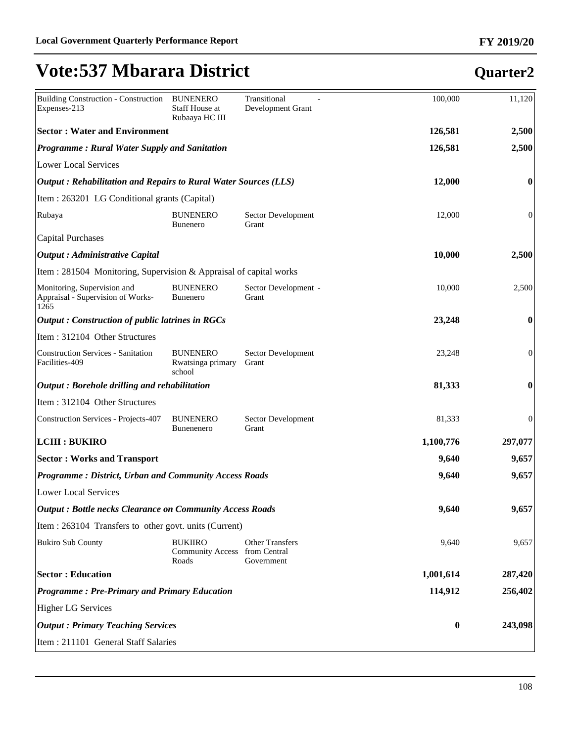# Vote:537 Mbarara District

## Quarter2

| | | | | | |
|---|---|---|---|---|---|
| Building Construction - Construction Expenses-213 | BUNENERO Staff House at Rubaaya HC III | Transitional Development Grant | - | 100,000 | 11,120 |
| **Sector : Water and Environment** | | | | **126,581** | **2,500** |
| ***Programme : Rural Water Supply and Sanitation*** | | | | **126,581** | **2,500** |
| Lower Local Services | | | | | |
| ***Output : Rehabilitation and Repairs to Rural Water Sources (LLS)*** | | | | **12,000** | **0** |
| Item : 263201 LG Conditional grants (Capital) | | | | | |
| Rubaya | BUNENERO Bunenero | Sector Development Grant | | 12,000 | 0 |
| Capital Purchases | | | | | |
| ***Output : Administrative Capital*** | | | | **10,000** | **2,500** |
| Item : 281504 Monitoring, Supervision & Appraisal of capital works | | | | | |
| Monitoring, Supervision and Appraisal - Supervision of Works-1265 | BUNENERO Bunenero | Sector Development Grant | - | 10,000 | 2,500 |
| ***Output : Construction of public latrines in RGCs*** | | | | **23,248** | **0** |
| Item : 312104 Other Structures | | | | | |
| Construction Services - Sanitation Facilities-409 | BUNENERO Rwatsinga primary school | Sector Development Grant | | 23,248 | 0 |
| ***Output : Borehole drilling and rehabilitation*** | | | | **81,333** | **0** |
| Item : 312104 Other Structures | | | | | |
| Construction Services - Projects-407 | BUNENERO Bunenenero | Sector Development Grant | | 81,333 | 0 |
| **LCIII : BUKIRO** | | | | **1,100,776** | **297,077** |
| **Sector : Works and Transport** | | | | **9,640** | **9,657** |
| ***Programme : District, Urban and Community Access Roads*** | | | | **9,640** | **9,657** |
| Lower Local Services | | | | | |
| ***Output : Bottle necks Clearance on Community Access Roads*** | | | | **9,640** | **9,657** |
| Item : 263104 Transfers to other govt. units (Current) | | | | | |
| Bukiro Sub County | BUKIIRO Community Access Roads | Other Transfers from Central Government | | 9,640 | 9,657 |
| **Sector : Education** | | | | **1,001,614** | **287,420** |
| ***Programme : Pre-Primary and Primary Education*** | | | | **114,912** | **256,402** |
| Higher LG Services | | | | | |
| ***Output : Primary Teaching Services*** | | | | **0** | **243,098** |
| Item : 211101 General Staff Salaries | | | | | |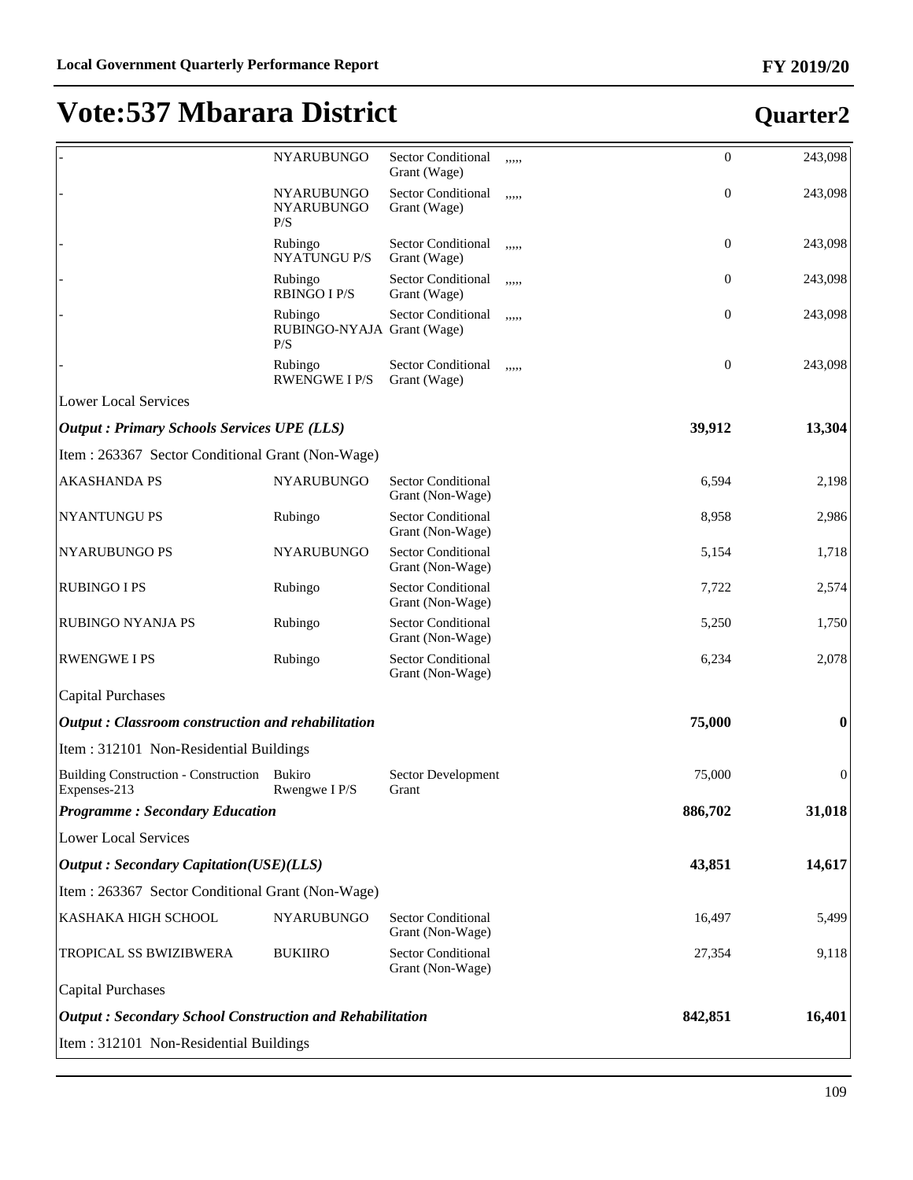# Vote:537 Mbarara District

## Quarter2

| | | | | | |
|---|---|---|---|---|---|
| - | NYARUBUNGO | Sector Conditional Grant (Wage) | ,,,,, | 0 | 243,098 |
| - | NYARUBUNGO NYARUBUNGO P/S | Sector Conditional Grant (Wage) | ,,,,, | 0 | 243,098 |
| - | Rubingo NYATUNGU P/S | Sector Conditional Grant (Wage) | ,,,,, | 0 | 243,098 |
| - | Rubingo RBINGO I P/S | Sector Conditional Grant (Wage) | ,,,,, | 0 | 243,098 |
| - | Rubingo RUBINGO-NYAJA P/S | Sector Conditional Grant (Wage) | ,,,,, | 0 | 243,098 |
| - | Rubingo RWENGWE I P/S | Sector Conditional Grant (Wage) | ,,,,, | 0 | 243,098 |
| Lower Local Services | | | | | |
| ***Output : Primary Schools Services UPE (LLS)*** | | | | **39,912** | **13,304** |
| Item : 263367 Sector Conditional Grant (Non-Wage) | | | | | |
| AKASHANDA PS | NYARUBUNGO | Sector Conditional Grant (Non-Wage) | | 6,594 | 2,198 |
| NYANTUNGU PS | Rubingo | Sector Conditional Grant (Non-Wage) | | 8,958 | 2,986 |
| NYARUBUNGO PS | NYARUBUNGO | Sector Conditional Grant (Non-Wage) | | 5,154 | 1,718 |
| RUBINGO I PS | Rubingo | Sector Conditional Grant (Non-Wage) | | 7,722 | 2,574 |
| RUBINGO NYANJA PS | Rubingo | Sector Conditional Grant (Non-Wage) | | 5,250 | 1,750 |
| RWENGWE I PS | Rubingo | Sector Conditional Grant (Non-Wage) | | 6,234 | 2,078 |
| Capital Purchases | | | | | |
| ***Output : Classroom construction and rehabilitation*** | | | | **75,000** | **0** |
| Item : 312101 Non-Residential Buildings | | | | | |
| Building Construction - Construction Expenses-213 | Bukiro Rwengwe I P/S | Sector Development Grant | | 75,000 | 0 |
| ***Programme : Secondary Education*** | | | | **886,702** | **31,018** |
| Lower Local Services | | | | | |
| ***Output : Secondary Capitation(USE)(LLS)*** | | | | **43,851** | **14,617** |
| Item : 263367 Sector Conditional Grant (Non-Wage) | | | | | |
| KASHAKA HIGH SCHOOL | NYARUBUNGO | Sector Conditional Grant (Non-Wage) | | 16,497 | 5,499 |
| TROPICAL SS BWIZIBWERA | BUKIIRO | Sector Conditional Grant (Non-Wage) | | 27,354 | 9,118 |
| Capital Purchases | | | | | |
| ***Output : Secondary School Construction and Rehabilitation*** | | | | **842,851** | **16,401** |
| Item : 312101 Non-Residential Buildings | | | | | |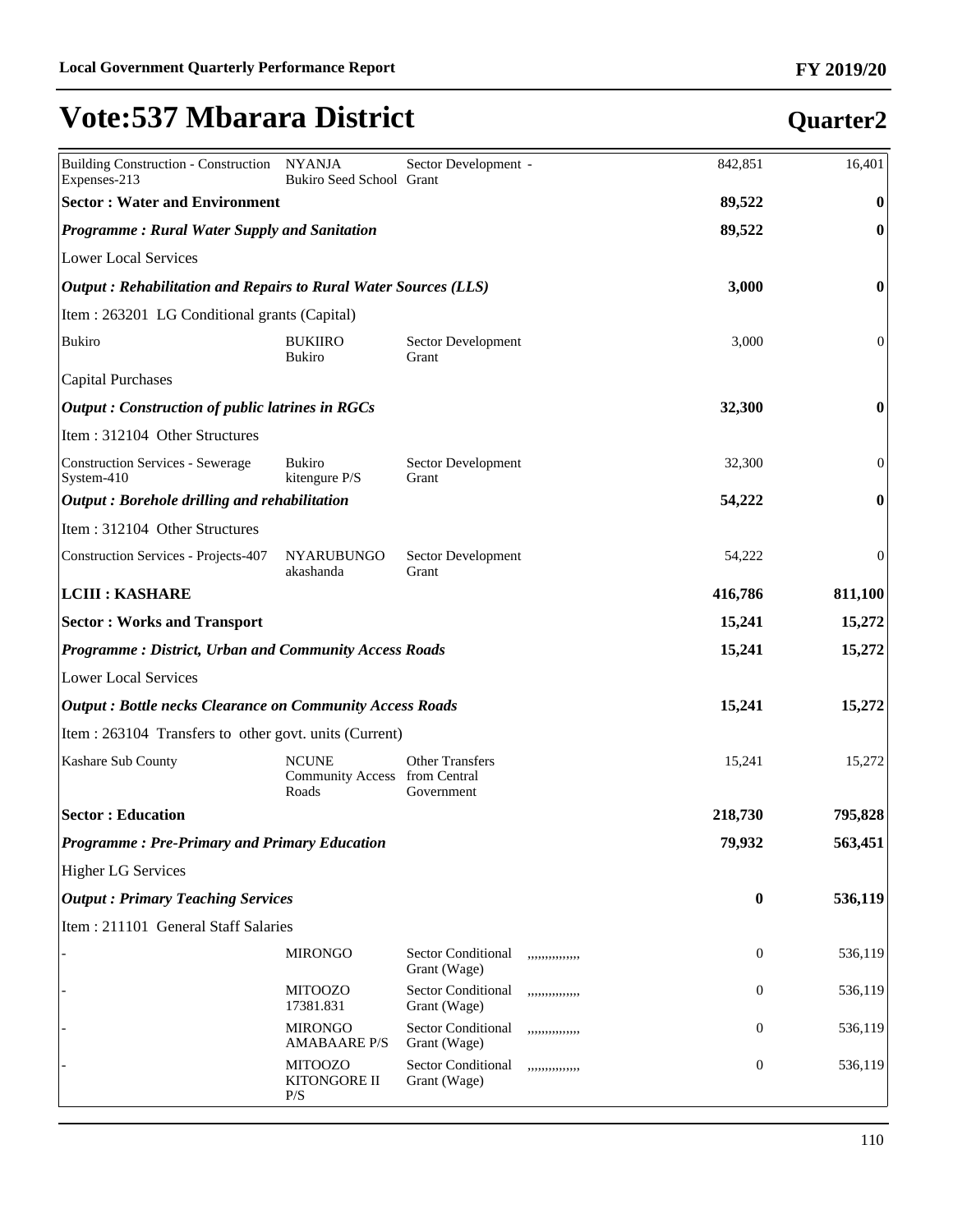# Vote:537 Mbarara District

## Quarter2

| | | | | | |
|---|---|---|---|---|---|
| Building Construction - Construction Expenses-213 | NYANJA Bukiro Seed School | Sector Development - Grant | | 842,851 | 16,401 |
| **Sector : Water and Environment** | | | | **89,522** | **0** |
| ***Programme : Rural Water Supply and Sanitation*** | | | | **89,522** | **0** |
| Lower Local Services | | | | | |
| ***Output : Rehabilitation and Repairs to Rural Water Sources (LLS)*** | | | | **3,000** | **0** |
| Item : 263201 LG Conditional grants (Capital) | | | | | |
| Bukiro | BUKIIRO Bukiro | Sector Development Grant | | 3,000 | 0 |
| Capital Purchases | | | | | |
| ***Output : Construction of public latrines in RGCs*** | | | | **32,300** | **0** |
| Item : 312104 Other Structures | | | | | |
| Construction Services - Sewerage System-410 | Bukiro kitengure P/S | Sector Development Grant | | 32,300 | 0 |
| ***Output : Borehole drilling and rehabilitation*** | | | | **54,222** | **0** |
| Item : 312104 Other Structures | | | | | |
| Construction Services - Projects-407 | NYARUBUNGO akashanda | Sector Development Grant | | 54,222 | 0 |
| **LCIII : KASHARE** | | | | **416,786** | **811,100** |
| **Sector : Works and Transport** | | | | **15,241** | **15,272** |
| ***Programme : District, Urban and Community Access Roads*** | | | | **15,241** | **15,272** |
| Lower Local Services | | | | | |
| ***Output : Bottle necks Clearance on Community Access Roads*** | | | | **15,241** | **15,272** |
| Item : 263104 Transfers to other govt. units (Current) | | | | | |
| Kashare Sub County | NCUNE Community Access Roads | Other Transfers from Central Government | | 15,241 | 15,272 |
| **Sector : Education** | | | | **218,730** | **795,828** |
| ***Programme : Pre-Primary and Primary Education*** | | | | **79,932** | **563,451** |
| Higher LG Services | | | | | |
| ***Output : Primary Teaching Services*** | | | | **0** | **536,119** |
| Item : 211101 General Staff Salaries | | | | | |
| - | MIRONGO | Sector Conditional Grant (Wage) | ,,,,,,,,,,,,,, | 0 | 536,119 |
| - | MITOOZO 17381.831 | Sector Conditional Grant (Wage) | ,,,,,,,,,,,,,, | 0 | 536,119 |
| - | MIRONGO AMABAARE P/S | Sector Conditional Grant (Wage) | ,,,,,,,,,,,,,, | 0 | 536,119 |
| - | MITOOZO KITONGORE II P/S | Sector Conditional Grant (Wage) | ,,,,,,,,,,,,,, | 0 | 536,119 |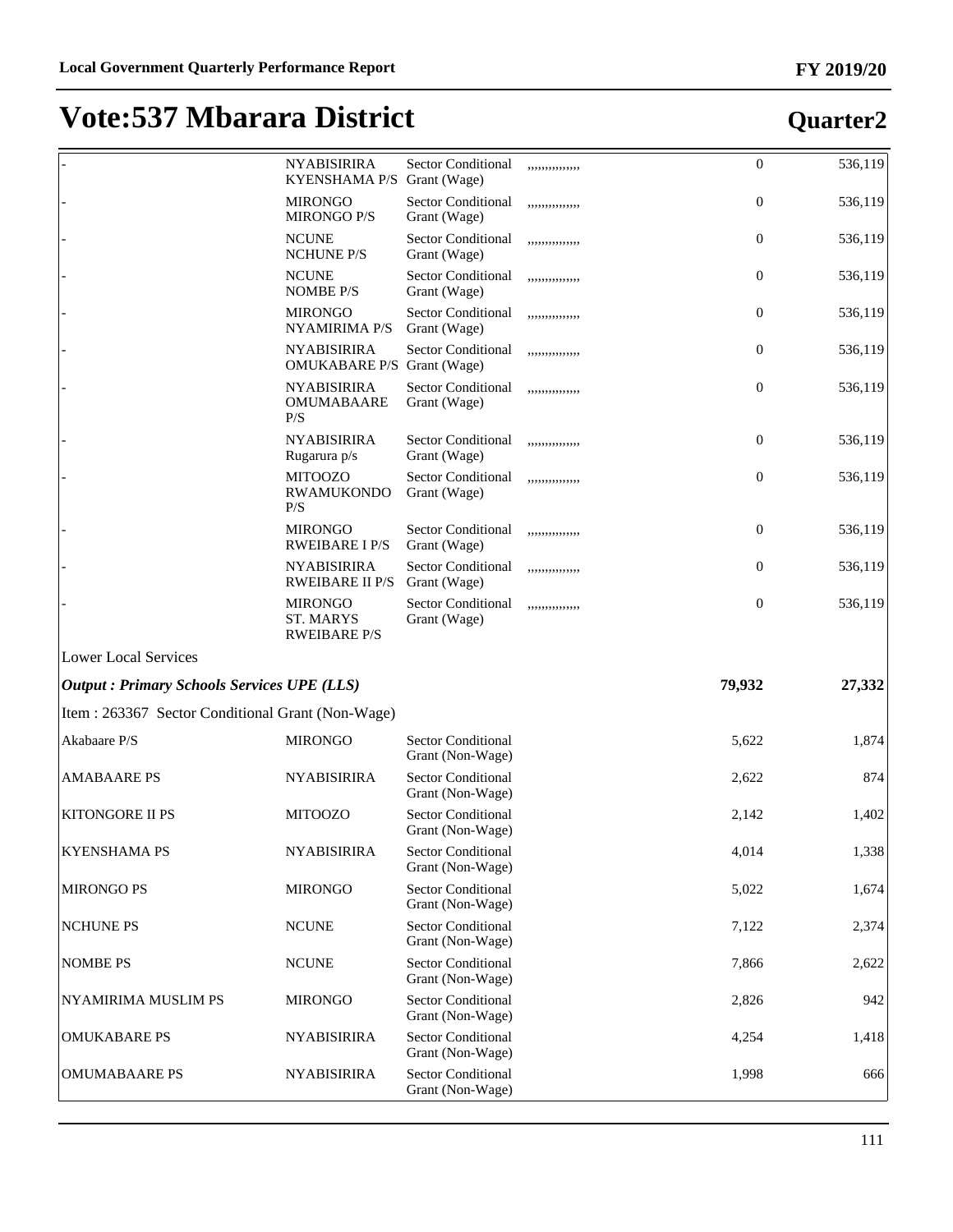# Vote:537 Mbarara District

## Quarter2

| | | | | | |
|---|---|---|---|---|---|
| - | NYABISIRIRA KYENSHAMA P/S | Sector Conditional Grant (Wage) | ,,,,,,,,,,,,,, | 0 | 536,119 |
| - | MIRONGO MIRONGO P/S | Sector Conditional Grant (Wage) | ,,,,,,,,,,,,,, | 0 | 536,119 |
| - | NCUNE NCHUNE P/S | Sector Conditional Grant (Wage) | ,,,,,,,,,,,,,, | 0 | 536,119 |
| - | NCUNE NOMBE P/S | Sector Conditional Grant (Wage) | ,,,,,,,,,,,,,, | 0 | 536,119 |
| - | MIRONGO NYAMIRIMA P/S | Sector Conditional Grant (Wage) | ,,,,,,,,,,,,,, | 0 | 536,119 |
| - | NYABISIRIRA OMUKABARE P/S | Sector Conditional Grant (Wage) | ,,,,,,,,,,,,,, | 0 | 536,119 |
| - | NYABISIRIRA OMUMABAARE P/S | Sector Conditional Grant (Wage) | ,,,,,,,,,,,,,, | 0 | 536,119 |
| - | NYABISIRIRA Rugarura p/s | Sector Conditional Grant (Wage) | ,,,,,,,,,,,,,, | 0 | 536,119 |
| - | MITOOZO RWAMUKONDO P/S | Sector Conditional Grant (Wage) | ,,,,,,,,,,,,,, | 0 | 536,119 |
| - | MIRONGO RWEIBARE I P/S | Sector Conditional Grant (Wage) | ,,,,,,,,,,,,,, | 0 | 536,119 |
| - | NYABISIRIRA RWEIBARE II P/S | Sector Conditional Grant (Wage) | ,,,,,,,,,,,,,, | 0 | 536,119 |
| - | MIRONGO ST. MARYS RWEIBARE P/S | Sector Conditional Grant (Wage) | ,,,,,,,,,,,,,, | 0 | 536,119 |
| Lower Local Services | | | | | |
| ***Output : Primary Schools Services UPE (LLS)*** | | | | **79,932** | **27,332** |
| Item : 263367 Sector Conditional Grant (Non-Wage) | | | | | |
| Akabaare P/S | MIRONGO | Sector Conditional Grant (Non-Wage) | | 5,622 | 1,874 |
| AMABAARE PS | NYABISIRIRA | Sector Conditional Grant (Non-Wage) | | 2,622 | 874 |
| KITONGORE II PS | MITOOZO | Sector Conditional Grant (Non-Wage) | | 2,142 | 1,402 |
| KYENSHAMA PS | NYABISIRIRA | Sector Conditional Grant (Non-Wage) | | 4,014 | 1,338 |
| MIRONGO PS | MIRONGO | Sector Conditional Grant (Non-Wage) | | 5,022 | 1,674 |
| NCHUNE PS | NCUNE | Sector Conditional Grant (Non-Wage) | | 7,122 | 2,374 |
| NOMBE PS | NCUNE | Sector Conditional Grant (Non-Wage) | | 7,866 | 2,622 |
| NYAMIRIMA MUSLIM PS | MIRONGO | Sector Conditional Grant (Non-Wage) | | 2,826 | 942 |
| OMUKABARE PS | NYABISIRIRA | Sector Conditional Grant (Non-Wage) | | 4,254 | 1,418 |
| OMUMABAARE PS | NYABISIRIRA | Sector Conditional Grant (Non-Wage) | | 1,998 | 666 |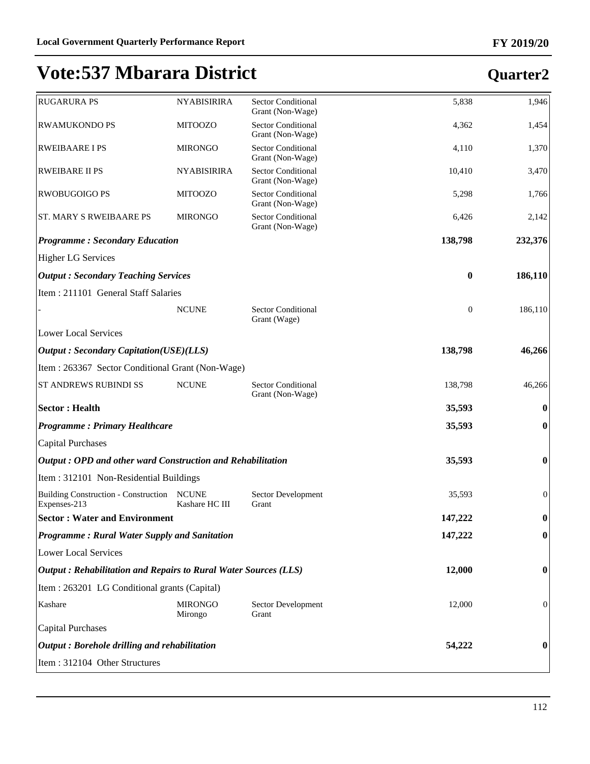# Vote:537 Mbarara District

## Quarter2

| | | | | |
|---|---|---|---|---|
| RUGARURA PS | NYABISIRIRA | Sector Conditional Grant (Non-Wage) | 5,838 | 1,946 |
| RWAMUKONDO PS | MITOOZO | Sector Conditional Grant (Non-Wage) | 4,362 | 1,454 |
| RWEIBAARE I PS | MIRONGO | Sector Conditional Grant (Non-Wage) | 4,110 | 1,370 |
| RWEIBARE II PS | NYABISIRIRA | Sector Conditional Grant (Non-Wage) | 10,410 | 3,470 |
| RWOBUGOIGO PS | MITOOZO | Sector Conditional Grant (Non-Wage) | 5,298 | 1,766 |
| ST. MARY S RWEIBAARE PS | MIRONGO | Sector Conditional Grant (Non-Wage) | 6,426 | 2,142 |
| ***Programme : Secondary Education*** | | | **138,798** | **232,376** |
| Higher LG Services | | | | |
| ***Output : Secondary Teaching Services*** | | | **0** | **186,110** |
| Item : 211101 General Staff Salaries | | | | |
| - | NCUNE | Sector Conditional Grant (Wage) | 0 | 186,110 |
| Lower Local Services | | | | |
| ***Output : Secondary Capitation(USE)(LLS)*** | | | **138,798** | **46,266** |
| Item : 263367 Sector Conditional Grant (Non-Wage) | | | | |
| ST ANDREWS RUBINDI SS | NCUNE | Sector Conditional Grant (Non-Wage) | 138,798 | 46,266 |
| **Sector : Health** | | | **35,593** | **0** |
| ***Programme : Primary Healthcare*** | | | **35,593** | **0** |
| Capital Purchases | | | | |
| ***Output : OPD and other ward Construction and Rehabilitation*** | | | **35,593** | **0** |
| Item : 312101 Non-Residential Buildings | | | | |
| Building Construction - Construction Expenses-213 | NCUNE Kashare HC III | Sector Development Grant | 35,593 | 0 |
| **Sector : Water and Environment** | | | **147,222** | **0** |
| ***Programme : Rural Water Supply and Sanitation*** | | | **147,222** | **0** |
| Lower Local Services | | | | |
| ***Output : Rehabilitation and Repairs to Rural Water Sources (LLS)*** | | | **12,000** | **0** |
| Item : 263201 LG Conditional grants (Capital) | | | | |
| Kashare | MIRONGO Mirongo | Sector Development Grant | 12,000 | 0 |
| Capital Purchases | | | | |
| ***Output : Borehole drilling and rehabilitation*** | | | **54,222** | **0** |
| Item : 312104 Other Structures | | | | |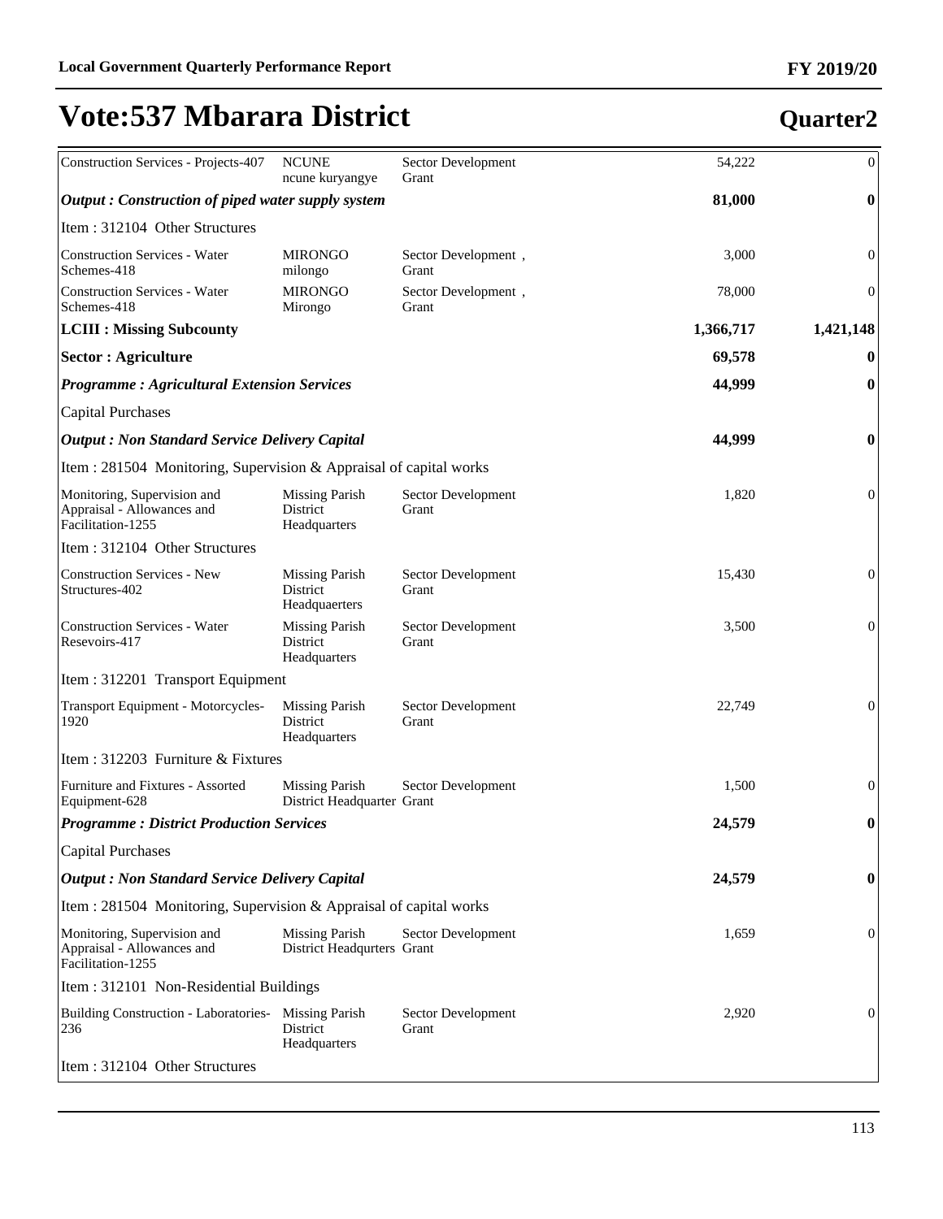# Vote:537 Mbarara District

## Quarter2

| | | | | |
|---|---|---|---|---|
| Construction Services - Projects-407 | NCUNE ncune kuryangye | Sector Development Grant | 54,222 | 0 |
| ***Output : Construction of piped water supply system*** | | | **81,000** | **0** |
| Item : 312104 Other Structures | | | | |
| Construction Services - Water Schemes-418 | MIRONGO milongo | Sector Development , Grant | 3,000 | 0 |
| Construction Services - Water Schemes-418 | MIRONGO Mirongo | Sector Development , Grant | 78,000 | 0 |
| **LCIII : Missing Subcounty** | | | **1,366,717** | **1,421,148** |
| **Sector : Agriculture** | | | **69,578** | **0** |
| ***Programme : Agricultural Extension Services*** | | | **44,999** | **0** |
| Capital Purchases | | | | |
| ***Output : Non Standard Service Delivery Capital*** | | | **44,999** | **0** |
| Item : 281504 Monitoring, Supervision & Appraisal of capital works | | | | |
| Monitoring, Supervision and Appraisal - Allowances and Facilitation-1255 | Missing Parish District Headquarters | Sector Development Grant | 1,820 | 0 |
| Item : 312104 Other Structures | | | | |
| Construction Services - New Structures-402 | Missing Parish District Headquaerters | Sector Development Grant | 15,430 | 0 |
| Construction Services - Water Resevoirs-417 | Missing Parish District Headquarters | Sector Development Grant | 3,500 | 0 |
| Item : 312201 Transport Equipment | | | | |
| Transport Equipment - Motorcycles-1920 | Missing Parish District Headquarters | Sector Development Grant | 22,749 | 0 |
| Item : 312203 Furniture & Fixtures | | | | |
| Furniture and Fixtures - Assorted Equipment-628 | Missing Parish District Headquarter | Sector Development Grant | 1,500 | 0 |
| ***Programme : District Production Services*** | | | **24,579** | **0** |
| Capital Purchases | | | | |
| ***Output : Non Standard Service Delivery Capital*** | | | **24,579** | **0** |
| Item : 281504 Monitoring, Supervision & Appraisal of capital works | | | | |
| Monitoring, Supervision and Appraisal - Allowances and Facilitation-1255 | Missing Parish District Headqurters | Sector Development Grant | 1,659 | 0 |
| Item : 312101 Non-Residential Buildings | | | | |
| Building Construction - Laboratories-236 | Missing Parish District Headquarters | Sector Development Grant | 2,920 | 0 |
| Item : 312104 Other Structures | | | | |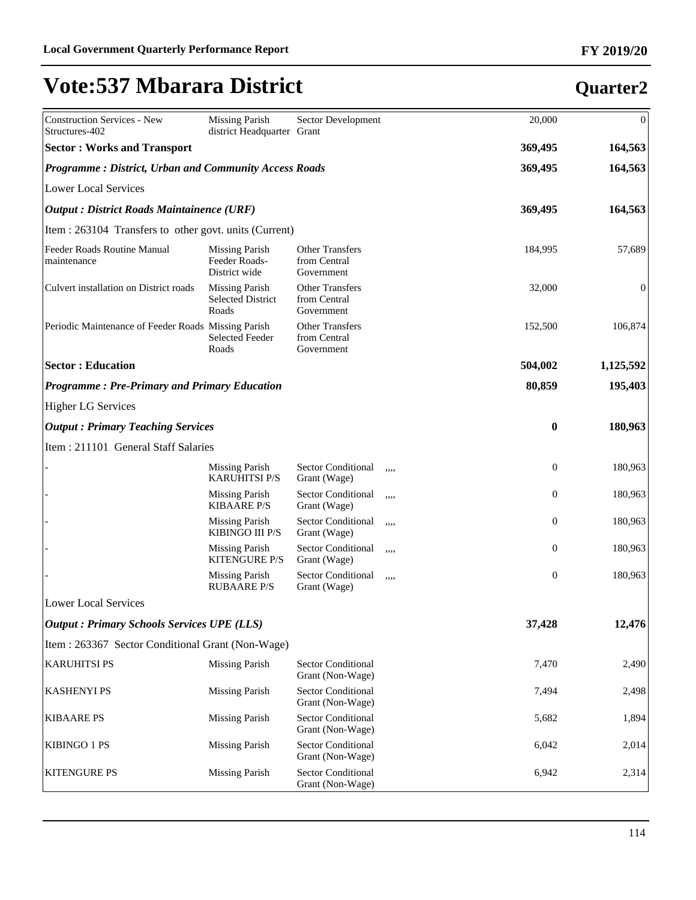# Vote:537 Mbarara District

## Quarter2

| | | | | | |
|---|---|---|---|---|---|
| Construction Services - New Structures-402 | Missing Parish district Headquarter | Sector Development Grant | | 20,000 | 0 |
| **Sector : Works and Transport** | | | | **369,495** | **164,563** |
| ***Programme : District, Urban and Community Access Roads*** | | | | **369,495** | **164,563** |
| Lower Local Services | | | | | |
| ***Output : District Roads Maintainence (URF)*** | | | | **369,495** | **164,563** |
| Item : 263104 Transfers to other govt. units (Current) | | | | | |
| Feeder Roads Routine Manual maintenance | Missing Parish Feeder Roads-District wide | Other Transfers from Central Government | | 184,995 | 57,689 |
| Culvert installation on District roads | Missing Parish Selected District Roads | Other Transfers from Central Government | | 32,000 | 0 |
| Periodic Maintenance of Feeder Roads | Missing Parish Selected Feeder Roads | Other Transfers from Central Government | | 152,500 | 106,874 |
| **Sector : Education** | | | | **504,002** | **1,125,592** |
| ***Programme : Pre-Primary and Primary Education*** | | | | **80,859** | **195,403** |
| Higher LG Services | | | | | |
| ***Output : Primary Teaching Services*** | | | | **0** | **180,963** |
| Item : 211101 General Staff Salaries | | | | | |
| - | Missing Parish KARUHITSI P/S | Sector Conditional Grant (Wage) | ,,,, | 0 | 180,963 |
| - | Missing Parish KIBAARE P/S | Sector Conditional Grant (Wage) | ,,,, | 0 | 180,963 |
| - | Missing Parish KIBINGO III P/S | Sector Conditional Grant (Wage) | ,,,, | 0 | 180,963 |
| - | Missing Parish KITENGURE P/S | Sector Conditional Grant (Wage) | ,,,, | 0 | 180,963 |
| - | Missing Parish RUBAARE P/S | Sector Conditional Grant (Wage) | ,,,, | 0 | 180,963 |
| Lower Local Services | | | | | |
| ***Output : Primary Schools Services UPE (LLS)*** | | | | **37,428** | **12,476** |
| Item : 263367 Sector Conditional Grant (Non-Wage) | | | | | |
| KARUHITSI PS | Missing Parish | Sector Conditional Grant (Non-Wage) | | 7,470 | 2,490 |
| KASHENYI PS | Missing Parish | Sector Conditional Grant (Non-Wage) | | 7,494 | 2,498 |
| KIBAARE PS | Missing Parish | Sector Conditional Grant (Non-Wage) | | 5,682 | 1,894 |
| KIBINGO 1 PS | Missing Parish | Sector Conditional Grant (Non-Wage) | | 6,042 | 2,014 |
| KITENGURE PS | Missing Parish | Sector Conditional Grant (Non-Wage) | | 6,942 | 2,314 |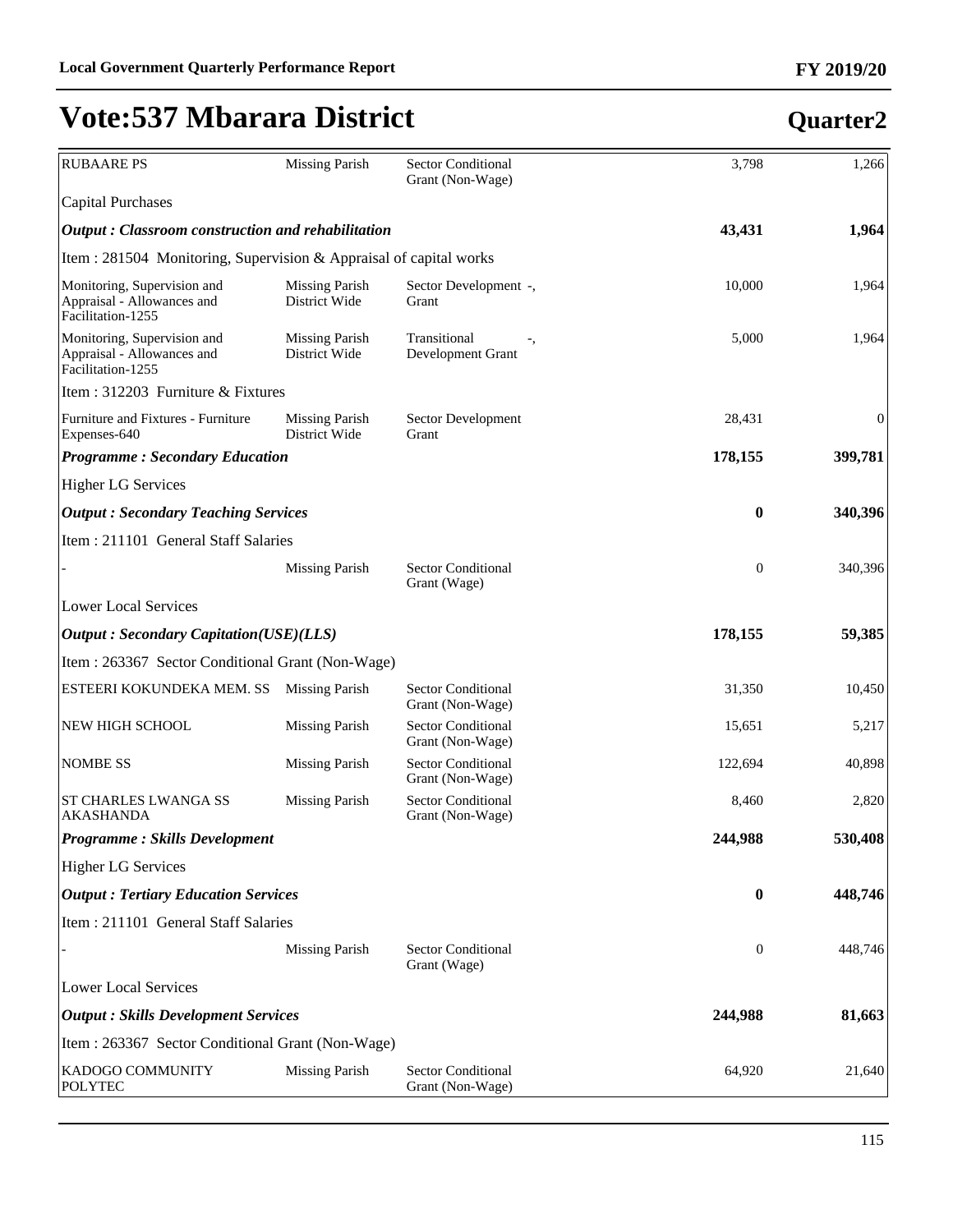# Vote:537 Mbarara District

## Quarter2

| | | | | |
|---|---|---|---|---|
| RUBAARE PS | Missing Parish | Sector Conditional Grant (Non-Wage) | 3,798 | 1,266 |
| Capital Purchases | | | | |
| ***Output : Classroom construction and rehabilitation*** | | | **43,431** | **1,964** |
| Item : 281504 Monitoring, Supervision & Appraisal of capital works | | | | |
| Monitoring, Supervision and Appraisal - Allowances and Facilitation-1255 | Missing Parish District Wide | Sector Development -, Grant | 10,000 | 1,964 |
| Monitoring, Supervision and Appraisal - Allowances and Facilitation-1255 | Missing Parish District Wide | Transitional -, Development Grant | 5,000 | 1,964 |
| Item : 312203 Furniture & Fixtures | | | | |
| Furniture and Fixtures - Furniture Expenses-640 | Missing Parish District Wide | Sector Development Grant | 28,431 | 0 |
| ***Programme : Secondary Education*** | | | **178,155** | **399,781** |
| Higher LG Services | | | | |
| ***Output : Secondary Teaching Services*** | | | **0** | **340,396** |
| Item : 211101 General Staff Salaries | | | | |
| - | Missing Parish | Sector Conditional Grant (Wage) | 0 | 340,396 |
| Lower Local Services | | | | |
| ***Output : Secondary Capitation(USE)(LLS)*** | | | **178,155** | **59,385** |
| Item : 263367 Sector Conditional Grant (Non-Wage) | | | | |
| ESTEERI KOKUNDEKA MEM. SS | Missing Parish | Sector Conditional Grant (Non-Wage) | 31,350 | 10,450 |
| NEW HIGH SCHOOL | Missing Parish | Sector Conditional Grant (Non-Wage) | 15,651 | 5,217 |
| NOMBE SS | Missing Parish | Sector Conditional Grant (Non-Wage) | 122,694 | 40,898 |
| ST CHARLES LWANGA SS AKASHANDA | Missing Parish | Sector Conditional Grant (Non-Wage) | 8,460 | 2,820 |
| ***Programme : Skills Development*** | | | **244,988** | **530,408** |
| Higher LG Services | | | | |
| ***Output : Tertiary Education Services*** | | | **0** | **448,746** |
| Item : 211101 General Staff Salaries | | | | |
| - | Missing Parish | Sector Conditional Grant (Wage) | 0 | 448,746 |
| Lower Local Services | | | | |
| ***Output : Skills Development Services*** | | | **244,988** | **81,663** |
| Item : 263367 Sector Conditional Grant (Non-Wage) | | | | |
| KADOGO COMMUNITY POLYTEC | Missing Parish | Sector Conditional Grant (Non-Wage) | 64,920 | 21,640 |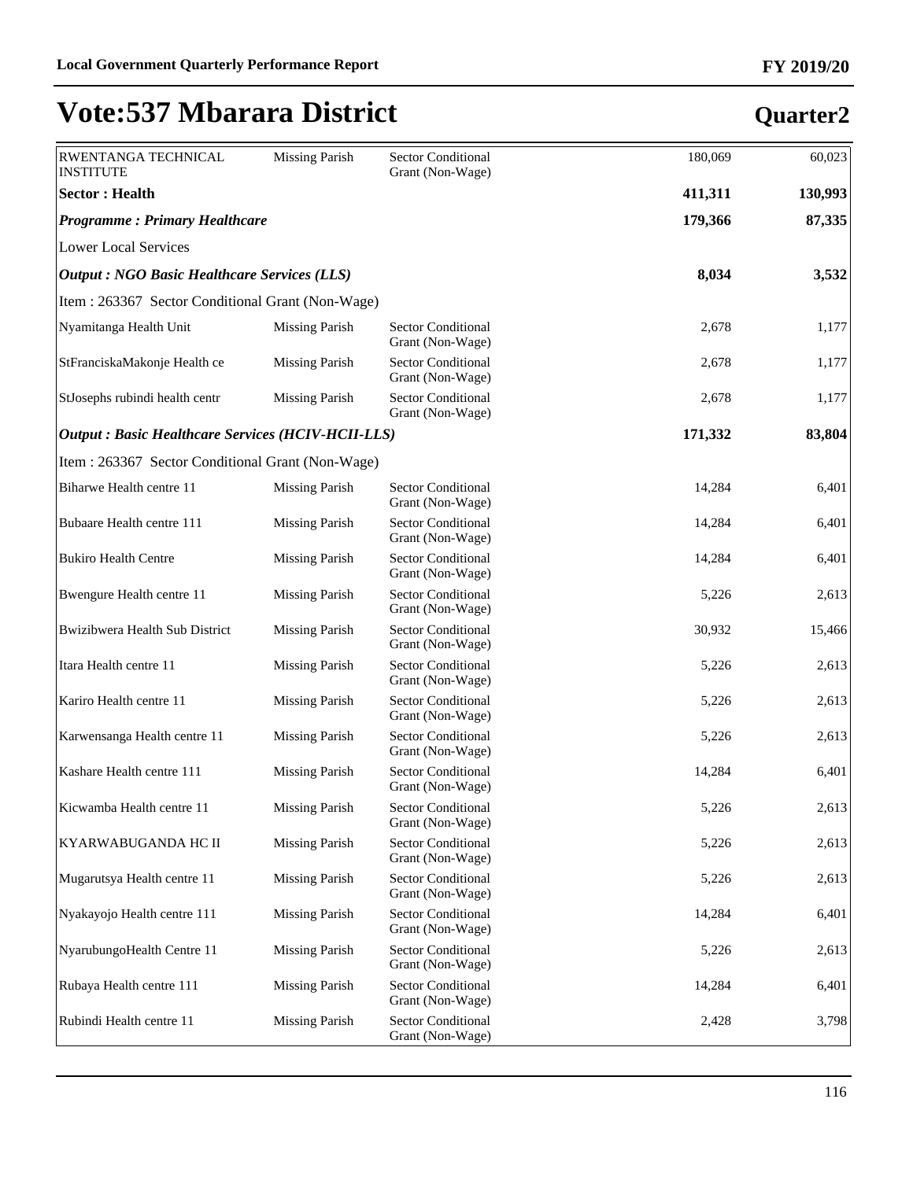# Vote:537 Mbarara District

## Quarter2

| | | | | |
|---|---|---|---|---|
| RWENTANGA TECHNICAL INSTITUTE | Missing Parish | Sector Conditional Grant (Non-Wage) | 180,069 | 60,023 |
| **Sector : Health** | | | **411,311** | **130,993** |
| ***Programme : Primary Healthcare*** | | | **179,366** | **87,335** |
| Lower Local Services | | | | |
| ***Output : NGO Basic Healthcare Services (LLS)*** | | | **8,034** | **3,532** |
| Item : 263367 Sector Conditional Grant (Non-Wage) | | | | |
| Nyamitanga Health Unit | Missing Parish | Sector Conditional Grant (Non-Wage) | 2,678 | 1,177 |
| StFranciskaMakonje Health ce | Missing Parish | Sector Conditional Grant (Non-Wage) | 2,678 | 1,177 |
| StJosephs rubindi health centr | Missing Parish | Sector Conditional Grant (Non-Wage) | 2,678 | 1,177 |
| ***Output : Basic Healthcare Services (HCIV-HCII-LLS)*** | | | **171,332** | **83,804** |
| Item : 263367 Sector Conditional Grant (Non-Wage) | | | | |
| Biharwe Health centre 11 | Missing Parish | Sector Conditional Grant (Non-Wage) | 14,284 | 6,401 |
| Bubaare Health centre 111 | Missing Parish | Sector Conditional Grant (Non-Wage) | 14,284 | 6,401 |
| Bukiro Health Centre | Missing Parish | Sector Conditional Grant (Non-Wage) | 14,284 | 6,401 |
| Bwengure Health centre 11 | Missing Parish | Sector Conditional Grant (Non-Wage) | 5,226 | 2,613 |
| Bwizibwera Health Sub District | Missing Parish | Sector Conditional Grant (Non-Wage) | 30,932 | 15,466 |
| Itara Health centre 11 | Missing Parish | Sector Conditional Grant (Non-Wage) | 5,226 | 2,613 |
| Kariro Health centre 11 | Missing Parish | Sector Conditional Grant (Non-Wage) | 5,226 | 2,613 |
| Karwensanga Health centre 11 | Missing Parish | Sector Conditional Grant (Non-Wage) | 5,226 | 2,613 |
| Kashare Health centre 111 | Missing Parish | Sector Conditional Grant (Non-Wage) | 14,284 | 6,401 |
| Kicwamba Health centre 11 | Missing Parish | Sector Conditional Grant (Non-Wage) | 5,226 | 2,613 |
| KYARWABUGANDA HC II | Missing Parish | Sector Conditional Grant (Non-Wage) | 5,226 | 2,613 |
| Mugarutsya Health centre 11 | Missing Parish | Sector Conditional Grant (Non-Wage) | 5,226 | 2,613 |
| Nyakayojo Health centre 111 | Missing Parish | Sector Conditional Grant (Non-Wage) | 14,284 | 6,401 |
| NyarubungoHealth Centre 11 | Missing Parish | Sector Conditional Grant (Non-Wage) | 5,226 | 2,613 |
| Rubaya Health centre 111 | Missing Parish | Sector Conditional Grant (Non-Wage) | 14,284 | 6,401 |
| Rubindi Health centre 11 | Missing Parish | Sector Conditional Grant (Non-Wage) | 2,428 | 3,798 |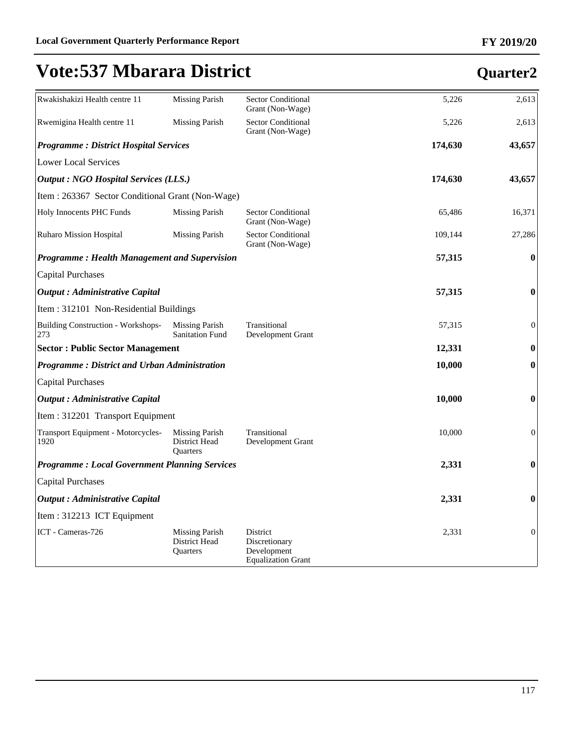# Vote:537 Mbarara District

## Quarter2

| | | | | |
|---|---|---|---|---|
| Rwakishakizi Health centre 11 | Missing Parish | Sector Conditional Grant (Non-Wage) | 5,226 | 2,613 |
| Rwemigina Health centre 11 | Missing Parish | Sector Conditional Grant (Non-Wage) | 5,226 | 2,613 |
| ***Programme : District Hospital Services*** | | | **174,630** | **43,657** |
| Lower Local Services | | | | |
| ***Output : NGO Hospital Services (LLS.)*** | | | **174,630** | **43,657** |
| Item : 263367 Sector Conditional Grant (Non-Wage) | | | | |
| Holy Innocents PHC Funds | Missing Parish | Sector Conditional Grant (Non-Wage) | 65,486 | 16,371 |
| Ruharo Mission Hospital | Missing Parish | Sector Conditional Grant (Non-Wage) | 109,144 | 27,286 |
| ***Programme : Health Management and Supervision*** | | | **57,315** | **0** |
| Capital Purchases | | | | |
| ***Output : Administrative Capital*** | | | **57,315** | **0** |
| Item : 312101 Non-Residential Buildings | | | | |
| Building Construction - Workshops-273 | Missing Parish Sanitation Fund | Transitional Development Grant | 57,315 | 0 |
| **Sector : Public Sector Management** | | | **12,331** | **0** |
| ***Programme : District and Urban Administration*** | | | **10,000** | **0** |
| Capital Purchases | | | | |
| ***Output : Administrative Capital*** | | | **10,000** | **0** |
| Item : 312201 Transport Equipment | | | | |
| Transport Equipment - Motorcycles-1920 | Missing Parish District Head Quarters | Transitional Development Grant | 10,000 | 0 |
| ***Programme : Local Government Planning Services*** | | | **2,331** | **0** |
| Capital Purchases | | | | |
| ***Output : Administrative Capital*** | | | **2,331** | **0** |
| Item : 312213 ICT Equipment | | | | |
| ICT - Cameras-726 | Missing Parish District Head Quarters | District Discretionary Development Equalization Grant | 2,331 | 0 |